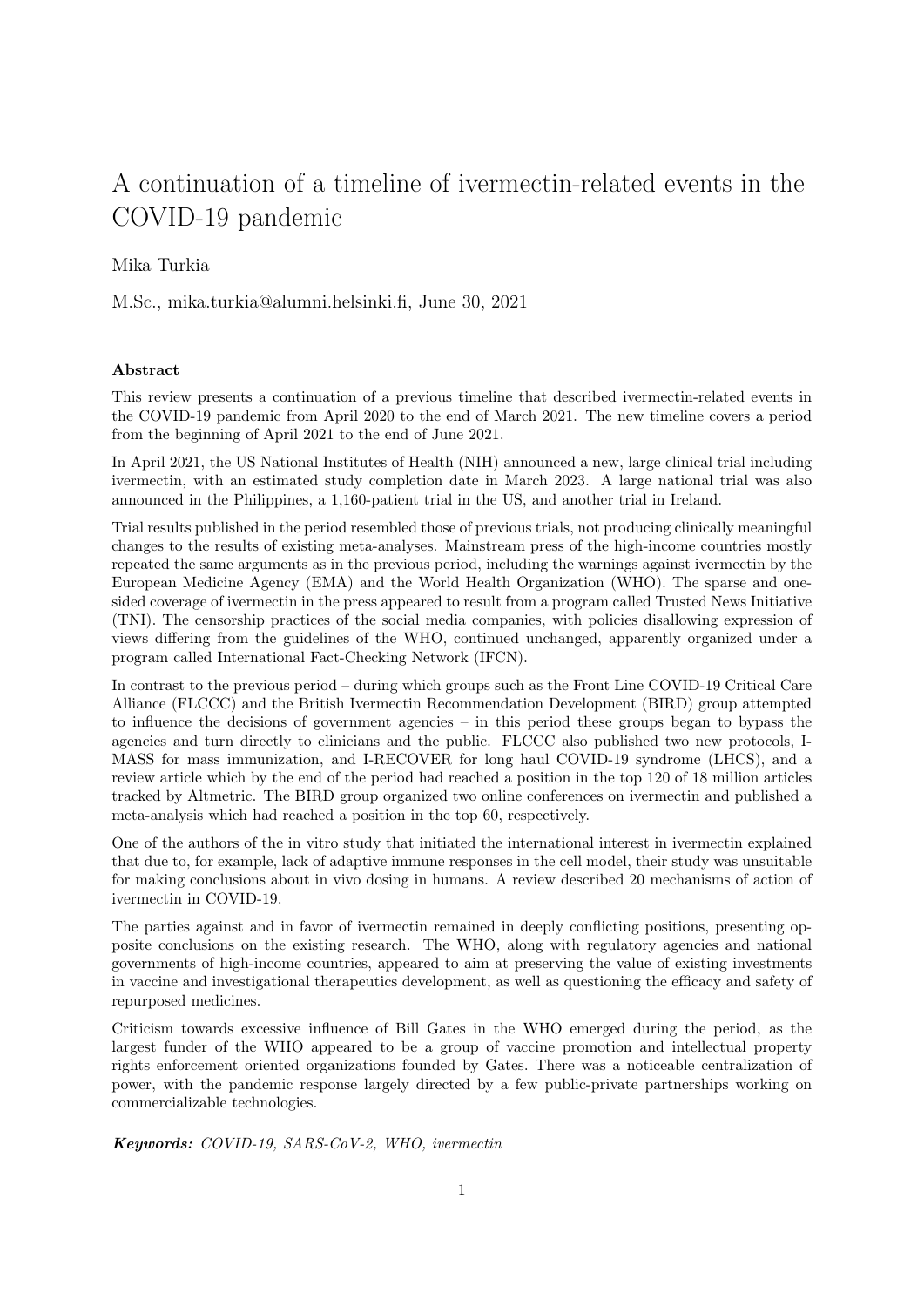# A continuation of a timeline of ivermectin-related events in the COVID-19 pandemic

Mika Turkia

M.Sc., mika.turkia@alumni.helsinki.fi, June 30, 2021

### Abstract

This review presents a continuation of a previous timeline that described ivermectin-related events in the COVID-19 pandemic from April 2020 to the end of March 2021. The new timeline covers a period from the beginning of April 2021 to the end of June 2021.

In April 2021, the US National Institutes of Health (NIH) announced a new, large clinical trial including ivermectin, with an estimated study completion date in March 2023. A large national trial was also announced in the Philippines, a 1,160-patient trial in the US, and another trial in Ireland.

Trial results published in the period resembled those of previous trials, not producing clinically meaningful changes to the results of existing meta-analyses. Mainstream press of the high-income countries mostly repeated the same arguments as in the previous period, including the warnings against ivermectin by the European Medicine Agency (EMA) and the World Health Organization (WHO). The sparse and one-sided coverage of ivermectin in the press appeared to result from a program called Trusted News Initiative (TNI). The censorship practices of the social media companies, with policies disallowing expression of views differing from the guidelines of the WHO, continued unchanged, apparently organized under a program called International Fact-Checking Network (IFCN).

In contrast to the previous period – during which groups such as the Front Line COVID-19 Critical Care Alliance (FLCCC) and the British Ivermectin Recommendation Development (BIRD) group attempted to influence the decisions of government agencies – in this period these groups began to bypass the agencies and turn directly to clinicians and the public. FLCCC also published two new protocols, I-MASS for mass immunization, and I-RECOVER for long haul COVID-19 syndrome (LHCS), and a review article which by the end of the period had reached a position in the top 120 of 18 million articles tracked by Altmetric. The BIRD group organized two online conferences on ivermectin and published a meta-analysis which had reached a position in the top 60, respectively.

One of the authors of the in vitro study that initiated the international interest in ivermectin explained that due to, for example, lack of adaptive immune responses in the cell model, their study was unsuitable for making conclusions about in vivo dosing in humans. A review described 20 mechanisms of action of ivermectin in COVID-19.

The parties against and in favor of ivermectin remained in deeply conflicting positions, presenting opposite conclusions on the existing research. The WHO, along with regulatory agencies and national governments of high-income countries, appeared to aim at preserving the value of existing investments in vaccine and investigational therapeutics development, as well as questioning the efficacy and safety of repurposed medicines.

Criticism towards excessive influence of Bill Gates in the WHO emerged during the period, as the largest funder of the WHO appeared to be a group of vaccine promotion and intellectual property rights enforcement oriented organizations founded by Gates. There was a noticeable centralization of power, with the pandemic response largely directed by a few public-private partnerships working on commercializable technologies.

***Keywords:*** *COVID-19, SARS-CoV-2, WHO, ivermectin*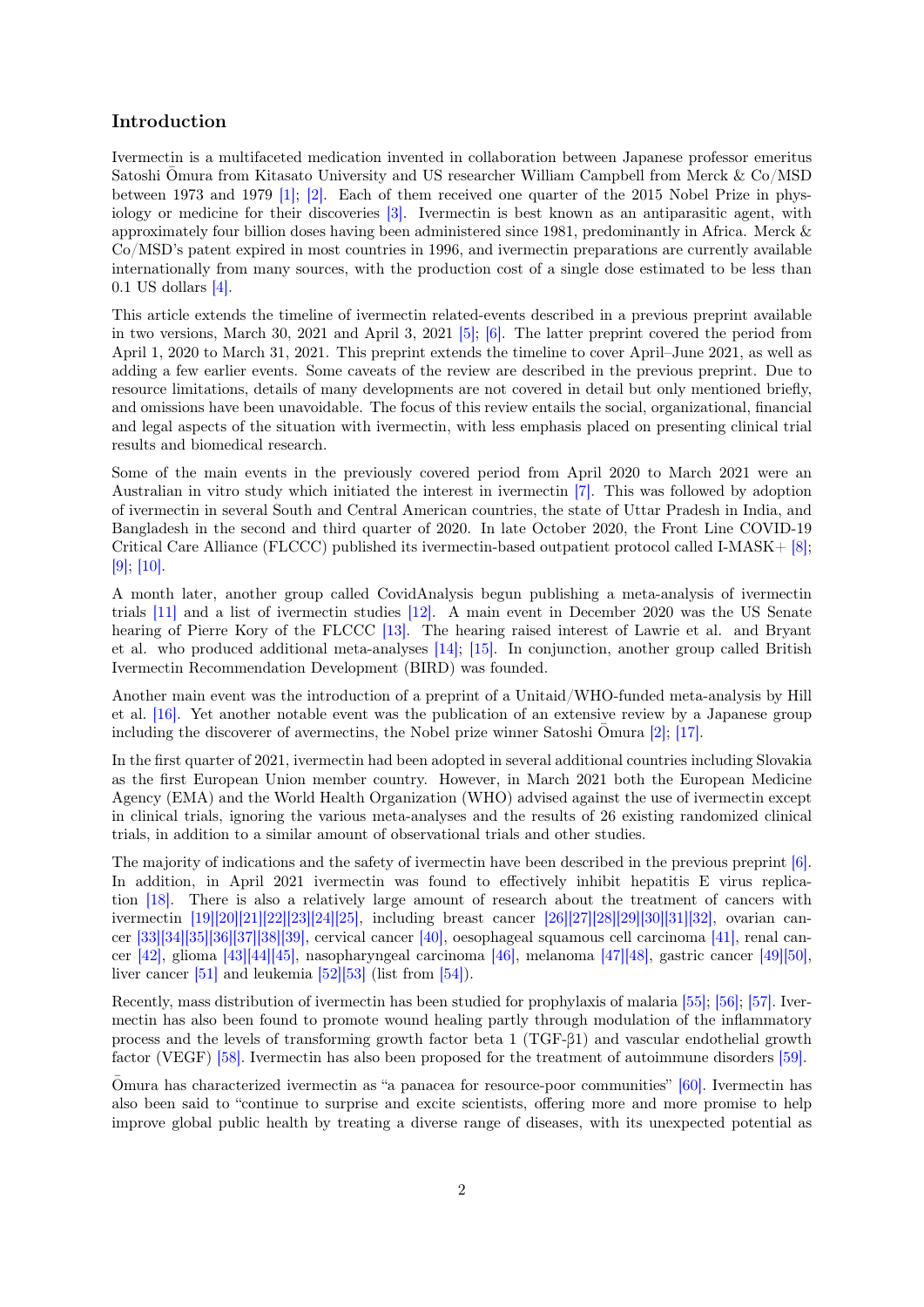## Introduction

Ivermectin is a multifaceted medication invented in collaboration between Japanese professor emeritus Satoshi Ōmura from Kitasato University and US researcher William Campbell from Merck & Co/MSD between 1973 and 1979 [1]; [2]. Each of them received one quarter of the 2015 Nobel Prize in physiology or medicine for their discoveries [3]. Ivermectin is best known as an antiparasitic agent, with approximately four billion doses having been administered since 1981, predominantly in Africa. Merck & Co/MSD's patent expired in most countries in 1996, and ivermectin preparations are currently available internationally from many sources, with the production cost of a single dose estimated to be less than 0.1 US dollars [4].

This article extends the timeline of ivermectin related-events described in a previous preprint available in two versions, March 30, 2021 and April 3, 2021 [5]; [6]. The latter preprint covered the period from April 1, 2020 to March 31, 2021. This preprint extends the timeline to cover April–June 2021, as well as adding a few earlier events. Some caveats of the review are described in the previous preprint. Due to resource limitations, details of many developments are not covered in detail but only mentioned briefly, and omissions have been unavoidable. The focus of this review entails the social, organizational, financial and legal aspects of the situation with ivermectin, with less emphasis placed on presenting clinical trial results and biomedical research.

Some of the main events in the previously covered period from April 2020 to March 2021 were an Australian in vitro study which initiated the interest in ivermectin [7]. This was followed by adoption of ivermectin in several South and Central American countries, the state of Uttar Pradesh in India, and Bangladesh in the second and third quarter of 2020. In late October 2020, the Front Line COVID-19 Critical Care Alliance (FLCCC) published its ivermectin-based outpatient protocol called I-MASK+ [8]; [9]; [10].

A month later, another group called CovidAnalysis begun publishing a meta-analysis of ivermectin trials [11] and a list of ivermectin studies [12]. A main event in December 2020 was the US Senate hearing of Pierre Kory of the FLCCC [13]. The hearing raised interest of Lawrie et al. and Bryant et al. who produced additional meta-analyses [14]; [15]. In conjunction, another group called British Ivermectin Recommendation Development (BIRD) was founded.

Another main event was the introduction of a preprint of a Unitaid/WHO-funded meta-analysis by Hill et al. [16]. Yet another notable event was the publication of an extensive review by a Japanese group including the discoverer of avermectins, the Nobel prize winner Satoshi Ōmura [2]; [17].

In the first quarter of 2021, ivermectin had been adopted in several additional countries including Slovakia as the first European Union member country. However, in March 2021 both the European Medicine Agency (EMA) and the World Health Organization (WHO) advised against the use of ivermectin except in clinical trials, ignoring the various meta-analyses and the results of 26 existing randomized clinical trials, in addition to a similar amount of observational trials and other studies.

The majority of indications and the safety of ivermectin have been described in the previous preprint [6]. In addition, in April 2021 ivermectin was found to effectively inhibit hepatitis E virus replication [18]. There is also a relatively large amount of research about the treatment of cancers with ivermectin [19][20][21][22][23][24][25], including breast cancer [26][27][28][29][30][31][32], ovarian cancer [33][34][35][36][37][38][39], cervical cancer [40], oesophageal squamous cell carcinoma [41], renal cancer [42], glioma [43][44][45], nasopharyngeal carcinoma [46], melanoma [47][48], gastric cancer [49][50], liver cancer [51] and leukemia [52][53] (list from [54]).

Recently, mass distribution of ivermectin has been studied for prophylaxis of malaria [55]; [56]; [57]. Ivermectin has also been found to promote wound healing partly through modulation of the inflammatory process and the levels of transforming growth factor beta 1 (TGF-β1) and vascular endothelial growth factor (VEGF) [58]. Ivermectin has also been proposed for the treatment of autoimmune disorders [59].

Ōmura has characterized ivermectin as "a panacea for resource-poor communities" [60]. Ivermectin has also been said to "continue to surprise and excite scientists, offering more and more promise to help improve global public health by treating a diverse range of diseases, with its unexpected potential as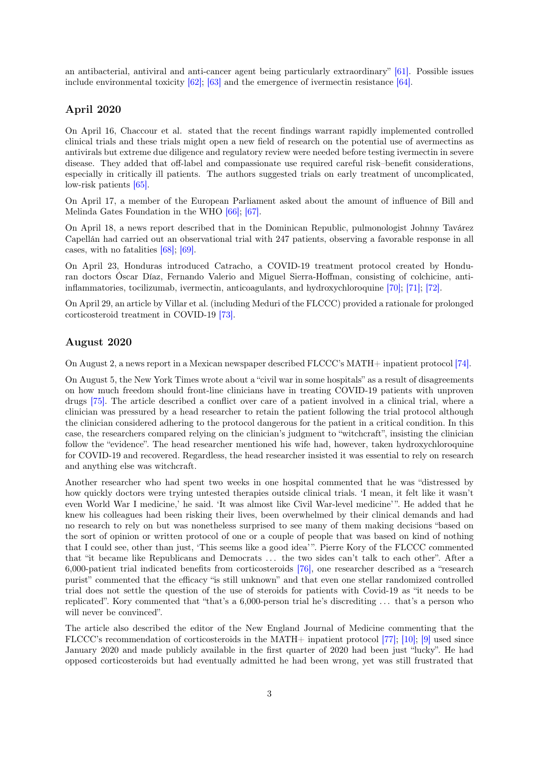an antibacterial, antiviral and anti-cancer agent being particularly extraordinary" [61]. Possible issues include environmental toxicity [62]; [63] and the emergence of ivermectin resistance [64].

## April 2020

On April 16, Chaccour et al. stated that the recent findings warrant rapidly implemented controlled clinical trials and these trials might open a new field of research on the potential use of avermectins as antivirals but extreme due diligence and regulatory review were needed before testing ivermectin in severe disease. They added that off-label and compassionate use required careful risk–benefit considerations, especially in critically ill patients. The authors suggested trials on early treatment of uncomplicated, low-risk patients [65].

On April 17, a member of the European Parliament asked about the amount of influence of Bill and Melinda Gates Foundation in the WHO [66]; [67].

On April 18, a news report described that in the Dominican Republic, pulmonologist Johnny Tavárez Capellán had carried out an observational trial with 247 patients, observing a favorable response in all cases, with no fatalities [68]; [69].

On April 23, Honduras introduced Catracho, a COVID-19 treatment protocol created by Honduran doctors Óscar Díaz, Fernando Valerio and Miguel Sierra-Hoffman, consisting of colchicine, anti-inflammatories, tocilizumab, ivermectin, anticoagulants, and hydroxychloroquine [70]; [71]; [72].

On April 29, an article by Villar et al. (including Meduri of the FLCCC) provided a rationale for prolonged corticosteroid treatment in COVID-19 [73].

## August 2020

On August 2, a news report in a Mexican newspaper described FLCCC's MATH+ inpatient protocol [74].

On August 5, the New York Times wrote about a "civil war in some hospitals" as a result of disagreements on how much freedom should front-line clinicians have in treating COVID-19 patients with unproven drugs [75]. The article described a conflict over care of a patient involved in a clinical trial, where a clinician was pressured by a head researcher to retain the patient following the trial protocol although the clinician considered adhering to the protocol dangerous for the patient in a critical condition. In this case, the researchers compared relying on the clinician's judgment to "witchcraft", insisting the clinician follow the "evidence". The head researcher mentioned his wife had, however, taken hydroxychloroquine for COVID-19 and recovered. Regardless, the head researcher insisted it was essential to rely on research and anything else was witchcraft.

Another researcher who had spent two weeks in one hospital commented that he was "distressed by how quickly doctors were trying untested therapies outside clinical trials. 'I mean, it felt like it wasn't even World War I medicine,' he said. 'It was almost like Civil War-level medicine'". He added that he knew his colleagues had been risking their lives, been overwhelmed by their clinical demands and had no research to rely on but was nonetheless surprised to see many of them making decisions "based on the sort of opinion or written protocol of one or a couple of people that was based on kind of nothing that I could see, other than just, 'This seems like a good idea'". Pierre Kory of the FLCCC commented that "it became like Republicans and Democrats ... the two sides can't talk to each other". After a 6,000-patient trial indicated benefits from corticosteroids [76], one researcher described as a "research purist" commented that the efficacy "is still unknown" and that even one stellar randomized controlled trial does not settle the question of the use of steroids for patients with Covid-19 as "it needs to be replicated". Kory commented that "that's a 6,000-person trial he's discrediting ... that's a person who will never be convinced".

The article also described the editor of the New England Journal of Medicine commenting that the FLCCC's recommendation of corticosteroids in the MATH+ inpatient protocol [77]; [10]; [9] used since January 2020 and made publicly available in the first quarter of 2020 had been just "lucky". He had opposed corticosteroids but had eventually admitted he had been wrong, yet was still frustrated that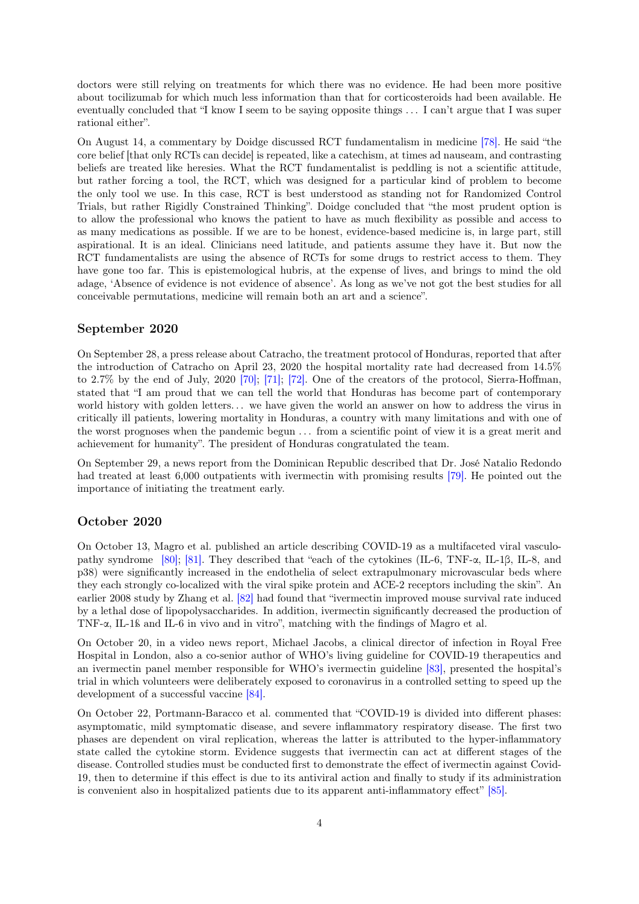doctors were still relying on treatments for which there was no evidence. He had been more positive about tocilizumab for which much less information than that for corticosteroids had been available. He eventually concluded that "I know I seem to be saying opposite things ... I can't argue that I was super rational either".

On August 14, a commentary by Doidge discussed RCT fundamentalism in medicine [78]. He said "the core belief [that only RCTs can decide] is repeated, like a catechism, at times ad nauseam, and contrasting beliefs are treated like heresies. What the RCT fundamentalist is peddling is not a scientific attitude, but rather forcing a tool, the RCT, which was designed for a particular kind of problem to become the only tool we use. In this case, RCT is best understood as standing not for Randomized Control Trials, but rather Rigidly Constrained Thinking". Doidge concluded that "the most prudent option is to allow the professional who knows the patient to have as much flexibility as possible and access to as many medications as possible. If we are to be honest, evidence-based medicine is, in large part, still aspirational. It is an ideal. Clinicians need latitude, and patients assume they have it. But now the RCT fundamentalists are using the absence of RCTs for some drugs to restrict access to them. They have gone too far. This is epistemological hubris, at the expense of lives, and brings to mind the old adage, 'Absence of evidence is not evidence of absence'. As long as we've not got the best studies for all conceivable permutations, medicine will remain both an art and a science".

## September 2020

On September 28, a press release about Catracho, the treatment protocol of Honduras, reported that after the introduction of Catracho on April 23, 2020 the hospital mortality rate had decreased from 14.5% to 2.7% by the end of July, 2020 [70]; [71]; [72]. One of the creators of the protocol, Sierra-Hoffman, stated that "I am proud that we can tell the world that Honduras has become part of contemporary world history with golden letters... we have given the world an answer on how to address the virus in critically ill patients, lowering mortality in Honduras, a country with many limitations and with one of the worst prognoses when the pandemic begun ... from a scientific point of view it is a great merit and achievement for humanity". The president of Honduras congratulated the team.

On September 29, a news report from the Dominican Republic described that Dr. José Natalio Redondo had treated at least 6,000 outpatients with ivermectin with promising results [79]. He pointed out the importance of initiating the treatment early.

## October 2020

On October 13, Magro et al. published an article describing COVID-19 as a multifaceted viral vasculopathy syndrome [80]; [81]. They described that "each of the cytokines (IL-6, TNF-α, IL-1β, IL-8, and p38) were significantly increased in the endothelia of select extrapulmonary microvascular beds where they each strongly co-localized with the viral spike protein and ACE-2 receptors including the skin". An earlier 2008 study by Zhang et al. [82] had found that "ivermectin improved mouse survival rate induced by a lethal dose of lipopolysaccharides. In addition, ivermectin significantly decreased the production of TNF-α, IL-1ß and IL-6 in vivo and in vitro", matching with the findings of Magro et al.

On October 20, in a video news report, Michael Jacobs, a clinical director of infection in Royal Free Hospital in London, also a co-senior author of WHO's living guideline for COVID-19 therapeutics and an ivermectin panel member responsible for WHO's ivermectin guideline [83], presented the hospital's trial in which volunteers were deliberately exposed to coronavirus in a controlled setting to speed up the development of a successful vaccine [84].

On October 22, Portmann-Baracco et al. commented that "COVID-19 is divided into different phases: asymptomatic, mild symptomatic disease, and severe inflammatory respiratory disease. The first two phases are dependent on viral replication, whereas the latter is attributed to the hyper-inflammatory state called the cytokine storm. Evidence suggests that ivermectin can act at different stages of the disease. Controlled studies must be conducted first to demonstrate the effect of ivermectin against Covid-19, then to determine if this effect is due to its antiviral action and finally to study if its administration is convenient also in hospitalized patients due to its apparent anti-inflammatory effect" [85].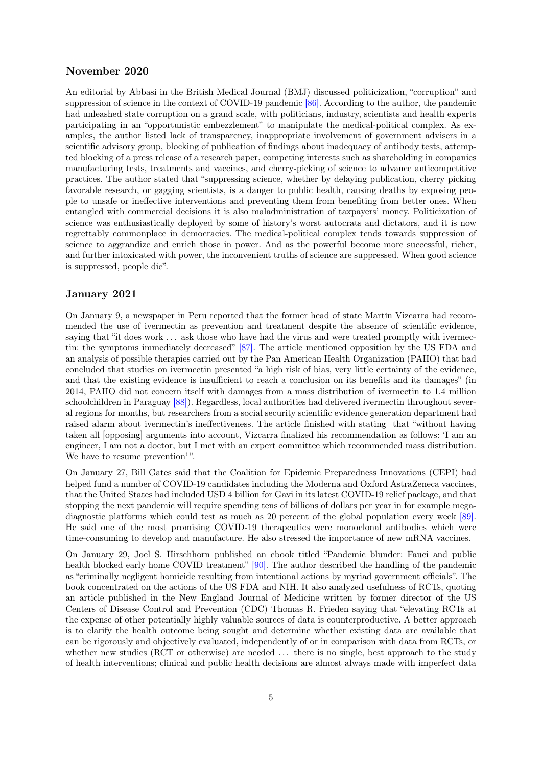## November 2020

An editorial by Abbasi in the British Medical Journal (BMJ) discussed politicization, "corruption" and suppression of science in the context of COVID-19 pandemic [86]. According to the author, the pandemic had unleashed state corruption on a grand scale, with politicians, industry, scientists and health experts participating in an "opportunistic embezzlement" to manipulate the medical-political complex. As examples, the author listed lack of transparency, inappropriate involvement of government advisers in a scientific advisory group, blocking of publication of findings about inadequacy of antibody tests, attempted blocking of a press release of a research paper, competing interests such as shareholding in companies manufacturing tests, treatments and vaccines, and cherry-picking of science to advance anticompetitive practices. The author stated that "suppressing science, whether by delaying publication, cherry picking favorable research, or gagging scientists, is a danger to public health, causing deaths by exposing people to unsafe or ineffective interventions and preventing them from benefiting from better ones. When entangled with commercial decisions it is also maladministration of taxpayers' money. Politicization of science was enthusiastically deployed by some of history's worst autocrats and dictators, and it is now regrettably commonplace in democracies. The medical-political complex tends towards suppression of science to aggrandize and enrich those in power. And as the powerful become more successful, richer, and further intoxicated with power, the inconvenient truths of science are suppressed. When good science is suppressed, people die".

## January 2021

On January 9, a newspaper in Peru reported that the former head of state Martín Vizcarra had recommended the use of ivermectin as prevention and treatment despite the absence of scientific evidence, saying that "it does work ... ask those who have had the virus and were treated promptly with ivermectin: the symptoms immediately decreased" [87]. The article mentioned opposition by the US FDA and an analysis of possible therapies carried out by the Pan American Health Organization (PAHO) that had concluded that studies on ivermectin presented "a high risk of bias, very little certainty of the evidence, and that the existing evidence is insufficient to reach a conclusion on its benefits and its damages" (in 2014, PAHO did not concern itself with damages from a mass distribution of ivermectin to 1.4 million schoolchildren in Paraguay [88]). Regardless, local authorities had delivered ivermectin throughout several regions for months, but researchers from a social security scientific evidence generation department had raised alarm about ivermectin's ineffectiveness. The article finished with stating that "without having taken all [opposing] arguments into account, Vizcarra finalized his recommendation as follows: 'I am an engineer, I am not a doctor, but I met with an expert committee which recommended mass distribution. We have to resume prevention' ".

On January 27, Bill Gates said that the Coalition for Epidemic Preparedness Innovations (CEPI) had helped fund a number of COVID-19 candidates including the Moderna and Oxford AstraZeneca vaccines, that the United States had included USD 4 billion for Gavi in its latest COVID-19 relief package, and that stopping the next pandemic will require spending tens of billions of dollars per year in for example mega-diagnostic platforms which could test as much as 20 percent of the global population every week [89]. He said one of the most promising COVID-19 therapeutics were monoclonal antibodies which were time-consuming to develop and manufacture. He also stressed the importance of new mRNA vaccines.

On January 29, Joel S. Hirschhorn published an ebook titled "Pandemic blunder: Fauci and public health blocked early home COVID treatment" [90]. The author described the handling of the pandemic as "criminally negligent homicide resulting from intentional actions by myriad government officials". The book concentrated on the actions of the US FDA and NIH. It also analyzed usefulness of RCTs, quoting an article published in the New England Journal of Medicine written by former director of the US Centers of Disease Control and Prevention (CDC) Thomas R. Frieden saying that "elevating RCTs at the expense of other potentially highly valuable sources of data is counterproductive. A better approach is to clarify the health outcome being sought and determine whether existing data are available that can be rigorously and objectively evaluated, independently of or in comparison with data from RCTs, or whether new studies (RCT or otherwise) are needed ... there is no single, best approach to the study of health interventions; clinical and public health decisions are almost always made with imperfect data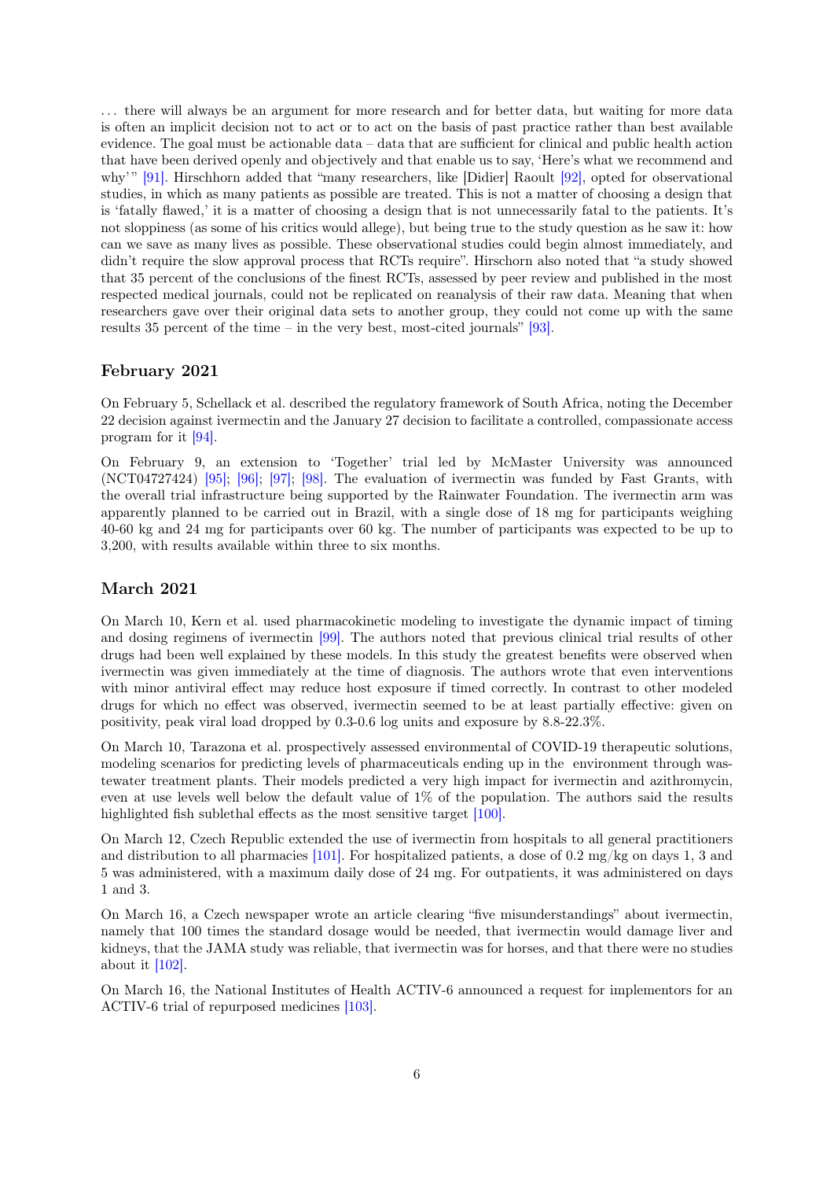. . . there will always be an argument for more research and for better data, but waiting for more data is often an implicit decision not to act or to act on the basis of past practice rather than best available evidence. The goal must be actionable data – data that are sufficient for clinical and public health action that have been derived openly and objectively and that enable us to say, 'Here's what we recommend and why'" [91]. Hirschhorn added that "many researchers, like [Didier] Raoult [92], opted for observational studies, in which as many patients as possible are treated. This is not a matter of choosing a design that is 'fatally flawed,' it is a matter of choosing a design that is not unnecessarily fatal to the patients. It's not sloppiness (as some of his critics would allege), but being true to the study question as he saw it: how can we save as many lives as possible. These observational studies could begin almost immediately, and didn't require the slow approval process that RCTs require". Hirschorn also noted that "a study showed that 35 percent of the conclusions of the finest RCTs, assessed by peer review and published in the most respected medical journals, could not be replicated on reanalysis of their raw data. Meaning that when researchers gave over their original data sets to another group, they could not come up with the same results 35 percent of the time – in the very best, most-cited journals" [93].

## February 2021

On February 5, Schellack et al. described the regulatory framework of South Africa, noting the December 22 decision against ivermectin and the January 27 decision to facilitate a controlled, compassionate access program for it [94].

On February 9, an extension to 'Together' trial led by McMaster University was announced (NCT04727424) [95]; [96]; [97]; [98]. The evaluation of ivermectin was funded by Fast Grants, with the overall trial infrastructure being supported by the Rainwater Foundation. The ivermectin arm was apparently planned to be carried out in Brazil, with a single dose of 18 mg for participants weighing 40-60 kg and 24 mg for participants over 60 kg. The number of participants was expected to be up to 3,200, with results available within three to six months.

## March 2021

On March 10, Kern et al. used pharmacokinetic modeling to investigate the dynamic impact of timing and dosing regimens of ivermectin [99]. The authors noted that previous clinical trial results of other drugs had been well explained by these models. In this study the greatest benefits were observed when ivermectin was given immediately at the time of diagnosis. The authors wrote that even interventions with minor antiviral effect may reduce host exposure if timed correctly. In contrast to other modeled drugs for which no effect was observed, ivermectin seemed to be at least partially effective: given on positivity, peak viral load dropped by 0.3-0.6 log units and exposure by 8.8-22.3%.

On March 10, Tarazona et al. prospectively assessed environmental of COVID-19 therapeutic solutions, modeling scenarios for predicting levels of pharmaceuticals ending up in the environment through wastewater treatment plants. Their models predicted a very high impact for ivermectin and azithromycin, even at use levels well below the default value of 1% of the population. The authors said the results highlighted fish sublethal effects as the most sensitive target [100].

On March 12, Czech Republic extended the use of ivermectin from hospitals to all general practitioners and distribution to all pharmacies [101]. For hospitalized patients, a dose of 0.2 mg/kg on days 1, 3 and 5 was administered, with a maximum daily dose of 24 mg. For outpatients, it was administered on days 1 and 3.

On March 16, a Czech newspaper wrote an article clearing "five misunderstandings" about ivermectin, namely that 100 times the standard dosage would be needed, that ivermectin would damage liver and kidneys, that the JAMA study was reliable, that ivermectin was for horses, and that there were no studies about it [102].

On March 16, the National Institutes of Health ACTIV-6 announced a request for implementors for an ACTIV-6 trial of repurposed medicines [103].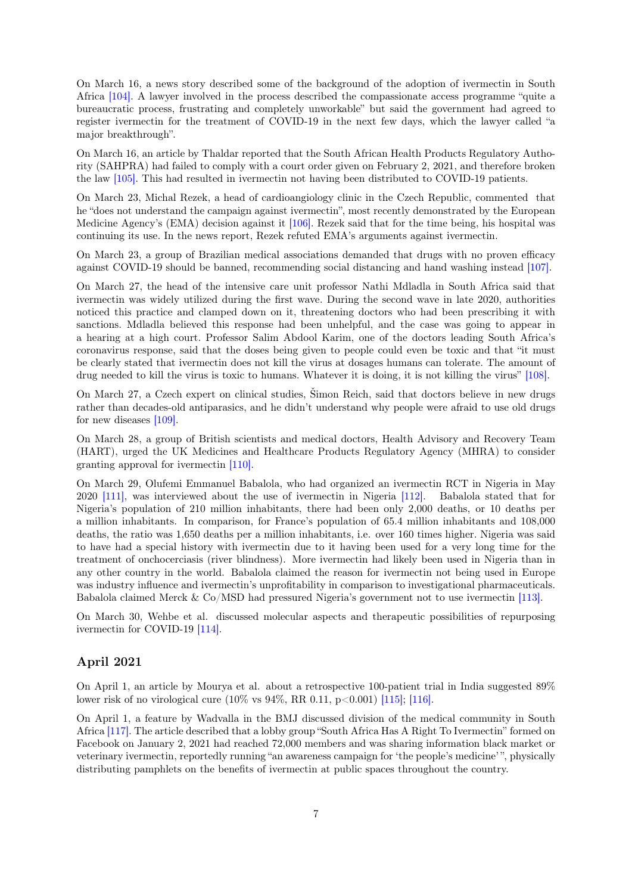On March 16, a news story described some of the background of the adoption of ivermectin in South Africa [104]. A lawyer involved in the process described the compassionate access programme "quite a bureaucratic process, frustrating and completely unworkable" but said the government had agreed to register ivermectin for the treatment of COVID-19 in the next few days, which the lawyer called "a major breakthrough".

On March 16, an article by Thaldar reported that the South African Health Products Regulatory Authority (SAHPRA) had failed to comply with a court order given on February 2, 2021, and therefore broken the law [105]. This had resulted in ivermectin not having been distributed to COVID-19 patients.

On March 23, Michal Rezek, a head of cardioangiology clinic in the Czech Republic, commented that he "does not understand the campaign against ivermectin", most recently demonstrated by the European Medicine Agency's (EMA) decision against it [106]. Rezek said that for the time being, his hospital was continuing its use. In the news report, Rezek refuted EMA's arguments against ivermectin.

On March 23, a group of Brazilian medical associations demanded that drugs with no proven efficacy against COVID-19 should be banned, recommending social distancing and hand washing instead [107].

On March 27, the head of the intensive care unit professor Nathi Mdladla in South Africa said that ivermectin was widely utilized during the first wave. During the second wave in late 2020, authorities noticed this practice and clamped down on it, threatening doctors who had been prescribing it with sanctions. Mdladla believed this response had been unhelpful, and the case was going to appear in a hearing at a high court. Professor Salim Abdool Karim, one of the doctors leading South Africa's coronavirus response, said that the doses being given to people could even be toxic and that "it must be clearly stated that ivermectin does not kill the virus at dosages humans can tolerate. The amount of drug needed to kill the virus is toxic to humans. Whatever it is doing, it is not killing the virus" [108].

On March 27, a Czech expert on clinical studies, Šimon Reich, said that doctors believe in new drugs rather than decades-old antiparasics, and he didn't understand why people were afraid to use old drugs for new diseases [109].

On March 28, a group of British scientists and medical doctors, Health Advisory and Recovery Team (HART), urged the UK Medicines and Healthcare Products Regulatory Agency (MHRA) to consider granting approval for ivermectin [110].

On March 29, Olufemi Emmanuel Babalola, who had organized an ivermectin RCT in Nigeria in May 2020 [111], was interviewed about the use of ivermectin in Nigeria [112]. Babalola stated that for Nigeria's population of 210 million inhabitants, there had been only 2,000 deaths, or 10 deaths per a million inhabitants. In comparison, for France's population of 65.4 million inhabitants and 108,000 deaths, the ratio was 1,650 deaths per a million inhabitants, i.e. over 160 times higher. Nigeria was said to have had a special history with ivermectin due to it having been used for a very long time for the treatment of onchocerciasis (river blindness). More ivermectin had likely been used in Nigeria than in any other country in the world. Babalola claimed the reason for ivermectin not being used in Europe was industry influence and ivermectin's unprofitability in comparison to investigational pharmaceuticals. Babalola claimed Merck & Co/MSD had pressured Nigeria's government not to use ivermectin [113].

On March 30, Wehbe et al. discussed molecular aspects and therapeutic possibilities of repurposing ivermectin for COVID-19 [114].

## April 2021

On April 1, an article by Mourya et al. about a retrospective 100-patient trial in India suggested 89% lower risk of no virological cure (10% vs 94%, RR 0.11, $p<0.001$) [115]; [116].

On April 1, a feature by Wadvalla in the BMJ discussed division of the medical community in South Africa [117]. The article described that a lobby group "South Africa Has A Right To Ivermectin" formed on Facebook on January 2, 2021 had reached 72,000 members and was sharing information black market or veterinary ivermectin, reportedly running "an awareness campaign for 'the people's medicine'", physically distributing pamphlets on the benefits of ivermectin at public spaces throughout the country.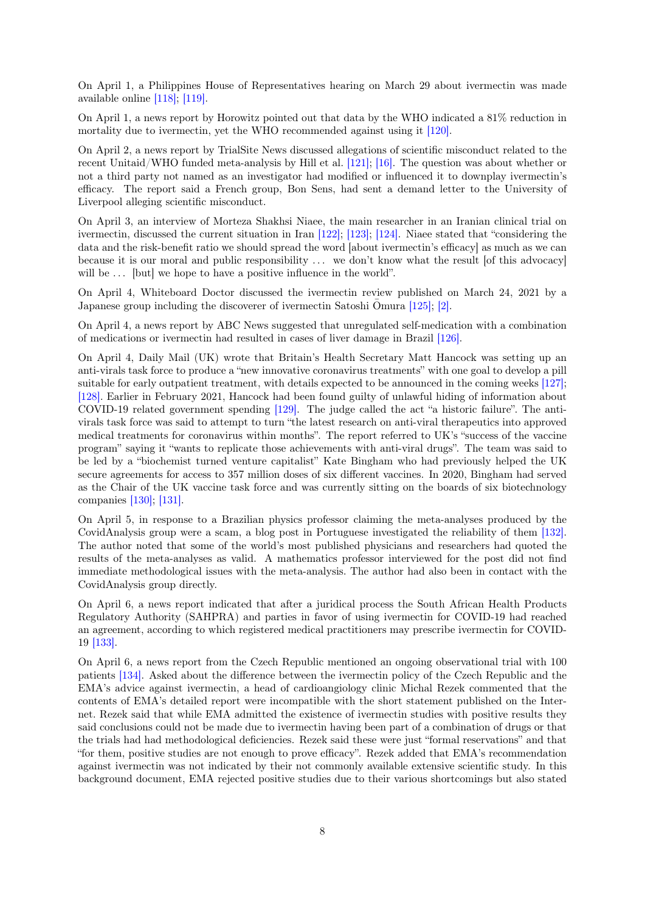On April 1, a Philippines House of Representatives hearing on March 29 about ivermectin was made available online [118]; [119].

On April 1, a news report by Horowitz pointed out that data by the WHO indicated a 81% reduction in mortality due to ivermectin, yet the WHO recommended against using it [120].

On April 2, a news report by TrialSite News discussed allegations of scientific misconduct related to the recent Unitaid/WHO funded meta-analysis by Hill et al. [121]; [16]. The question was about whether or not a third party not named as an investigator had modified or influenced it to downplay ivermectin's efficacy. The report said a French group, Bon Sens, had sent a demand letter to the University of Liverpool alleging scientific misconduct.

On April 3, an interview of Morteza Shakhsi Niaee, the main researcher in an Iranian clinical trial on ivermectin, discussed the current situation in Iran [122]; [123]; [124]. Niaee stated that "considering the data and the risk-benefit ratio we should spread the word [about ivermectin's efficacy] as much as we can because it is our moral and public responsibility ... we don't know what the result [of this advocacy] will be ... [but] we hope to have a positive influence in the world".

On April 4, Whiteboard Doctor discussed the ivermectin review published on March 24, 2021 by a Japanese group including the discoverer of ivermectin Satoshi Ōmura [125]; [2].

On April 4, a news report by ABC News suggested that unregulated self-medication with a combination of medications or ivermectin had resulted in cases of liver damage in Brazil [126].

On April 4, Daily Mail (UK) wrote that Britain's Health Secretary Matt Hancock was setting up an anti-virals task force to produce a "new innovative coronavirus treatments" with one goal to develop a pill suitable for early outpatient treatment, with details expected to be announced in the coming weeks [127]; [128]. Earlier in February 2021, Hancock had been found guilty of unlawful hiding of information about COVID-19 related government spending [129]. The judge called the act "a historic failure". The anti-virals task force was said to attempt to turn "the latest research on anti-viral therapeutics into approved medical treatments for coronavirus within months". The report referred to UK's "success of the vaccine program" saying it "wants to replicate those achievements with anti-viral drugs". The team was said to be led by a "biochemist turned venture capitalist" Kate Bingham who had previously helped the UK secure agreements for access to 357 million doses of six different vaccines. In 2020, Bingham had served as the Chair of the UK vaccine task force and was currently sitting on the boards of six biotechnology companies [130]; [131].

On April 5, in response to a Brazilian physics professor claiming the meta-analyses produced by the CovidAnalysis group were a scam, a blog post in Portuguese investigated the reliability of them [132]. The author noted that some of the world's most published physicians and researchers had quoted the results of the meta-analyses as valid. A mathematics professor interviewed for the post did not find immediate methodological issues with the meta-analysis. The author had also been in contact with the CovidAnalysis group directly.

On April 6, a news report indicated that after a juridical process the South African Health Products Regulatory Authority (SAHPRA) and parties in favor of using ivermectin for COVID-19 had reached an agreement, according to which registered medical practitioners may prescribe ivermectin for COVID-19 [133].

On April 6, a news report from the Czech Republic mentioned an ongoing observational trial with 100 patients [134]. Asked about the difference between the ivermectin policy of the Czech Republic and the EMA's advice against ivermectin, a head of cardioangiology clinic Michal Rezek commented that the contents of EMA's detailed report were incompatible with the short statement published on the Internet. Rezek said that while EMA admitted the existence of ivermectin studies with positive results they said conclusions could not be made due to ivermectin having been part of a combination of drugs or that the trials had had methodological deficiencies. Rezek said these were just "formal reservations" and that "for them, positive studies are not enough to prove efficacy". Rezek added that EMA's recommendation against ivermectin was not indicated by their not commonly available extensive scientific study. In this background document, EMA rejected positive studies due to their various shortcomings but also stated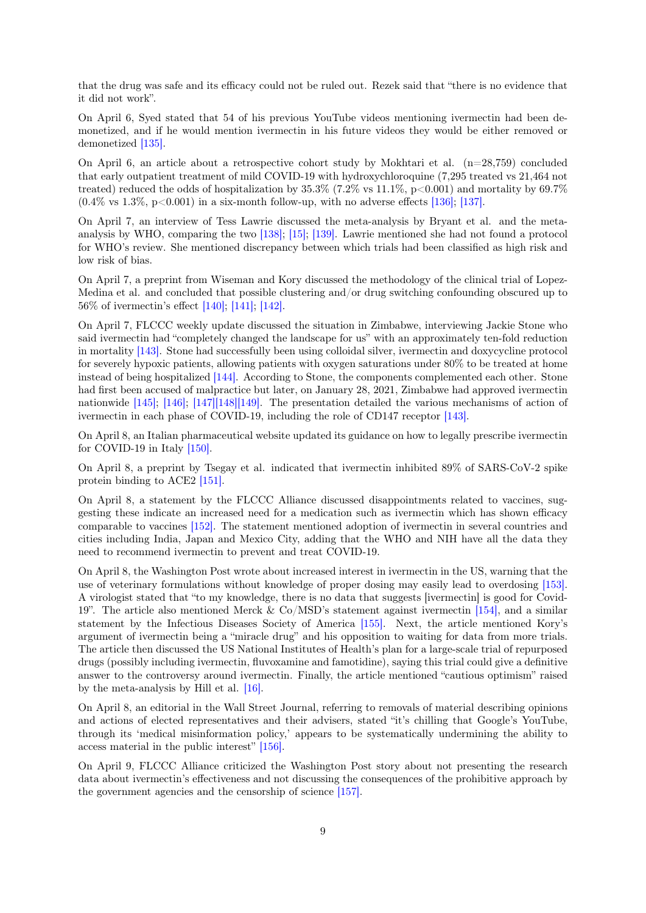that the drug was safe and its efficacy could not be ruled out. Rezek said that “there is no evidence that it did not work”.

On April 6, Syed stated that 54 of his previous YouTube videos mentioning ivermectin had been demonetized, and if he would mention ivermectin in his future videos they would be either removed or demonetized [135].

On April 6, an article about a retrospective cohort study by Mokhtari et al. (n=28,759) concluded that early outpatient treatment of mild COVID-19 with hydroxychloroquine (7,295 treated vs 21,464 not treated) reduced the odds of hospitalization by 35.3% (7.2% vs 11.1%, $p<0.001$) and mortality by 69.7% (0.4% vs 1.3%, $p<0.001$) in a six-month follow-up, with no adverse effects [136]; [137].

On April 7, an interview of Tess Lawrie discussed the meta-analysis by Bryant et al. and the meta-analysis by WHO, comparing the two [138]; [15]; [139]. Lawrie mentioned she had not found a protocol for WHO’s review. She mentioned discrepancy between which trials had been classified as high risk and low risk of bias.

On April 7, a preprint from Wiseman and Kory discussed the methodology of the clinical trial of Lopez-Medina et al. and concluded that possible clustering and/or drug switching confounding obscured up to 56% of ivermectin’s effect [140]; [141]; [142].

On April 7, FLCCC weekly update discussed the situation in Zimbabwe, interviewing Jackie Stone who said ivermectin had “completely changed the landscape for us” with an approximately ten-fold reduction in mortality [143]. Stone had successfully been using colloidal silver, ivermectin and doxycycline protocol for severely hypoxic patients, allowing patients with oxygen saturations under 80% to be treated at home instead of being hospitalized [144]. According to Stone, the components complemented each other. Stone had first been accused of malpractice but later, on January 28, 2021, Zimbabwe had approved ivermectin nationwide [145]; [146]; [147][148][149]. The presentation detailed the various mechanisms of action of ivermectin in each phase of COVID-19, including the role of CD147 receptor [143].

On April 8, an Italian pharmaceutical website updated its guidance on how to legally prescribe ivermectin for COVID-19 in Italy [150].

On April 8, a preprint by Tsegay et al. indicated that ivermectin inhibited 89% of SARS-CoV-2 spike protein binding to ACE2 [151].

On April 8, a statement by the FLCCC Alliance discussed disappointments related to vaccines, suggesting these indicate an increased need for a medication such as ivermectin which has shown efficacy comparable to vaccines [152]. The statement mentioned adoption of ivermectin in several countries and cities including India, Japan and Mexico City, adding that the WHO and NIH have all the data they need to recommend ivermectin to prevent and treat COVID-19.

On April 8, the Washington Post wrote about increased interest in ivermectin in the US, warning that the use of veterinary formulations without knowledge of proper dosing may easily lead to overdosing [153]. A virologist stated that “to my knowledge, there is no data that suggests [ivermectin] is good for Covid-19”. The article also mentioned Merck & Co/MSD’s statement against ivermectin [154], and a similar statement by the Infectious Diseases Society of America [155]. Next, the article mentioned Kory’s argument of ivermectin being a “miracle drug” and his opposition to waiting for data from more trials. The article then discussed the US National Institutes of Health’s plan for a large-scale trial of repurposed drugs (possibly including ivermectin, fluvoxamine and famotidine), saying this trial could give a definitive answer to the controversy around ivermectin. Finally, the article mentioned “cautious optimism” raised by the meta-analysis by Hill et al. [16].

On April 8, an editorial in the Wall Street Journal, referring to removals of material describing opinions and actions of elected representatives and their advisers, stated “it’s chilling that Google’s YouTube, through its ‘medical misinformation policy,’ appears to be systematically undermining the ability to access material in the public interest” [156].

On April 9, FLCCC Alliance criticized the Washington Post story about not presenting the research data about ivermectin’s effectiveness and not discussing the consequences of the prohibitive approach by the government agencies and the censorship of science [157].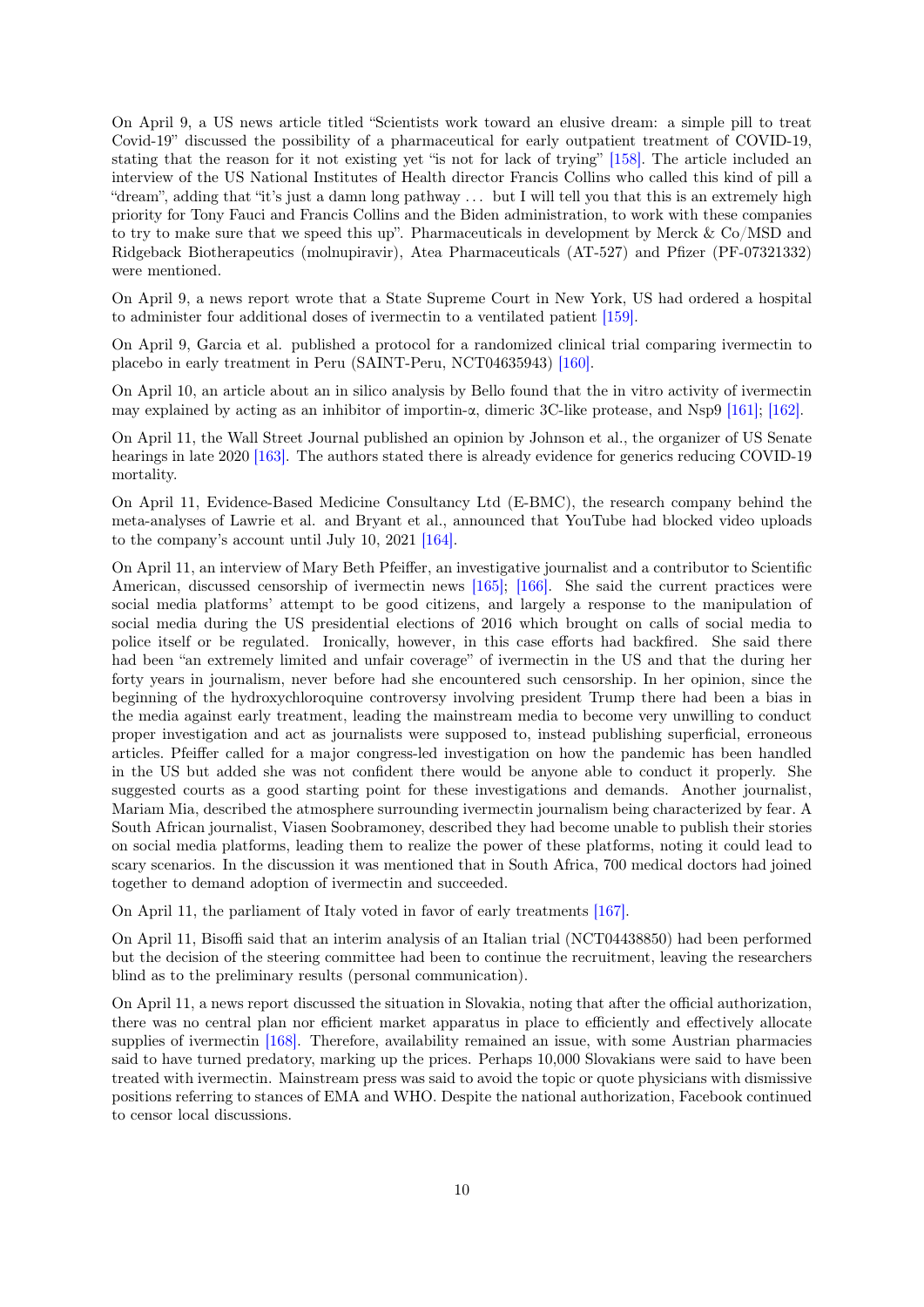On April 9, a US news article titled "Scientists work toward an elusive dream: a simple pill to treat Covid-19" discussed the possibility of a pharmaceutical for early outpatient treatment of COVID-19, stating that the reason for it not existing yet "is not for lack of trying" [158]. The article included an interview of the US National Institutes of Health director Francis Collins who called this kind of pill a "dream", adding that "it's just a damn long pathway ... but I will tell you that this is an extremely high priority for Tony Fauci and Francis Collins and the Biden administration, to work with these companies to try to make sure that we speed this up". Pharmaceuticals in development by Merck & Co/MSD and Ridgeback Biotherapeutics (molnupiravir), Atea Pharmaceuticals (AT-527) and Pfizer (PF-07321332) were mentioned.

On April 9, a news report wrote that a State Supreme Court in New York, US had ordered a hospital to administer four additional doses of ivermectin to a ventilated patient [159].

On April 9, Garcia et al. published a protocol for a randomized clinical trial comparing ivermectin to placebo in early treatment in Peru (SAINT-Peru, NCT04635943) [160].

On April 10, an article about an in silico analysis by Bello found that the in vitro activity of ivermectin may explained by acting as an inhibitor of importin-α, dimeric 3C-like protease, and Nsp9 [161]; [162].

On April 11, the Wall Street Journal published an opinion by Johnson et al., the organizer of US Senate hearings in late 2020 [163]. The authors stated there is already evidence for generics reducing COVID-19 mortality.

On April 11, Evidence-Based Medicine Consultancy Ltd (E-BMC), the research company behind the meta-analyses of Lawrie et al. and Bryant et al., announced that YouTube had blocked video uploads to the company's account until July 10, 2021 [164].

On April 11, an interview of Mary Beth Pfeiffer, an investigative journalist and a contributor to Scientific American, discussed censorship of ivermectin news [165]; [166]. She said the current practices were social media platforms' attempt to be good citizens, and largely a response to the manipulation of social media during the US presidential elections of 2016 which brought on calls of social media to police itself or be regulated. Ironically, however, in this case efforts had backfired. She said there had been "an extremely limited and unfair coverage" of ivermectin in the US and that the during her forty years in journalism, never before had she encountered such censorship. In her opinion, since the beginning of the hydroxychloroquine controversy involving president Trump there had been a bias in the media against early treatment, leading the mainstream media to become very unwilling to conduct proper investigation and act as journalists were supposed to, instead publishing superficial, erroneous articles. Pfeiffer called for a major congress-led investigation on how the pandemic has been handled in the US but added she was not confident there would be anyone able to conduct it properly. She suggested courts as a good starting point for these investigations and demands. Another journalist, Mariam Mia, described the atmosphere surrounding ivermectin journalism being characterized by fear. A South African journalist, Viasen Soobramoney, described they had become unable to publish their stories on social media platforms, leading them to realize the power of these platforms, noting it could lead to scary scenarios. In the discussion it was mentioned that in South Africa, 700 medical doctors had joined together to demand adoption of ivermectin and succeeded.

On April 11, the parliament of Italy voted in favor of early treatments [167].

On April 11, Bisoffi said that an interim analysis of an Italian trial (NCT04438850) had been performed but the decision of the steering committee had been to continue the recruitment, leaving the researchers blind as to the preliminary results (personal communication).

On April 11, a news report discussed the situation in Slovakia, noting that after the official authorization, there was no central plan nor efficient market apparatus in place to efficiently and effectively allocate supplies of ivermectin [168]. Therefore, availability remained an issue, with some Austrian pharmacies said to have turned predatory, marking up the prices. Perhaps 10,000 Slovakians were said to have been treated with ivermectin. Mainstream press was said to avoid the topic or quote physicians with dismissive positions referring to stances of EMA and WHO. Despite the national authorization, Facebook continued to censor local discussions.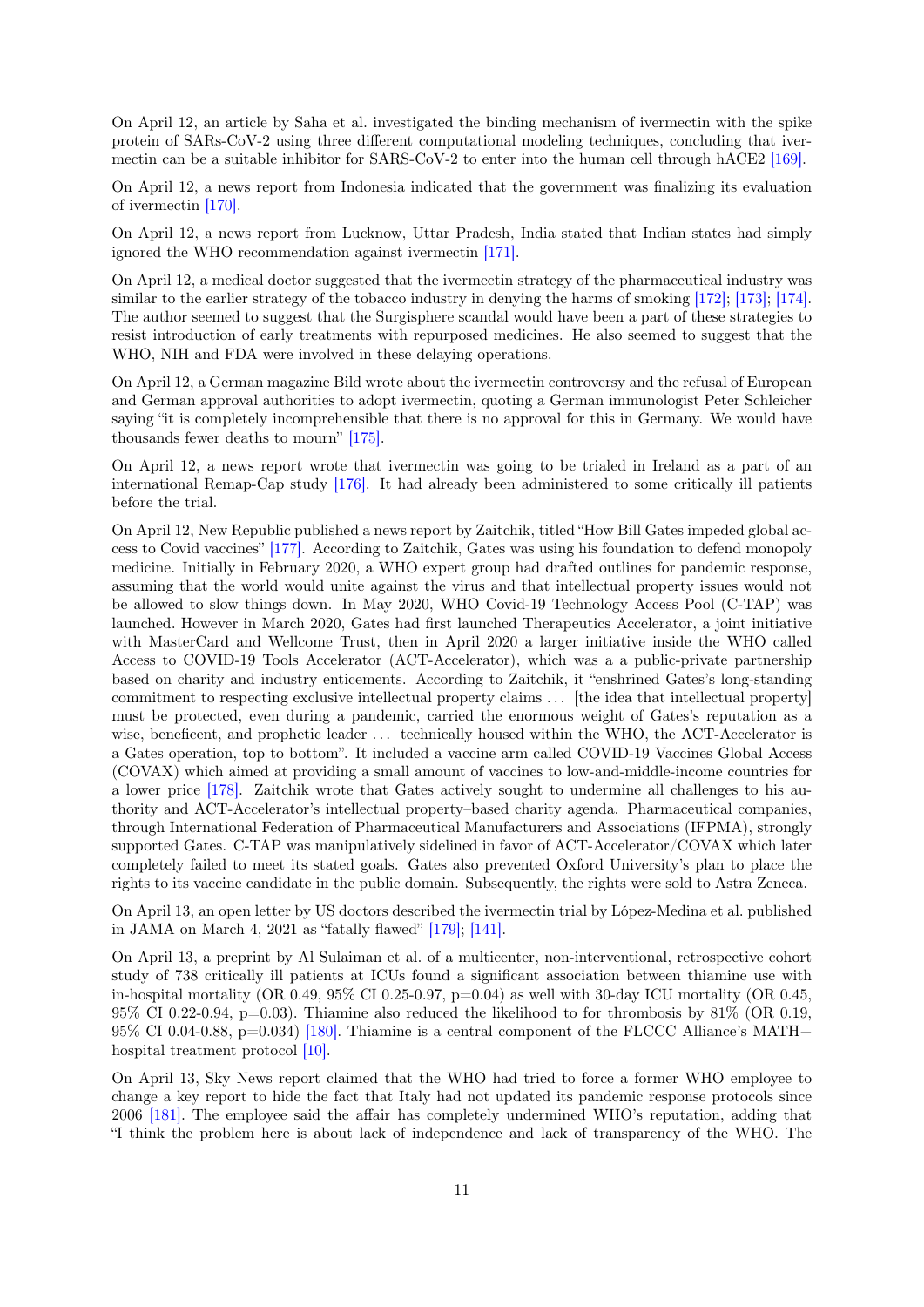On April 12, an article by Saha et al. investigated the binding mechanism of ivermectin with the spike protein of SARs-CoV-2 using three different computational modeling techniques, concluding that ivermectin can be a suitable inhibitor for SARS-CoV-2 to enter into the human cell through hACE2 [169].

On April 12, a news report from Indonesia indicated that the government was finalizing its evaluation of ivermectin [170].

On April 12, a news report from Lucknow, Uttar Pradesh, India stated that Indian states had simply ignored the WHO recommendation against ivermectin [171].

On April 12, a medical doctor suggested that the ivermectin strategy of the pharmaceutical industry was similar to the earlier strategy of the tobacco industry in denying the harms of smoking [172]; [173]; [174]. The author seemed to suggest that the Surgisphere scandal would have been a part of these strategies to resist introduction of early treatments with repurposed medicines. He also seemed to suggest that the WHO, NIH and FDA were involved in these delaying operations.

On April 12, a German magazine Bild wrote about the ivermectin controversy and the refusal of European and German approval authorities to adopt ivermectin, quoting a German immunologist Peter Schleicher saying "it is completely incomprehensible that there is no approval for this in Germany. We would have thousands fewer deaths to mourn" [175].

On April 12, a news report wrote that ivermectin was going to be trialed in Ireland as a part of an international Remap-Cap study [176]. It had already been administered to some critically ill patients before the trial.

On April 12, New Republic published a news report by Zaitchik, titled "How Bill Gates impeded global access to Covid vaccines" [177]. According to Zaitchik, Gates was using his foundation to defend monopoly medicine. Initially in February 2020, a WHO expert group had drafted outlines for pandemic response, assuming that the world would unite against the virus and that intellectual property issues would not be allowed to slow things down. In May 2020, WHO Covid-19 Technology Access Pool (C-TAP) was launched. However in March 2020, Gates had first launched Therapeutics Accelerator, a joint initiative with MasterCard and Wellcome Trust, then in April 2020 a larger initiative inside the WHO called Access to COVID-19 Tools Accelerator (ACT-Accelerator), which was a a public-private partnership based on charity and industry enticements. According to Zaitchik, it "enshrined Gates's long-standing commitment to respecting exclusive intellectual property claims ... [the idea that intellectual property] must be protected, even during a pandemic, carried the enormous weight of Gates's reputation as a wise, beneficent, and prophetic leader ... technically housed within the WHO, the ACT-Accelerator is a Gates operation, top to bottom". It included a vaccine arm called COVID-19 Vaccines Global Access (COVAX) which aimed at providing a small amount of vaccines to low-and-middle-income countries for a lower price [178]. Zaitchik wrote that Gates actively sought to undermine all challenges to his authority and ACT-Accelerator's intellectual property–based charity agenda. Pharmaceutical companies, through International Federation of Pharmaceutical Manufacturers and Associations (IFPMA), strongly supported Gates. C-TAP was manipulatively sidelined in favor of ACT-Accelerator/COVAX which later completely failed to meet its stated goals. Gates also prevented Oxford University's plan to place the rights to its vaccine candidate in the public domain. Subsequently, the rights were sold to Astra Zeneca.

On April 13, an open letter by US doctors described the ivermectin trial by López-Medina et al. published in JAMA on March 4, 2021 as "fatally flawed" [179]; [141].

On April 13, a preprint by Al Sulaiman et al. of a multicenter, non-interventional, retrospective cohort study of 738 critically ill patients at ICUs found a significant association between thiamine use with in-hospital mortality (OR 0.49, 95% CI 0.25-0.97, p=0.04) as well with 30-day ICU mortality (OR 0.45, 95% CI 0.22-0.94, p=0.03). Thiamine also reduced the likelihood to for thrombosis by 81% (OR 0.19, 95% CI 0.04-0.88, p=0.034) [180]. Thiamine is a central component of the FLCCC Alliance's MATH+ hospital treatment protocol [10].

On April 13, Sky News report claimed that the WHO had tried to force a former WHO employee to change a key report to hide the fact that Italy had not updated its pandemic response protocols since 2006 [181]. The employee said the affair has completely undermined WHO's reputation, adding that "I think the problem here is about lack of independence and lack of transparency of the WHO. The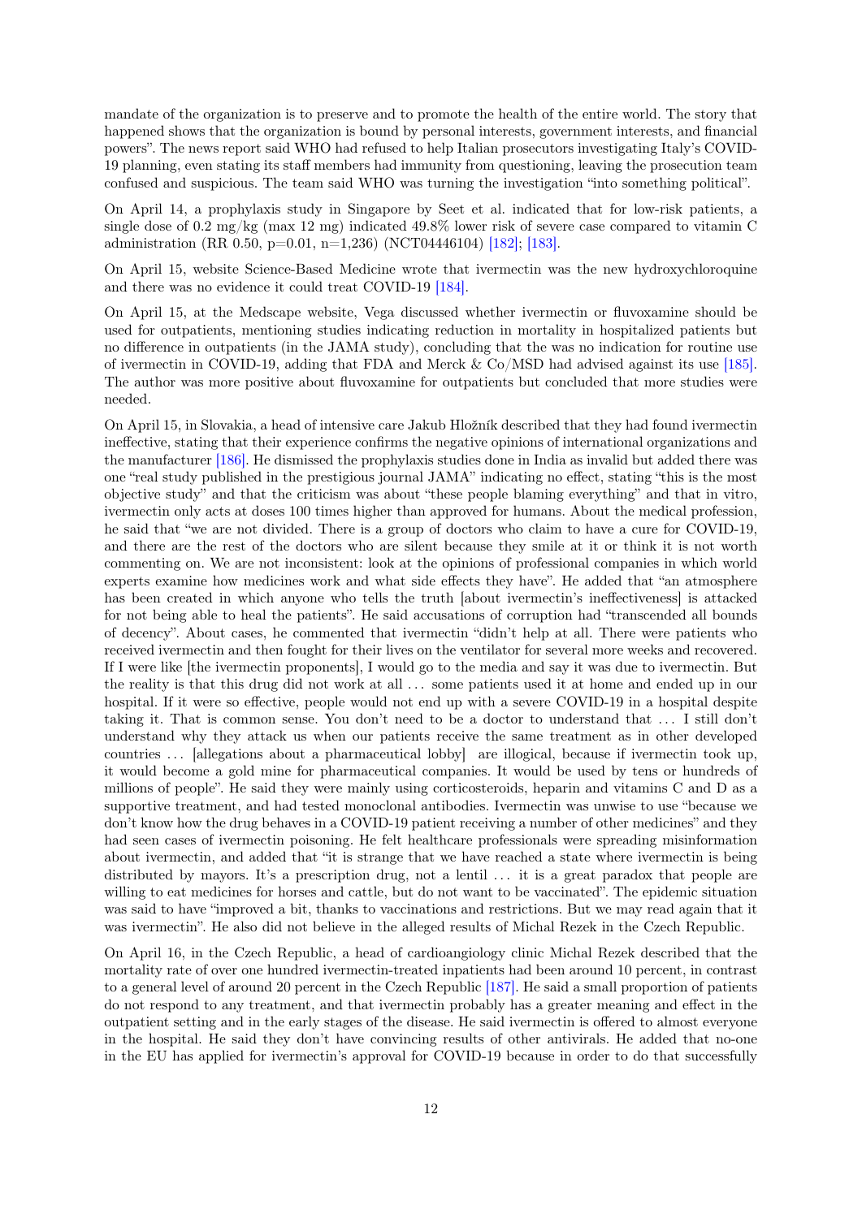mandate of the organization is to preserve and to promote the health of the entire world. The story that happened shows that the organization is bound by personal interests, government interests, and financial powers". The news report said WHO had refused to help Italian prosecutors investigating Italy's COVID-19 planning, even stating its staff members had immunity from questioning, leaving the prosecution team confused and suspicious. The team said WHO was turning the investigation "into something political".

On April 14, a prophylaxis study in Singapore by Seet et al. indicated that for low-risk patients, a single dose of 0.2 mg/kg (max 12 mg) indicated 49.8% lower risk of severe case compared to vitamin C administration (RR 0.50, p=0.01, n=1,236) (NCT04446104) [182]; [183].

On April 15, website Science-Based Medicine wrote that ivermectin was the new hydroxychloroquine and there was no evidence it could treat COVID-19 [184].

On April 15, at the Medscape website, Vega discussed whether ivermectin or fluvoxamine should be used for outpatients, mentioning studies indicating reduction in mortality in hospitalized patients but no difference in outpatients (in the JAMA study), concluding that the was no indication for routine use of ivermectin in COVID-19, adding that FDA and Merck & Co/MSD had advised against its use [185]. The author was more positive about fluvoxamine for outpatients but concluded that more studies were needed.

On April 15, in Slovakia, a head of intensive care Jakub Hložník described that they had found ivermectin ineffective, stating that their experience confirms the negative opinions of international organizations and the manufacturer [186]. He dismissed the prophylaxis studies done in India as invalid but added there was one "real study published in the prestigious journal JAMA" indicating no effect, stating "this is the most objective study" and that the criticism was about "these people blaming everything" and that in vitro, ivermectin only acts at doses 100 times higher than approved for humans. About the medical profession, he said that "we are not divided. There is a group of doctors who claim to have a cure for COVID-19, and there are the rest of the doctors who are silent because they smile at it or think it is not worth commenting on. We are not inconsistent: look at the opinions of professional companies in which world experts examine how medicines work and what side effects they have". He added that "an atmosphere has been created in which anyone who tells the truth [about ivermectin's ineffectiveness] is attacked for not being able to heal the patients". He said accusations of corruption had "transcended all bounds of decency". About cases, he commented that ivermectin "didn't help at all. There were patients who received ivermectin and then fought for their lives on the ventilator for several more weeks and recovered. If I were like [the ivermectin proponents], I would go to the media and say it was due to ivermectin. But the reality is that this drug did not work at all ... some patients used it at home and ended up in our hospital. If it were so effective, people would not end up with a severe COVID-19 in a hospital despite taking it. That is common sense. You don't need to be a doctor to understand that ... I still don't understand why they attack us when our patients receive the same treatment as in other developed countries ... [allegations about a pharmaceutical lobby] are illogical, because if ivermectin took up, it would become a gold mine for pharmaceutical companies. It would be used by tens or hundreds of millions of people". He said they were mainly using corticosteroids, heparin and vitamins C and D as a supportive treatment, and had tested monoclonal antibodies. Ivermectin was unwise to use "because we don't know how the drug behaves in a COVID-19 patient receiving a number of other medicines" and they had seen cases of ivermectin poisoning. He felt healthcare professionals were spreading misinformation about ivermectin, and added that "it is strange that we have reached a state where ivermectin is being distributed by mayors. It's a prescription drug, not a lentil ... it is a great paradox that people are willing to eat medicines for horses and cattle, but do not want to be vaccinated". The epidemic situation was said to have "improved a bit, thanks to vaccinations and restrictions. But we may read again that it was ivermectin". He also did not believe in the alleged results of Michal Rezek in the Czech Republic.

On April 16, in the Czech Republic, a head of cardioangiology clinic Michal Rezek described that the mortality rate of over one hundred ivermectin-treated inpatients had been around 10 percent, in contrast to a general level of around 20 percent in the Czech Republic [187]. He said a small proportion of patients do not respond to any treatment, and that ivermectin probably has a greater meaning and effect in the outpatient setting and in the early stages of the disease. He said ivermectin is offered to almost everyone in the hospital. He said they don't have convincing results of other antivirals. He added that no-one in the EU has applied for ivermectin's approval for COVID-19 because in order to do that successfully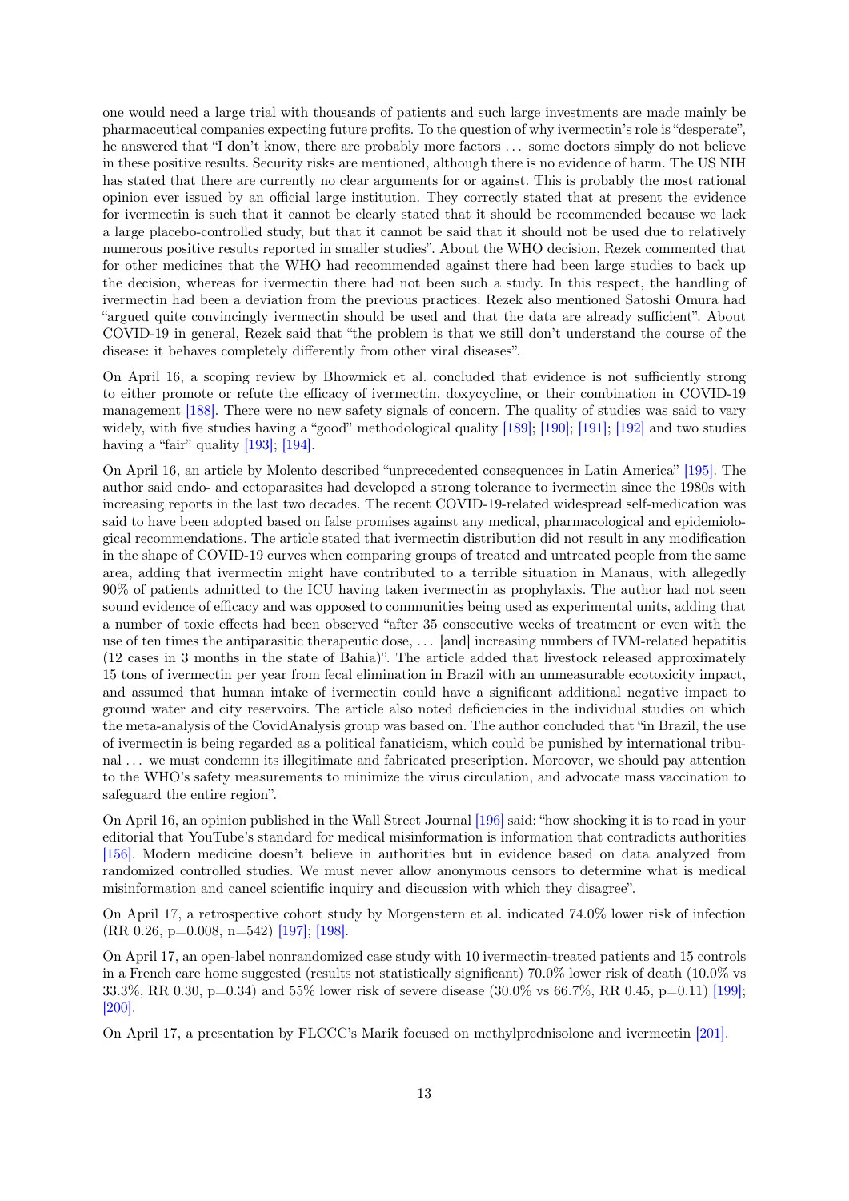one would need a large trial with thousands of patients and such large investments are made mainly be pharmaceutical companies expecting future profits. To the question of why ivermectin's role is "desperate", he answered that "I don't know, there are probably more factors ... some doctors simply do not believe in these positive results. Security risks are mentioned, although there is no evidence of harm. The US NIH has stated that there are currently no clear arguments for or against. This is probably the most rational opinion ever issued by an official large institution. They correctly stated that at present the evidence for ivermectin is such that it cannot be clearly stated that it should be recommended because we lack a large placebo-controlled study, but that it cannot be said that it should not be used due to relatively numerous positive results reported in smaller studies". About the WHO decision, Rezek commented that for other medicines that the WHO had recommended against there had been large studies to back up the decision, whereas for ivermectin there had not been such a study. In this respect, the handling of ivermectin had been a deviation from the previous practices. Rezek also mentioned Satoshi Omura had "argued quite convincingly ivermectin should be used and that the data are already sufficient". About COVID-19 in general, Rezek said that "the problem is that we still don't understand the course of the disease: it behaves completely differently from other viral diseases".

On April 16, a scoping review by Bhowmick et al. concluded that evidence is not sufficiently strong to either promote or refute the efficacy of ivermectin, doxycycline, or their combination in COVID-19 management [188]. There were no new safety signals of concern. The quality of studies was said to vary widely, with five studies having a "good" methodological quality [189]; [190]; [191]; [192] and two studies having a "fair" quality [193]; [194].

On April 16, an article by Molento described "unprecedented consequences in Latin America" [195]. The author said endo- and ectoparasites had developed a strong tolerance to ivermectin since the 1980s with increasing reports in the last two decades. The recent COVID-19-related widespread self-medication was said to have been adopted based on false promises against any medical, pharmacological and epidemiological recommendations. The article stated that ivermectin distribution did not result in any modification in the shape of COVID-19 curves when comparing groups of treated and untreated people from the same area, adding that ivermectin might have contributed to a terrible situation in Manaus, with allegedly 90% of patients admitted to the ICU having taken ivermectin as prophylaxis. The author had not seen sound evidence of efficacy and was opposed to communities being used as experimental units, adding that a number of toxic effects had been observed "after 35 consecutive weeks of treatment or even with the use of ten times the antiparasitic therapeutic dose, ... [and] increasing numbers of IVM-related hepatitis (12 cases in 3 months in the state of Bahia)". The article added that livestock released approximately 15 tons of ivermectin per year from fecal elimination in Brazil with an unmeasurable ecotoxicity impact, and assumed that human intake of ivermectin could have a significant additional negative impact to ground water and city reservoirs. The article also noted deficiencies in the individual studies on which the meta-analysis of the CovidAnalysis group was based. The author concluded that "in Brazil, the use of ivermectin is being regarded as a political fanaticism, which could be punished by international tribunal ... we must condemn its illegitimate and fabricated prescription. Moreover, we should pay attention to the WHO's safety measurements to minimize the virus circulation, and advocate mass vaccination to safeguard the entire region".

On April 16, an opinion published in the Wall Street Journal [196] said: "how shocking it is to read in your editorial that YouTube's standard for medical misinformation is information that contradicts authorities [156]. Modern medicine doesn't believe in authorities but in evidence based on data analyzed from randomized controlled studies. We must never allow anonymous censors to determine what is medical misinformation and cancel scientific inquiry and discussion with which they disagree".

On April 17, a retrospective cohort study by Morgenstern et al. indicated 74.0% lower risk of infection (RR 0.26, p=0.008, n=542) [197]; [198].

On April 17, an open-label nonrandomized case study with 10 ivermectin-treated patients and 15 controls in a French care home suggested (results not statistically significant) 70.0% lower risk of death (10.0% vs 33.3%, RR 0.30, p=0.34) and 55% lower risk of severe disease (30.0% vs 66.7%, RR 0.45, p=0.11) [199]; [200].

On April 17, a presentation by FLCCC's Marik focused on methylprednisolone and ivermectin [201].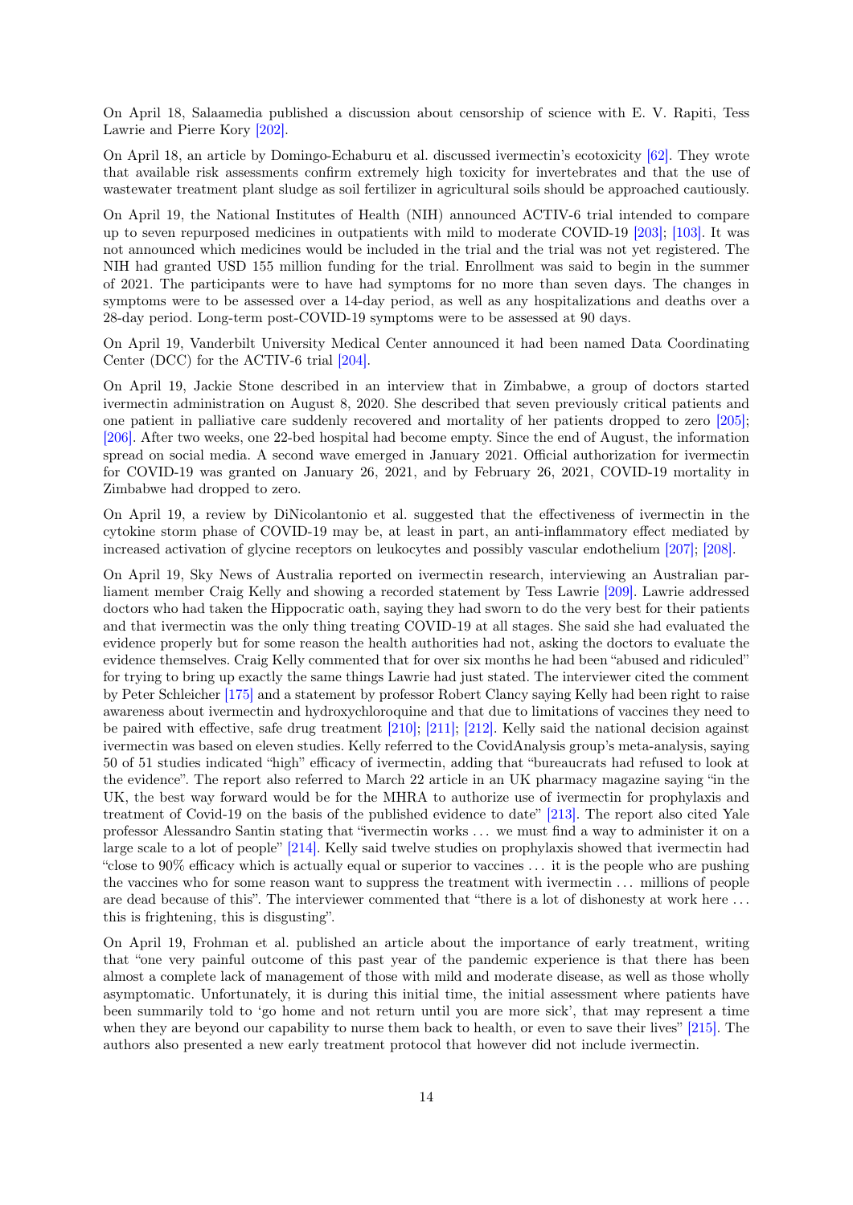On April 18, Salaamedia published a discussion about censorship of science with E. V. Rapiti, Tess Lawrie and Pierre Kory [202].

On April 18, an article by Domingo-Echaburu et al. discussed ivermectin's ecotoxicity [62]. They wrote that available risk assessments confirm extremely high toxicity for invertebrates and that the use of wastewater treatment plant sludge as soil fertilizer in agricultural soils should be approached cautiously.

On April 19, the National Institutes of Health (NIH) announced ACTIV-6 trial intended to compare up to seven repurposed medicines in outpatients with mild to moderate COVID-19 [203]; [103]. It was not announced which medicines would be included in the trial and the trial was not yet registered. The NIH had granted USD 155 million funding for the trial. Enrollment was said to begin in the summer of 2021. The participants were to have had symptoms for no more than seven days. The changes in symptoms were to be assessed over a 14-day period, as well as any hospitalizations and deaths over a 28-day period. Long-term post-COVID-19 symptoms were to be assessed at 90 days.

On April 19, Vanderbilt University Medical Center announced it had been named Data Coordinating Center (DCC) for the ACTIV-6 trial [204].

On April 19, Jackie Stone described in an interview that in Zimbabwe, a group of doctors started ivermectin administration on August 8, 2020. She described that seven previously critical patients and one patient in palliative care suddenly recovered and mortality of her patients dropped to zero [205]; [206]. After two weeks, one 22-bed hospital had become empty. Since the end of August, the information spread on social media. A second wave emerged in January 2021. Official authorization for ivermectin for COVID-19 was granted on January 26, 2021, and by February 26, 2021, COVID-19 mortality in Zimbabwe had dropped to zero.

On April 19, a review by DiNicolantonio et al. suggested that the effectiveness of ivermectin in the cytokine storm phase of COVID-19 may be, at least in part, an anti-inflammatory effect mediated by increased activation of glycine receptors on leukocytes and possibly vascular endothelium [207]; [208].

On April 19, Sky News of Australia reported on ivermectin research, interviewing an Australian parliament member Craig Kelly and showing a recorded statement by Tess Lawrie [209]. Lawrie addressed doctors who had taken the Hippocratic oath, saying they had sworn to do the very best for their patients and that ivermectin was the only thing treating COVID-19 at all stages. She said she had evaluated the evidence properly but for some reason the health authorities had not, asking the doctors to evaluate the evidence themselves. Craig Kelly commented that for over six months he had been "abused and ridiculed" for trying to bring up exactly the same things Lawrie had just stated. The interviewer cited the comment by Peter Schleicher [175] and a statement by professor Robert Clancy saying Kelly had been right to raise awareness about ivermectin and hydroxychloroquine and that due to limitations of vaccines they need to be paired with effective, safe drug treatment [210]; [211]; [212]. Kelly said the national decision against ivermectin was based on eleven studies. Kelly referred to the CovidAnalysis group's meta-analysis, saying 50 of 51 studies indicated "high" efficacy of ivermectin, adding that "bureaucrats had refused to look at the evidence". The report also referred to March 22 article in an UK pharmacy magazine saying "in the UK, the best way forward would be for the MHRA to authorize use of ivermectin for prophylaxis and treatment of Covid-19 on the basis of the published evidence to date" [213]. The report also cited Yale professor Alessandro Santin stating that "ivermectin works ... we must find a way to administer it on a large scale to a lot of people" [214]. Kelly said twelve studies on prophylaxis showed that ivermectin had "close to 90% efficacy which is actually equal or superior to vaccines ... it is the people who are pushing the vaccines who for some reason want to suppress the treatment with ivermectin ... millions of people are dead because of this". The interviewer commented that "there is a lot of dishonesty at work here ... this is frightening, this is disgusting".

On April 19, Frohman et al. published an article about the importance of early treatment, writing that "one very painful outcome of this past year of the pandemic experience is that there has been almost a complete lack of management of those with mild and moderate disease, as well as those wholly asymptomatic. Unfortunately, it is during this initial time, the initial assessment where patients have been summarily told to 'go home and not return until you are more sick', that may represent a time when they are beyond our capability to nurse them back to health, or even to save their lives" [215]. The authors also presented a new early treatment protocol that however did not include ivermectin.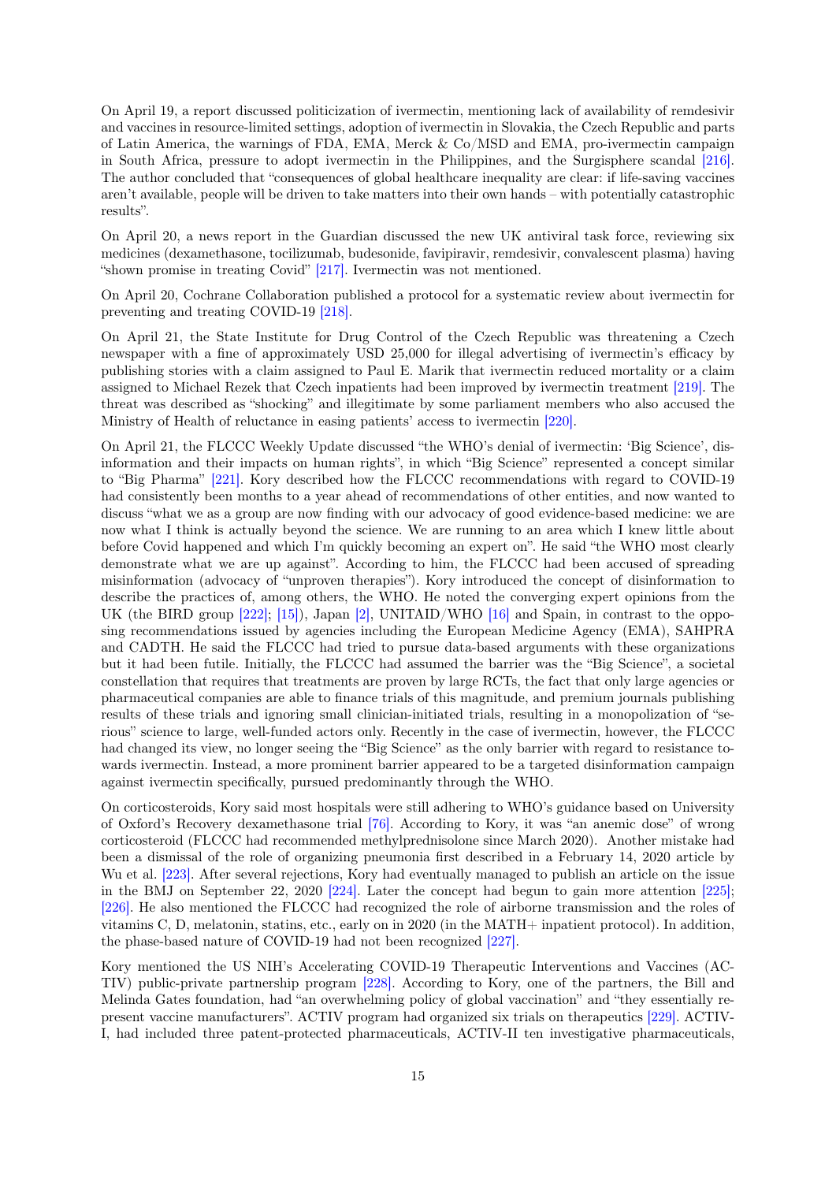On April 19, a report discussed politicization of ivermectin, mentioning lack of availability of remdesivir and vaccines in resource-limited settings, adoption of ivermectin in Slovakia, the Czech Republic and parts of Latin America, the warnings of FDA, EMA, Merck & Co/MSD and EMA, pro-ivermectin campaign in South Africa, pressure to adopt ivermectin in the Philippines, and the Surgisphere scandal [216]. The author concluded that "consequences of global healthcare inequality are clear: if life-saving vaccines aren't available, people will be driven to take matters into their own hands – with potentially catastrophic results".

On April 20, a news report in the Guardian discussed the new UK antiviral task force, reviewing six medicines (dexamethasone, tocilizumab, budesonide, favipiravir, remdesivir, convalescent plasma) having "shown promise in treating Covid" [217]. Ivermectin was not mentioned.

On April 20, Cochrane Collaboration published a protocol for a systematic review about ivermectin for preventing and treating COVID-19 [218].

On April 21, the State Institute for Drug Control of the Czech Republic was threatening a Czech newspaper with a fine of approximately USD 25,000 for illegal advertising of ivermectin's efficacy by publishing stories with a claim assigned to Paul E. Marik that ivermectin reduced mortality or a claim assigned to Michael Rezek that Czech inpatients had been improved by ivermectin treatment [219]. The threat was described as "shocking" and illegitimate by some parliament members who also accused the Ministry of Health of reluctance in easing patients' access to ivermectin [220].

On April 21, the FLCCC Weekly Update discussed "the WHO's denial of ivermectin: 'Big Science', disinformation and their impacts on human rights", in which "Big Science" represented a concept similar to "Big Pharma" [221]. Kory described how the FLCCC recommendations with regard to COVID-19 had consistently been months to a year ahead of recommendations of other entities, and now wanted to discuss "what we as a group are now finding with our advocacy of good evidence-based medicine: we are now what I think is actually beyond the science. We are running to an area which I knew little about before Covid happened and which I'm quickly becoming an expert on". He said "the WHO most clearly demonstrate what we are up against". According to him, the FLCCC had been accused of spreading misinformation (advocacy of "unproven therapies"). Kory introduced the concept of disinformation to describe the practices of, among others, the WHO. He noted the converging expert opinions from the UK (the BIRD group [222]; [15]), Japan [2], UNITAID/WHO [16] and Spain, in contrast to the opposing recommendations issued by agencies including the European Medicine Agency (EMA), SAHPRA and CADTH. He said the FLCCC had tried to pursue data-based arguments with these organizations but it had been futile. Initially, the FLCCC had assumed the barrier was the "Big Science", a societal constellation that requires that treatments are proven by large RCTs, the fact that only large agencies or pharmaceutical companies are able to finance trials of this magnitude, and premium journals publishing results of these trials and ignoring small clinician-initiated trials, resulting in a monopolization of "serious" science to large, well-funded actors only. Recently in the case of ivermectin, however, the FLCCC had changed its view, no longer seeing the "Big Science" as the only barrier with regard to resistance towards ivermectin. Instead, a more prominent barrier appeared to be a targeted disinformation campaign against ivermectin specifically, pursued predominantly through the WHO.

On corticosteroids, Kory said most hospitals were still adhering to WHO's guidance based on University of Oxford's Recovery dexamethasone trial [76]. According to Kory, it was "an anemic dose" of wrong corticosteroid (FLCCC had recommended methylprednisolone since March 2020). Another mistake had been a dismissal of the role of organizing pneumonia first described in a February 14, 2020 article by Wu et al. [223]. After several rejections, Kory had eventually managed to publish an article on the issue in the BMJ on September 22, 2020 [224]. Later the concept had begun to gain more attention [225]; [226]. He also mentioned the FLCCC had recognized the role of airborne transmission and the roles of vitamins C, D, melatonin, statins, etc., early on in 2020 (in the MATH+ inpatient protocol). In addition, the phase-based nature of COVID-19 had not been recognized [227].

Kory mentioned the US NIH's Accelerating COVID-19 Therapeutic Interventions and Vaccines (ACTIV) public-private partnership program [228]. According to Kory, one of the partners, the Bill and Melinda Gates foundation, had "an overwhelming policy of global vaccination" and "they essentially represent vaccine manufacturers". ACTIV program had organized six trials on therapeutics [229]. ACTIV-I, had included three patent-protected pharmaceuticals, ACTIV-II ten investigative pharmaceuticals,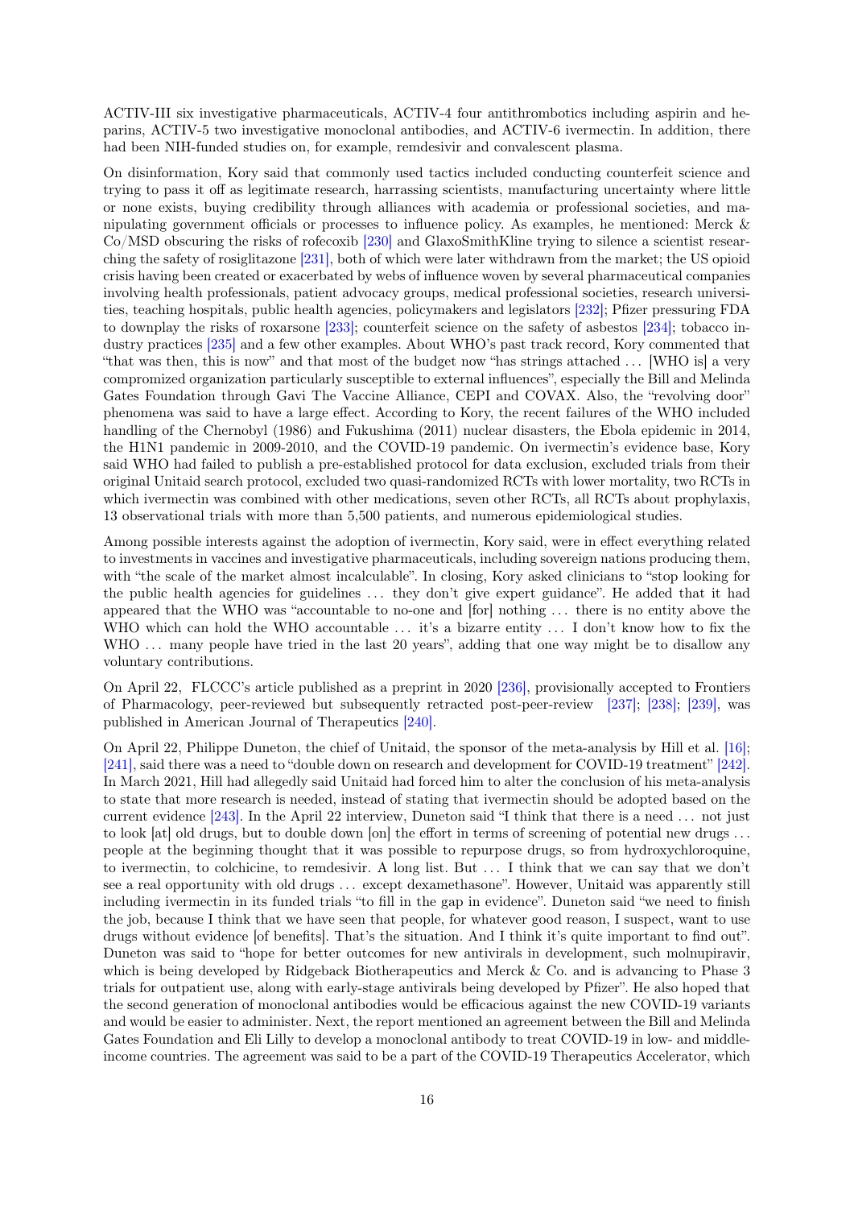ACTIV-III six investigative pharmaceuticals, ACTIV-4 four antithrombotics including aspirin and heparins, ACTIV-5 two investigative monoclonal antibodies, and ACTIV-6 ivermectin. In addition, there had been NIH-funded studies on, for example, remdesivir and convalescent plasma.

On disinformation, Kory said that commonly used tactics included conducting counterfeit science and trying to pass it off as legitimate research, harrassing scientists, manufacturing uncertainty where little or none exists, buying credibility through alliances with academia or professional societies, and manipulating government officials or processes to influence policy. As examples, he mentioned: Merck & Co/MSD obscuring the risks of rofecoxib [230] and GlaxoSmithKline trying to silence a scientist researching the safety of rosiglitazone [231], both of which were later withdrawn from the market; the US opioid crisis having been created or exacerbated by webs of influence woven by several pharmaceutical companies involving health professionals, patient advocacy groups, medical professional societies, research universities, teaching hospitals, public health agencies, policymakers and legislators [232]; Pfizer pressuring FDA to downplay the risks of roxarsone [233]; counterfeit science on the safety of asbestos [234]; tobacco industry practices [235] and a few other examples. About WHO's past track record, Kory commented that "that was then, this is now" and that most of the budget now "has strings attached ... [WHO is] a very compromized organization particularly susceptible to external influences", especially the Bill and Melinda Gates Foundation through Gavi The Vaccine Alliance, CEPI and COVAX. Also, the "revolving door" phenomena was said to have a large effect. According to Kory, the recent failures of the WHO included handling of the Chernobyl (1986) and Fukushima (2011) nuclear disasters, the Ebola epidemic in 2014, the H1N1 pandemic in 2009-2010, and the COVID-19 pandemic. On ivermectin's evidence base, Kory said WHO had failed to publish a pre-established protocol for data exclusion, excluded trials from their original Unitaid search protocol, excluded two quasi-randomized RCTs with lower mortality, two RCTs in which ivermectin was combined with other medications, seven other RCTs, all RCTs about prophylaxis, 13 observational trials with more than 5,500 patients, and numerous epidemiological studies.

Among possible interests against the adoption of ivermectin, Kory said, were in effect everything related to investments in vaccines and investigative pharmaceuticals, including sovereign nations producing them, with "the scale of the market almost incalculable". In closing, Kory asked clinicians to "stop looking for the public health agencies for guidelines ... they don't give expert guidance". He added that it had appeared that the WHO was "accountable to no-one and [for] nothing ... there is no entity above the WHO which can hold the WHO accountable ... it's a bizarre entity ... I don't know how to fix the WHO ... many people have tried in the last 20 years", adding that one way might be to disallow any voluntary contributions.

On April 22, FLCCC's article published as a preprint in 2020 [236], provisionally accepted to Frontiers of Pharmacology, peer-reviewed but subsequently retracted post-peer-review [237]; [238]; [239], was published in American Journal of Therapeutics [240].

On April 22, Philippe Duneton, the chief of Unitaid, the sponsor of the meta-analysis by Hill et al. [16]; [241], said there was a need to "double down on research and development for COVID-19 treatment" [242]. In March 2021, Hill had allegedly said Unitaid had forced him to alter the conclusion of his meta-analysis to state that more research is needed, instead of stating that ivermectin should be adopted based on the current evidence [243]. In the April 22 interview, Duneton said "I think that there is a need ... not just to look [at] old drugs, but to double down [on] the effort in terms of screening of potential new drugs ... people at the beginning thought that it was possible to repurpose drugs, so from hydroxychloroquine, to ivermectin, to colchicine, to remdesivir. A long list. But ... I think that we can say that we don't see a real opportunity with old drugs ... except dexamethasone". However, Unitaid was apparently still including ivermectin in its funded trials "to fill in the gap in evidence". Duneton said "we need to finish the job, because I think that we have seen that people, for whatever good reason, I suspect, want to use drugs without evidence [of benefits]. That's the situation. And I think it's quite important to find out". Duneton was said to "hope for better outcomes for new antivirals in development, such molnupiravir, which is being developed by Ridgeback Biotherapeutics and Merck & Co. and is advancing to Phase 3 trials for outpatient use, along with early-stage antivirals being developed by Pfizer". He also hoped that the second generation of monoclonal antibodies would be efficacious against the new COVID-19 variants and would be easier to administer. Next, the report mentioned an agreement between the Bill and Melinda Gates Foundation and Eli Lilly to develop a monoclonal antibody to treat COVID-19 in low- and middle-income countries. The agreement was said to be a part of the COVID-19 Therapeutics Accelerator, which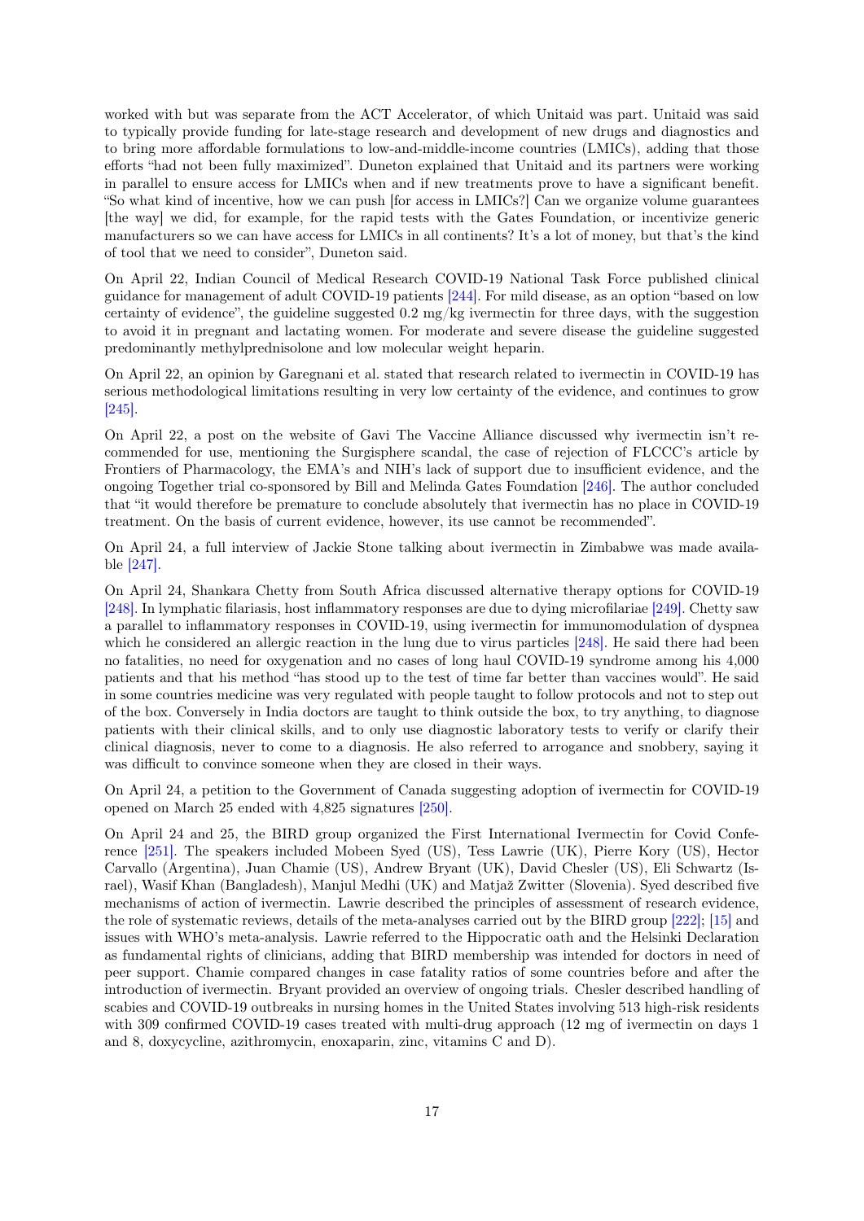worked with but was separate from the ACT Accelerator, of which Unitaid was part. Unitaid was said to typically provide funding for late-stage research and development of new drugs and diagnostics and to bring more affordable formulations to low-and-middle-income countries (LMICs), adding that those efforts "had not been fully maximized". Duneton explained that Unitaid and its partners were working in parallel to ensure access for LMICs when and if new treatments prove to have a significant benefit. "So what kind of incentive, how we can push [for access in LMICs?] Can we organize volume guarantees [the way] we did, for example, for the rapid tests with the Gates Foundation, or incentivize generic manufacturers so we can have access for LMICs in all continents? It's a lot of money, but that's the kind of tool that we need to consider", Duneton said.

On April 22, Indian Council of Medical Research COVID-19 National Task Force published clinical guidance for management of adult COVID-19 patients [244]. For mild disease, as an option "based on low certainty of evidence", the guideline suggested 0.2 mg/kg ivermectin for three days, with the suggestion to avoid it in pregnant and lactating women. For moderate and severe disease the guideline suggested predominantly methylprednisolone and low molecular weight heparin.

On April 22, an opinion by Garegnani et al. stated that research related to ivermectin in COVID-19 has serious methodological limitations resulting in very low certainty of the evidence, and continues to grow [245].

On April 22, a post on the website of Gavi The Vaccine Alliance discussed why ivermectin isn't recommended for use, mentioning the Surgisphere scandal, the case of rejection of FLCCC's article by Frontiers of Pharmacology, the EMA's and NIH's lack of support due to insufficient evidence, and the ongoing Together trial co-sponsored by Bill and Melinda Gates Foundation [246]. The author concluded that "it would therefore be premature to conclude absolutely that ivermectin has no place in COVID-19 treatment. On the basis of current evidence, however, its use cannot be recommended".

On April 24, a full interview of Jackie Stone talking about ivermectin in Zimbabwe was made available [247].

On April 24, Shankara Chetty from South Africa discussed alternative therapy options for COVID-19 [248]. In lymphatic filariasis, host inflammatory responses are due to dying microfilariae [249]. Chetty saw a parallel to inflammatory responses in COVID-19, using ivermectin for immunomodulation of dyspnea which he considered an allergic reaction in the lung due to virus particles [248]. He said there had been no fatalities, no need for oxygenation and no cases of long haul COVID-19 syndrome among his 4,000 patients and that his method "has stood up to the test of time far better than vaccines would". He said in some countries medicine was very regulated with people taught to follow protocols and not to step out of the box. Conversely in India doctors are taught to think outside the box, to try anything, to diagnose patients with their clinical skills, and to only use diagnostic laboratory tests to verify or clarify their clinical diagnosis, never to come to a diagnosis. He also referred to arrogance and snobbery, saying it was difficult to convince someone when they are closed in their ways.

On April 24, a petition to the Government of Canada suggesting adoption of ivermectin for COVID-19 opened on March 25 ended with 4,825 signatures [250].

On April 24 and 25, the BIRD group organized the First International Ivermectin for Covid Conference [251]. The speakers included Mobeen Syed (US), Tess Lawrie (UK), Pierre Kory (US), Hector Carvallo (Argentina), Juan Chamie (US), Andrew Bryant (UK), David Chesler (US), Eli Schwartz (Israel), Wasif Khan (Bangladesh), Manjul Medhi (UK) and Matjaž Zwitter (Slovenia). Syed described five mechanisms of action of ivermectin. Lawrie described the principles of assessment of research evidence, the role of systematic reviews, details of the meta-analyses carried out by the BIRD group [222]; [15] and issues with WHO's meta-analysis. Lawrie referred to the Hippocratic oath and the Helsinki Declaration as fundamental rights of clinicians, adding that BIRD membership was intended for doctors in need of peer support. Chamie compared changes in case fatality ratios of some countries before and after the introduction of ivermectin. Bryant provided an overview of ongoing trials. Chesler described handling of scabies and COVID-19 outbreaks in nursing homes in the United States involving 513 high-risk residents with 309 confirmed COVID-19 cases treated with multi-drug approach (12 mg of ivermectin on days 1 and 8, doxycycline, azithromycin, enoxaparin, zinc, vitamins C and D).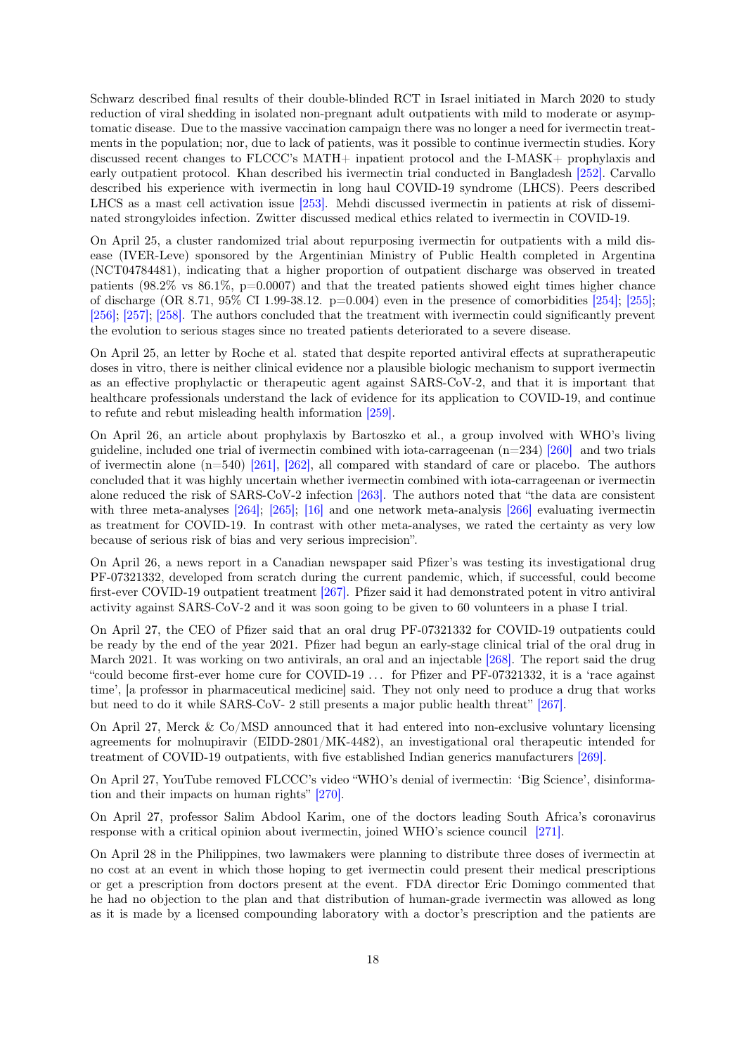Schwarz described final results of their double-blinded RCT in Israel initiated in March 2020 to study reduction of viral shedding in isolated non-pregnant adult outpatients with mild to moderate or asymptomatic disease. Due to the massive vaccination campaign there was no longer a need for ivermectin treatments in the population; nor, due to lack of patients, was it possible to continue ivermectin studies. Kory discussed recent changes to FLCCC's MATH+ inpatient protocol and the I-MASK+ prophylaxis and early outpatient protocol. Khan described his ivermectin trial conducted in Bangladesh [252]. Carvallo described his experience with ivermectin in long haul COVID-19 syndrome (LHCS). Peers described LHCS as a mast cell activation issue [253]. Mehdi discussed ivermectin in patients at risk of disseminated strongyloides infection. Zwitter discussed medical ethics related to ivermectin in COVID-19.

On April 25, a cluster randomized trial about repurposing ivermectin for outpatients with a mild disease (IVER-Leve) sponsored by the Argentinian Ministry of Public Health completed in Argentina (NCT04784481), indicating that a higher proportion of outpatient discharge was observed in treated patients (98.2% vs 86.1%, p=0.0007) and that the treated patients showed eight times higher chance of discharge (OR 8.71, 95% CI 1.99-38.12. p=0.004) even in the presence of comorbidities [254]; [255]; [256]; [257]; [258]. The authors concluded that the treatment with ivermectin could significantly prevent the evolution to serious stages since no treated patients deteriorated to a severe disease.

On April 25, an letter by Roche et al. stated that despite reported antiviral effects at supratherapeutic doses in vitro, there is neither clinical evidence nor a plausible biologic mechanism to support ivermectin as an effective prophylactic or therapeutic agent against SARS-CoV-2, and that it is important that healthcare professionals understand the lack of evidence for its application to COVID-19, and continue to refute and rebut misleading health information [259].

On April 26, an article about prophylaxis by Bartoszko et al., a group involved with WHO's living guideline, included one trial of ivermectin combined with iota-carrageenan (n=234) [260] and two trials of ivermectin alone (n=540) [261], [262], all compared with standard of care or placebo. The authors concluded that it was highly uncertain whether ivermectin combined with iota-carrageenan or ivermectin alone reduced the risk of SARS-CoV-2 infection [263]. The authors noted that "the data are consistent with three meta-analyses [264]; [265]; [16] and one network meta-analysis [266] evaluating ivermectin as treatment for COVID-19. In contrast with other meta-analyses, we rated the certainty as very low because of serious risk of bias and very serious imprecision".

On April 26, a news report in a Canadian newspaper said Pfizer's was testing its investigational drug PF-07321332, developed from scratch during the current pandemic, which, if successful, could become first-ever COVID-19 outpatient treatment [267]. Pfizer said it had demonstrated potent in vitro antiviral activity against SARS-CoV-2 and it was soon going to be given to 60 volunteers in a phase I trial.

On April 27, the CEO of Pfizer said that an oral drug PF-07321332 for COVID-19 outpatients could be ready by the end of the year 2021. Pfizer had begun an early-stage clinical trial of the oral drug in March 2021. It was working on two antivirals, an oral and an injectable [268]. The report said the drug "could become first-ever home cure for COVID-19 ... for Pfizer and PF-07321332, it is a 'race against time', [a professor in pharmaceutical medicine] said. They not only need to produce a drug that works but need to do it while SARS-CoV- 2 still presents a major public health threat" [267].

On April 27, Merck & Co/MSD announced that it had entered into non-exclusive voluntary licensing agreements for molnupiravir (EIDD-2801/MK-4482), an investigational oral therapeutic intended for treatment of COVID-19 outpatients, with five established Indian generics manufacturers [269].

On April 27, YouTube removed FLCCC's video "WHO's denial of ivermectin: 'Big Science', disinformation and their impacts on human rights" [270].

On April 27, professor Salim Abdool Karim, one of the doctors leading South Africa's coronavirus response with a critical opinion about ivermectin, joined WHO's science council [271].

On April 28 in the Philippines, two lawmakers were planning to distribute three doses of ivermectin at no cost at an event in which those hoping to get ivermectin could present their medical prescriptions or get a prescription from doctors present at the event. FDA director Eric Domingo commented that he had no objection to the plan and that distribution of human-grade ivermectin was allowed as long as it is made by a licensed compounding laboratory with a doctor's prescription and the patients are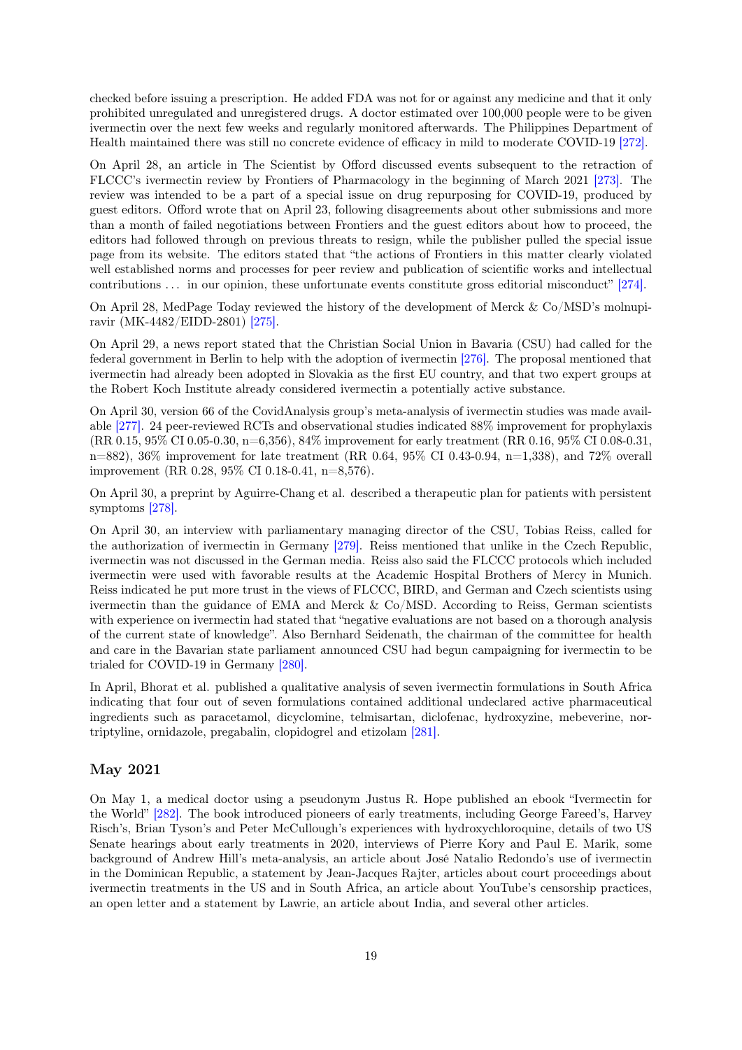checked before issuing a prescription. He added FDA was not for or against any medicine and that it only prohibited unregulated and unregistered drugs. A doctor estimated over 100,000 people were to be given ivermectin over the next few weeks and regularly monitored afterwards. The Philippines Department of Health maintained there was still no concrete evidence of efficacy in mild to moderate COVID-19 [272].

On April 28, an article in The Scientist by Offord discussed events subsequent to the retraction of FLCCC's ivermectin review by Frontiers of Pharmacology in the beginning of March 2021 [273]. The review was intended to be a part of a special issue on drug repurposing for COVID-19, produced by guest editors. Offord wrote that on April 23, following disagreements about other submissions and more than a month of failed negotiations between Frontiers and the guest editors about how to proceed, the editors had followed through on previous threats to resign, while the publisher pulled the special issue page from its website. The editors stated that "the actions of Frontiers in this matter clearly violated well established norms and processes for peer review and publication of scientific works and intellectual contributions … in our opinion, these unfortunate events constitute gross editorial misconduct" [274].

On April 28, MedPage Today reviewed the history of the development of Merck & Co/MSD's molnupiravir (MK-4482/EIDD-2801) [275].

On April 29, a news report stated that the Christian Social Union in Bavaria (CSU) had called for the federal government in Berlin to help with the adoption of ivermectin [276]. The proposal mentioned that ivermectin had already been adopted in Slovakia as the first EU country, and that two expert groups at the Robert Koch Institute already considered ivermectin a potentially active substance.

On April 30, version 66 of the CovidAnalysis group's meta-analysis of ivermectin studies was made available [277]. 24 peer-reviewed RCTs and observational studies indicated 88% improvement for prophylaxis (RR 0.15, 95% CI 0.05-0.30, n=6,356), 84% improvement for early treatment (RR 0.16, 95% CI 0.08-0.31, n=882), 36% improvement for late treatment (RR 0.64, 95% CI 0.43-0.94, n=1,338), and 72% overall improvement (RR 0.28, 95% CI 0.18-0.41, n=8,576).

On April 30, a preprint by Aguirre-Chang et al. described a therapeutic plan for patients with persistent symptoms [278].

On April 30, an interview with parliamentary managing director of the CSU, Tobias Reiss, called for the authorization of ivermectin in Germany [279]. Reiss mentioned that unlike in the Czech Republic, ivermectin was not discussed in the German media. Reiss also said the FLCCC protocols which included ivermectin were used with favorable results at the Academic Hospital Brothers of Mercy in Munich. Reiss indicated he put more trust in the views of FLCCC, BIRD, and German and Czech scientists using ivermectin than the guidance of EMA and Merck & Co/MSD. According to Reiss, German scientists with experience on ivermectin had stated that "negative evaluations are not based on a thorough analysis of the current state of knowledge". Also Bernhard Seidenath, the chairman of the committee for health and care in the Bavarian state parliament announced CSU had begun campaigning for ivermectin to be trialed for COVID-19 in Germany [280].

In April, Bhorat et al. published a qualitative analysis of seven ivermectin formulations in South Africa indicating that four out of seven formulations contained additional undeclared active pharmaceutical ingredients such as paracetamol, dicyclomine, telmisartan, diclofenac, hydroxyzine, mebeverine, nortriptyline, ornidazole, pregabalin, clopidogrel and etizolam [281].

## May 2021

On May 1, a medical doctor using a pseudonym Justus R. Hope published an ebook "Ivermectin for the World" [282]. The book introduced pioneers of early treatments, including George Fareed's, Harvey Risch's, Brian Tyson's and Peter McCullough's experiences with hydroxychloroquine, details of two US Senate hearings about early treatments in 2020, interviews of Pierre Kory and Paul E. Marik, some background of Andrew Hill's meta-analysis, an article about José Natalio Redondo's use of ivermectin in the Dominican Republic, a statement by Jean-Jacques Rajter, articles about court proceedings about ivermectin treatments in the US and in South Africa, an article about YouTube's censorship practices, an open letter and a statement by Lawrie, an article about India, and several other articles.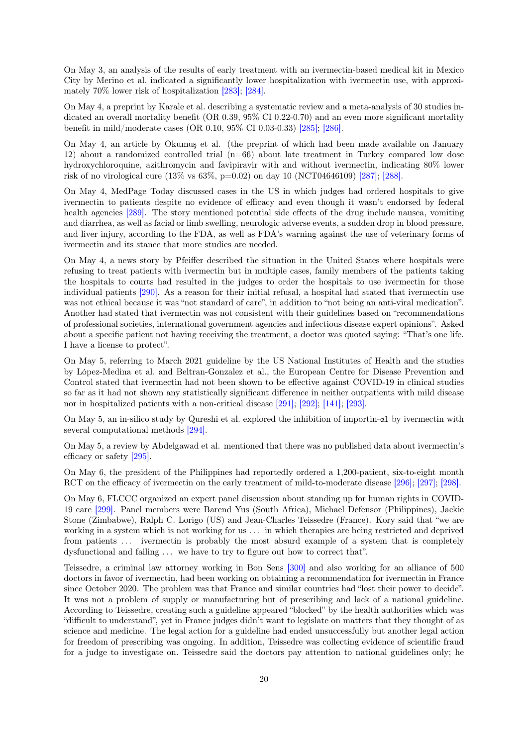On May 3, an analysis of the results of early treatment with an ivermectin-based medical kit in Mexico City by Merino et al. indicated a significantly lower hospitalization with ivermectin use, with approximately 70% lower risk of hospitalization [283]; [284].

On May 4, a preprint by Karale et al. describing a systematic review and a meta-analysis of 30 studies indicated an overall mortality benefit (OR 0.39, 95% CI 0.22-0.70) and an even more significant mortality benefit in mild/moderate cases (OR 0.10, 95% CI 0.03-0.33) [285]; [286].

On May 4, an article by Okumuş et al. (the preprint of which had been made available on January 12) about a randomized controlled trial (n=66) about late treatment in Turkey compared low dose hydroxychloroquine, azithromycin and favipiravir with and without ivermectin, indicating 80% lower risk of no virological cure (13% vs 63%, p=0.02) on day 10 (NCT04646109) [287]; [288].

On May 4, MedPage Today discussed cases in the US in which judges had ordered hospitals to give ivermectin to patients despite no evidence of efficacy and even though it wasn't endorsed by federal health agencies [289]. The story mentioned potential side effects of the drug include nausea, vomiting and diarrhea, as well as facial or limb swelling, neurologic adverse events, a sudden drop in blood pressure, and liver injury, according to the FDA, as well as FDA's warning against the use of veterinary forms of ivermectin and its stance that more studies are needed.

On May 4, a news story by Pfeiffer described the situation in the United States where hospitals were refusing to treat patients with ivermectin but in multiple cases, family members of the patients taking the hospitals to courts had resulted in the judges to order the hospitals to use ivermectin for those individual patients [290]. As a reason for their initial refusal, a hospital had stated that ivermectin use was not ethical because it was "not standard of care", in addition to "not being an anti-viral medication". Another had stated that ivermectin was not consistent with their guidelines based on "recommendations of professional societies, international government agencies and infectious disease expert opinions". Asked about a specific patient not having receiving the treatment, a doctor was quoted saying: "That's one life. I have a license to protect".

On May 5, referring to March 2021 guideline by the US National Institutes of Health and the studies by López-Medina et al. and Beltran-Gonzalez et al., the European Centre for Disease Prevention and Control stated that ivermectin had not been shown to be effective against COVID-19 in clinical studies so far as it had not shown any statistically significant difference in neither outpatients with mild disease nor in hospitalized patients with a non-critical disease [291]; [292]; [141]; [293].

On May 5, an in-silico study by Qureshi et al. explored the inhibition of importin-α1 by ivermectin with several computational methods [294].

On May 5, a review by Abdelgawad et al. mentioned that there was no published data about ivermectin's efficacy or safety [295].

On May 6, the president of the Philippines had reportedly ordered a 1,200-patient, six-to-eight month RCT on the efficacy of ivermectin on the early treatment of mild-to-moderate disease [296]; [297]; [298].

On May 6, FLCCC organized an expert panel discussion about standing up for human rights in COVID-19 care [299]. Panel members were Barend Yus (South Africa), Michael Defensor (Philippines), Jackie Stone (Zimbabwe), Ralph C. Lorigo (US) and Jean-Charles Teissedre (France). Kory said that "we are working in a system which is not working for us ... in which therapies are being restricted and deprived from patients ... ivermectin is probably the most absurd example of a system that is completely dysfunctional and failing ... we have to try to figure out how to correct that".

Teissedre, a criminal law attorney working in Bon Sens [300] and also working for an alliance of 500 doctors in favor of ivermectin, had been working on obtaining a recommendation for ivermectin in France since October 2020. The problem was that France and similar countries had "lost their power to decide". It was not a problem of supply or manufacturing but of prescribing and lack of a national guideline. According to Teissedre, creating such a guideline appeared "blocked" by the health authorities which was "difficult to understand", yet in France judges didn't want to legislate on matters that they thought of as science and medicine. The legal action for a guideline had ended unsuccessfully but another legal action for freedom of prescribing was ongoing. In addition, Teissedre was collecting evidence of scientific fraud for a judge to investigate on. Teissedre said the doctors pay attention to national guidelines only; he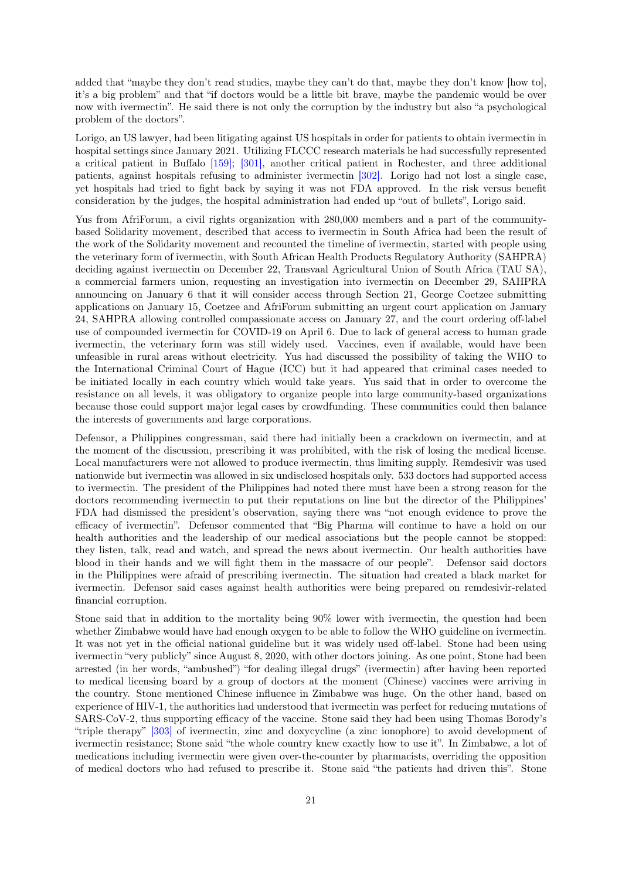added that "maybe they don't read studies, maybe they can't do that, maybe they don't know [how to], it's a big problem" and that "if doctors would be a little bit brave, maybe the pandemic would be over now with ivermectin". He said there is not only the corruption by the industry but also "a psychological problem of the doctors".

Lorigo, an US lawyer, had been litigating against US hospitals in order for patients to obtain ivermectin in hospital settings since January 2021. Utilizing FLCCC research materials he had successfully represented a critical patient in Buffalo [159]; [301], another critical patient in Rochester, and three additional patients, against hospitals refusing to administer ivermectin [302]. Lorigo had not lost a single case, yet hospitals had tried to fight back by saying it was not FDA approved. In the risk versus benefit consideration by the judges, the hospital administration had ended up "out of bullets", Lorigo said.

Yus from AfriForum, a civil rights organization with 280,000 members and a part of the community-based Solidarity movement, described that access to ivermectin in South Africa had been the result of the work of the Solidarity movement and recounted the timeline of ivermectin, started with people using the veterinary form of ivermectin, with South African Health Products Regulatory Authority (SAHPRA) deciding against ivermectin on December 22, Transvaal Agricultural Union of South Africa (TAU SA), a commercial farmers union, requesting an investigation into ivermectin on December 29, SAHPRA announcing on January 6 that it will consider access through Section 21, George Coetzee submitting applications on January 15, Coetzee and AfriForum submitting an urgent court application on January 24, SAHPRA allowing controlled compassionate access on January 27, and the court ordering off-label use of compounded ivermectin for COVID-19 on April 6. Due to lack of general access to human grade ivermectin, the veterinary form was still widely used. Vaccines, even if available, would have been unfeasible in rural areas without electricity. Yus had discussed the possibility of taking the WHO to the International Criminal Court of Hague (ICC) but it had appeared that criminal cases needed to be initiated locally in each country which would take years. Yus said that in order to overcome the resistance on all levels, it was obligatory to organize people into large community-based organizations because those could support major legal cases by crowdfunding. These communities could then balance the interests of governments and large corporations.

Defensor, a Philippines congressman, said there had initially been a crackdown on ivermectin, and at the moment of the discussion, prescribing it was prohibited, with the risk of losing the medical license. Local manufacturers were not allowed to produce ivermectin, thus limiting supply. Remdesivir was used nationwide but ivermectin was allowed in six undisclosed hospitals only. 533 doctors had supported access to ivermectin. The president of the Philippines had noted there must have been a strong reason for the doctors recommending ivermectin to put their reputations on line but the director of the Philippines' FDA had dismissed the president's observation, saying there was "not enough evidence to prove the efficacy of ivermectin". Defensor commented that "Big Pharma will continue to have a hold on our health authorities and the leadership of our medical associations but the people cannot be stopped: they listen, talk, read and watch, and spread the news about ivermectin. Our health authorities have blood in their hands and we will fight them in the massacre of our people". Defensor said doctors in the Philippines were afraid of prescribing ivermectin. The situation had created a black market for ivermectin. Defensor said cases against health authorities were being prepared on remdesivir-related financial corruption.

Stone said that in addition to the mortality being 90% lower with ivermectin, the question had been whether Zimbabwe would have had enough oxygen to be able to follow the WHO guideline on ivermectin. It was not yet in the official national guideline but it was widely used off-label. Stone had been using ivermectin "very publicly" since August 8, 2020, with other doctors joining. As one point, Stone had been arrested (in her words, "ambushed") "for dealing illegal drugs" (ivermectin) after having been reported to medical licensing board by a group of doctors at the moment (Chinese) vaccines were arriving in the country. Stone mentioned Chinese influence in Zimbabwe was huge. On the other hand, based on experience of HIV-1, the authorities had understood that ivermectin was perfect for reducing mutations of SARS-CoV-2, thus supporting efficacy of the vaccine. Stone said they had been using Thomas Borody's "triple therapy" [303] of ivermectin, zinc and doxycycline (a zinc ionophore) to avoid development of ivermectin resistance; Stone said "the whole country knew exactly how to use it". In Zimbabwe, a lot of medications including ivermectin were given over-the-counter by pharmacists, overriding the opposition of medical doctors who had refused to prescribe it. Stone said "the patients had driven this". Stone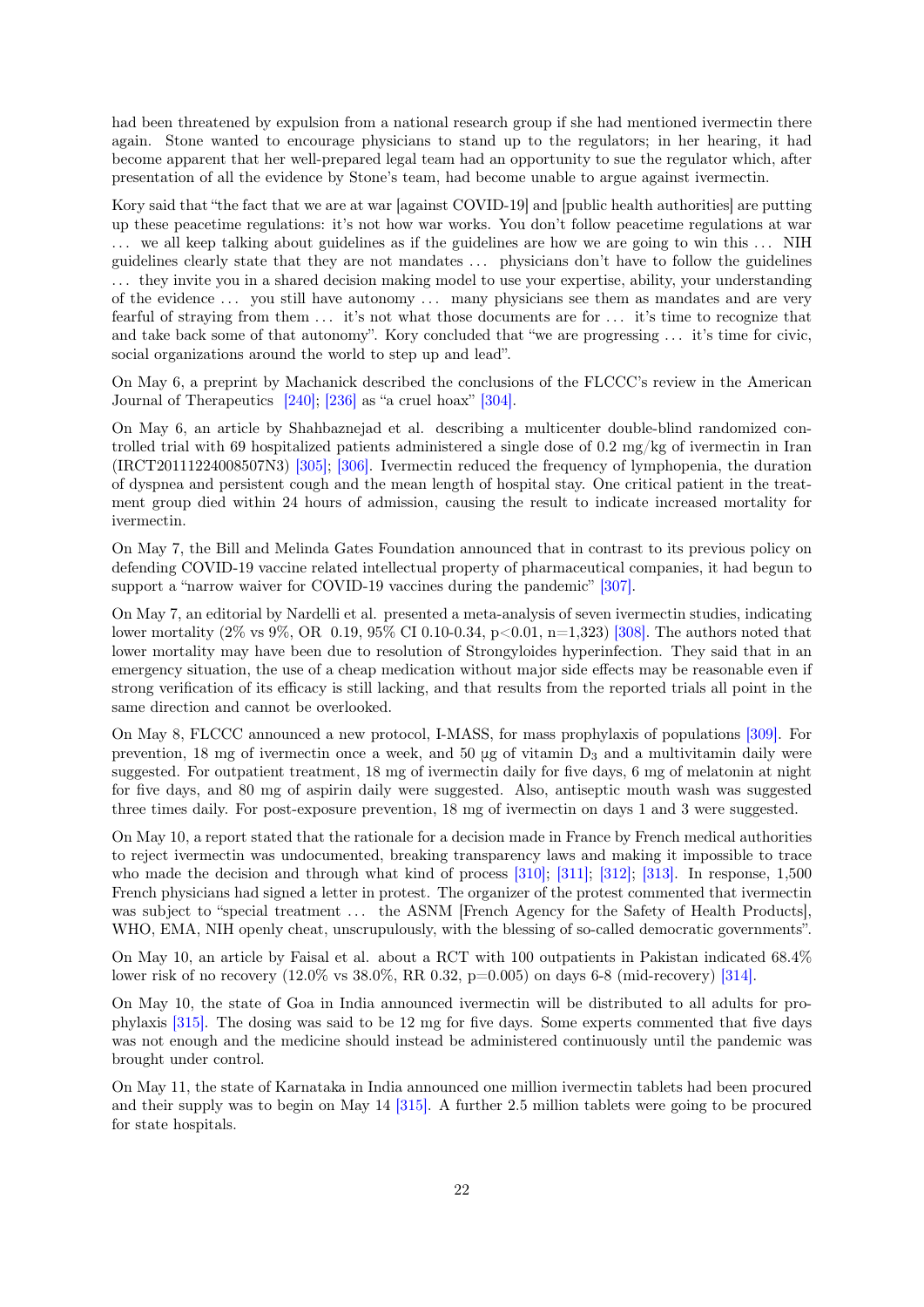had been threatened by expulsion from a national research group if she had mentioned ivermectin there again. Stone wanted to encourage physicians to stand up to the regulators; in her hearing, it had become apparent that her well-prepared legal team had an opportunity to sue the regulator which, after presentation of all the evidence by Stone's team, had become unable to argue against ivermectin.

Kory said that "the fact that we are at war [against COVID-19] and [public health authorities] are putting up these peacetime regulations: it's not how war works. You don't follow peacetime regulations at war ... we all keep talking about guidelines as if the guidelines are how we are going to win this ... NIH guidelines clearly state that they are not mandates ... physicians don't have to follow the guidelines ... they invite you in a shared decision making model to use your expertise, ability, your understanding of the evidence ... you still have autonomy ... many physicians see them as mandates and are very fearful of straying from them ... it's not what those documents are for ... it's time to recognize that and take back some of that autonomy". Kory concluded that "we are progressing ... it's time for civic, social organizations around the world to step up and lead".

On May 6, a preprint by Machanick described the conclusions of the FLCCC's review in the American Journal of Therapeutics [240]; [236] as "a cruel hoax" [304].

On May 6, an article by Shahbaznejad et al. describing a multicenter double-blind randomized controlled trial with 69 hospitalized patients administered a single dose of 0.2 mg/kg of ivermectin in Iran (IRCT20111224008507N3) [305]; [306]. Ivermectin reduced the frequency of lymphopenia, the duration of dyspnea and persistent cough and the mean length of hospital stay. One critical patient in the treatment group died within 24 hours of admission, causing the result to indicate increased mortality for ivermectin.

On May 7, the Bill and Melinda Gates Foundation announced that in contrast to its previous policy on defending COVID-19 vaccine related intellectual property of pharmaceutical companies, it had begun to support a "narrow waiver for COVID-19 vaccines during the pandemic" [307].

On May 7, an editorial by Nardelli et al. presented a meta-analysis of seven ivermectin studies, indicating lower mortality (2% vs 9%, OR 0.19, 95% CI 0.10-0.34, $p<0.01$, n=1,323) [308]. The authors noted that lower mortality may have been due to resolution of Strongyloides hyperinfection. They said that in an emergency situation, the use of a cheap medication without major side effects may be reasonable even if strong verification of its efficacy is still lacking, and that results from the reported trials all point in the same direction and cannot be overlooked.

On May 8, FLCCC announced a new protocol, I-MASS, for mass prophylaxis of populations [309]. For prevention, 18 mg of ivermectin once a week, and 50 µg of vitamin $D_3$ and a multivitamin daily were suggested. For outpatient treatment, 18 mg of ivermectin daily for five days, 6 mg of melatonin at night for five days, and 80 mg of aspirin daily were suggested. Also, antiseptic mouth wash was suggested three times daily. For post-exposure prevention, 18 mg of ivermectin on days 1 and 3 were suggested.

On May 10, a report stated that the rationale for a decision made in France by French medical authorities to reject ivermectin was undocumented, breaking transparency laws and making it impossible to trace who made the decision and through what kind of process [310]; [311]; [312]; [313]. In response, 1,500 French physicians had signed a letter in protest. The organizer of the protest commented that ivermectin was subject to "special treatment ... the ASNM [French Agency for the Safety of Health Products], WHO, EMA, NIH openly cheat, unscrupulously, with the blessing of so-called democratic governments".

On May 10, an article by Faisal et al. about a RCT with 100 outpatients in Pakistan indicated 68.4% lower risk of no recovery (12.0% vs 38.0%, RR 0.32, p=0.005) on days 6-8 (mid-recovery) [314].

On May 10, the state of Goa in India announced ivermectin will be distributed to all adults for prophylaxis [315]. The dosing was said to be 12 mg for five days. Some experts commented that five days was not enough and the medicine should instead be administered continuously until the pandemic was brought under control.

On May 11, the state of Karnataka in India announced one million ivermectin tablets had been procured and their supply was to begin on May 14 [315]. A further 2.5 million tablets were going to be procured for state hospitals.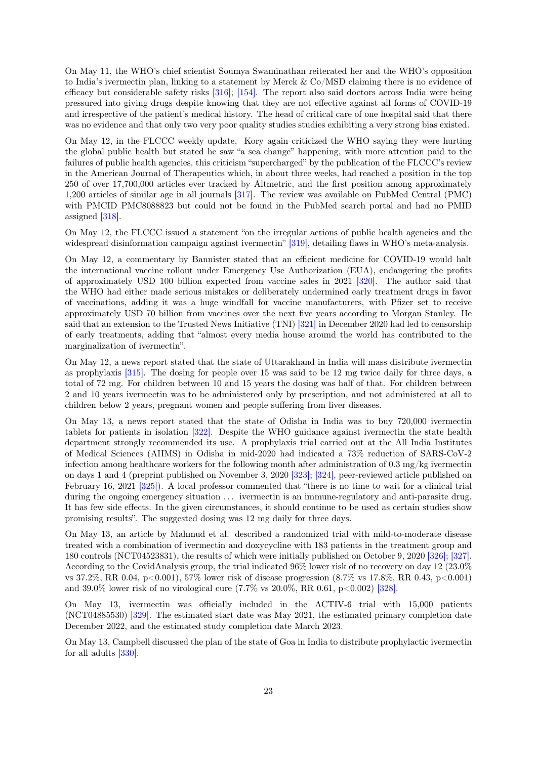On May 11, the WHO's chief scientist Soumya Swaminathan reiterated her and the WHO's opposition to India's ivermectin plan, linking to a statement by Merck & Co/MSD claiming there is no evidence of efficacy but considerable safety risks [316]; [154]. The report also said doctors across India were being pressured into giving drugs despite knowing that they are not effective against all forms of COVID-19 and irrespective of the patient's medical history. The head of critical care of one hospital said that there was no evidence and that only two very poor quality studies studies exhibiting a very strong bias existed.

On May 12, in the FLCCC weekly update, Kory again criticized the WHO saying they were hurting the global public health but stated he saw "a sea change" happening, with more attention paid to the failures of public health agencies, this criticism "supercharged" by the publication of the FLCCC's review in the American Journal of Therapeutics which, in about three weeks, had reached a position in the top 250 of over 17,700,000 articles ever tracked by Altmetric, and the first position among approximately 1,200 articles of similar age in all journals [317]. The review was available on PubMed Central (PMC) with PMCID PMC8088823 but could not be found in the PubMed search portal and had no PMID assigned [318].

On May 12, the FLCCC issued a statement "on the irregular actions of public health agencies and the widespread disinformation campaign against ivermectin" [319], detailing flaws in WHO's meta-analysis.

On May 12, a commentary by Bannister stated that an efficient medicine for COVID-19 would halt the international vaccine rollout under Emergency Use Authorization (EUA), endangering the profits of approximately USD 100 billion expected from vaccine sales in 2021 [320]. The author said that the WHO had either made serious mistakes or deliberately undermined early treatment drugs in favor of vaccinations, adding it was a huge windfall for vaccine manufacturers, with Pfizer set to receive approximately USD 70 billion from vaccines over the next five years according to Morgan Stanley. He said that an extension to the Trusted News Initiative (TNI) [321] in December 2020 had led to censorship of early treatments, adding that "almost every media house around the world has contributed to the marginalization of ivermectin".

On May 12, a news report stated that the state of Uttarakhand in India will mass distribute ivermectin as prophylaxis [315]. The dosing for people over 15 was said to be 12 mg twice daily for three days, a total of 72 mg. For children between 10 and 15 years the dosing was half of that. For children between 2 and 10 years ivermectin was to be administered only by prescription, and not administered at all to children below 2 years, pregnant women and people suffering from liver diseases.

On May 13, a news report stated that the state of Odisha in India was to buy 720,000 ivermectin tablets for patients in isolation [322]. Despite the WHO guidance against ivermectin the state health department strongly recommended its use. A prophylaxis trial carried out at the All India Institutes of Medical Sciences (AIIMS) in Odisha in mid-2020 had indicated a 73% reduction of SARS-CoV-2 infection among healthcare workers for the following month after administration of 0.3 mg/kg ivermectin on days 1 and 4 (preprint published on November 3, 2020 [323]; [324], peer-reviewed article published on February 16, 2021 [325]). A local professor commented that "there is no time to wait for a clinical trial during the ongoing emergency situation ... ivermectin is an immune-regulatory and anti-parasite drug. It has few side effects. In the given circumstances, it should continue to be used as certain studies show promising results". The suggested dosing was 12 mg daily for three days.

On May 13, an article by Mahmud et al. described a randomized trial with mild-to-moderate disease treated with a combination of ivermectin and doxycycline with 183 patients in the treatment group and 180 controls (NCT04523831), the results of which were initially published on October 9, 2020 [326]; [327]. According to the CovidAnalysis group, the trial indicated 96% lower risk of no recovery on day 12 (23.0% vs 37.2%, RR 0.04, $p<0.001$), 57% lower risk of disease progression (8.7% vs 17.8%, RR 0.43, $p<0.001$) and 39.0% lower risk of no virological cure (7.7% vs 20.0%, RR 0.61, $p<0.002$) [328].

On May 13, ivermectin was officially included in the ACTIV-6 trial with 15,000 patients (NCT04885530) [329]. The estimated start date was May 2021, the estimated primary completion date December 2022, and the estimated study completion date March 2023.

On May 13, Campbell discussed the plan of the state of Goa in India to distribute prophylactic ivermectin for all adults [330].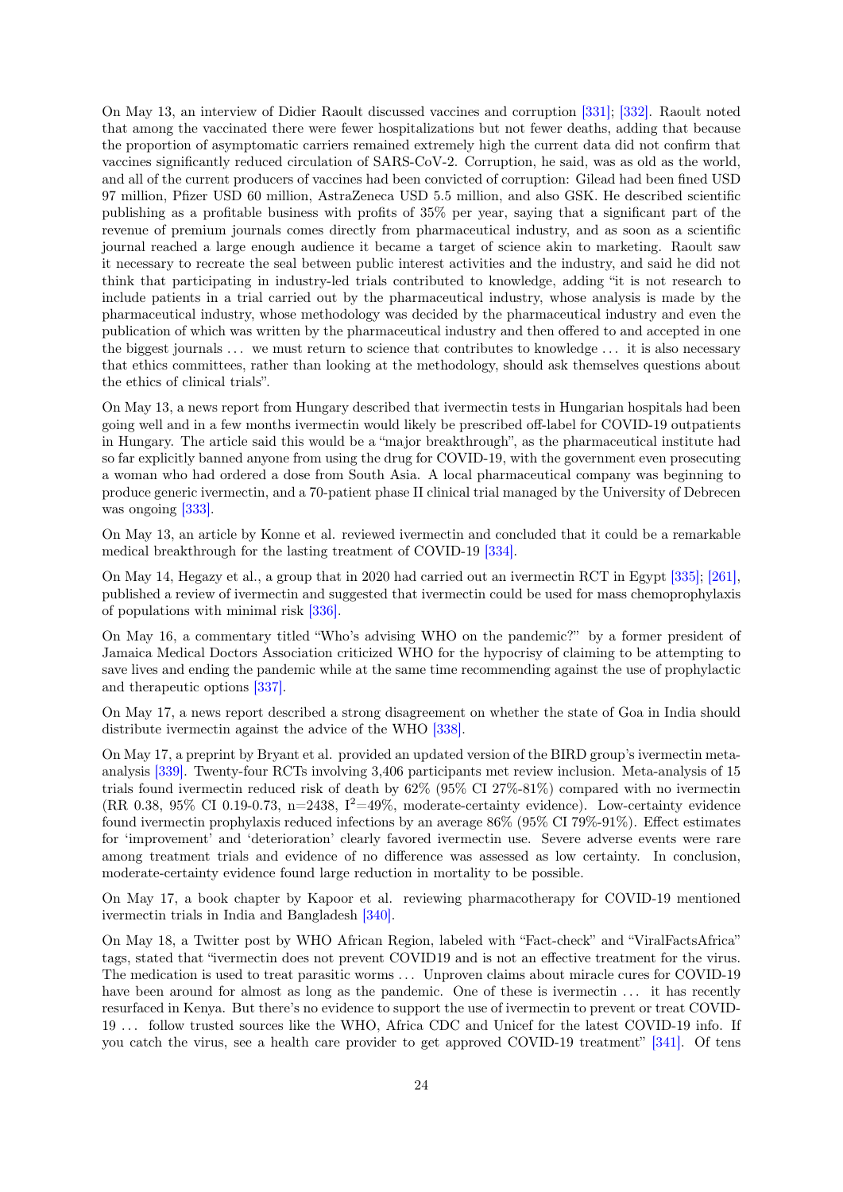On May 13, an interview of Didier Raoult discussed vaccines and corruption [331]; [332]. Raoult noted that among the vaccinated there were fewer hospitalizations but not fewer deaths, adding that because the proportion of asymptomatic carriers remained extremely high the current data did not confirm that vaccines significantly reduced circulation of SARS-CoV-2. Corruption, he said, was as old as the world, and all of the current producers of vaccines had been convicted of corruption: Gilead had been fined USD 97 million, Pfizer USD 60 million, AstraZeneca USD 5.5 million, and also GSK. He described scientific publishing as a profitable business with profits of 35% per year, saying that a significant part of the revenue of premium journals comes directly from pharmaceutical industry, and as soon as a scientific journal reached a large enough audience it became a target of science akin to marketing. Raoult saw it necessary to recreate the seal between public interest activities and the industry, and said he did not think that participating in industry-led trials contributed to knowledge, adding "it is not research to include patients in a trial carried out by the pharmaceutical industry, whose analysis is made by the pharmaceutical industry, whose methodology was decided by the pharmaceutical industry and even the publication of which was written by the pharmaceutical industry and then offered to and accepted in one the biggest journals ... we must return to science that contributes to knowledge ... it is also necessary that ethics committees, rather than looking at the methodology, should ask themselves questions about the ethics of clinical trials".

On May 13, a news report from Hungary described that ivermectin tests in Hungarian hospitals had been going well and in a few months ivermectin would likely be prescribed off-label for COVID-19 outpatients in Hungary. The article said this would be a "major breakthrough", as the pharmaceutical institute had so far explicitly banned anyone from using the drug for COVID-19, with the government even prosecuting a woman who had ordered a dose from South Asia. A local pharmaceutical company was beginning to produce generic ivermectin, and a 70-patient phase II clinical trial managed by the University of Debrecen was ongoing [333].

On May 13, an article by Konne et al. reviewed ivermectin and concluded that it could be a remarkable medical breakthrough for the lasting treatment of COVID-19 [334].

On May 14, Hegazy et al., a group that in 2020 had carried out an ivermectin RCT in Egypt [335]; [261], published a review of ivermectin and suggested that ivermectin could be used for mass chemoprophylaxis of populations with minimal risk [336].

On May 16, a commentary titled "Who's advising WHO on the pandemic?" by a former president of Jamaica Medical Doctors Association criticized WHO for the hypocrisy of claiming to be attempting to save lives and ending the pandemic while at the same time recommending against the use of prophylactic and therapeutic options [337].

On May 17, a news report described a strong disagreement on whether the state of Goa in India should distribute ivermectin against the advice of the WHO [338].

On May 17, a preprint by Bryant et al. provided an updated version of the BIRD group's ivermectin meta-analysis [339]. Twenty-four RCTs involving 3,406 participants met review inclusion. Meta-analysis of 15 trials found ivermectin reduced risk of death by 62% (95% CI 27%-81%) compared with no ivermectin (RR 0.38, 95% CI 0.19-0.73, n=2438, $I^2$=49%, moderate-certainty evidence). Low-certainty evidence found ivermectin prophylaxis reduced infections by an average 86% (95% CI 79%-91%). Effect estimates for 'improvement' and 'deterioration' clearly favored ivermectin use. Severe adverse events were rare among treatment trials and evidence of no difference was assessed as low certainty. In conclusion, moderate-certainty evidence found large reduction in mortality to be possible.

On May 17, a book chapter by Kapoor et al. reviewing pharmacotherapy for COVID-19 mentioned ivermectin trials in India and Bangladesh [340].

On May 18, a Twitter post by WHO African Region, labeled with "Fact-check" and "ViralFactsAfrica" tags, stated that "ivermectin does not prevent COVID19 and is not an effective treatment for the virus. The medication is used to treat parasitic worms ... Unproven claims about miracle cures for COVID-19 have been around for almost as long as the pandemic. One of these is ivermectin ... it has recently resurfaced in Kenya. But there's no evidence to support the use of ivermectin to prevent or treat COVID-19 ... follow trusted sources like the WHO, Africa CDC and Unicef for the latest COVID-19 info. If you catch the virus, see a health care provider to get approved COVID-19 treatment" [341]. Of tens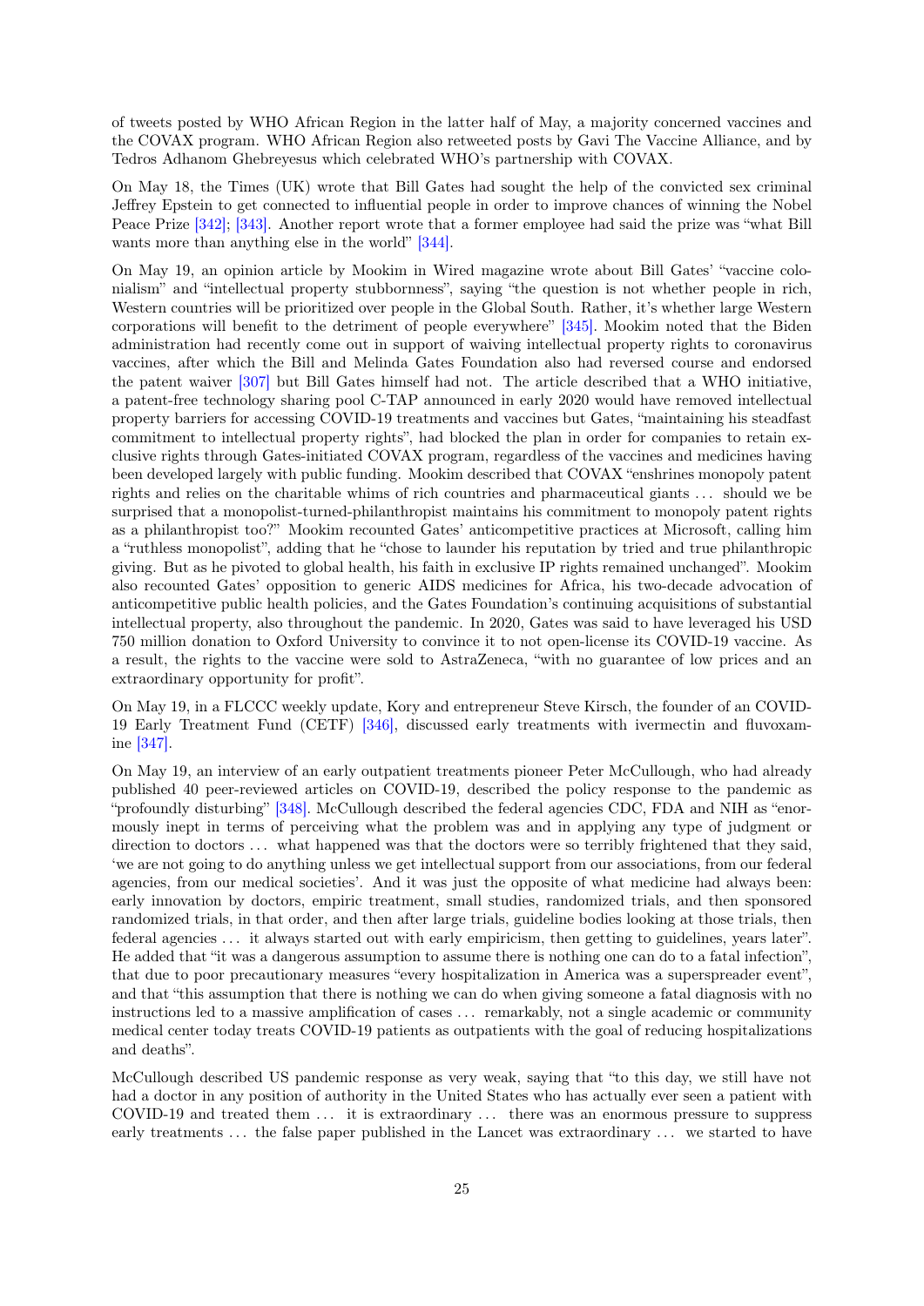of tweets posted by WHO African Region in the latter half of May, a majority concerned vaccines and the COVAX program. WHO African Region also retweeted posts by Gavi The Vaccine Alliance, and by Tedros Adhanom Ghebreyesus which celebrated WHO's partnership with COVAX.

On May 18, the Times (UK) wrote that Bill Gates had sought the help of the convicted sex criminal Jeffrey Epstein to get connected to influential people in order to improve chances of winning the Nobel Peace Prize [342]; [343]. Another report wrote that a former employee had said the prize was "what Bill wants more than anything else in the world" [344].

On May 19, an opinion article by Mookim in Wired magazine wrote about Bill Gates' "vaccine colonialism" and "intellectual property stubbornness", saying "the question is not whether people in rich, Western countries will be prioritized over people in the Global South. Rather, it's whether large Western corporations will benefit to the detriment of people everywhere" [345]. Mookim noted that the Biden administration had recently come out in support of waiving intellectual property rights to coronavirus vaccines, after which the Bill and Melinda Gates Foundation also had reversed course and endorsed the patent waiver [307] but Bill Gates himself had not. The article described that a WHO initiative, a patent-free technology sharing pool C-TAP announced in early 2020 would have removed intellectual property barriers for accessing COVID-19 treatments and vaccines but Gates, "maintaining his steadfast commitment to intellectual property rights", had blocked the plan in order for companies to retain exclusive rights through Gates-initiated COVAX program, regardless of the vaccines and medicines having been developed largely with public funding. Mookim described that COVAX "enshrines monopoly patent rights and relies on the charitable whims of rich countries and pharmaceutical giants ... should we be surprised that a monopolist-turned-philanthropist maintains his commitment to monopoly patent rights as a philanthropist too?" Mookim recounted Gates' anticompetitive practices at Microsoft, calling him a "ruthless monopolist", adding that he "chose to launder his reputation by tried and true philanthropic giving. But as he pivoted to global health, his faith in exclusive IP rights remained unchanged". Mookim also recounted Gates' opposition to generic AIDS medicines for Africa, his two-decade advocation of anticompetitive public health policies, and the Gates Foundation's continuing acquisitions of substantial intellectual property, also throughout the pandemic. In 2020, Gates was said to have leveraged his USD 750 million donation to Oxford University to convince it to not open-license its COVID-19 vaccine. As a result, the rights to the vaccine were sold to AstraZeneca, "with no guarantee of low prices and an extraordinary opportunity for profit".

On May 19, in a FLCCC weekly update, Kory and entrepreneur Steve Kirsch, the founder of an COVID-19 Early Treatment Fund (CETF) [346], discussed early treatments with ivermectin and fluvoxamine [347].

On May 19, an interview of an early outpatient treatments pioneer Peter McCullough, who had already published 40 peer-reviewed articles on COVID-19, described the policy response to the pandemic as "profoundly disturbing" [348]. McCullough described the federal agencies CDC, FDA and NIH as "enormously inept in terms of perceiving what the problem was and in applying any type of judgment or direction to doctors ... what happened was that the doctors were so terribly frightened that they said, 'we are not going to do anything unless we get intellectual support from our associations, from our federal agencies, from our medical societies'. And it was just the opposite of what medicine had always been: early innovation by doctors, empiric treatment, small studies, randomized trials, and then sponsored randomized trials, in that order, and then after large trials, guideline bodies looking at those trials, then federal agencies ... it always started out with early empiricism, then getting to guidelines, years later". He added that "it was a dangerous assumption to assume there is nothing one can do to a fatal infection", that due to poor precautionary measures "every hospitalization in America was a superspreader event", and that "this assumption that there is nothing we can do when giving someone a fatal diagnosis with no instructions led to a massive amplification of cases ... remarkably, not a single academic or community medical center today treats COVID-19 patients as outpatients with the goal of reducing hospitalizations and deaths".

McCullough described US pandemic response as very weak, saying that "to this day, we still have not had a doctor in any position of authority in the United States who has actually ever seen a patient with COVID-19 and treated them ... it is extraordinary ... there was an enormous pressure to suppress early treatments ... the false paper published in the Lancet was extraordinary ... we started to have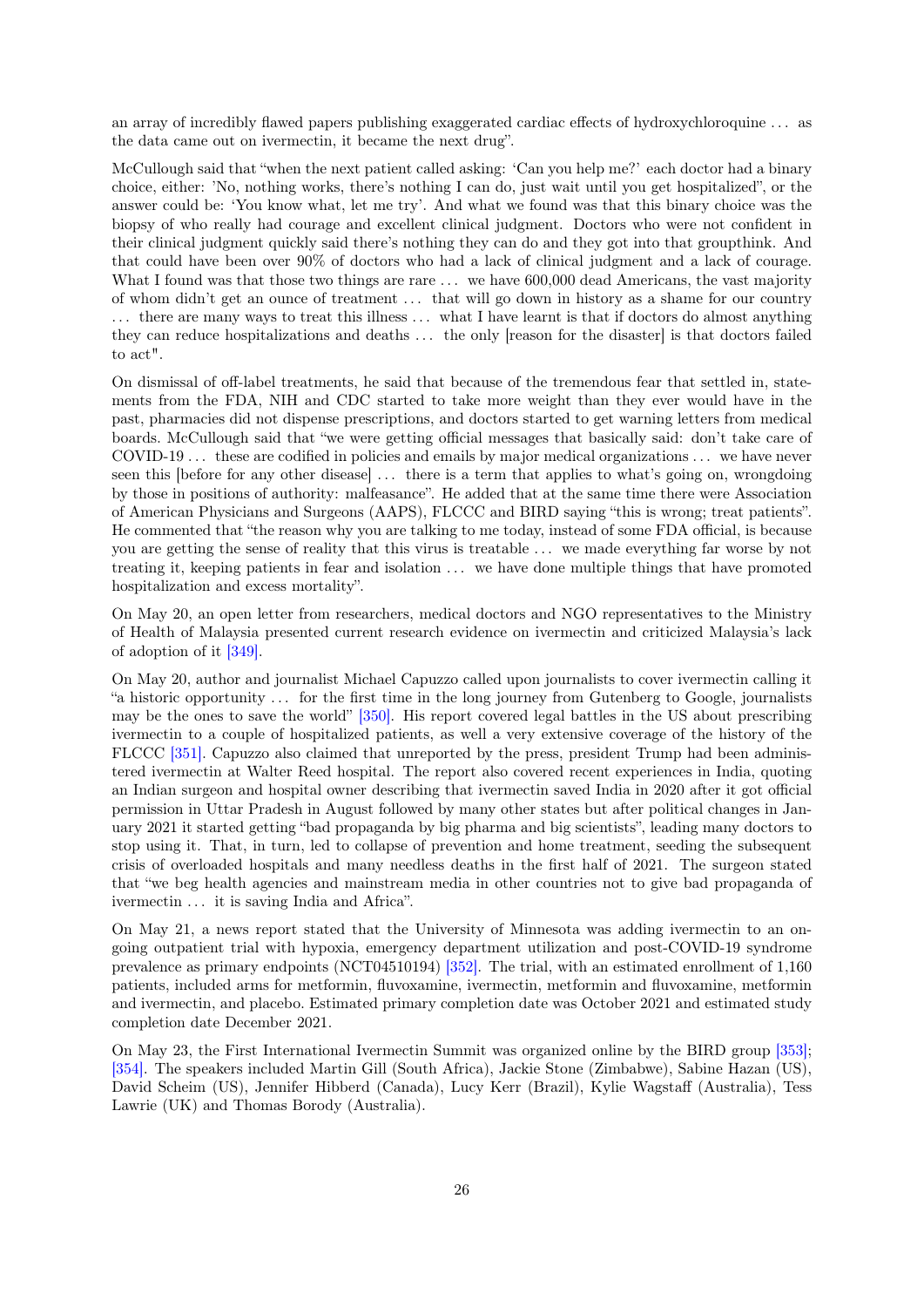an array of incredibly flawed papers publishing exaggerated cardiac effects of hydroxychloroquine ... as the data came out on ivermectin, it became the next drug".

McCullough said that "when the next patient called asking: 'Can you help me?' each doctor had a binary choice, either: 'No, nothing works, there's nothing I can do, just wait until you get hospitalized", or the answer could be: 'You know what, let me try'. And what we found was that this binary choice was the biopsy of who really had courage and excellent clinical judgment. Doctors who were not confident in their clinical judgment quickly said there's nothing they can do and they got into that groupthink. And that could have been over 90% of doctors who had a lack of clinical judgment and a lack of courage. What I found was that those two things are rare ... we have 600,000 dead Americans, the vast majority of whom didn't get an ounce of treatment ... that will go down in history as a shame for our country ... there are many ways to treat this illness ... what I have learnt is that if doctors do almost anything they can reduce hospitalizations and deaths ... the only [reason for the disaster] is that doctors failed to act".

On dismissal of off-label treatments, he said that because of the tremendous fear that settled in, statements from the FDA, NIH and CDC started to take more weight than they ever would have in the past, pharmacies did not dispense prescriptions, and doctors started to get warning letters from medical boards. McCullough said that "we were getting official messages that basically said: don't take care of COVID-19 ... these are codified in policies and emails by major medical organizations ... we have never seen this [before for any other disease] ... there is a term that applies to what's going on, wrongdoing by those in positions of authority: malfeasance". He added that at the same time there were Association of American Physicians and Surgeons (AAPS), FLCCC and BIRD saying "this is wrong; treat patients". He commented that "the reason why you are talking to me today, instead of some FDA official, is because you are getting the sense of reality that this virus is treatable ... we made everything far worse by not treating it, keeping patients in fear and isolation ... we have done multiple things that have promoted hospitalization and excess mortality".

On May 20, an open letter from researchers, medical doctors and NGO representatives to the Ministry of Health of Malaysia presented current research evidence on ivermectin and criticized Malaysia's lack of adoption of it [349].

On May 20, author and journalist Michael Capuzzo called upon journalists to cover ivermectin calling it "a historic opportunity ... for the first time in the long journey from Gutenberg to Google, journalists may be the ones to save the world" [350]. His report covered legal battles in the US about prescribing ivermectin to a couple of hospitalized patients, as well a very extensive coverage of the history of the FLCCC [351]. Capuzzo also claimed that unreported by the press, president Trump had been administered ivermectin at Walter Reed hospital. The report also covered recent experiences in India, quoting an Indian surgeon and hospital owner describing that ivermectin saved India in 2020 after it got official permission in Uttar Pradesh in August followed by many other states but after political changes in January 2021 it started getting "bad propaganda by big pharma and big scientists", leading many doctors to stop using it. That, in turn, led to collapse of prevention and home treatment, seeding the subsequent crisis of overloaded hospitals and many needless deaths in the first half of 2021. The surgeon stated that "we beg health agencies and mainstream media in other countries not to give bad propaganda of ivermectin ... it is saving India and Africa".

On May 21, a news report stated that the University of Minnesota was adding ivermectin to an ongoing outpatient trial with hypoxia, emergency department utilization and post-COVID-19 syndrome prevalence as primary endpoints (NCT04510194) [352]. The trial, with an estimated enrollment of 1,160 patients, included arms for metformin, fluvoxamine, ivermectin, metformin and fluvoxamine, metformin and ivermectin, and placebo. Estimated primary completion date was October 2021 and estimated study completion date December 2021.

On May 23, the First International Ivermectin Summit was organized online by the BIRD group [353]; [354]. The speakers included Martin Gill (South Africa), Jackie Stone (Zimbabwe), Sabine Hazan (US), David Scheim (US), Jennifer Hibberd (Canada), Lucy Kerr (Brazil), Kylie Wagstaff (Australia), Tess Lawrie (UK) and Thomas Borody (Australia).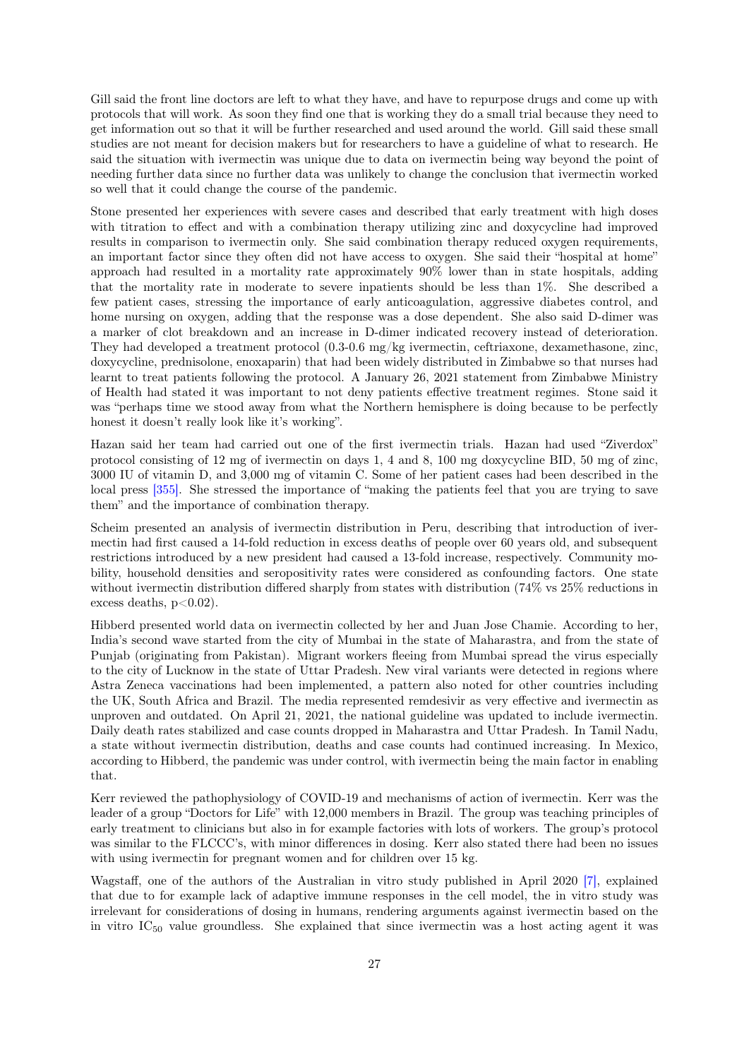Gill said the front line doctors are left to what they have, and have to repurpose drugs and come up with protocols that will work. As soon they find one that is working they do a small trial because they need to get information out so that it will be further researched and used around the world. Gill said these small studies are not meant for decision makers but for researchers to have a guideline of what to research. He said the situation with ivermectin was unique due to data on ivermectin being way beyond the point of needing further data since no further data was unlikely to change the conclusion that ivermectin worked so well that it could change the course of the pandemic.

Stone presented her experiences with severe cases and described that early treatment with high doses with titration to effect and with a combination therapy utilizing zinc and doxycycline had improved results in comparison to ivermectin only. She said combination therapy reduced oxygen requirements, an important factor since they often did not have access to oxygen. She said their "hospital at home" approach had resulted in a mortality rate approximately 90% lower than in state hospitals, adding that the mortality rate in moderate to severe inpatients should be less than 1%. She described a few patient cases, stressing the importance of early anticoagulation, aggressive diabetes control, and home nursing on oxygen, adding that the response was a dose dependent. She also said D-dimer was a marker of clot breakdown and an increase in D-dimer indicated recovery instead of deterioration. They had developed a treatment protocol (0.3-0.6 mg/kg ivermectin, ceftriaxone, dexamethasone, zinc, doxycycline, prednisolone, enoxaparin) that had been widely distributed in Zimbabwe so that nurses had learnt to treat patients following the protocol. A January 26, 2021 statement from Zimbabwe Ministry of Health had stated it was important to not deny patients effective treatment regimes. Stone said it was "perhaps time we stood away from what the Northern hemisphere is doing because to be perfectly honest it doesn't really look like it's working".

Hazan said her team had carried out one of the first ivermectin trials. Hazan had used "Ziverdox" protocol consisting of 12 mg of ivermectin on days 1, 4 and 8, 100 mg doxycycline BID, 50 mg of zinc, 3000 IU of vitamin D, and 3,000 mg of vitamin C. Some of her patient cases had been described in the local press [355]. She stressed the importance of "making the patients feel that you are trying to save them" and the importance of combination therapy.

Scheim presented an analysis of ivermectin distribution in Peru, describing that introduction of ivermectin had first caused a 14-fold reduction in excess deaths of people over 60 years old, and subsequent restrictions introduced by a new president had caused a 13-fold increase, respectively. Community mobility, household densities and seropositivity rates were considered as confounding factors. One state without ivermectin distribution differed sharply from states with distribution (74% vs 25% reductions in excess deaths, $p<0.02$).

Hibberd presented world data on ivermectin collected by her and Juan Jose Chamie. According to her, India's second wave started from the city of Mumbai in the state of Maharastra, and from the state of Punjab (originating from Pakistan). Migrant workers fleeing from Mumbai spread the virus especially to the city of Lucknow in the state of Uttar Pradesh. New viral variants were detected in regions where Astra Zeneca vaccinations had been implemented, a pattern also noted for other countries including the UK, South Africa and Brazil. The media represented remdesivir as very effective and ivermectin as unproven and outdated. On April 21, 2021, the national guideline was updated to include ivermectin. Daily death rates stabilized and case counts dropped in Maharastra and Uttar Pradesh. In Tamil Nadu, a state without ivermectin distribution, deaths and case counts had continued increasing. In Mexico, according to Hibberd, the pandemic was under control, with ivermectin being the main factor in enabling that.

Kerr reviewed the pathophysiology of COVID-19 and mechanisms of action of ivermectin. Kerr was the leader of a group "Doctors for Life" with 12,000 members in Brazil. The group was teaching principles of early treatment to clinicians but also in for example factories with lots of workers. The group's protocol was similar to the FLCCC's, with minor differences in dosing. Kerr also stated there had been no issues with using ivermectin for pregnant women and for children over 15 kg.

Wagstaff, one of the authors of the Australian in vitro study published in April 2020 [7], explained that due to for example lack of adaptive immune responses in the cell model, the in vitro study was irrelevant for considerations of dosing in humans, rendering arguments against ivermectin based on the in vitro $IC_{50}$ value groundless. She explained that since ivermectin was a host acting agent it was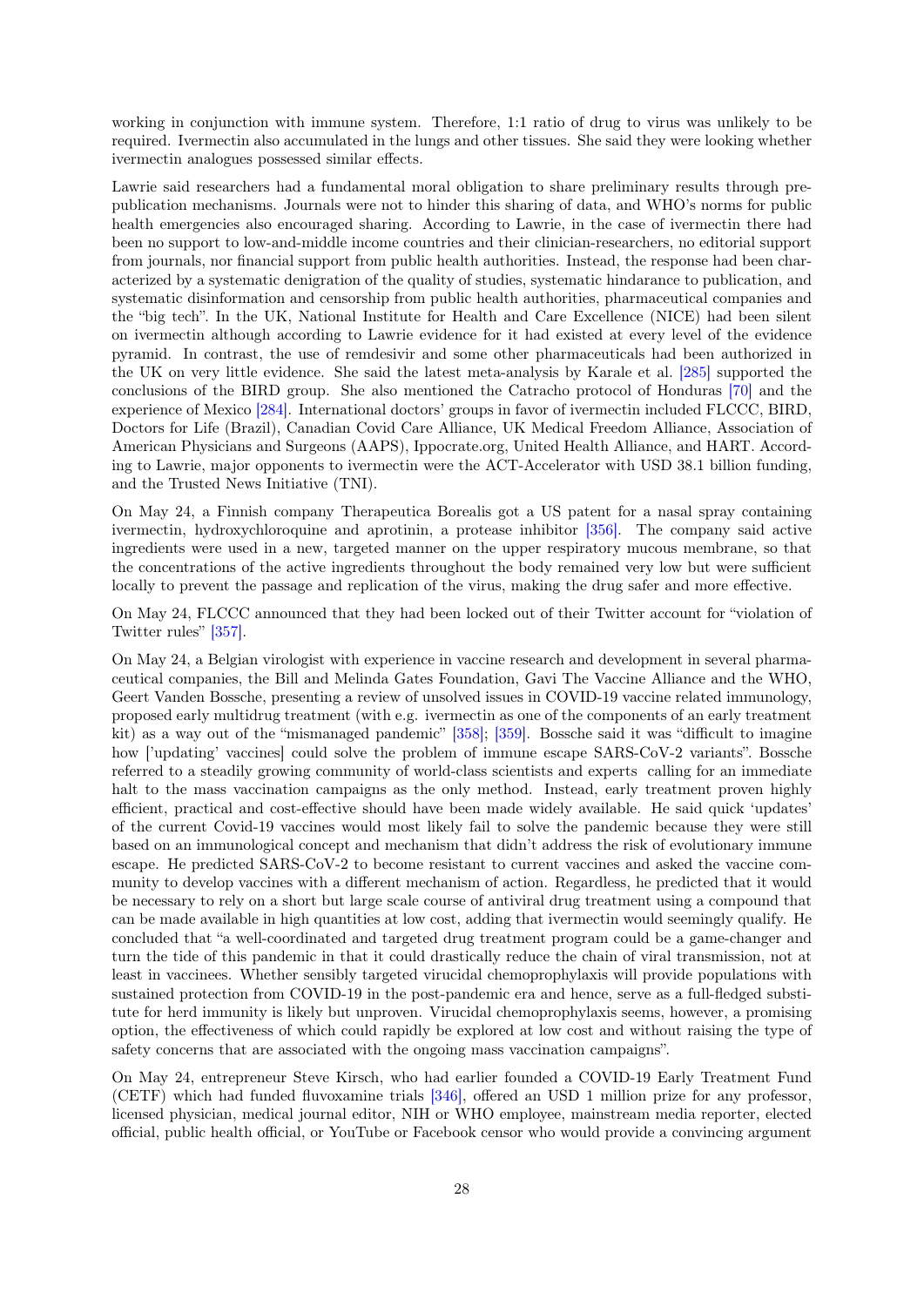working in conjunction with immune system. Therefore, 1:1 ratio of drug to virus was unlikely to be required. Ivermectin also accumulated in the lungs and other tissues. She said they were looking whether ivermectin analogues possessed similar effects.

Lawrie said researchers had a fundamental moral obligation to share preliminary results through pre-publication mechanisms. Journals were not to hinder this sharing of data, and WHO's norms for public health emergencies also encouraged sharing. According to Lawrie, in the case of ivermectin there had been no support to low-and-middle income countries and their clinician-researchers, no editorial support from journals, nor financial support from public health authorities. Instead, the response had been characterized by a systematic denigration of the quality of studies, systematic hindarance to publication, and systematic disinformation and censorship from public health authorities, pharmaceutical companies and the "big tech". In the UK, National Institute for Health and Care Excellence (NICE) had been silent on ivermectin although according to Lawrie evidence for it had existed at every level of the evidence pyramid. In contrast, the use of remdesivir and some other pharmaceuticals had been authorized in the UK on very little evidence. She said the latest meta-analysis by Karale et al. [285] supported the conclusions of the BIRD group. She also mentioned the Catracho protocol of Honduras [70] and the experience of Mexico [284]. International doctors' groups in favor of ivermectin included FLCCC, BIRD, Doctors for Life (Brazil), Canadian Covid Care Alliance, UK Medical Freedom Alliance, Association of American Physicians and Surgeons (AAPS), Ippocrate.org, United Health Alliance, and HART. According to Lawrie, major opponents to ivermectin were the ACT-Accelerator with USD 38.1 billion funding, and the Trusted News Initiative (TNI).

On May 24, a Finnish company Therapeutica Borealis got a US patent for a nasal spray containing ivermectin, hydroxychloroquine and aprotinin, a protease inhibitor [356]. The company said active ingredients were used in a new, targeted manner on the upper respiratory mucous membrane, so that the concentrations of the active ingredients throughout the body remained very low but were sufficient locally to prevent the passage and replication of the virus, making the drug safer and more effective.

On May 24, FLCCC announced that they had been locked out of their Twitter account for "violation of Twitter rules" [357].

On May 24, a Belgian virologist with experience in vaccine research and development in several pharmaceutical companies, the Bill and Melinda Gates Foundation, Gavi The Vaccine Alliance and the WHO, Geert Vanden Bossche, presenting a review of unsolved issues in COVID-19 vaccine related immunology, proposed early multidrug treatment (with e.g. ivermectin as one of the components of an early treatment kit) as a way out of the "mismanaged pandemic" [358]; [359]. Bossche said it was "difficult to imagine how ['updating' vaccines] could solve the problem of immune escape SARS-CoV-2 variants". Bossche referred to a steadily growing community of world-class scientists and experts calling for an immediate halt to the mass vaccination campaigns as the only method. Instead, early treatment proven highly efficient, practical and cost-effective should have been made widely available. He said quick 'updates' of the current Covid-19 vaccines would most likely fail to solve the pandemic because they were still based on an immunological concept and mechanism that didn't address the risk of evolutionary immune escape. He predicted SARS-CoV-2 to become resistant to current vaccines and asked the vaccine community to develop vaccines with a different mechanism of action. Regardless, he predicted that it would be necessary to rely on a short but large scale course of antiviral drug treatment using a compound that can be made available in high quantities at low cost, adding that ivermectin would seemingly qualify. He concluded that "a well-coordinated and targeted drug treatment program could be a game-changer and turn the tide of this pandemic in that it could drastically reduce the chain of viral transmission, not at least in vaccinees. Whether sensibly targeted virucidal chemoprophylaxis will provide populations with sustained protection from COVID-19 in the post-pandemic era and hence, serve as a full-fledged substitute for herd immunity is likely but unproven. Virucidal chemoprophylaxis seems, however, a promising option, the effectiveness of which could rapidly be explored at low cost and without raising the type of safety concerns that are associated with the ongoing mass vaccination campaigns".

On May 24, entrepreneur Steve Kirsch, who had earlier founded a COVID-19 Early Treatment Fund (CETF) which had funded fluvoxamine trials [346], offered an USD 1 million prize for any professor, licensed physician, medical journal editor, NIH or WHO employee, mainstream media reporter, elected official, public health official, or YouTube or Facebook censor who would provide a convincing argument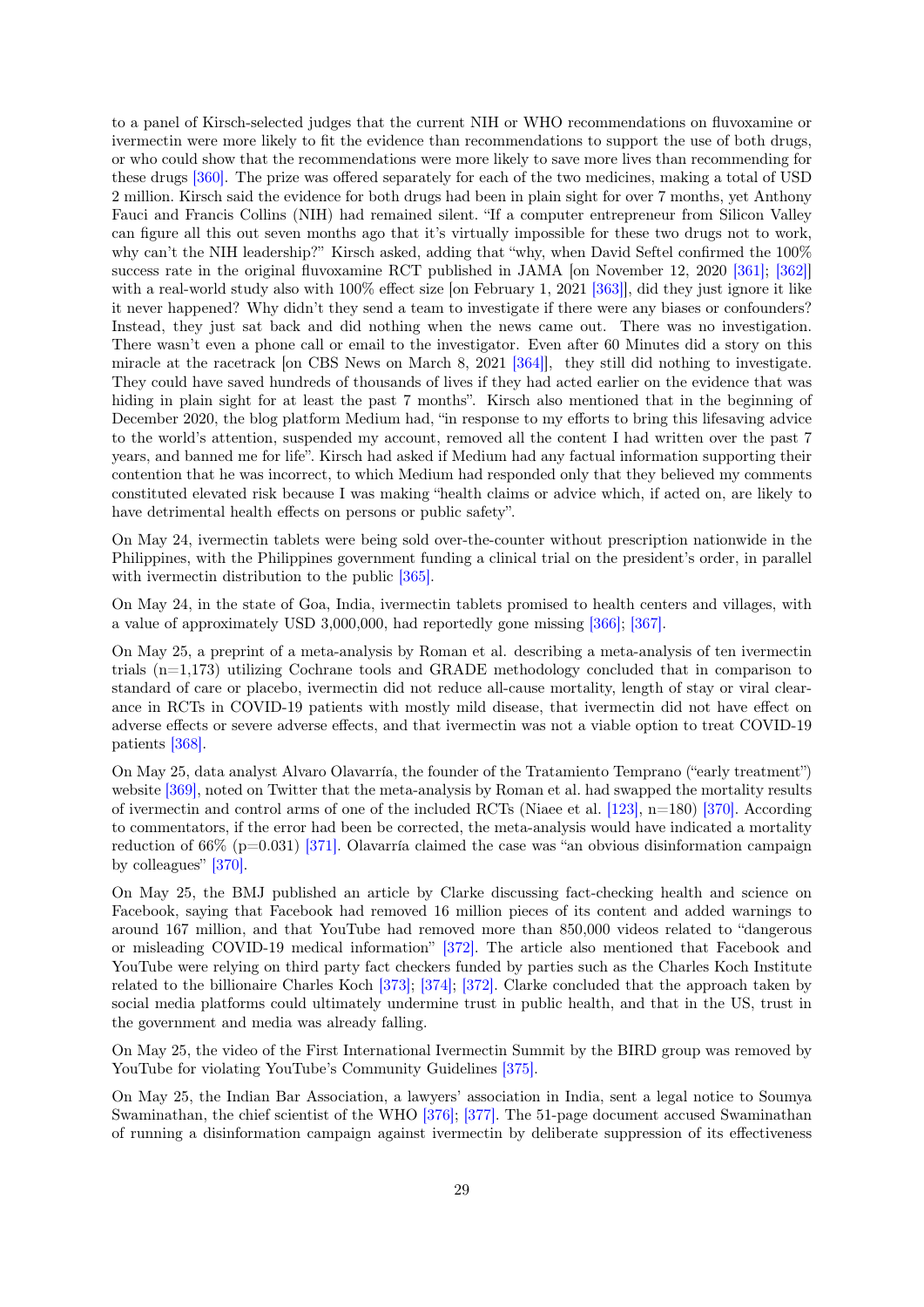to a panel of Kirsch-selected judges that the current NIH or WHO recommendations on fluvoxamine or ivermectin were more likely to fit the evidence than recommendations to support the use of both drugs, or who could show that the recommendations were more likely to save more lives than recommending for these drugs [360]. The prize was offered separately for each of the two medicines, making a total of USD 2 million. Kirsch said the evidence for both drugs had been in plain sight for over 7 months, yet Anthony Fauci and Francis Collins (NIH) had remained silent. "If a computer entrepreneur from Silicon Valley can figure all this out seven months ago that it's virtually impossible for these two drugs not to work, why can't the NIH leadership?" Kirsch asked, adding that "why, when David Seftel confirmed the 100% success rate in the original fluvoxamine RCT published in JAMA [on November 12, 2020 [361]; [362]] with a real-world study also with 100% effect size [on February 1, 2021 [363]], did they just ignore it like it never happened? Why didn't they send a team to investigate if there were any biases or confounders? Instead, they just sat back and did nothing when the news came out. There was no investigation. There wasn't even a phone call or email to the investigator. Even after 60 Minutes did a story on this miracle at the racetrack [on CBS News on March 8, 2021 [364]], they still did nothing to investigate. They could have saved hundreds of thousands of lives if they had acted earlier on the evidence that was hiding in plain sight for at least the past 7 months". Kirsch also mentioned that in the beginning of December 2020, the blog platform Medium had, "in response to my efforts to bring this lifesaving advice to the world's attention, suspended my account, removed all the content I had written over the past 7 years, and banned me for life". Kirsch had asked if Medium had any factual information supporting their contention that he was incorrect, to which Medium had responded only that they believed my comments constituted elevated risk because I was making "health claims or advice which, if acted on, are likely to have detrimental health effects on persons or public safety".

On May 24, ivermectin tablets were being sold over-the-counter without prescription nationwide in the Philippines, with the Philippines government funding a clinical trial on the president's order, in parallel with ivermectin distribution to the public [365].

On May 24, in the state of Goa, India, ivermectin tablets promised to health centers and villages, with a value of approximately USD 3,000,000, had reportedly gone missing [366]; [367].

On May 25, a preprint of a meta-analysis by Roman et al. describing a meta-analysis of ten ivermectin trials (n=1,173) utilizing Cochrane tools and GRADE methodology concluded that in comparison to standard of care or placebo, ivermectin did not reduce all-cause mortality, length of stay or viral clearance in RCTs in COVID-19 patients with mostly mild disease, that ivermectin did not have effect on adverse effects or severe adverse effects, and that ivermectin was not a viable option to treat COVID-19 patients [368].

On May 25, data analyst Alvaro Olavarría, the founder of the Tratamiento Temprano ("early treatment") website [369], noted on Twitter that the meta-analysis by Roman et al. had swapped the mortality results of ivermectin and control arms of one of the included RCTs (Niaee et al. [123], n=180) [370]. According to commentators, if the error had been corrected, the meta-analysis would have indicated a mortality reduction of 66% (p=0.031) [371]. Olavarría claimed the case was "an obvious disinformation campaign by colleagues" [370].

On May 25, the BMJ published an article by Clarke discussing fact-checking health and science on Facebook, saying that Facebook had removed 16 million pieces of its content and added warnings to around 167 million, and that YouTube had removed more than 850,000 videos related to "dangerous or misleading COVID-19 medical information" [372]. The article also mentioned that Facebook and YouTube were relying on third party fact checkers funded by parties such as the Charles Koch Institute related to the billionaire Charles Koch [373]; [374]; [372]. Clarke concluded that the approach taken by social media platforms could ultimately undermine trust in public health, and that in the US, trust in the government and media was already falling.

On May 25, the video of the First International Ivermectin Summit by the BIRD group was removed by YouTube for violating YouTube's Community Guidelines [375].

On May 25, the Indian Bar Association, a lawyers' association in India, sent a legal notice to Soumya Swaminathan, the chief scientist of the WHO [376]; [377]. The 51-page document accused Swaminathan of running a disinformation campaign against ivermectin by deliberate suppression of its effectiveness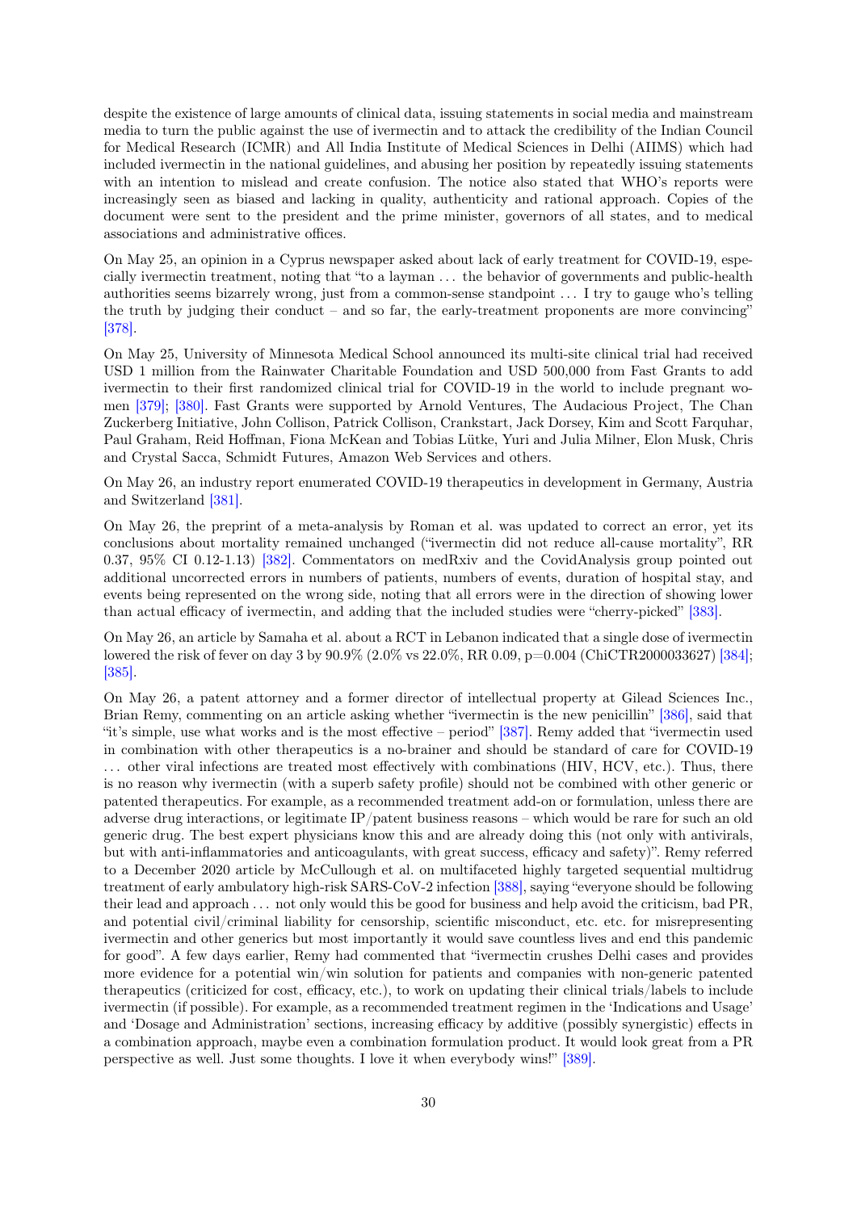despite the existence of large amounts of clinical data, issuing statements in social media and mainstream media to turn the public against the use of ivermectin and to attack the credibility of the Indian Council for Medical Research (ICMR) and All India Institute of Medical Sciences in Delhi (AIIMS) which had included ivermectin in the national guidelines, and abusing her position by repeatedly issuing statements with an intention to mislead and create confusion. The notice also stated that WHO's reports were increasingly seen as biased and lacking in quality, authenticity and rational approach. Copies of the document were sent to the president and the prime minister, governors of all states, and to medical associations and administrative offices.

On May 25, an opinion in a Cyprus newspaper asked about lack of early treatment for COVID-19, especially ivermectin treatment, noting that "to a layman ... the behavior of governments and public-health authorities seems bizarrely wrong, just from a common-sense standpoint ... I try to gauge who's telling the truth by judging their conduct – and so far, the early-treatment proponents are more convincing" [378].

On May 25, University of Minnesota Medical School announced its multi-site clinical trial had received USD 1 million from the Rainwater Charitable Foundation and USD 500,000 from Fast Grants to add ivermectin to their first randomized clinical trial for COVID-19 in the world to include pregnant women [379]; [380]. Fast Grants were supported by Arnold Ventures, The Audacious Project, The Chan Zuckerberg Initiative, John Collison, Patrick Collison, Crankstart, Jack Dorsey, Kim and Scott Farquhar, Paul Graham, Reid Hoffman, Fiona McKean and Tobias Lütke, Yuri and Julia Milner, Elon Musk, Chris and Crystal Sacca, Schmidt Futures, Amazon Web Services and others.

On May 26, an industry report enumerated COVID-19 therapeutics in development in Germany, Austria and Switzerland [381].

On May 26, the preprint of a meta-analysis by Roman et al. was updated to correct an error, yet its conclusions about mortality remained unchanged ("ivermectin did not reduce all-cause mortality", RR 0.37, 95% CI 0.12-1.13) [382]. Commentators on medRxiv and the CovidAnalysis group pointed out additional uncorrected errors in numbers of patients, numbers of events, duration of hospital stay, and events being represented on the wrong side, noting that all errors were in the direction of showing lower than actual efficacy of ivermectin, and adding that the included studies were "cherry-picked" [383].

On May 26, an article by Samaha et al. about a RCT in Lebanon indicated that a single dose of ivermectin lowered the risk of fever on day 3 by 90.9% (2.0% vs 22.0%, RR 0.09, p=0.004 (ChiCTR2000033627) [384]; [385].

On May 26, a patent attorney and a former director of intellectual property at Gilead Sciences Inc., Brian Remy, commenting on an article asking whether "ivermectin is the new penicillin" [386], said that "it's simple, use what works and is the most effective – period" [387]. Remy added that "ivermectin used in combination with other therapeutics is a no-brainer and should be standard of care for COVID-19 ... other viral infections are treated most effectively with combinations (HIV, HCV, etc.). Thus, there is no reason why ivermectin (with a superb safety profile) should not be combined with other generic or patented therapeutics. For example, as a recommended treatment add-on or formulation, unless there are adverse drug interactions, or legitimate IP/patent business reasons – which would be rare for such an old generic drug. The best expert physicians know this and are already doing this (not only with antivirals, but with anti-inflammatories and anticoagulants, with great success, efficacy and safety)". Remy referred to a December 2020 article by McCullough et al. on multifaceted highly targeted sequential multidrug treatment of early ambulatory high-risk SARS-CoV-2 infection [388], saying "everyone should be following their lead and approach ... not only would this be good for business and help avoid the criticism, bad PR, and potential civil/criminal liability for censorship, scientific misconduct, etc. etc. for misrepresenting ivermectin and other generics but most importantly it would save countless lives and end this pandemic for good". A few days earlier, Remy had commented that "ivermectin crushes Delhi cases and provides more evidence for a potential win/win solution for patients and companies with non-generic patented therapeutics (criticized for cost, efficacy, etc.), to work on updating their clinical trials/labels to include ivermectin (if possible). For example, as a recommended treatment regimen in the 'Indications and Usage' and 'Dosage and Administration' sections, increasing efficacy by additive (possibly synergistic) effects in a combination approach, maybe even a combination formulation product. It would look great from a PR perspective as well. Just some thoughts. I love it when everybody wins!" [389].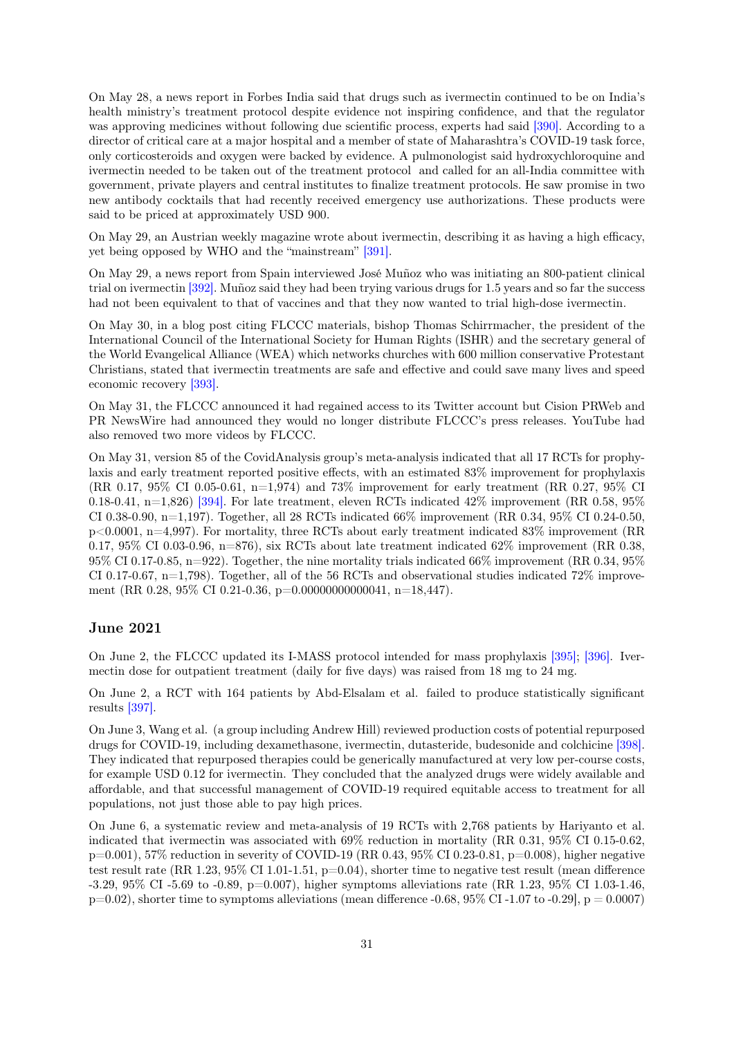On May 28, a news report in Forbes India said that drugs such as ivermectin continued to be on India's health ministry's treatment protocol despite evidence not inspiring confidence, and that the regulator was approving medicines without following due scientific process, experts had said [390]. According to a director of critical care at a major hospital and a member of state of Maharashtra's COVID-19 task force, only corticosteroids and oxygen were backed by evidence. A pulmonologist said hydroxychloroquine and ivermectin needed to be taken out of the treatment protocol and called for an all-India committee with government, private players and central institutes to finalize treatment protocols. He saw promise in two new antibody cocktails that had recently received emergency use authorizations. These products were said to be priced at approximately USD 900.

On May 29, an Austrian weekly magazine wrote about ivermectin, describing it as having a high efficacy, yet being opposed by WHO and the "mainstream" [391].

On May 29, a news report from Spain interviewed José Muñoz who was initiating an 800-patient clinical trial on ivermectin [392]. Muñoz said they had been trying various drugs for 1.5 years and so far the success had not been equivalent to that of vaccines and that they now wanted to trial high-dose ivermectin.

On May 30, in a blog post citing FLCCC materials, bishop Thomas Schirrmacher, the president of the International Council of the International Society for Human Rights (ISHR) and the secretary general of the World Evangelical Alliance (WEA) which networks churches with 600 million conservative Protestant Christians, stated that ivermectin treatments are safe and effective and could save many lives and speed economic recovery [393].

On May 31, the FLCCC announced it had regained access to its Twitter account but Cision PRWeb and PR NewsWire had announced they would no longer distribute FLCCC's press releases. YouTube had also removed two more videos by FLCCC.

On May 31, version 85 of the CovidAnalysis group's meta-analysis indicated that all 17 RCTs for prophylaxis and early treatment reported positive effects, with an estimated 83% improvement for prophylaxis (RR 0.17, 95% CI 0.05-0.61, n=1,974) and 73% improvement for early treatment (RR 0.27, 95% CI 0.18-0.41, n=1,826) [394]. For late treatment, eleven RCTs indicated 42% improvement (RR 0.58, 95% CI 0.38-0.90, n=1,197). Together, all 28 RCTs indicated 66% improvement (RR 0.34, 95% CI 0.24-0.50, $p<0.0001$, n=4,997). For mortality, three RCTs about early treatment indicated 83% improvement (RR 0.17, 95% CI 0.03-0.96, n=876), six RCTs about late treatment indicated 62% improvement (RR 0.38, 95% CI 0.17-0.85, n=922). Together, the nine mortality trials indicated 66% improvement (RR 0.34, 95% CI 0.17-0.67, n=1,798). Together, all of the 56 RCTs and observational studies indicated 72% improvement (RR 0.28, 95% CI 0.21-0.36, p=0.00000000000041, n=18,447).

## June 2021

On June 2, the FLCCC updated its I-MASS protocol intended for mass prophylaxis [395]; [396]. Ivermectin dose for outpatient treatment (daily for five days) was raised from 18 mg to 24 mg.

On June 2, a RCT with 164 patients by Abd-Elsalam et al. failed to produce statistically significant results [397].

On June 3, Wang et al. (a group including Andrew Hill) reviewed production costs of potential repurposed drugs for COVID-19, including dexamethasone, ivermectin, dutasteride, budesonide and colchicine [398]. They indicated that repurposed therapies could be generically manufactured at very low per-course costs, for example USD 0.12 for ivermectin. They concluded that the analyzed drugs were widely available and affordable, and that successful management of COVID-19 required equitable access to treatment for all populations, not just those able to pay high prices.

On June 6, a systematic review and meta-analysis of 19 RCTs with 2,768 patients by Hariyanto et al. indicated that ivermectin was associated with 69% reduction in mortality (RR 0.31, 95% CI 0.15-0.62, p=0.001), 57% reduction in severity of COVID-19 (RR 0.43, 95% CI 0.23-0.81, p=0.008), higher negative test result rate (RR 1.23, 95% CI 1.01-1.51, p=0.04), shorter time to negative test result (mean difference -3.29, 95% CI -5.69 to -0.89, p=0.007), higher symptoms alleviations rate (RR 1.23, 95% CI 1.03-1.46, p=0.02), shorter time to symptoms alleviations (mean difference -0.68, 95% CI -1.07 to -0.29], p = 0.0007)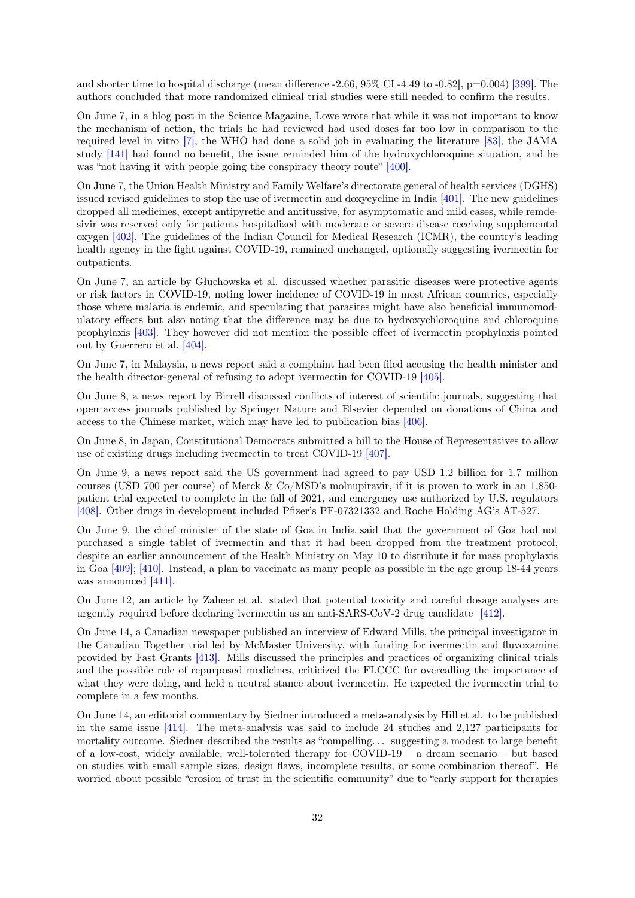and shorter time to hospital discharge (mean difference -2.66, 95% CI -4.49 to -0.82], p=0.004) [399]. The authors concluded that more randomized clinical trial studies were still needed to confirm the results.

On June 7, in a blog post in the Science Magazine, Lowe wrote that while it was not important to know the mechanism of action, the trials he had reviewed had used doses far too low in comparison to the required level in vitro [7], the WHO had done a solid job in evaluating the literature [83], the JAMA study [141] had found no benefit, the issue reminded him of the hydroxychloroquine situation, and he was "not having it with people going the conspiracy theory route" [400].

On June 7, the Union Health Ministry and Family Welfare's directorate general of health services (DGHS) issued revised guidelines to stop the use of ivermectin and doxycycline in India [401]. The new guidelines dropped all medicines, except antipyretic and antitussive, for asymptomatic and mild cases, while remdesivir was reserved only for patients hospitalized with moderate or severe disease receiving supplemental oxygen [402]. The guidelines of the Indian Council for Medical Research (ICMR), the country's leading health agency in the fight against COVID-19, remained unchanged, optionally suggesting ivermectin for outpatients.

On June 7, an article by Głuchowska et al. discussed whether parasitic diseases were protective agents or risk factors in COVID-19, noting lower incidence of COVID-19 in most African countries, especially those where malaria is endemic, and speculating that parasites might have also beneficial immunomodulatory effects but also noting that the difference may be due to hydroxychloroquine and chloroquine prophylaxis [403]. They however did not mention the possible effect of ivermectin prophylaxis pointed out by Guerrero et al. [404].

On June 7, in Malaysia, a news report said a complaint had been filed accusing the health minister and the health director-general of refusing to adopt ivermectin for COVID-19 [405].

On June 8, a news report by Birrell discussed conflicts of interest of scientific journals, suggesting that open access journals published by Springer Nature and Elsevier depended on donations of China and access to the Chinese market, which may have led to publication bias [406].

On June 8, in Japan, Constitutional Democrats submitted a bill to the House of Representatives to allow use of existing drugs including ivermectin to treat COVID-19 [407].

On June 9, a news report said the US government had agreed to pay USD 1.2 billion for 1.7 million courses (USD 700 per course) of Merck & Co/MSD's molnupiravir, if it is proven to work in an 1,850-patient trial expected to complete in the fall of 2021, and emergency use authorized by U.S. regulators [408]. Other drugs in development included Pfizer's PF-07321332 and Roche Holding AG's AT-527.

On June 9, the chief minister of the state of Goa in India said that the government of Goa had not purchased a single tablet of ivermectin and that it had been dropped from the treatment protocol, despite an earlier announcement of the Health Ministry on May 10 to distribute it for mass prophylaxis in Goa [409]; [410]. Instead, a plan to vaccinate as many people as possible in the age group 18-44 years was announced [411].

On June 12, an article by Zaheer et al. stated that potential toxicity and careful dosage analyses are urgently required before declaring ivermectin as an anti-SARS-CoV-2 drug candidate [412].

On June 14, a Canadian newspaper published an interview of Edward Mills, the principal investigator in the Canadian Together trial led by McMaster University, with funding for ivermectin and fluvoxamine provided by Fast Grants [413]. Mills discussed the principles and practices of organizing clinical trials and the possible role of repurposed medicines, criticized the FLCCC for overcalling the importance of what they were doing, and held a neutral stance about ivermectin. He expected the ivermectin trial to complete in a few months.

On June 14, an editorial commentary by Siedner introduced a meta-analysis by Hill et al. to be published in the same issue [414]. The meta-analysis was said to include 24 studies and 2,127 participants for mortality outcome. Siedner described the results as "compelling… suggesting a modest to large benefit of a low-cost, widely available, well-tolerated therapy for COVID-19 – a dream scenario – but based on studies with small sample sizes, design flaws, incomplete results, or some combination thereof". He worried about possible "erosion of trust in the scientific community" due to "early support for therapies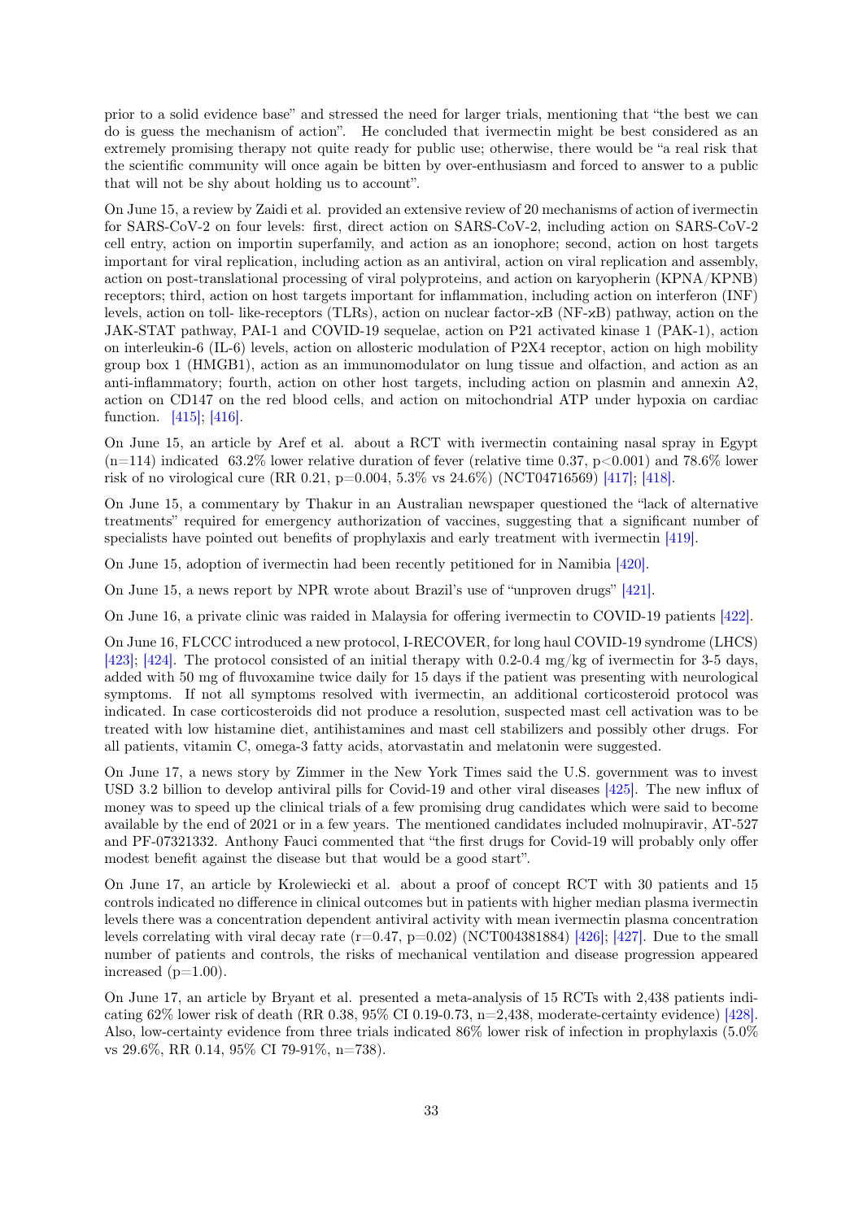prior to a solid evidence base" and stressed the need for larger trials, mentioning that "the best we can do is guess the mechanism of action". He concluded that ivermectin might be best considered as an extremely promising therapy not quite ready for public use; otherwise, there would be "a real risk that the scientific community will once again be bitten by over-enthusiasm and forced to answer to a public that will not be shy about holding us to account".

On June 15, a review by Zaidi et al. provided an extensive review of 20 mechanisms of action of ivermectin for SARS-CoV-2 on four levels: first, direct action on SARS-CoV-2, including action on SARS-CoV-2 cell entry, action on importin superfamily, and action as an ionophore; second, action on host targets important for viral replication, including action as an antiviral, action on viral replication and assembly, action on post-translational processing of viral polyproteins, and action on karyopherin (KPNA/KPNB) receptors; third, action on host targets important for inflammation, including action on interferon (INF) levels, action on toll- like-receptors (TLRs), action on nuclear factor-ϰB (NF-ϰB) pathway, action on the JAK-STAT pathway, PAI-1 and COVID-19 sequelae, action on P21 activated kinase 1 (PAK-1), action on interleukin-6 (IL-6) levels, action on allosteric modulation of P2X4 receptor, action on high mobility group box 1 (HMGB1), action as an immunomodulator on lung tissue and olfaction, and action as an anti-inflammatory; fourth, action on other host targets, including action on plasmin and annexin A2, action on CD147 on the red blood cells, and action on mitochondrial ATP under hypoxia on cardiac function. [415]; [416].

On June 15, an article by Aref et al. about a RCT with ivermectin containing nasal spray in Egypt (n=114) indicated 63.2% lower relative duration of fever (relative time 0.37, $p<0.001$) and 78.6% lower risk of no virological cure (RR 0.21, $p=0.004$, 5.3% vs 24.6%) (NCT04716569) [417]; [418].

On June 15, a commentary by Thakur in an Australian newspaper questioned the "lack of alternative treatments" required for emergency authorization of vaccines, suggesting that a significant number of specialists have pointed out benefits of prophylaxis and early treatment with ivermectin [419].

On June 15, adoption of ivermectin had been recently petitioned for in Namibia [420].

On June 15, a news report by NPR wrote about Brazil's use of "unproven drugs" [421].

On June 16, a private clinic was raided in Malaysia for offering ivermectin to COVID-19 patients [422].

On June 16, FLCCC introduced a new protocol, I-RECOVER, for long haul COVID-19 syndrome (LHCS) [423]; [424]. The protocol consisted of an initial therapy with 0.2-0.4 mg/kg of ivermectin for 3-5 days, added with 50 mg of fluvoxamine twice daily for 15 days if the patient was presenting with neurological symptoms. If not all symptoms resolved with ivermectin, an additional corticosteroid protocol was indicated. In case corticosteroids did not produce a resolution, suspected mast cell activation was to be treated with low histamine diet, antihistamines and mast cell stabilizers and possibly other drugs. For all patients, vitamin C, omega-3 fatty acids, atorvastatin and melatonin were suggested.

On June 17, a news story by Zimmer in the New York Times said the U.S. government was to invest USD 3.2 billion to develop antiviral pills for Covid-19 and other viral diseases [425]. The new influx of money was to speed up the clinical trials of a few promising drug candidates which were said to become available by the end of 2021 or in a few years. The mentioned candidates included molnupiravir, AT-527 and PF-07321332. Anthony Fauci commented that "the first drugs for Covid-19 will probably only offer modest benefit against the disease but that would be a good start".

On June 17, an article by Krolewiecki et al. about a proof of concept RCT with 30 patients and 15 controls indicated no difference in clinical outcomes but in patients with higher median plasma ivermectin levels there was a concentration dependent antiviral activity with mean ivermectin plasma concentration levels correlating with viral decay rate ($r=0.47$, $p=0.02$) (NCT004381884) [426]; [427]. Due to the small number of patients and controls, the risks of mechanical ventilation and disease progression appeared increased ($p=1.00$).

On June 17, an article by Bryant et al. presented a meta-analysis of 15 RCTs with 2,438 patients indicating 62% lower risk of death (RR 0.38, 95% CI 0.19-0.73, n=2,438, moderate-certainty evidence) [428]. Also, low-certainty evidence from three trials indicated 86% lower risk of infection in prophylaxis (5.0% vs 29.6%, RR 0.14, 95% CI 79-91%, n=738).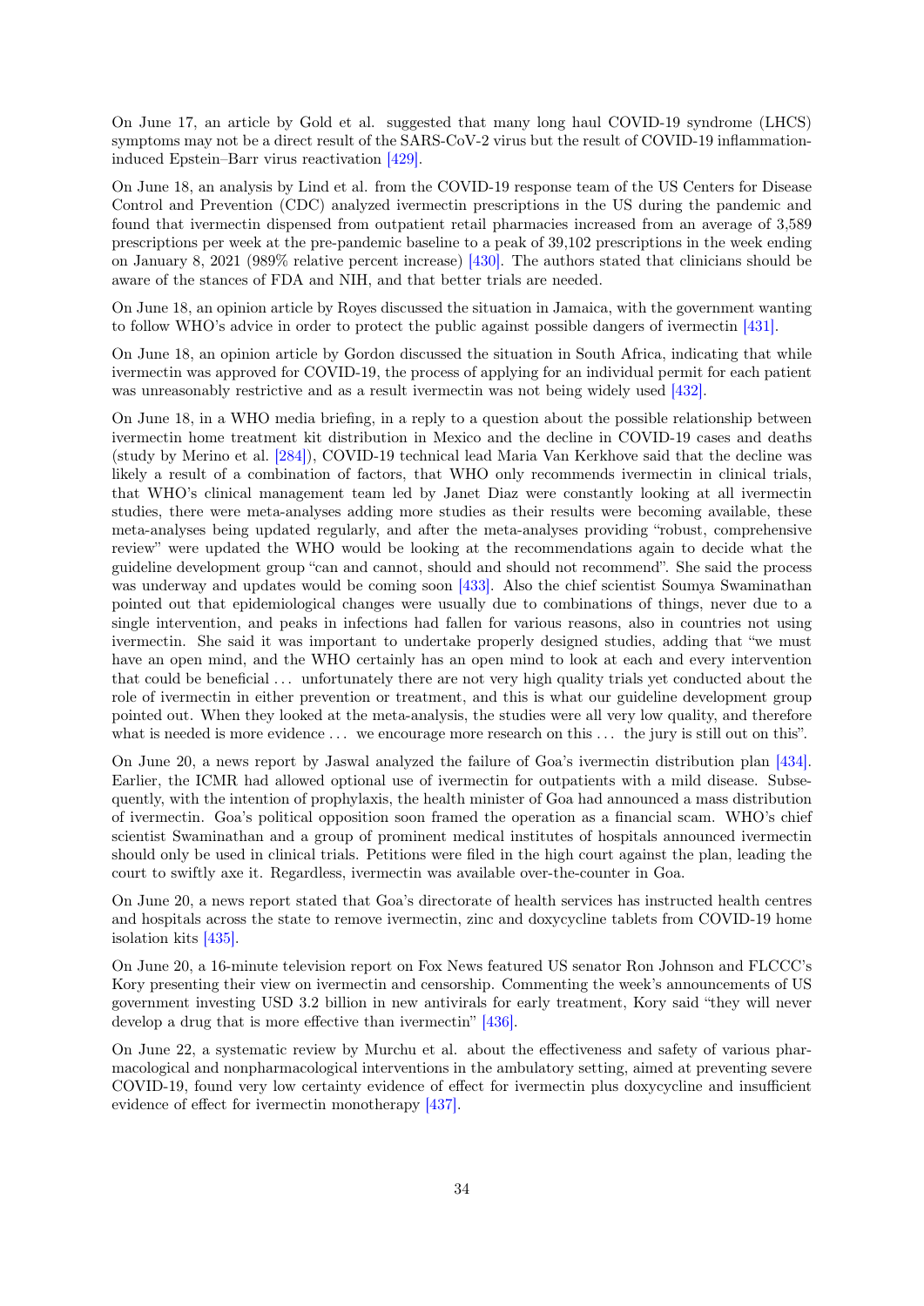On June 17, an article by Gold et al. suggested that many long haul COVID-19 syndrome (LHCS) symptoms may not be a direct result of the SARS-CoV-2 virus but the result of COVID-19 inflammation-induced Epstein–Barr virus reactivation [429].

On June 18, an analysis by Lind et al. from the COVID-19 response team of the US Centers for Disease Control and Prevention (CDC) analyzed ivermectin prescriptions in the US during the pandemic and found that ivermectin dispensed from outpatient retail pharmacies increased from an average of 3,589 prescriptions per week at the pre-pandemic baseline to a peak of 39,102 prescriptions in the week ending on January 8, 2021 (989% relative percent increase) [430]. The authors stated that clinicians should be aware of the stances of FDA and NIH, and that better trials are needed.

On June 18, an opinion article by Royes discussed the situation in Jamaica, with the government wanting to follow WHO's advice in order to protect the public against possible dangers of ivermectin [431].

On June 18, an opinion article by Gordon discussed the situation in South Africa, indicating that while ivermectin was approved for COVID-19, the process of applying for an individual permit for each patient was unreasonably restrictive and as a result ivermectin was not being widely used [432].

On June 18, in a WHO media briefing, in a reply to a question about the possible relationship between ivermectin home treatment kit distribution in Mexico and the decline in COVID-19 cases and deaths (study by Merino et al. [284]), COVID-19 technical lead Maria Van Kerkhove said that the decline was likely a result of a combination of factors, that WHO only recommends ivermectin in clinical trials, that WHO's clinical management team led by Janet Diaz were constantly looking at all ivermectin studies, there were meta-analyses adding more studies as their results were becoming available, these meta-analyses being updated regularly, and after the meta-analyses providing "robust, comprehensive review" were updated the WHO would be looking at the recommendations again to decide what the guideline development group "can and cannot, should and should not recommend". She said the process was underway and updates would be coming soon [433]. Also the chief scientist Soumya Swaminathan pointed out that epidemiological changes were usually due to combinations of things, never due to a single intervention, and peaks in infections had fallen for various reasons, also in countries not using ivermectin. She said it was important to undertake properly designed studies, adding that "we must have an open mind, and the WHO certainly has an open mind to look at each and every intervention that could be beneficial ... unfortunately there are not very high quality trials yet conducted about the role of ivermectin in either prevention or treatment, and this is what our guideline development group pointed out. When they looked at the meta-analysis, the studies were all very low quality, and therefore what is needed is more evidence ... we encourage more research on this ... the jury is still out on this".

On June 20, a news report by Jaswal analyzed the failure of Goa's ivermectin distribution plan [434]. Earlier, the ICMR had allowed optional use of ivermectin for outpatients with a mild disease. Subsequently, with the intention of prophylaxis, the health minister of Goa had announced a mass distribution of ivermectin. Goa's political opposition soon framed the operation as a financial scam. WHO's chief scientist Swaminathan and a group of prominent medical institutes of hospitals announced ivermectin should only be used in clinical trials. Petitions were filed in the high court against the plan, leading the court to swiftly axe it. Regardless, ivermectin was available over-the-counter in Goa.

On June 20, a news report stated that Goa's directorate of health services has instructed health centres and hospitals across the state to remove ivermectin, zinc and doxycycline tablets from COVID-19 home isolation kits [435].

On June 20, a 16-minute television report on Fox News featured US senator Ron Johnson and FLCCC's Kory presenting their view on ivermectin and censorship. Commenting the week's announcements of US government investing USD 3.2 billion in new antivirals for early treatment, Kory said "they will never develop a drug that is more effective than ivermectin" [436].

On June 22, a systematic review by Murchu et al. about the effectiveness and safety of various pharmacological and nonpharmacological interventions in the ambulatory setting, aimed at preventing severe COVID-19, found very low certainty evidence of effect for ivermectin plus doxycycline and insufficient evidence of effect for ivermectin monotherapy [437].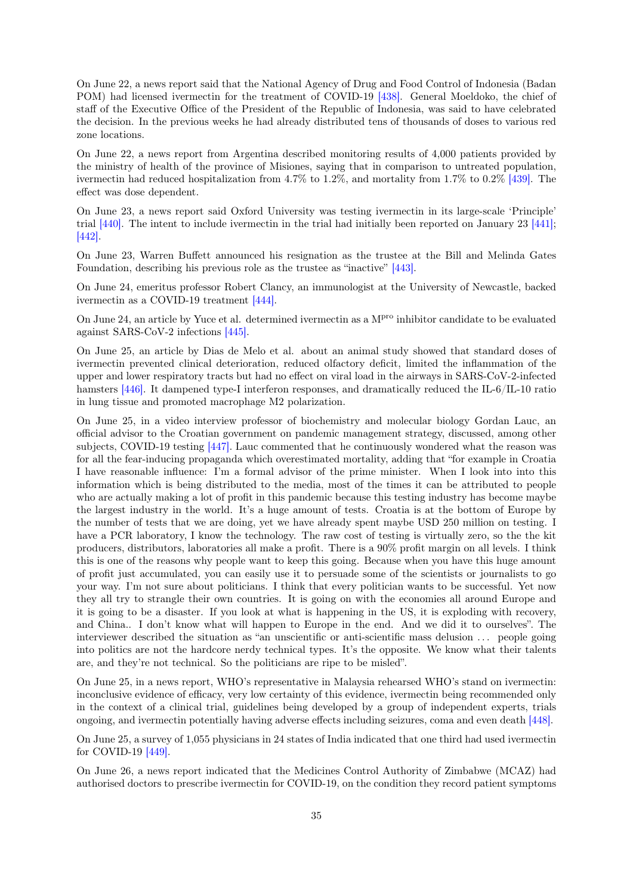On June 22, a news report said that the National Agency of Drug and Food Control of Indonesia (Badan POM) had licensed ivermectin for the treatment of COVID-19 [438]. General Moeldoko, the chief of staff of the Executive Office of the President of the Republic of Indonesia, was said to have celebrated the decision. In the previous weeks he had already distributed tens of thousands of doses to various red zone locations.

On June 22, a news report from Argentina described monitoring results of 4,000 patients provided by the ministry of health of the province of Misiones, saying that in comparison to untreated population, ivermectin had reduced hospitalization from 4.7% to 1.2%, and mortality from 1.7% to 0.2% [439]. The effect was dose dependent.

On June 23, a news report said Oxford University was testing ivermectin in its large-scale 'Principle' trial [440]. The intent to include ivermectin in the trial had initially been reported on January 23 [441]; [442].

On June 23, Warren Buffett announced his resignation as the trustee at the Bill and Melinda Gates Foundation, describing his previous role as the trustee as "inactive" [443].

On June 24, emeritus professor Robert Clancy, an immunologist at the University of Newcastle, backed ivermectin as a COVID-19 treatment [444].

On June 24, an article by Yuce et al. determined ivermectin as a $M^{pro}$ inhibitor candidate to be evaluated against SARS-CoV-2 infections [445].

On June 25, an article by Dias de Melo et al. about an animal study showed that standard doses of ivermectin prevented clinical deterioration, reduced olfactory deficit, limited the inflammation of the upper and lower respiratory tracts but had no effect on viral load in the airways in SARS-CoV-2-infected hamsters [446]. It dampened type-I interferon responses, and dramatically reduced the IL-6/IL-10 ratio in lung tissue and promoted macrophage M2 polarization.

On June 25, in a video interview professor of biochemistry and molecular biology Gordan Lauc, an official advisor to the Croatian government on pandemic management strategy, discussed, among other subjects, COVID-19 testing [447]. Lauc commented that he continuously wondered what the reason was for all the fear-inducing propaganda which overestimated mortality, adding that "for example in Croatia I have reasonable influence: I'm a formal advisor of the prime minister. When I look into this information which is being distributed to the media, most of the times it can be attributed to people who are actually making a lot of profit in this pandemic because this testing industry has become maybe the largest industry in the world. It's a huge amount of tests. Croatia is at the bottom of Europe by the number of tests that we are doing, yet we have already spent maybe USD 250 million on testing. I have a PCR laboratory, I know the technology. The raw cost of testing is virtually zero, so the the kit producers, distributors, laboratories all make a profit. There is a 90% profit margin on all levels. I think this is one of the reasons why people want to keep this going. Because when you have this huge amount of profit just accumulated, you can easily use it to persuade some of the scientists or journalists to go your way. I'm not sure about politicians. I think that every politician wants to be successful. Yet now they all try to strangle their own countries. It is going on with the economies all around Europe and it is going to be a disaster. If you look at what is happening in the US, it is exploding with recovery, and China.. I don't know what will happen to Europe in the end. And we did it to ourselves". The interviewer described the situation as "an unscientific or anti-scientific mass delusion ... people going into politics are not the hardcore nerdy technical types. It's the opposite. We know what their talents are, and they're not technical. So the politicians are ripe to be misled".

On June 25, in a news report, WHO's representative in Malaysia rehearsed WHO's stand on ivermectin: inconclusive evidence of efficacy, very low certainty of this evidence, ivermectin being recommended only in the context of a clinical trial, guidelines being developed by a group of independent experts, trials ongoing, and ivermectin potentially having adverse effects including seizures, coma and even death [448].

On June 25, a survey of 1,055 physicians in 24 states of India indicated that one third had used ivermectin for COVID-19 [449].

On June 26, a news report indicated that the Medicines Control Authority of Zimbabwe (MCAZ) had authorised doctors to prescribe ivermectin for COVID-19, on the condition they record patient symptoms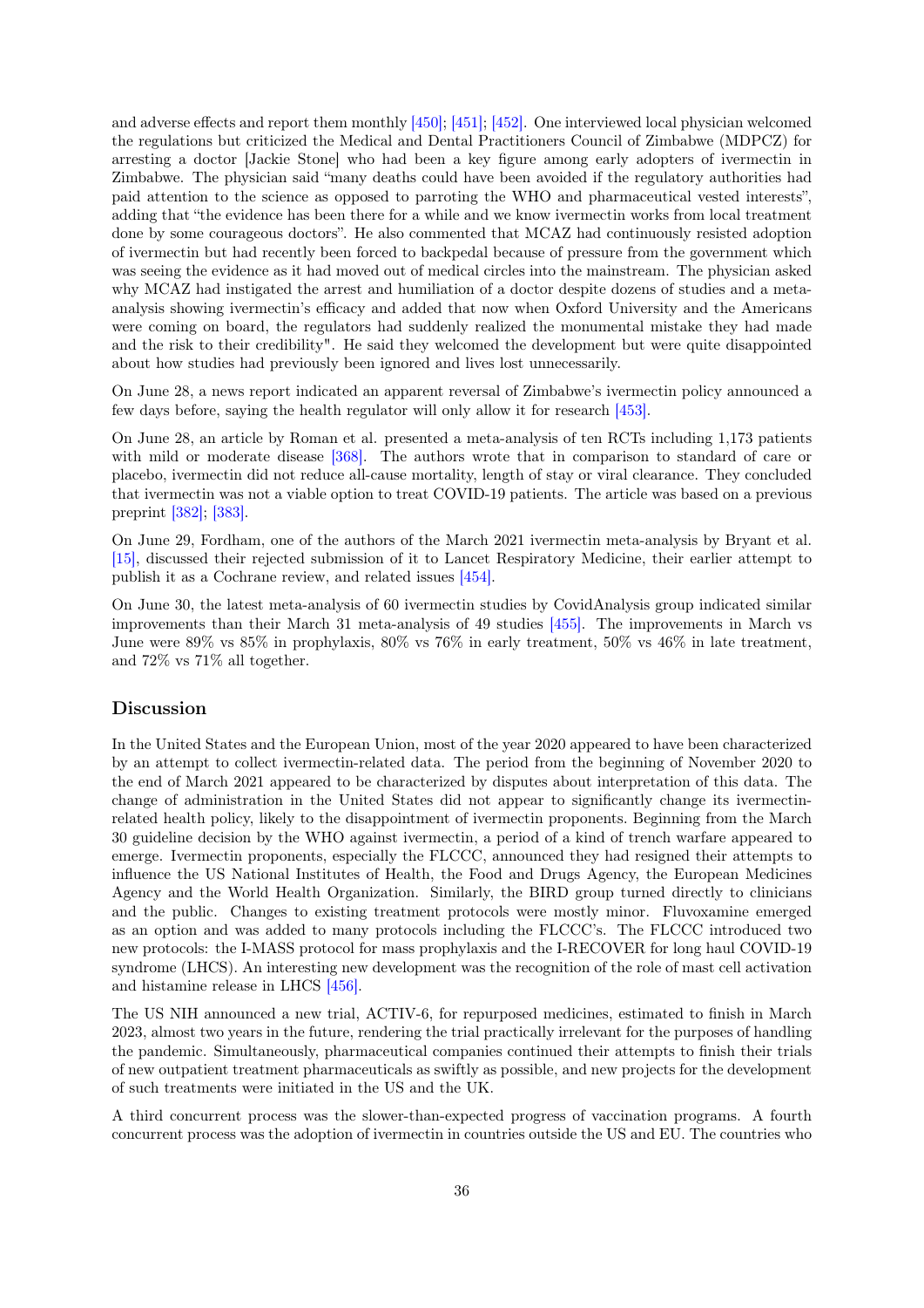and adverse effects and report them monthly [450]; [451]; [452]. One interviewed local physician welcomed the regulations but criticized the Medical and Dental Practitioners Council of Zimbabwe (MDPCZ) for arresting a doctor [Jackie Stone] who had been a key figure among early adopters of ivermectin in Zimbabwe. The physician said "many deaths could have been avoided if the regulatory authorities had paid attention to the science as opposed to parroting the WHO and pharmaceutical vested interests", adding that "the evidence has been there for a while and we know ivermectin works from local treatment done by some courageous doctors". He also commented that MCAZ had continuously resisted adoption of ivermectin but had recently been forced to backpedal because of pressure from the government which was seeing the evidence as it had moved out of medical circles into the mainstream. The physician asked why MCAZ had instigated the arrest and humiliation of a doctor despite dozens of studies and a meta-analysis showing ivermectin's efficacy and added that now when Oxford University and the Americans were coming on board, the regulators had suddenly realized the monumental mistake they had made and the risk to their credibility". He said they welcomed the development but were quite disappointed about how studies had previously been ignored and lives lost unnecessarily.

On June 28, a news report indicated an apparent reversal of Zimbabwe's ivermectin policy announced a few days before, saying the health regulator will only allow it for research [453].

On June 28, an article by Roman et al. presented a meta-analysis of ten RCTs including 1,173 patients with mild or moderate disease [368]. The authors wrote that in comparison to standard of care or placebo, ivermectin did not reduce all-cause mortality, length of stay or viral clearance. They concluded that ivermectin was not a viable option to treat COVID-19 patients. The article was based on a previous preprint [382]; [383].

On June 29, Fordham, one of the authors of the March 2021 ivermectin meta-analysis by Bryant et al. [15], discussed their rejected submission of it to Lancet Respiratory Medicine, their earlier attempt to publish it as a Cochrane review, and related issues [454].

On June 30, the latest meta-analysis of 60 ivermectin studies by CovidAnalysis group indicated similar improvements than their March 31 meta-analysis of 49 studies [455]. The improvements in March vs June were 89% vs 85% in prophylaxis, 80% vs 76% in early treatment, 50% vs 46% in late treatment, and 72% vs 71% all together.

## Discussion

In the United States and the European Union, most of the year 2020 appeared to have been characterized by an attempt to collect ivermectin-related data. The period from the beginning of November 2020 to the end of March 2021 appeared to be characterized by disputes about interpretation of this data. The change of administration in the United States did not appear to significantly change its ivermectin-related health policy, likely to the disappointment of ivermectin proponents. Beginning from the March 30 guideline decision by the WHO against ivermectin, a period of a kind of trench warfare appeared to emerge. Ivermectin proponents, especially the FLCCC, announced they had resigned their attempts to influence the US National Institutes of Health, the Food and Drugs Agency, the European Medicines Agency and the World Health Organization. Similarly, the BIRD group turned directly to clinicians and the public. Changes to existing treatment protocols were mostly minor. Fluvoxamine emerged as an option and was added to many protocols including the FLCCC's. The FLCCC introduced two new protocols: the I-MASS protocol for mass prophylaxis and the I-RECOVER for long haul COVID-19 syndrome (LHCS). An interesting new development was the recognition of the role of mast cell activation and histamine release in LHCS [456].

The US NIH announced a new trial, ACTIV-6, for repurposed medicines, estimated to finish in March 2023, almost two years in the future, rendering the trial practically irrelevant for the purposes of handling the pandemic. Simultaneously, pharmaceutical companies continued their attempts to finish their trials of new outpatient treatment pharmaceuticals as swiftly as possible, and new projects for the development of such treatments were initiated in the US and the UK.

A third concurrent process was the slower-than-expected progress of vaccination programs. A fourth concurrent process was the adoption of ivermectin in countries outside the US and EU. The countries who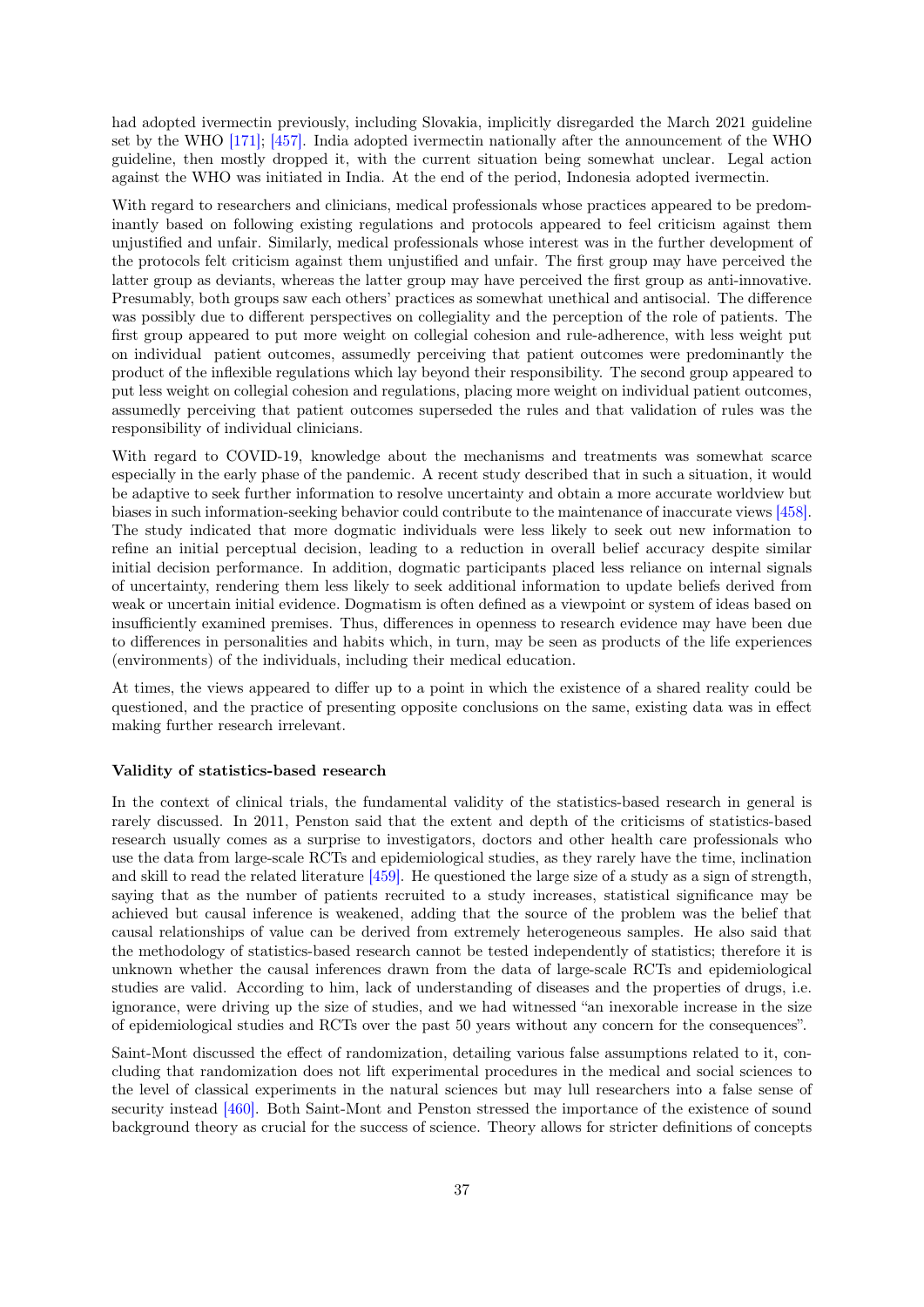had adopted ivermectin previously, including Slovakia, implicitly disregarded the March 2021 guideline set by the WHO [171]; [457]. India adopted ivermectin nationally after the announcement of the WHO guideline, then mostly dropped it, with the current situation being somewhat unclear. Legal action against the WHO was initiated in India. At the end of the period, Indonesia adopted ivermectin.

With regard to researchers and clinicians, medical professionals whose practices appeared to be predominantly based on following existing regulations and protocols appeared to feel criticism against them unjustified and unfair. Similarly, medical professionals whose interest was in the further development of the protocols felt criticism against them unjustified and unfair. The first group may have perceived the latter group as deviants, whereas the latter group may have perceived the first group as anti-innovative. Presumably, both groups saw each others' practices as somewhat unethical and antisocial. The difference was possibly due to different perspectives on collegiality and the perception of the role of patients. The first group appeared to put more weight on collegial cohesion and rule-adherence, with less weight put on individual patient outcomes, assumedly perceiving that patient outcomes were predominantly the product of the inflexible regulations which lay beyond their responsibility. The second group appeared to put less weight on collegial cohesion and regulations, placing more weight on individual patient outcomes, assumedly perceiving that patient outcomes superseded the rules and that validation of rules was the responsibility of individual clinicians.

With regard to COVID-19, knowledge about the mechanisms and treatments was somewhat scarce especially in the early phase of the pandemic. A recent study described that in such a situation, it would be adaptive to seek further information to resolve uncertainty and obtain a more accurate worldview but biases in such information-seeking behavior could contribute to the maintenance of inaccurate views [458]. The study indicated that more dogmatic individuals were less likely to seek out new information to refine an initial perceptual decision, leading to a reduction in overall belief accuracy despite similar initial decision performance. In addition, dogmatic participants placed less reliance on internal signals of uncertainty, rendering them less likely to seek additional information to update beliefs derived from weak or uncertain initial evidence. Dogmatism is often defined as a viewpoint or system of ideas based on insufficiently examined premises. Thus, differences in openness to research evidence may have been due to differences in personalities and habits which, in turn, may be seen as products of the life experiences (environments) of the individuals, including their medical education.

At times, the views appeared to differ up to a point in which the existence of a shared reality could be questioned, and the practice of presenting opposite conclusions on the same, existing data was in effect making further research irrelevant.

#### Validity of statistics-based research

In the context of clinical trials, the fundamental validity of the statistics-based research in general is rarely discussed. In 2011, Penston said that the extent and depth of the criticisms of statistics-based research usually comes as a surprise to investigators, doctors and other health care professionals who use the data from large-scale RCTs and epidemiological studies, as they rarely have the time, inclination and skill to read the related literature [459]. He questioned the large size of a study as a sign of strength, saying that as the number of patients recruited to a study increases, statistical significance may be achieved but causal inference is weakened, adding that the source of the problem was the belief that causal relationships of value can be derived from extremely heterogeneous samples. He also said that the methodology of statistics-based research cannot be tested independently of statistics; therefore it is unknown whether the causal inferences drawn from the data of large-scale RCTs and epidemiological studies are valid. According to him, lack of understanding of diseases and the properties of drugs, i.e. ignorance, were driving up the size of studies, and we had witnessed "an inexorable increase in the size of epidemiological studies and RCTs over the past 50 years without any concern for the consequences".

Saint-Mont discussed the effect of randomization, detailing various false assumptions related to it, concluding that randomization does not lift experimental procedures in the medical and social sciences to the level of classical experiments in the natural sciences but may lull researchers into a false sense of security instead [460]. Both Saint-Mont and Penston stressed the importance of the existence of sound background theory as crucial for the success of science. Theory allows for stricter definitions of concepts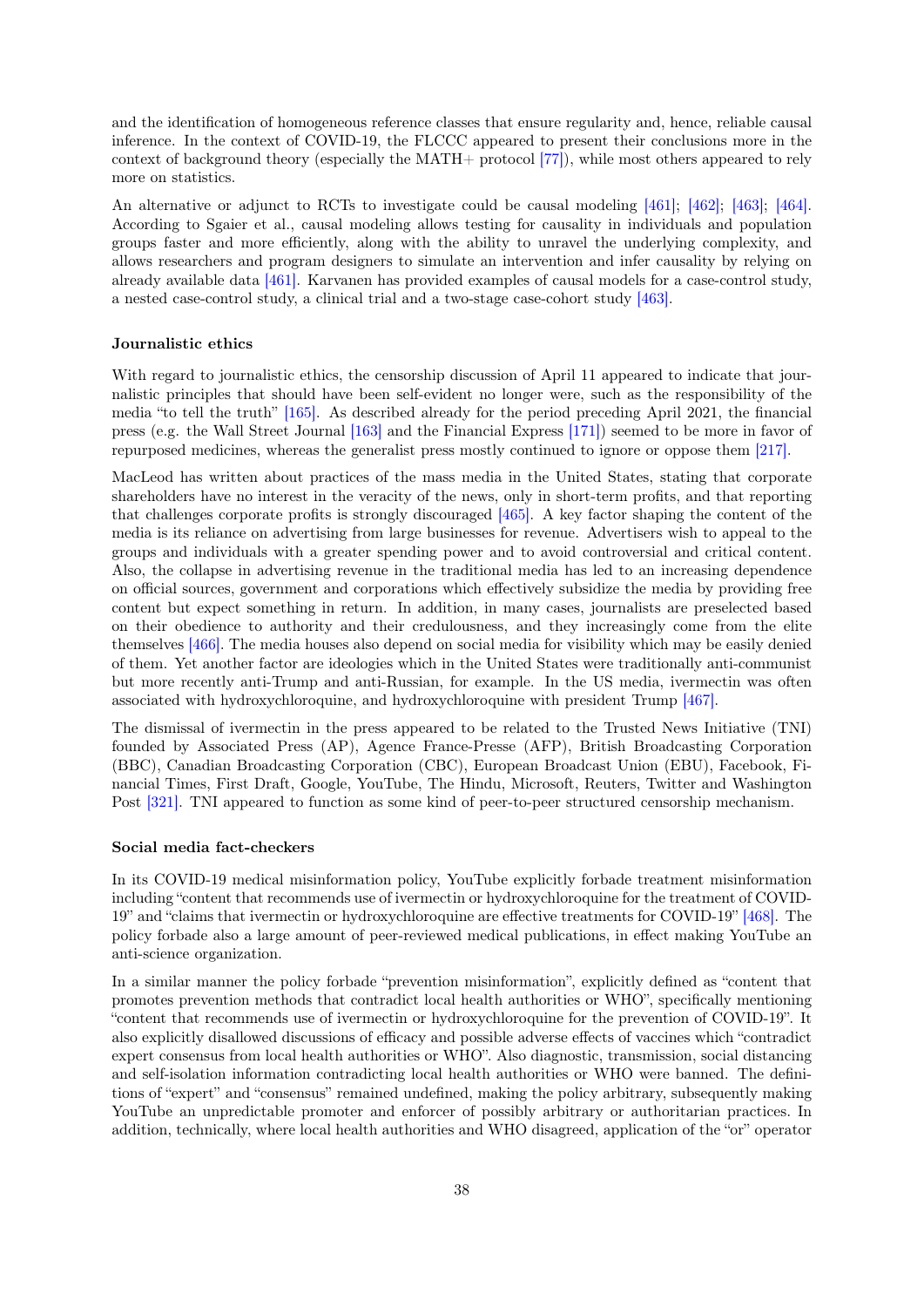and the identification of homogeneous reference classes that ensure regularity and, hence, reliable causal inference. In the context of COVID-19, the FLCCC appeared to present their conclusions more in the context of background theory (especially the MATH+ protocol [77]), while most others appeared to rely more on statistics.

An alternative or adjunct to RCTs to investigate could be causal modeling [461]; [462]; [463]; [464]. According to Sgaier et al., causal modeling allows testing for causality in individuals and population groups faster and more efficiently, along with the ability to unravel the underlying complexity, and allows researchers and program designers to simulate an intervention and infer causality by relying on already available data [461]. Karvanen has provided examples of causal models for a case-control study, a nested case-control study, a clinical trial and a two-stage case-cohort study [463].

**Journalistic ethics**

With regard to journalistic ethics, the censorship discussion of April 11 appeared to indicate that journalistic principles that should have been self-evident no longer were, such as the responsibility of the media "to tell the truth" [165]. As described already for the period preceding April 2021, the financial press (e.g. the Wall Street Journal [163] and the Financial Express [171]) seemed to be more in favor of repurposed medicines, whereas the generalist press mostly continued to ignore or oppose them [217].

MacLeod has written about practices of the mass media in the United States, stating that corporate shareholders have no interest in the veracity of the news, only in short-term profits, and that reporting that challenges corporate profits is strongly discouraged [465]. A key factor shaping the content of the media is its reliance on advertising from large businesses for revenue. Advertisers wish to appeal to the groups and individuals with a greater spending power and to avoid controversial and critical content. Also, the collapse in advertising revenue in the traditional media has led to an increasing dependence on official sources, government and corporations which effectively subsidize the media by providing free content but expect something in return. In addition, in many cases, journalists are preselected based on their obedience to authority and their credulousness, and they increasingly come from the elite themselves [466]. The media houses also depend on social media for visibility which may be easily denied of them. Yet another factor are ideologies which in the United States were traditionally anti-communist but more recently anti-Trump and anti-Russian, for example. In the US media, ivermectin was often associated with hydroxychloroquine, and hydroxychloroquine with president Trump [467].

The dismissal of ivermectin in the press appeared to be related to the Trusted News Initiative (TNI) founded by Associated Press (AP), Agence France-Presse (AFP), British Broadcasting Corporation (BBC), Canadian Broadcasting Corporation (CBC), European Broadcast Union (EBU), Facebook, Financial Times, First Draft, Google, YouTube, The Hindu, Microsoft, Reuters, Twitter and Washington Post [321]. TNI appeared to function as some kind of peer-to-peer structured censorship mechanism.

**Social media fact-checkers**

In its COVID-19 medical misinformation policy, YouTube explicitly forbade treatment misinformation including "content that recommends use of ivermectin or hydroxychloroquine for the treatment of COVID-19" and "claims that ivermectin or hydroxychloroquine are effective treatments for COVID-19" [468]. The policy forbade also a large amount of peer-reviewed medical publications, in effect making YouTube an anti-science organization.

In a similar manner the policy forbade "prevention misinformation", explicitly defined as "content that promotes prevention methods that contradict local health authorities or WHO", specifically mentioning "content that recommends use of ivermectin or hydroxychloroquine for the prevention of COVID-19". It also explicitly disallowed discussions of efficacy and possible adverse effects of vaccines which "contradict expert consensus from local health authorities or WHO". Also diagnostic, transmission, social distancing and self-isolation information contradicting local health authorities or WHO were banned. The definitions of "expert" and "consensus" remained undefined, making the policy arbitrary, subsequently making YouTube an unpredictable promoter and enforcer of possibly arbitrary or authoritarian practices. In addition, technically, where local health authorities and WHO disagreed, application of the "or" operator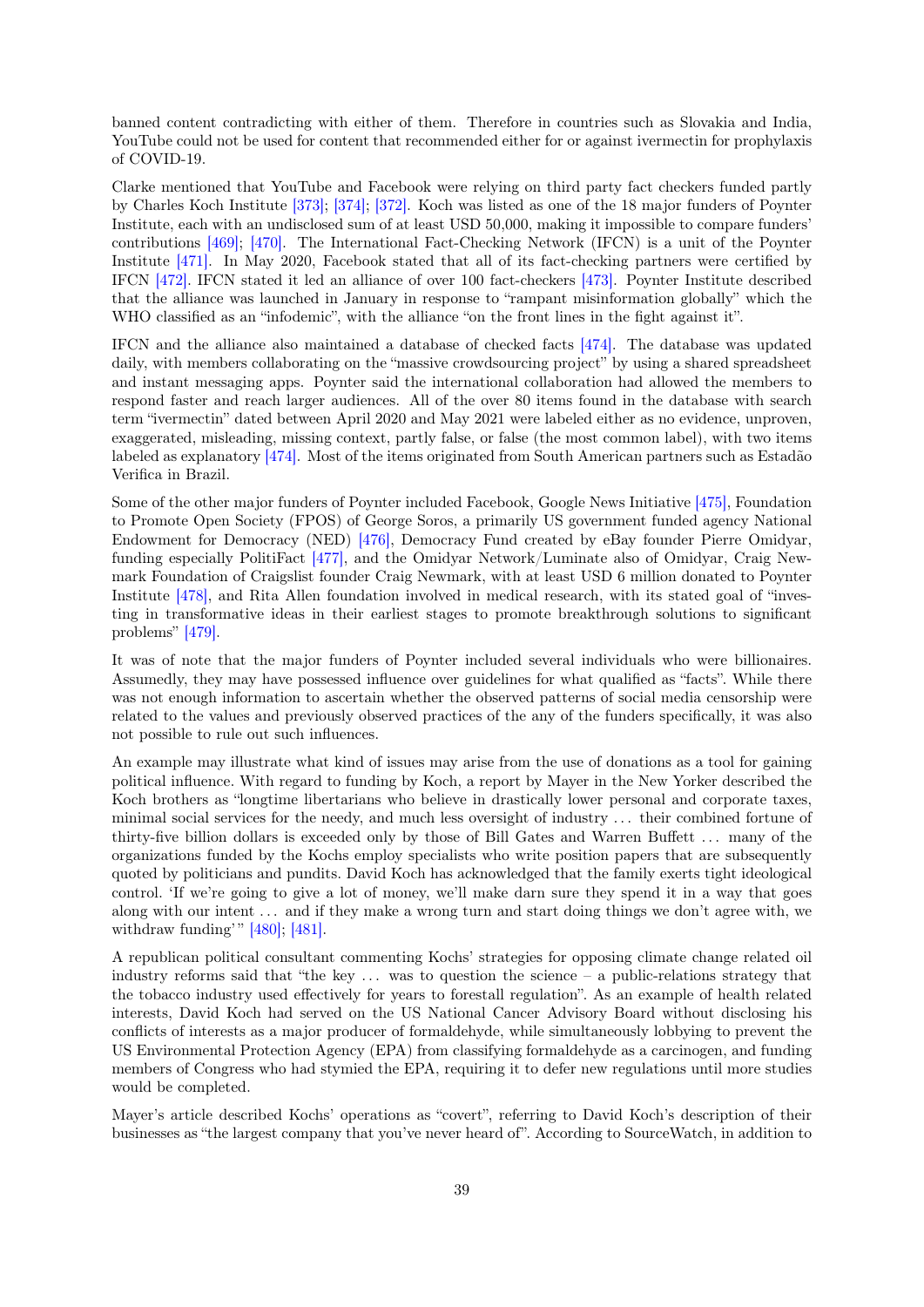banned content contradicting with either of them. Therefore in countries such as Slovakia and India, YouTube could not be used for content that recommended either for or against ivermectin for prophylaxis of COVID-19.

Clarke mentioned that YouTube and Facebook were relying on third party fact checkers funded partly by Charles Koch Institute [373]; [374]; [372]. Koch was listed as one of the 18 major funders of Poynter Institute, each with an undisclosed sum of at least USD 50,000, making it impossible to compare funders' contributions [469]; [470]. The International Fact-Checking Network (IFCN) is a unit of the Poynter Institute [471]. In May 2020, Facebook stated that all of its fact-checking partners were certified by IFCN [472]. IFCN stated it led an alliance of over 100 fact-checkers [473]. Poynter Institute described that the alliance was launched in January in response to "rampant misinformation globally" which the WHO classified as an "infodemic", with the alliance "on the front lines in the fight against it".

IFCN and the alliance also maintained a database of checked facts [474]. The database was updated daily, with members collaborating on the "massive crowdsourcing project" by using a shared spreadsheet and instant messaging apps. Poynter said the international collaboration had allowed the members to respond faster and reach larger audiences. All of the over 80 items found in the database with search term "ivermectin" dated between April 2020 and May 2021 were labeled either as no evidence, unproven, exaggerated, misleading, missing context, partly false, or false (the most common label), with two items labeled as explanatory [474]. Most of the items originated from South American partners such as Estadão Verifica in Brazil.

Some of the other major funders of Poynter included Facebook, Google News Initiative [475], Foundation to Promote Open Society (FPOS) of George Soros, a primarily US government funded agency National Endowment for Democracy (NED) [476], Democracy Fund created by eBay founder Pierre Omidyar, funding especially PolitiFact [477], and the Omidyar Network/Luminate also of Omidyar, Craig Newmark Foundation of Craigslist founder Craig Newmark, with at least USD 6 million donated to Poynter Institute [478], and Rita Allen foundation involved in medical research, with its stated goal of "investing in transformative ideas in their earliest stages to promote breakthrough solutions to significant problems" [479].

It was of note that the major funders of Poynter included several individuals who were billionaires. Assumedly, they may have possessed influence over guidelines for what qualified as "facts". While there was not enough information to ascertain whether the observed patterns of social media censorship were related to the values and previously observed practices of the any of the funders specifically, it was also not possible to rule out such influences.

An example may illustrate what kind of issues may arise from the use of donations as a tool for gaining political influence. With regard to funding by Koch, a report by Mayer in the New Yorker described the Koch brothers as "longtime libertarians who believe in drastically lower personal and corporate taxes, minimal social services for the needy, and much less oversight of industry ... their combined fortune of thirty-five billion dollars is exceeded only by those of Bill Gates and Warren Buffett ... many of the organizations funded by the Kochs employ specialists who write position papers that are subsequently quoted by politicians and pundits. David Koch has acknowledged that the family exerts tight ideological control. 'If we're going to give a lot of money, we'll make darn sure they spend it in a way that goes along with our intent ... and if they make a wrong turn and start doing things we don't agree with, we withdraw funding'" [480]; [481].

A republican political consultant commenting Kochs' strategies for opposing climate change related oil industry reforms said that "the key ... was to question the science – a public-relations strategy that the tobacco industry used effectively for years to forestall regulation". As an example of health related interests, David Koch had served on the US National Cancer Advisory Board without disclosing his conflicts of interests as a major producer of formaldehyde, while simultaneously lobbying to prevent the US Environmental Protection Agency (EPA) from classifying formaldehyde as a carcinogen, and funding members of Congress who had stymied the EPA, requiring it to defer new regulations until more studies would be completed.

Mayer's article described Kochs' operations as "covert", referring to David Koch's description of their businesses as "the largest company that you've never heard of". According to SourceWatch, in addition to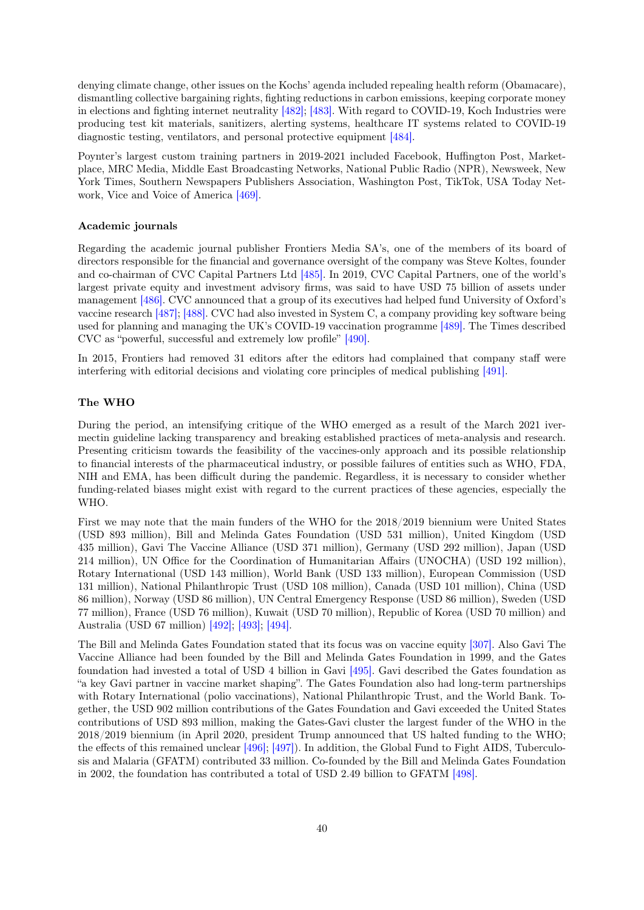denying climate change, other issues on the Kochs' agenda included repealing health reform (Obamacare), dismantling collective bargaining rights, fighting reductions in carbon emissions, keeping corporate money in elections and fighting internet neutrality [482]; [483]. With regard to COVID-19, Koch Industries were producing test kit materials, sanitizers, alerting systems, healthcare IT systems related to COVID-19 diagnostic testing, ventilators, and personal protective equipment [484].

Poynter's largest custom training partners in 2019-2021 included Facebook, Huffington Post, Marketplace, MRC Media, Middle East Broadcasting Networks, National Public Radio (NPR), Newsweek, New York Times, Southern Newspapers Publishers Association, Washington Post, TikTok, USA Today Network, Vice and Voice of America [469].

### Academic journals

Regarding the academic journal publisher Frontiers Media SA's, one of the members of its board of directors responsible for the financial and governance oversight of the company was Steve Koltes, founder and co-chairman of CVC Capital Partners Ltd [485]. In 2019, CVC Capital Partners, one of the world's largest private equity and investment advisory firms, was said to have USD 75 billion of assets under management [486]. CVC announced that a group of its executives had helped fund University of Oxford's vaccine research [487]; [488]. CVC had also invested in System C, a company providing key software being used for planning and managing the UK's COVID-19 vaccination programme [489]. The Times described CVC as "powerful, successful and extremely low profile" [490].

In 2015, Frontiers had removed 31 editors after the editors had complained that company staff were interfering with editorial decisions and violating core principles of medical publishing [491].

### The WHO

During the period, an intensifying critique of the WHO emerged as a result of the March 2021 ivermectin guideline lacking transparency and breaking established practices of meta-analysis and research. Presenting criticism towards the feasibility of the vaccines-only approach and its possible relationship to financial interests of the pharmaceutical industry, or possible failures of entities such as WHO, FDA, NIH and EMA, has been difficult during the pandemic. Regardless, it is necessary to consider whether funding-related biases might exist with regard to the current practices of these agencies, especially the WHO.

First we may note that the main funders of the WHO for the 2018/2019 biennium were United States (USD 893 million), Bill and Melinda Gates Foundation (USD 531 million), United Kingdom (USD 435 million), Gavi The Vaccine Alliance (USD 371 million), Germany (USD 292 million), Japan (USD 214 million), UN Office for the Coordination of Humanitarian Affairs (UNOCHA) (USD 192 million), Rotary International (USD 143 million), World Bank (USD 133 million), European Commission (USD 131 million), National Philanthropic Trust (USD 108 million), Canada (USD 101 million), China (USD 86 million), Norway (USD 86 million), UN Central Emergency Response (USD 86 million), Sweden (USD 77 million), France (USD 76 million), Kuwait (USD 70 million), Republic of Korea (USD 70 million) and Australia (USD 67 million) [492]; [493]; [494].

The Bill and Melinda Gates Foundation stated that its focus was on vaccine equity [307]. Also Gavi The Vaccine Alliance had been founded by the Bill and Melinda Gates Foundation in 1999, and the Gates foundation had invested a total of USD 4 billion in Gavi [495]. Gavi described the Gates foundation as "a key Gavi partner in vaccine market shaping". The Gates Foundation also had long-term partnerships with Rotary International (polio vaccinations), National Philanthropic Trust, and the World Bank. Together, the USD 902 million contributions of the Gates Foundation and Gavi exceeded the United States contributions of USD 893 million, making the Gates-Gavi cluster the largest funder of the WHO in the 2018/2019 biennium (in April 2020, president Trump announced that US halted funding to the WHO; the effects of this remained unclear [496]; [497]). In addition, the Global Fund to Fight AIDS, Tuberculosis and Malaria (GFATM) contributed 33 million. Co-founded by the Bill and Melinda Gates Foundation in 2002, the foundation has contributed a total of USD 2.49 billion to GFATM [498].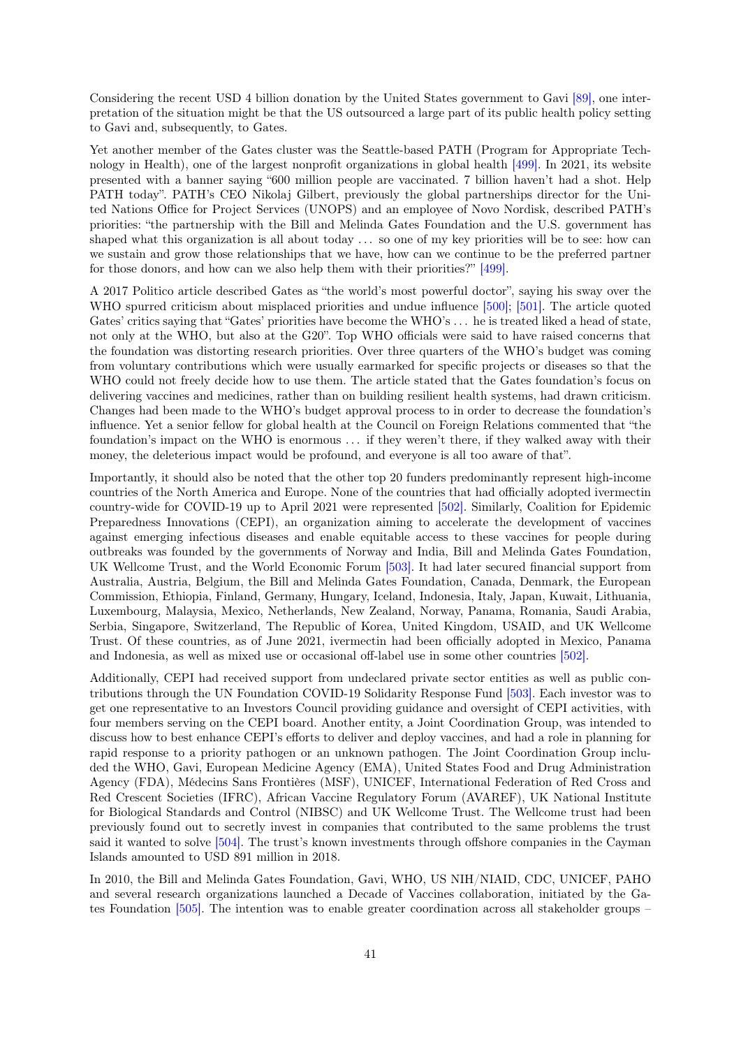Considering the recent USD 4 billion donation by the United States government to Gavi [89], one interpretation of the situation might be that the US outsourced a large part of its public health policy setting to Gavi and, subsequently, to Gates.

Yet another member of the Gates cluster was the Seattle-based PATH (Program for Appropriate Technology in Health), one of the largest nonprofit organizations in global health [499]. In 2021, its website presented with a banner saying "600 million people are vaccinated. 7 billion haven't had a shot. Help PATH today". PATH's CEO Nikolaj Gilbert, previously the global partnerships director for the United Nations Office for Project Services (UNOPS) and an employee of Novo Nordisk, described PATH's priorities: "the partnership with the Bill and Melinda Gates Foundation and the U.S. government has shaped what this organization is all about today ... so one of my key priorities will be to see: how can we sustain and grow those relationships that we have, how can we continue to be the preferred partner for those donors, and how can we also help them with their priorities?" [499].

A 2017 Politico article described Gates as "the world's most powerful doctor", saying his sway over the WHO spurred criticism about misplaced priorities and undue influence [500]; [501]. The article quoted Gates' critics saying that "Gates' priorities have become the WHO's ... he is treated liked a head of state, not only at the WHO, but also at the G20". Top WHO officials were said to have raised concerns that the foundation was distorting research priorities. Over three quarters of the WHO's budget was coming from voluntary contributions which were usually earmarked for specific projects or diseases so that the WHO could not freely decide how to use them. The article stated that the Gates foundation's focus on delivering vaccines and medicines, rather than on building resilient health systems, had drawn criticism. Changes had been made to the WHO's budget approval process to in order to decrease the foundation's influence. Yet a senior fellow for global health at the Council on Foreign Relations commented that "the foundation's impact on the WHO is enormous ... if they weren't there, if they walked away with their money, the deleterious impact would be profound, and everyone is all too aware of that".

Importantly, it should also be noted that the other top 20 funders predominantly represent high-income countries of the North America and Europe. None of the countries that had officially adopted ivermectin country-wide for COVID-19 up to April 2021 were represented [502]. Similarly, Coalition for Epidemic Preparedness Innovations (CEPI), an organization aiming to accelerate the development of vaccines against emerging infectious diseases and enable equitable access to these vaccines for people during outbreaks was founded by the governments of Norway and India, Bill and Melinda Gates Foundation, UK Wellcome Trust, and the World Economic Forum [503]. It had later secured financial support from Australia, Austria, Belgium, the Bill and Melinda Gates Foundation, Canada, Denmark, the European Commission, Ethiopia, Finland, Germany, Hungary, Iceland, Indonesia, Italy, Japan, Kuwait, Lithuania, Luxembourg, Malaysia, Mexico, Netherlands, New Zealand, Norway, Panama, Romania, Saudi Arabia, Serbia, Singapore, Switzerland, The Republic of Korea, United Kingdom, USAID, and UK Wellcome Trust. Of these countries, as of June 2021, ivermectin had been officially adopted in Mexico, Panama and Indonesia, as well as mixed use or occasional off-label use in some other countries [502].

Additionally, CEPI had received support from undeclared private sector entities as well as public contributions through the UN Foundation COVID-19 Solidarity Response Fund [503]. Each investor was to get one representative to an Investors Council providing guidance and oversight of CEPI activities, with four members serving on the CEPI board. Another entity, a Joint Coordination Group, was intended to discuss how to best enhance CEPI's efforts to deliver and deploy vaccines, and had a role in planning for rapid response to a priority pathogen or an unknown pathogen. The Joint Coordination Group included the WHO, Gavi, European Medicine Agency (EMA), United States Food and Drug Administration Agency (FDA), Médecins Sans Frontières (MSF), UNICEF, International Federation of Red Cross and Red Crescent Societies (IFRC), African Vaccine Regulatory Forum (AVAREF), UK National Institute for Biological Standards and Control (NIBSC) and UK Wellcome Trust. The Wellcome trust had been previously found out to secretly invest in companies that contributed to the same problems the trust said it wanted to solve [504]. The trust's known investments through offshore companies in the Cayman Islands amounted to USD 891 million in 2018.

In 2010, the Bill and Melinda Gates Foundation, Gavi, WHO, US NIH/NIAID, CDC, UNICEF, PAHO and several research organizations launched a Decade of Vaccines collaboration, initiated by the Gates Foundation [505]. The intention was to enable greater coordination across all stakeholder groups –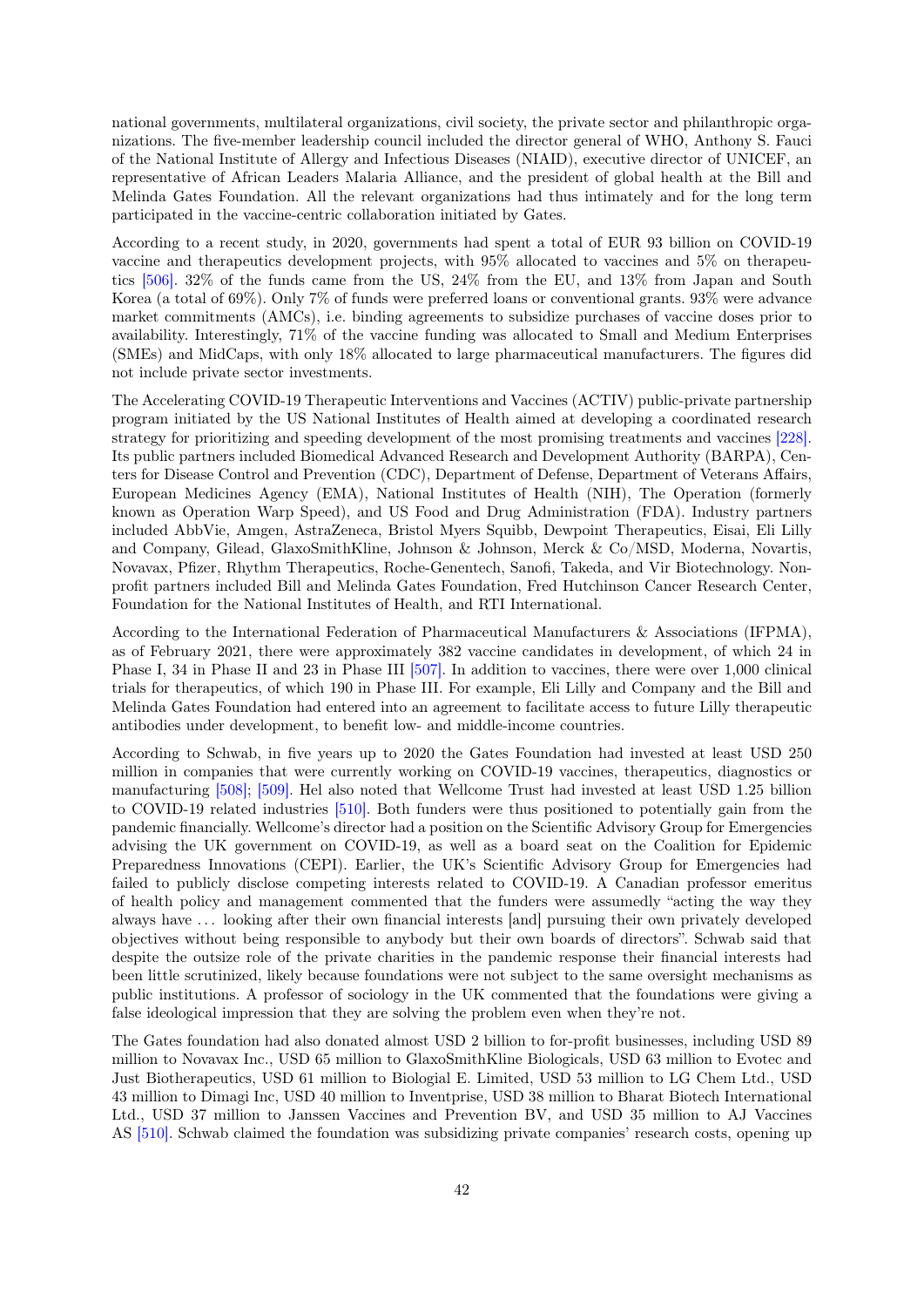national governments, multilateral organizations, civil society, the private sector and philanthropic organizations. The five-member leadership council included the director general of WHO, Anthony S. Fauci of the National Institute of Allergy and Infectious Diseases (NIAID), executive director of UNICEF, an representative of African Leaders Malaria Alliance, and the president of global health at the Bill and Melinda Gates Foundation. All the relevant organizations had thus intimately and for the long term participated in the vaccine-centric collaboration initiated by Gates.

According to a recent study, in 2020, governments had spent a total of EUR 93 billion on COVID-19 vaccine and therapeutics development projects, with 95% allocated to vaccines and 5% on therapeutics [506]. 32% of the funds came from the US, 24% from the EU, and 13% from Japan and South Korea (a total of 69%). Only 7% of funds were preferred loans or conventional grants. 93% were advance market commitments (AMCs), i.e. binding agreements to subsidize purchases of vaccine doses prior to availability. Interestingly, 71% of the vaccine funding was allocated to Small and Medium Enterprises (SMEs) and MidCaps, with only 18% allocated to large pharmaceutical manufacturers. The figures did not include private sector investments.

The Accelerating COVID-19 Therapeutic Interventions and Vaccines (ACTIV) public-private partnership program initiated by the US National Institutes of Health aimed at developing a coordinated research strategy for prioritizing and speeding development of the most promising treatments and vaccines [228]. Its public partners included Biomedical Advanced Research and Development Authority (BARPA), Centers for Disease Control and Prevention (CDC), Department of Defense, Department of Veterans Affairs, European Medicines Agency (EMA), National Institutes of Health (NIH), The Operation (formerly known as Operation Warp Speed), and US Food and Drug Administration (FDA). Industry partners included AbbVie, Amgen, AstraZeneca, Bristol Myers Squibb, Dewpoint Therapeutics, Eisai, Eli Lilly and Company, Gilead, GlaxoSmithKline, Johnson & Johnson, Merck & Co/MSD, Moderna, Novartis, Novavax, Pfizer, Rhythm Therapeutics, Roche-Genentech, Sanofi, Takeda, and Vir Biotechnology. Nonprofit partners included Bill and Melinda Gates Foundation, Fred Hutchinson Cancer Research Center, Foundation for the National Institutes of Health, and RTI International.

According to the International Federation of Pharmaceutical Manufacturers & Associations (IFPMA), as of February 2021, there were approximately 382 vaccine candidates in development, of which 24 in Phase I, 34 in Phase II and 23 in Phase III [507]. In addition to vaccines, there were over 1,000 clinical trials for therapeutics, of which 190 in Phase III. For example, Eli Lilly and Company and the Bill and Melinda Gates Foundation had entered into an agreement to facilitate access to future Lilly therapeutic antibodies under development, to benefit low- and middle-income countries.

According to Schwab, in five years up to 2020 the Gates Foundation had invested at least USD 250 million in companies that were currently working on COVID-19 vaccines, therapeutics, diagnostics or manufacturing [508]; [509]. Hel also noted that Wellcome Trust had invested at least USD 1.25 billion to COVID-19 related industries [510]. Both funders were thus positioned to potentially gain from the pandemic financially. Wellcome's director had a position on the Scientific Advisory Group for Emergencies advising the UK government on COVID-19, as well as a board seat on the Coalition for Epidemic Preparedness Innovations (CEPI). Earlier, the UK's Scientific Advisory Group for Emergencies had failed to publicly disclose competing interests related to COVID-19. A Canadian professor emeritus of health policy and management commented that the funders were assumedly "acting the way they always have ... looking after their own financial interests [and] pursuing their own privately developed objectives without being responsible to anybody but their own boards of directors". Schwab said that despite the outsize role of the private charities in the pandemic response their financial interests had been little scrutinized, likely because foundations were not subject to the same oversight mechanisms as public institutions. A professor of sociology in the UK commented that the foundations were giving a false ideological impression that they are solving the problem even when they're not.

The Gates foundation had also donated almost USD 2 billion to for-profit businesses, including USD 89 million to Novavax Inc., USD 65 million to GlaxoSmithKline Biologicals, USD 63 million to Evotec and Just Biotherapeutics, USD 61 million to Biologial E. Limited, USD 53 million to LG Chem Ltd., USD 43 million to Dimagi Inc, USD 40 million to Inventprise, USD 38 million to Bharat Biotech International Ltd., USD 37 million to Janssen Vaccines and Prevention BV, and USD 35 million to AJ Vaccines AS [510]. Schwab claimed the foundation was subsidizing private companies' research costs, opening up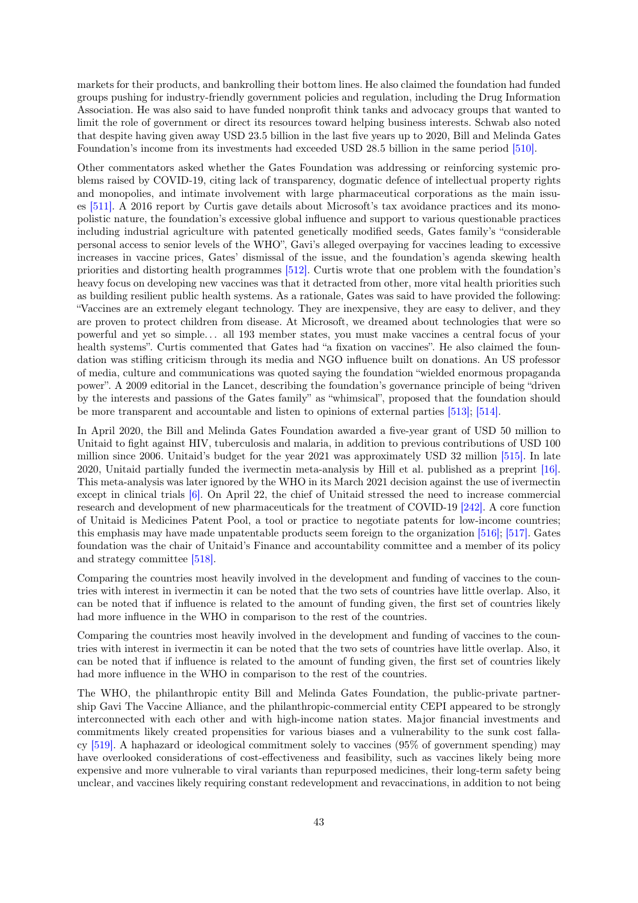markets for their products, and bankrolling their bottom lines. He also claimed the foundation had funded groups pushing for industry-friendly government policies and regulation, including the Drug Information Association. He was also said to have funded nonprofit think tanks and advocacy groups that wanted to limit the role of government or direct its resources toward helping business interests. Schwab also noted that despite having given away USD 23.5 billion in the last five years up to 2020, Bill and Melinda Gates Foundation's income from its investments had exceeded USD 28.5 billion in the same period [510].

Other commentators asked whether the Gates Foundation was addressing or reinforcing systemic problems raised by COVID-19, citing lack of transparency, dogmatic defence of intellectual property rights and monopolies, and intimate involvement with large pharmaceutical corporations as the main issues [511]. A 2016 report by Curtis gave details about Microsoft's tax avoidance practices and its monopolistic nature, the foundation's excessive global influence and support to various questionable practices including industrial agriculture with patented genetically modified seeds, Gates family's "considerable personal access to senior levels of the WHO", Gavi's alleged overpaying for vaccines leading to excessive increases in vaccine prices, Gates' dismissal of the issue, and the foundation's agenda skewing health priorities and distorting health programmes [512]. Curtis wrote that one problem with the foundation's heavy focus on developing new vaccines was that it detracted from other, more vital health priorities such as building resilient public health systems. As a rationale, Gates was said to have provided the following: "Vaccines are an extremely elegant technology. They are inexpensive, they are easy to deliver, and they are proven to protect children from disease. At Microsoft, we dreamed about technologies that were so powerful and yet so simple... all 193 member states, you must make vaccines a central focus of your health systems". Curtis commented that Gates had "a fixation on vaccines". He also claimed the foundation was stifling criticism through its media and NGO influence built on donations. An US professor of media, culture and communications was quoted saying the foundation "wielded enormous propaganda power". A 2009 editorial in the Lancet, describing the foundation's governance principle of being "driven by the interests and passions of the Gates family" as "whimsical", proposed that the foundation should be more transparent and accountable and listen to opinions of external parties [513]; [514].

In April 2020, the Bill and Melinda Gates Foundation awarded a five-year grant of USD 50 million to Unitaid to fight against HIV, tuberculosis and malaria, in addition to previous contributions of USD 100 million since 2006. Unitaid's budget for the year 2021 was approximately USD 32 million [515]. In late 2020, Unitaid partially funded the ivermectin meta-analysis by Hill et al. published as a preprint [16]. This meta-analysis was later ignored by the WHO in its March 2021 decision against the use of ivermectin except in clinical trials [6]. On April 22, the chief of Unitaid stressed the need to increase commercial research and development of new pharmaceuticals for the treatment of COVID-19 [242]. A core function of Unitaid is Medicines Patent Pool, a tool or practice to negotiate patents for low-income countries; this emphasis may have made unpatentable products seem foreign to the organization [516]; [517]. Gates foundation was the chair of Unitaid's Finance and accountability committee and a member of its policy and strategy committee [518].

Comparing the countries most heavily involved in the development and funding of vaccines to the countries with interest in ivermectin it can be noted that the two sets of countries have little overlap. Also, it can be noted that if influence is related to the amount of funding given, the first set of countries likely had more influence in the WHO in comparison to the rest of the countries.

Comparing the countries most heavily involved in the development and funding of vaccines to the countries with interest in ivermectin it can be noted that the two sets of countries have little overlap. Also, it can be noted that if influence is related to the amount of funding given, the first set of countries likely had more influence in the WHO in comparison to the rest of the countries.

The WHO, the philanthropic entity Bill and Melinda Gates Foundation, the public-private partnership Gavi The Vaccine Alliance, and the philanthropic-commercial entity CEPI appeared to be strongly interconnected with each other and with high-income nation states. Major financial investments and commitments likely created propensities for various biases and a vulnerability to the sunk cost fallacy [519]. A haphazard or ideological commitment solely to vaccines (95% of government spending) may have overlooked considerations of cost-effectiveness and feasibility, such as vaccines likely being more expensive and more vulnerable to viral variants than repurposed medicines, their long-term safety being unclear, and vaccines likely requiring constant redevelopment and revaccinations, in addition to not being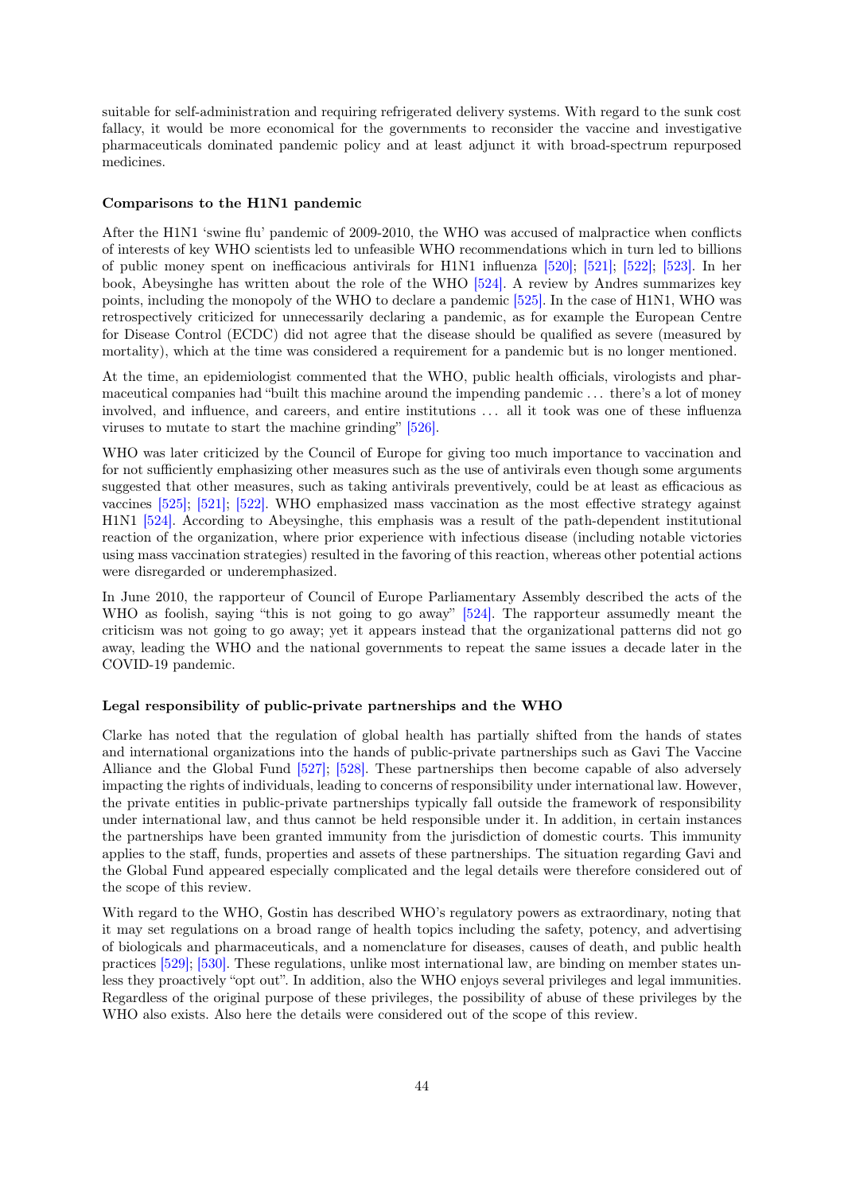suitable for self-administration and requiring refrigerated delivery systems. With regard to the sunk cost fallacy, it would be more economical for the governments to reconsider the vaccine and investigative pharmaceuticals dominated pandemic policy and at least adjunct it with broad-spectrum repurposed medicines.

#### Comparisons to the H1N1 pandemic

After the H1N1 'swine flu' pandemic of 2009-2010, the WHO was accused of malpractice when conflicts of interests of key WHO scientists led to unfeasible WHO recommendations which in turn led to billions of public money spent on inefficacious antivirals for H1N1 influenza [520]; [521]; [522]; [523]. In her book, Abeysinghe has written about the role of the WHO [524]. A review by Andres summarizes key points, including the monopoly of the WHO to declare a pandemic [525]. In the case of H1N1, WHO was retrospectively criticized for unnecessarily declaring a pandemic, as for example the European Centre for Disease Control (ECDC) did not agree that the disease should be qualified as severe (measured by mortality), which at the time was considered a requirement for a pandemic but is no longer mentioned.

At the time, an epidemiologist commented that the WHO, public health officials, virologists and pharmaceutical companies had "built this machine around the impending pandemic ... there's a lot of money involved, and influence, and careers, and entire institutions ... all it took was one of these influenza viruses to mutate to start the machine grinding" [526].

WHO was later criticized by the Council of Europe for giving too much importance to vaccination and for not sufficiently emphasizing other measures such as the use of antivirals even though some arguments suggested that other measures, such as taking antivirals preventively, could be at least as efficacious as vaccines [525]; [521]; [522]. WHO emphasized mass vaccination as the most effective strategy against H1N1 [524]. According to Abeysinghe, this emphasis was a result of the path-dependent institutional reaction of the organization, where prior experience with infectious disease (including notable victories using mass vaccination strategies) resulted in the favoring of this reaction, whereas other potential actions were disregarded or underemphasized.

In June 2010, the rapporteur of Council of Europe Parliamentary Assembly described the acts of the WHO as foolish, saying "this is not going to go away" [524]. The rapporteur assumedly meant the criticism was not going to go away; yet it appears instead that the organizational patterns did not go away, leading the WHO and the national governments to repeat the same issues a decade later in the COVID-19 pandemic.

#### Legal responsibility of public-private partnerships and the WHO

Clarke has noted that the regulation of global health has partially shifted from the hands of states and international organizations into the hands of public-private partnerships such as Gavi The Vaccine Alliance and the Global Fund [527]; [528]. These partnerships then become capable of also adversely impacting the rights of individuals, leading to concerns of responsibility under international law. However, the private entities in public-private partnerships typically fall outside the framework of responsibility under international law, and thus cannot be held responsible under it. In addition, in certain instances the partnerships have been granted immunity from the jurisdiction of domestic courts. This immunity applies to the staff, funds, properties and assets of these partnerships. The situation regarding Gavi and the Global Fund appeared especially complicated and the legal details were therefore considered out of the scope of this review.

With regard to the WHO, Gostin has described WHO's regulatory powers as extraordinary, noting that it may set regulations on a broad range of health topics including the safety, potency, and advertising of biologicals and pharmaceuticals, and a nomenclature for diseases, causes of death, and public health practices [529]; [530]. These regulations, unlike most international law, are binding on member states unless they proactively "opt out". In addition, also the WHO enjoys several privileges and legal immunities. Regardless of the original purpose of these privileges, the possibility of abuse of these privileges by the WHO also exists. Also here the details were considered out of the scope of this review.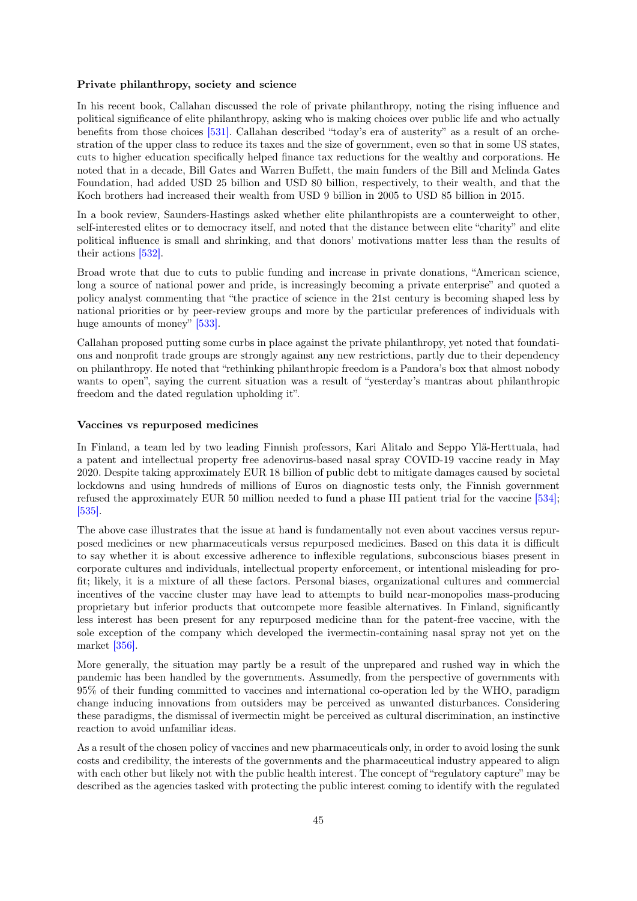#### Private philanthropy, society and science

In his recent book, Callahan discussed the role of private philanthropy, noting the rising influence and political significance of elite philanthropy, asking who is making choices over public life and who actually benefits from those choices [531]. Callahan described "today's era of austerity" as a result of an orchestration of the upper class to reduce its taxes and the size of government, even so that in some US states, cuts to higher education specifically helped finance tax reductions for the wealthy and corporations. He noted that in a decade, Bill Gates and Warren Buffett, the main funders of the Bill and Melinda Gates Foundation, had added USD 25 billion and USD 80 billion, respectively, to their wealth, and that the Koch brothers had increased their wealth from USD 9 billion in 2005 to USD 85 billion in 2015.

In a book review, Saunders-Hastings asked whether elite philanthropists are a counterweight to other, self-interested elites or to democracy itself, and noted that the distance between elite "charity" and elite political influence is small and shrinking, and that donors' motivations matter less than the results of their actions [532].

Broad wrote that due to cuts to public funding and increase in private donations, "American science, long a source of national power and pride, is increasingly becoming a private enterprise" and quoted a policy analyst commenting that "the practice of science in the 21st century is becoming shaped less by national priorities or by peer-review groups and more by the particular preferences of individuals with huge amounts of money" [533].

Callahan proposed putting some curbs in place against the private philanthropy, yet noted that foundations and nonprofit trade groups are strongly against any new restrictions, partly due to their dependency on philanthropy. He noted that "rethinking philanthropic freedom is a Pandora's box that almost nobody wants to open", saying the current situation was a result of "yesterday's mantras about philanthropic freedom and the dated regulation upholding it".

#### Vaccines vs repurposed medicines

In Finland, a team led by two leading Finnish professors, Kari Alitalo and Seppo Ylä-Herttuala, had a patent and intellectual property free adenovirus-based nasal spray COVID-19 vaccine ready in May 2020. Despite taking approximately EUR 18 billion of public debt to mitigate damages caused by societal lockdowns and using hundreds of millions of Euros on diagnostic tests only, the Finnish government refused the approximately EUR 50 million needed to fund a phase III patient trial for the vaccine [534]; [535].

The above case illustrates that the issue at hand is fundamentally not even about vaccines versus repurposed medicines or new pharmaceuticals versus repurposed medicines. Based on this data it is difficult to say whether it is about excessive adherence to inflexible regulations, subconscious biases present in corporate cultures and individuals, intellectual property enforcement, or intentional misleading for profit; likely, it is a mixture of all these factors. Personal biases, organizational cultures and commercial incentives of the vaccine cluster may have lead to attempts to build near-monopolies mass-producing proprietary but inferior products that outcompete more feasible alternatives. In Finland, significantly less interest has been present for any repurposed medicine than for the patent-free vaccine, with the sole exception of the company which developed the ivermectin-containing nasal spray not yet on the market [356].

More generally, the situation may partly be a result of the unprepared and rushed way in which the pandemic has been handled by the governments. Assumedly, from the perspective of governments with 95% of their funding committed to vaccines and international co-operation led by the WHO, paradigm change inducing innovations from outsiders may be perceived as unwanted disturbances. Considering these paradigms, the dismissal of ivermectin might be perceived as cultural discrimination, an instinctive reaction to avoid unfamiliar ideas.

As a result of the chosen policy of vaccines and new pharmaceuticals only, in order to avoid losing the sunk costs and credibility, the interests of the governments and the pharmaceutical industry appeared to align with each other but likely not with the public health interest. The concept of "regulatory capture" may be described as the agencies tasked with protecting the public interest coming to identify with the regulated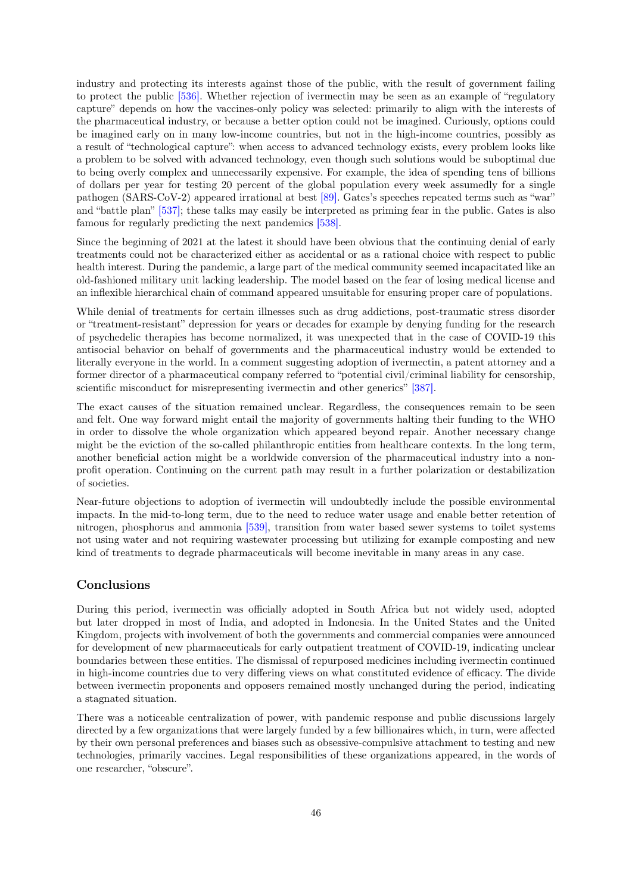industry and protecting its interests against those of the public, with the result of government failing to protect the public [536]. Whether rejection of ivermectin may be seen as an example of "regulatory capture" depends on how the vaccines-only policy was selected: primarily to align with the interests of the pharmaceutical industry, or because a better option could not be imagined. Curiously, options could be imagined early on in many low-income countries, but not in the high-income countries, possibly as a result of "technological capture": when access to advanced technology exists, every problem looks like a problem to be solved with advanced technology, even though such solutions would be suboptimal due to being overly complex and unnecessarily expensive. For example, the idea of spending tens of billions of dollars per year for testing 20 percent of the global population every week assumedly for a single pathogen (SARS-CoV-2) appeared irrational at best [89]. Gates's speeches repeated terms such as "war" and "battle plan" [537]; these talks may easily be interpreted as priming fear in the public. Gates is also famous for regularly predicting the next pandemics [538].

Since the beginning of 2021 at the latest it should have been obvious that the continuing denial of early treatments could not be characterized either as accidental or as a rational choice with respect to public health interest. During the pandemic, a large part of the medical community seemed incapacitated like an old-fashioned military unit lacking leadership. The model based on the fear of losing medical license and an inflexible hierarchical chain of command appeared unsuitable for ensuring proper care of populations.

While denial of treatments for certain illnesses such as drug addictions, post-traumatic stress disorder or "treatment-resistant" depression for years or decades for example by denying funding for the research of psychedelic therapies has become normalized, it was unexpected that in the case of COVID-19 this antisocial behavior on behalf of governments and the pharmaceutical industry would be extended to literally everyone in the world. In a comment suggesting adoption of ivermectin, a patent attorney and a former director of a pharmaceutical company referred to "potential civil/criminal liability for censorship, scientific misconduct for misrepresenting ivermectin and other generics" [387].

The exact causes of the situation remained unclear. Regardless, the consequences remain to be seen and felt. One way forward might entail the majority of governments halting their funding to the WHO in order to dissolve the whole organization which appeared beyond repair. Another necessary change might be the eviction of the so-called philanthropic entities from healthcare contexts. In the long term, another beneficial action might be a worldwide conversion of the pharmaceutical industry into a non-profit operation. Continuing on the current path may result in a further polarization or destabilization of societies.

Near-future objections to adoption of ivermectin will undoubtedly include the possible environmental impacts. In the mid-to-long term, due to the need to reduce water usage and enable better retention of nitrogen, phosphorus and ammonia [539], transition from water based sewer systems to toilet systems not using water and not requiring wastewater processing but utilizing for example composting and new kind of treatments to degrade pharmaceuticals will become inevitable in many areas in any case.

## Conclusions

During this period, ivermectin was officially adopted in South Africa but not widely used, adopted but later dropped in most of India, and adopted in Indonesia. In the United States and the United Kingdom, projects with involvement of both the governments and commercial companies were announced for development of new pharmaceuticals for early outpatient treatment of COVID-19, indicating unclear boundaries between these entities. The dismissal of repurposed medicines including ivermectin continued in high-income countries due to very differing views on what constituted evidence of efficacy. The divide between ivermectin proponents and opposers remained mostly unchanged during the period, indicating a stagnated situation.

There was a noticeable centralization of power, with pandemic response and public discussions largely directed by a few organizations that were largely funded by a few billionaires which, in turn, were affected by their own personal preferences and biases such as obsessive-compulsive attachment to testing and new technologies, primarily vaccines. Legal responsibilities of these organizations appeared, in the words of one researcher, "obscure".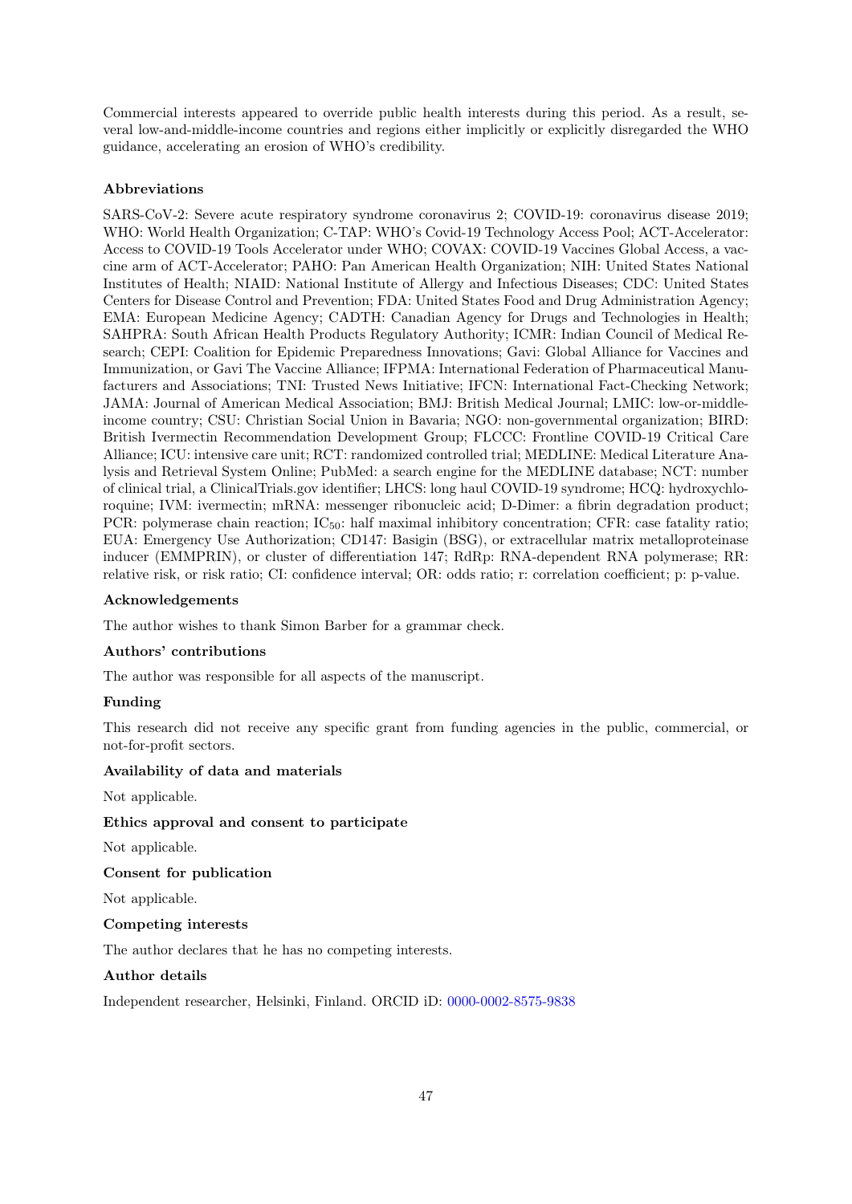Commercial interests appeared to override public health interests during this period. As a result, several low-and-middle-income countries and regions either implicitly or explicitly disregarded the WHO guidance, accelerating an erosion of WHO's credibility.

### Abbreviations

SARS-CoV-2: Severe acute respiratory syndrome coronavirus 2; COVID-19: coronavirus disease 2019; WHO: World Health Organization; C-TAP: WHO's Covid-19 Technology Access Pool; ACT-Accelerator: Access to COVID-19 Tools Accelerator under WHO; COVAX: COVID-19 Vaccines Global Access, a vaccine arm of ACT-Accelerator; PAHO: Pan American Health Organization; NIH: United States National Institutes of Health; NIAID: National Institute of Allergy and Infectious Diseases; CDC: United States Centers for Disease Control and Prevention; FDA: United States Food and Drug Administration Agency; EMA: European Medicine Agency; CADTH: Canadian Agency for Drugs and Technologies in Health; SAHPRA: South African Health Products Regulatory Authority; ICMR: Indian Council of Medical Research; CEPI: Coalition for Epidemic Preparedness Innovations; Gavi: Global Alliance for Vaccines and Immunization, or Gavi The Vaccine Alliance; IFPMA: International Federation of Pharmaceutical Manufacturers and Associations; TNI: Trusted News Initiative; IFCN: International Fact-Checking Network; JAMA: Journal of American Medical Association; BMJ: British Medical Journal; LMIC: low-or-middle-income country; CSU: Christian Social Union in Bavaria; NGO: non-governmental organization; BIRD: British Ivermectin Recommendation Development Group; FLCCC: Frontline COVID-19 Critical Care Alliance; ICU: intensive care unit; RCT: randomized controlled trial; MEDLINE: Medical Literature Analysis and Retrieval System Online; PubMed: a search engine for the MEDLINE database; NCT: number of clinical trial, a ClinicalTrials.gov identifier; LHCS: long haul COVID-19 syndrome; HCQ: hydroxychloroquine; IVM: ivermectin; mRNA: messenger ribonucleic acid; D-Dimer: a fibrin degradation product; PCR: polymerase chain reaction; $IC_{50}$: half maximal inhibitory concentration; CFR: case fatality ratio; EUA: Emergency Use Authorization; CD147: Basigin (BSG), or extracellular matrix metalloproteinase inducer (EMMPRIN), or cluster of differentiation 147; RdRp: RNA-dependent RNA polymerase; RR: relative risk, or risk ratio; CI: confidence interval; OR: odds ratio; r: correlation coefficient; p: p-value.

### Acknowledgements

The author wishes to thank Simon Barber for a grammar check.

### Authors' contributions

The author was responsible for all aspects of the manuscript.

### Funding

This research did not receive any specific grant from funding agencies in the public, commercial, or not-for-profit sectors.

### Availability of data and materials

Not applicable.

### Ethics approval and consent to participate

Not applicable.

### Consent for publication

Not applicable.

### Competing interests

The author declares that he has no competing interests.

### Author details

Independent researcher, Helsinki, Finland. ORCID iD: 0000-0002-8575-9838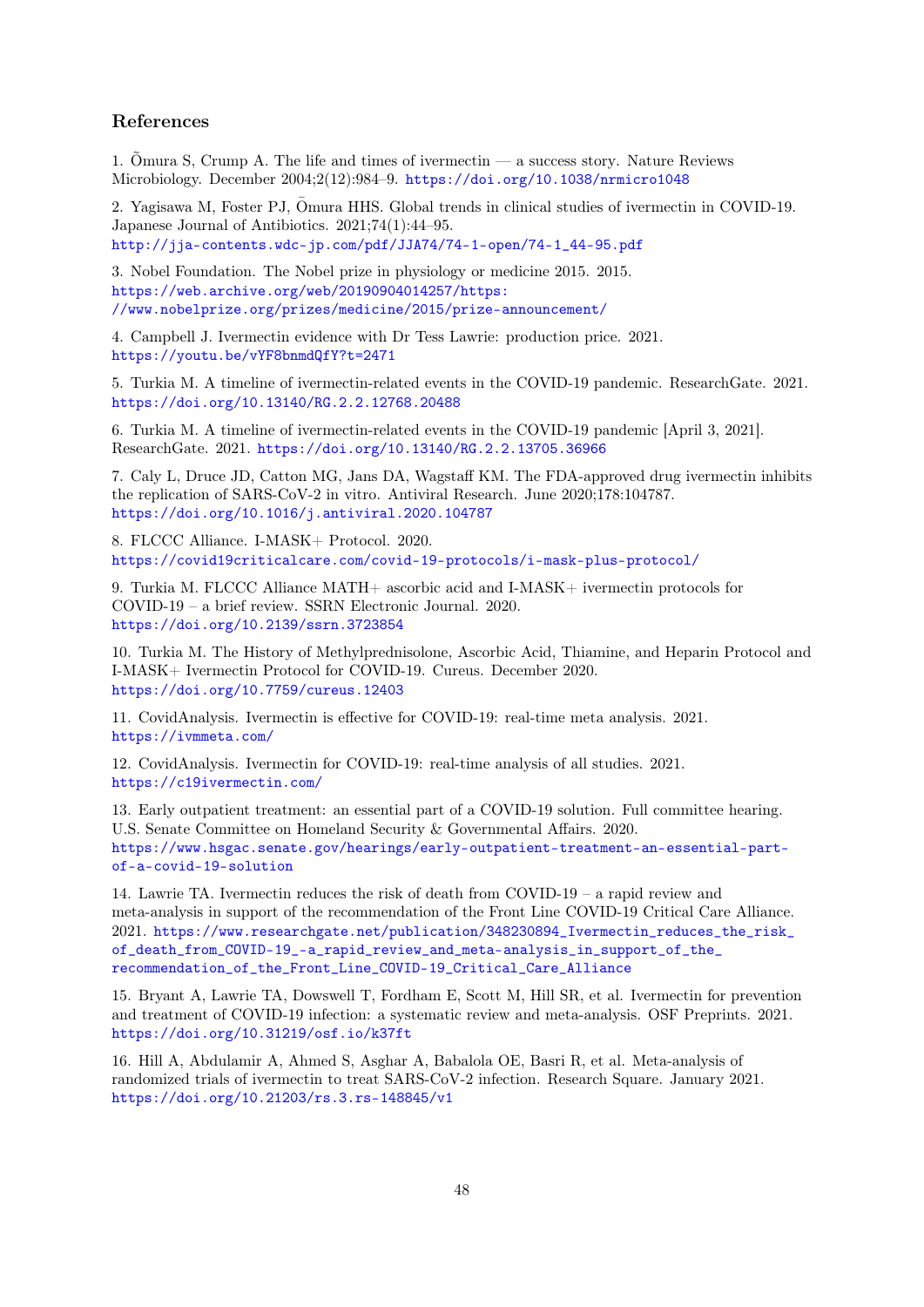## References

1. Õmura S, Crump A. The life and times of ivermectin — a success story. Nature Reviews Microbiology. December 2004;2(12):984–9. https://doi.org/10.1038/nrmicro1048

2. Yagisawa M, Foster PJ, Ōmura HHS. Global trends in clinical studies of ivermectin in COVID-19. Japanese Journal of Antibiotics. 2021;74(1):44–95. http://jja-contents.wdc-jp.com/pdf/JJA74/74-1-open/74-1_44-95.pdf

3. Nobel Foundation. The Nobel prize in physiology or medicine 2015. 2015. https://web.archive.org/web/20190904014257/https://www.nobelprize.org/prizes/medicine/2015/prize-announcement/

4. Campbell J. Ivermectin evidence with Dr Tess Lawrie: production price. 2021. https://youtu.be/vYF8bnmdQfY?t=2471

5. Turkia M. A timeline of ivermectin-related events in the COVID-19 pandemic. ResearchGate. 2021. https://doi.org/10.13140/RG.2.2.12768.20488

6. Turkia M. A timeline of ivermectin-related events in the COVID-19 pandemic [April 3, 2021]. ResearchGate. 2021. https://doi.org/10.13140/RG.2.2.13705.36966

7. Caly L, Druce JD, Catton MG, Jans DA, Wagstaff KM. The FDA-approved drug ivermectin inhibits the replication of SARS-CoV-2 in vitro. Antiviral Research. June 2020;178:104787. https://doi.org/10.1016/j.antiviral.2020.104787

8. FLCCC Alliance. I-MASK+ Protocol. 2020. https://covid19criticalcare.com/covid-19-protocols/i-mask-plus-protocol/

9. Turkia M. FLCCC Alliance MATH+ ascorbic acid and I-MASK+ ivermectin protocols for COVID-19 – a brief review. SSRN Electronic Journal. 2020. https://doi.org/10.2139/ssrn.3723854

10. Turkia M. The History of Methylprednisolone, Ascorbic Acid, Thiamine, and Heparin Protocol and I-MASK+ Ivermectin Protocol for COVID-19. Cureus. December 2020. https://doi.org/10.7759/cureus.12403

11. CovidAnalysis. Ivermectin is effective for COVID-19: real-time meta analysis. 2021. https://ivmmeta.com/

12. CovidAnalysis. Ivermectin for COVID-19: real-time analysis of all studies. 2021. https://c19ivermectin.com/

13. Early outpatient treatment: an essential part of a COVID-19 solution. Full committee hearing. U.S. Senate Committee on Homeland Security & Governmental Affairs. 2020. https://www.hsgac.senate.gov/hearings/early-outpatient-treatment-an-essential-part-of-a-covid-19-solution

14. Lawrie TA. Ivermectin reduces the risk of death from COVID-19 – a rapid review and meta-analysis in support of the recommendation of the Front Line COVID-19 Critical Care Alliance. 2021. https://www.researchgate.net/publication/348230894_Ivermectin_reduces_the_risk_of_death_from_COVID-19_-a_rapid_review_and_meta-analysis_in_support_of_the_recommendation_of_the_Front_Line_COVID-19_Critical_Care_Alliance

15. Bryant A, Lawrie TA, Dowswell T, Fordham E, Scott M, Hill SR, et al. Ivermectin for prevention and treatment of COVID-19 infection: a systematic review and meta-analysis. OSF Preprints. 2021. https://doi.org/10.31219/osf.io/k37ft

16. Hill A, Abdulamir A, Ahmed S, Asghar A, Babalola OE, Basri R, et al. Meta-analysis of randomized trials of ivermectin to treat SARS-CoV-2 infection. Research Square. January 2021. https://doi.org/10.21203/rs.3.rs-148845/v1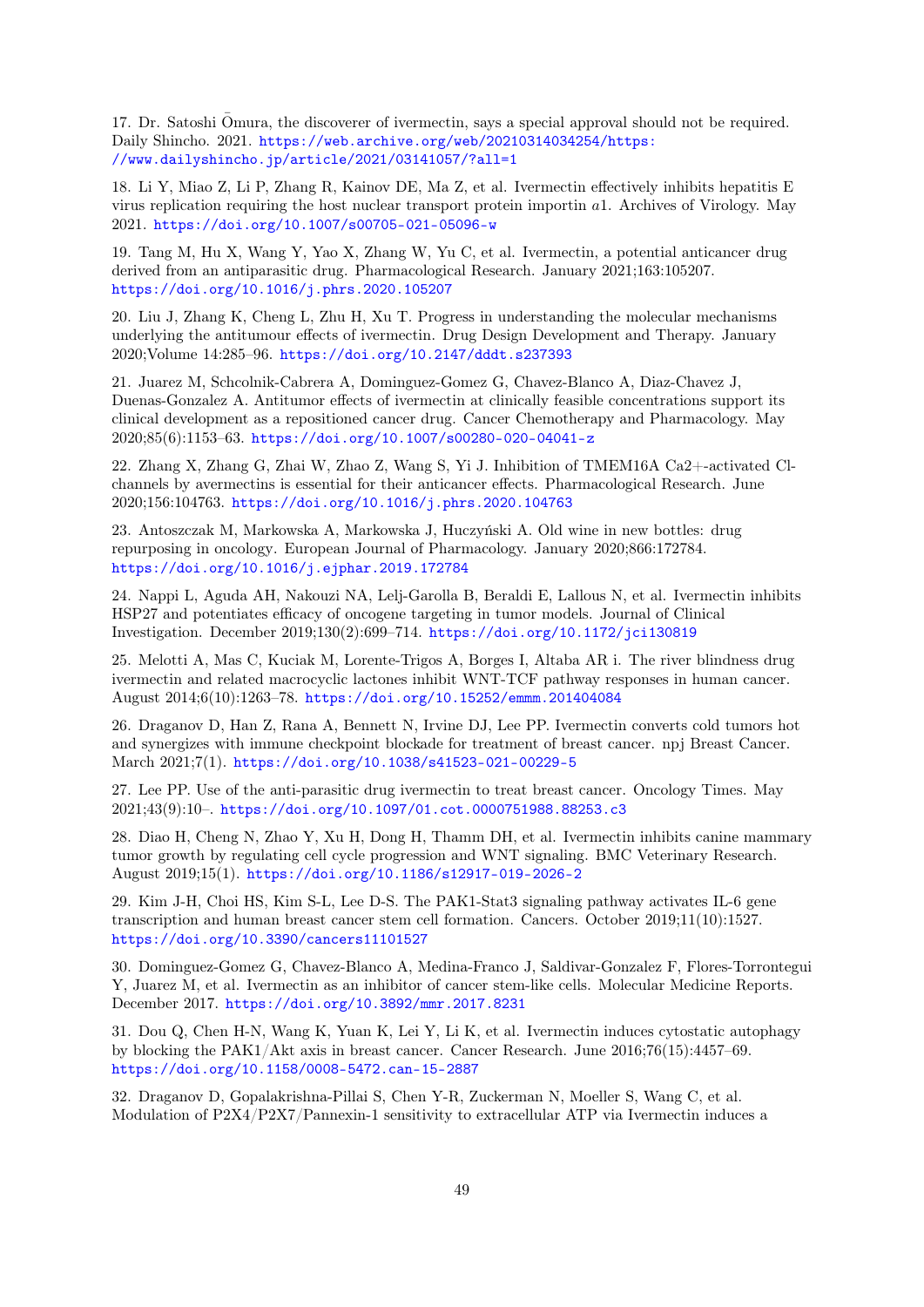17. Dr. Satoshi Ōmura, the discoverer of ivermectin, says a special approval should not be required. Daily Shincho. 2021. https://web.archive.org/web/20210314034254/https://www.dailyshincho.jp/article/2021/03141057/?all=1

18. Li Y, Miao Z, Li P, Zhang R, Kainov DE, Ma Z, et al. Ivermectin effectively inhibits hepatitis E virus replication requiring the host nuclear transport protein importin $\alpha$1. Archives of Virology. May 2021. https://doi.org/10.1007/s00705-021-05096-w

19. Tang M, Hu X, Wang Y, Yao X, Zhang W, Yu C, et al. Ivermectin, a potential anticancer drug derived from an antiparasitic drug. Pharmacological Research. January 2021;163:105207. https://doi.org/10.1016/j.phrs.2020.105207

20. Liu J, Zhang K, Cheng L, Zhu H, Xu T. Progress in understanding the molecular mechanisms underlying the antitumour effects of ivermectin. Drug Design Development and Therapy. January 2020;Volume 14:285–96. https://doi.org/10.2147/dddt.s237393

21. Juarez M, Schcolnik-Cabrera A, Dominguez-Gomez G, Chavez-Blanco A, Diaz-Chavez J, Duenas-Gonzalez A. Antitumor effects of ivermectin at clinically feasible concentrations support its clinical development as a repositioned cancer drug. Cancer Chemotherapy and Pharmacology. May 2020;85(6):1153–63. https://doi.org/10.1007/s00280-020-04041-z

22. Zhang X, Zhang G, Zhai W, Zhao Z, Wang S, Yi J. Inhibition of TMEM16A Ca2+-activated Cl-channels by avermectins is essential for their anticancer effects. Pharmacological Research. June 2020;156:104763. https://doi.org/10.1016/j.phrs.2020.104763

23. Antoszczak M, Markowska A, Markowska J, Huczyński A. Old wine in new bottles: drug repurposing in oncology. European Journal of Pharmacology. January 2020;866:172784. https://doi.org/10.1016/j.ejphar.2019.172784

24. Nappi L, Aguda AH, Nakouzi NA, Lelj-Garolla B, Beraldi E, Lallous N, et al. Ivermectin inhibits HSP27 and potentiates efficacy of oncogene targeting in tumor models. Journal of Clinical Investigation. December 2019;130(2):699–714. https://doi.org/10.1172/jci130819

25. Melotti A, Mas C, Kuciak M, Lorente-Trigos A, Borges I, Altaba AR i. The river blindness drug ivermectin and related macrocyclic lactones inhibit WNT-TCF pathway responses in human cancer. August 2014;6(10):1263–78. https://doi.org/10.15252/emmm.201404084

26. Draganov D, Han Z, Rana A, Bennett N, Irvine DJ, Lee PP. Ivermectin converts cold tumors hot and synergizes with immune checkpoint blockade for treatment of breast cancer. npj Breast Cancer. March 2021;7(1). https://doi.org/10.1038/s41523-021-00229-5

27. Lee PP. Use of the anti-parasitic drug ivermectin to treat breast cancer. Oncology Times. May 2021;43(9):10–. https://doi.org/10.1097/01.cot.0000751988.88253.c3

28. Diao H, Cheng N, Zhao Y, Xu H, Dong H, Thamm DH, et al. Ivermectin inhibits canine mammary tumor growth by regulating cell cycle progression and WNT signaling. BMC Veterinary Research. August 2019;15(1). https://doi.org/10.1186/s12917-019-2026-2

29. Kim J-H, Choi HS, Kim S-L, Lee D-S. The PAK1-Stat3 signaling pathway activates IL-6 gene transcription and human breast cancer stem cell formation. Cancers. October 2019;11(10):1527. https://doi.org/10.3390/cancers11101527

30. Dominguez-Gomez G, Chavez-Blanco A, Medina-Franco J, Saldivar-Gonzalez F, Flores-Torrontegui Y, Juarez M, et al. Ivermectin as an inhibitor of cancer stem-like cells. Molecular Medicine Reports. December 2017. https://doi.org/10.3892/mmr.2017.8231

31. Dou Q, Chen H-N, Wang K, Yuan K, Lei Y, Li K, et al. Ivermectin induces cytostatic autophagy by blocking the PAK1/Akt axis in breast cancer. Cancer Research. June 2016;76(15):4457–69. https://doi.org/10.1158/0008-5472.can-15-2887

32. Draganov D, Gopalakrishna-Pillai S, Chen Y-R, Zuckerman N, Moeller S, Wang C, et al. Modulation of P2X4/P2X7/Pannexin-1 sensitivity to extracellular ATP via Ivermectin induces a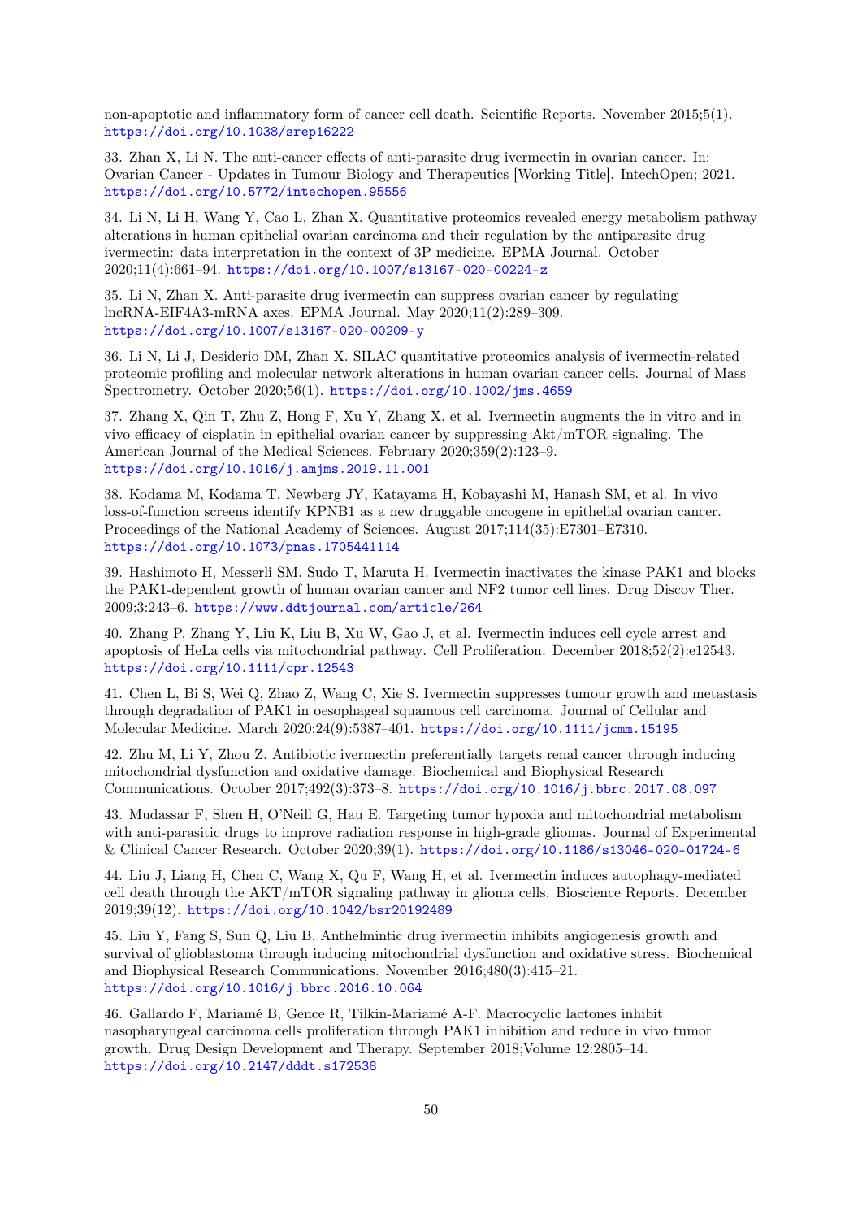non-apoptotic and inflammatory form of cancer cell death. Scientific Reports. November 2015;5(1). https://doi.org/10.1038/srep16222

33. Zhan X, Li N. The anti-cancer effects of anti-parasite drug ivermectin in ovarian cancer. In: Ovarian Cancer - Updates in Tumour Biology and Therapeutics [Working Title]. IntechOpen; 2021. https://doi.org/10.5772/intechopen.95556

34. Li N, Li H, Wang Y, Cao L, Zhan X. Quantitative proteomics revealed energy metabolism pathway alterations in human epithelial ovarian carcinoma and their regulation by the antiparasite drug ivermectin: data interpretation in the context of 3P medicine. EPMA Journal. October 2020;11(4):661–94. https://doi.org/10.1007/s13167-020-00224-z

35. Li N, Zhan X. Anti-parasite drug ivermectin can suppress ovarian cancer by regulating lncRNA-EIF4A3-mRNA axes. EPMA Journal. May 2020;11(2):289–309. https://doi.org/10.1007/s13167-020-00209-y

36. Li N, Li J, Desiderio DM, Zhan X. SILAC quantitative proteomics analysis of ivermectin-related proteomic profiling and molecular network alterations in human ovarian cancer cells. Journal of Mass Spectrometry. October 2020;56(1). https://doi.org/10.1002/jms.4659

37. Zhang X, Qin T, Zhu Z, Hong F, Xu Y, Zhang X, et al. Ivermectin augments the in vitro and in vivo efficacy of cisplatin in epithelial ovarian cancer by suppressing Akt/mTOR signaling. The American Journal of the Medical Sciences. February 2020;359(2):123–9. https://doi.org/10.1016/j.amjms.2019.11.001

38. Kodama M, Kodama T, Newberg JY, Katayama H, Kobayashi M, Hanash SM, et al. In vivo loss-of-function screens identify KPNB1 as a new druggable oncogene in epithelial ovarian cancer. Proceedings of the National Academy of Sciences. August 2017;114(35):E7301–E7310. https://doi.org/10.1073/pnas.1705441114

39. Hashimoto H, Messerli SM, Sudo T, Maruta H. Ivermectin inactivates the kinase PAK1 and blocks the PAK1-dependent growth of human ovarian cancer and NF2 tumor cell lines. Drug Discov Ther. 2009;3:243–6. https://www.ddtjournal.com/article/264

40. Zhang P, Zhang Y, Liu K, Liu B, Xu W, Gao J, et al. Ivermectin induces cell cycle arrest and apoptosis of HeLa cells via mitochondrial pathway. Cell Proliferation. December 2018;52(2):e12543. https://doi.org/10.1111/cpr.12543

41. Chen L, Bi S, Wei Q, Zhao Z, Wang C, Xie S. Ivermectin suppresses tumour growth and metastasis through degradation of PAK1 in oesophageal squamous cell carcinoma. Journal of Cellular and Molecular Medicine. March 2020;24(9):5387–401. https://doi.org/10.1111/jcmm.15195

42. Zhu M, Li Y, Zhou Z. Antibiotic ivermectin preferentially targets renal cancer through inducing mitochondrial dysfunction and oxidative damage. Biochemical and Biophysical Research Communications. October 2017;492(3):373–8. https://doi.org/10.1016/j.bbrc.2017.08.097

43. Mudassar F, Shen H, O'Neill G, Hau E. Targeting tumor hypoxia and mitochondrial metabolism with anti-parasitic drugs to improve radiation response in high-grade gliomas. Journal of Experimental & Clinical Cancer Research. October 2020;39(1). https://doi.org/10.1186/s13046-020-01724-6

44. Liu J, Liang H, Chen C, Wang X, Qu F, Wang H, et al. Ivermectin induces autophagy-mediated cell death through the AKT/mTOR signaling pathway in glioma cells. Bioscience Reports. December 2019;39(12). https://doi.org/10.1042/bsr20192489

45. Liu Y, Fang S, Sun Q, Liu B. Anthelmintic drug ivermectin inhibits angiogenesis growth and survival of glioblastoma through inducing mitochondrial dysfunction and oxidative stress. Biochemical and Biophysical Research Communications. November 2016;480(3):415–21. https://doi.org/10.1016/j.bbrc.2016.10.064

46. Gallardo F, Mariamé B, Gence R, Tilkin-Mariamé A-F. Macrocyclic lactones inhibit nasopharyngeal carcinoma cells proliferation through PAK1 inhibition and reduce in vivo tumor growth. Drug Design Development and Therapy. September 2018;Volume 12:2805–14. https://doi.org/10.2147/dddt.s172538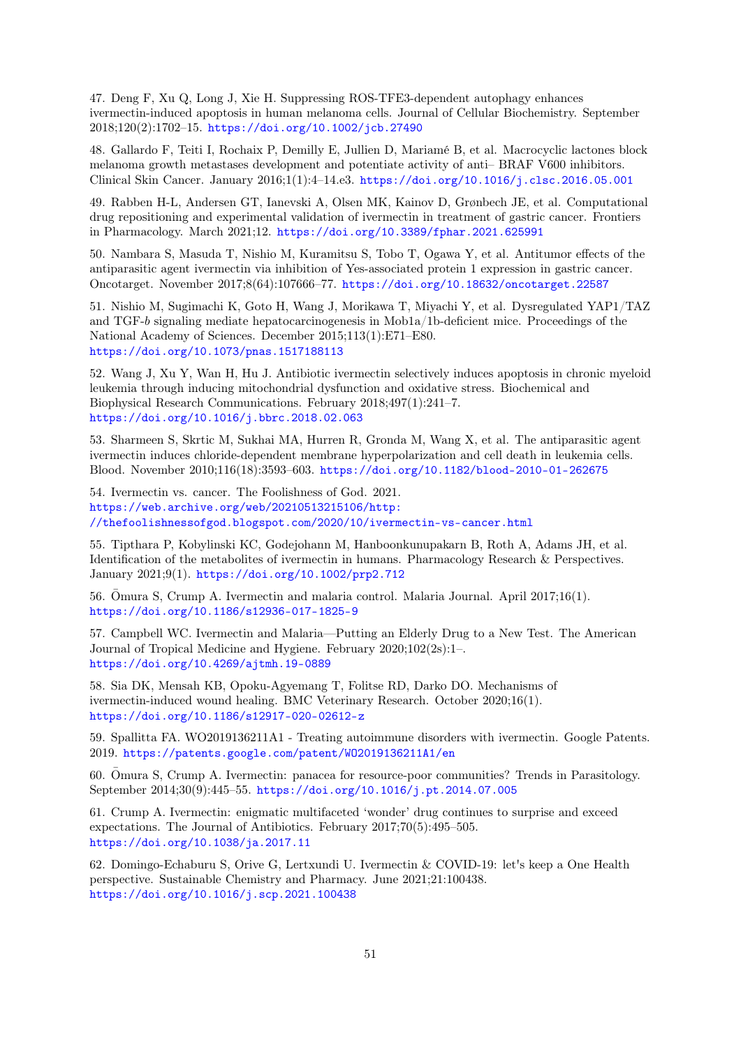47. Deng F, Xu Q, Long J, Xie H. Suppressing ROS-TFE3-dependent autophagy enhances ivermectin-induced apoptosis in human melanoma cells. Journal of Cellular Biochemistry. September 2018;120(2):1702–15. https://doi.org/10.1002/jcb.27490

48. Gallardo F, Teiti I, Rochaix P, Demilly E, Jullien D, Mariamé B, et al. Macrocyclic lactones block melanoma growth metastases development and potentiate activity of anti– BRAF V600 inhibitors. Clinical Skin Cancer. January 2016;1(1):4–14.e3. https://doi.org/10.1016/j.clsc.2016.05.001

49. Rabben H-L, Andersen GT, Ianevski A, Olsen MK, Kainov D, Grønbech JE, et al. Computational drug repositioning and experimental validation of ivermectin in treatment of gastric cancer. Frontiers in Pharmacology. March 2021;12. https://doi.org/10.3389/fphar.2021.625991

50. Nambara S, Masuda T, Nishio M, Kuramitsu S, Tobo T, Ogawa Y, et al. Antitumor effects of the antiparasitic agent ivermectin via inhibition of Yes-associated protein 1 expression in gastric cancer. Oncotarget. November 2017;8(64):107666–77. https://doi.org/10.18632/oncotarget.22587

51. Nishio M, Sugimachi K, Goto H, Wang J, Morikawa T, Miyachi Y, et al. Dysregulated YAP1/TAZ and TGF-$b$ signaling mediate hepatocarcinogenesis in Mob1a/1b-deficient mice. Proceedings of the National Academy of Sciences. December 2015;113(1):E71–E80. https://doi.org/10.1073/pnas.1517188113

52. Wang J, Xu Y, Wan H, Hu J. Antibiotic ivermectin selectively induces apoptosis in chronic myeloid leukemia through inducing mitochondrial dysfunction and oxidative stress. Biochemical and Biophysical Research Communications. February 2018;497(1):241–7. https://doi.org/10.1016/j.bbrc.2018.02.063

53. Sharmeen S, Skrtic M, Sukhai MA, Hurren R, Gronda M, Wang X, et al. The antiparasitic agent ivermectin induces chloride-dependent membrane hyperpolarization and cell death in leukemia cells. Blood. November 2010;116(18):3593–603. https://doi.org/10.1182/blood-2010-01-262675

54. Ivermectin vs. cancer. The Foolishness of God. 2021. https://web.archive.org/web/20210513215106/http://thefoolishnessofgod.blogspot.com/2020/10/ivermectin-vs-cancer.html

55. Tipthara P, Kobylinski KC, Godejohann M, Hanboonkunupakarn B, Roth A, Adams JH, et al. Identification of the metabolites of ivermectin in humans. Pharmacology Research & Perspectives. January 2021;9(1). https://doi.org/10.1002/prp2.712

56. Ōmura S, Crump A. Ivermectin and malaria control. Malaria Journal. April 2017;16(1). https://doi.org/10.1186/s12936-017-1825-9

57. Campbell WC. Ivermectin and Malaria—Putting an Elderly Drug to a New Test. The American Journal of Tropical Medicine and Hygiene. February 2020;102(2s):1–. https://doi.org/10.4269/ajtmh.19-0889

58. Sia DK, Mensah KB, Opoku-Agyemang T, Folitse RD, Darko DO. Mechanisms of ivermectin-induced wound healing. BMC Veterinary Research. October 2020;16(1). https://doi.org/10.1186/s12917-020-02612-z

59. Spallitta FA. WO2019136211A1 - Treating autoimmune disorders with ivermectin. Google Patents. 2019. https://patents.google.com/patent/WO2019136211A1/en

60. Ōmura S, Crump A. Ivermectin: panacea for resource-poor communities? Trends in Parasitology. September 2014;30(9):445–55. https://doi.org/10.1016/j.pt.2014.07.005

61. Crump A. Ivermectin: enigmatic multifaceted 'wonder' drug continues to surprise and exceed expectations. The Journal of Antibiotics. February 2017;70(5):495–505. https://doi.org/10.1038/ja.2017.11

62. Domingo-Echaburu S, Orive G, Lertxundi U. Ivermectin & COVID-19: let's keep a One Health perspective. Sustainable Chemistry and Pharmacy. June 2021;21:100438. https://doi.org/10.1016/j.scp.2021.100438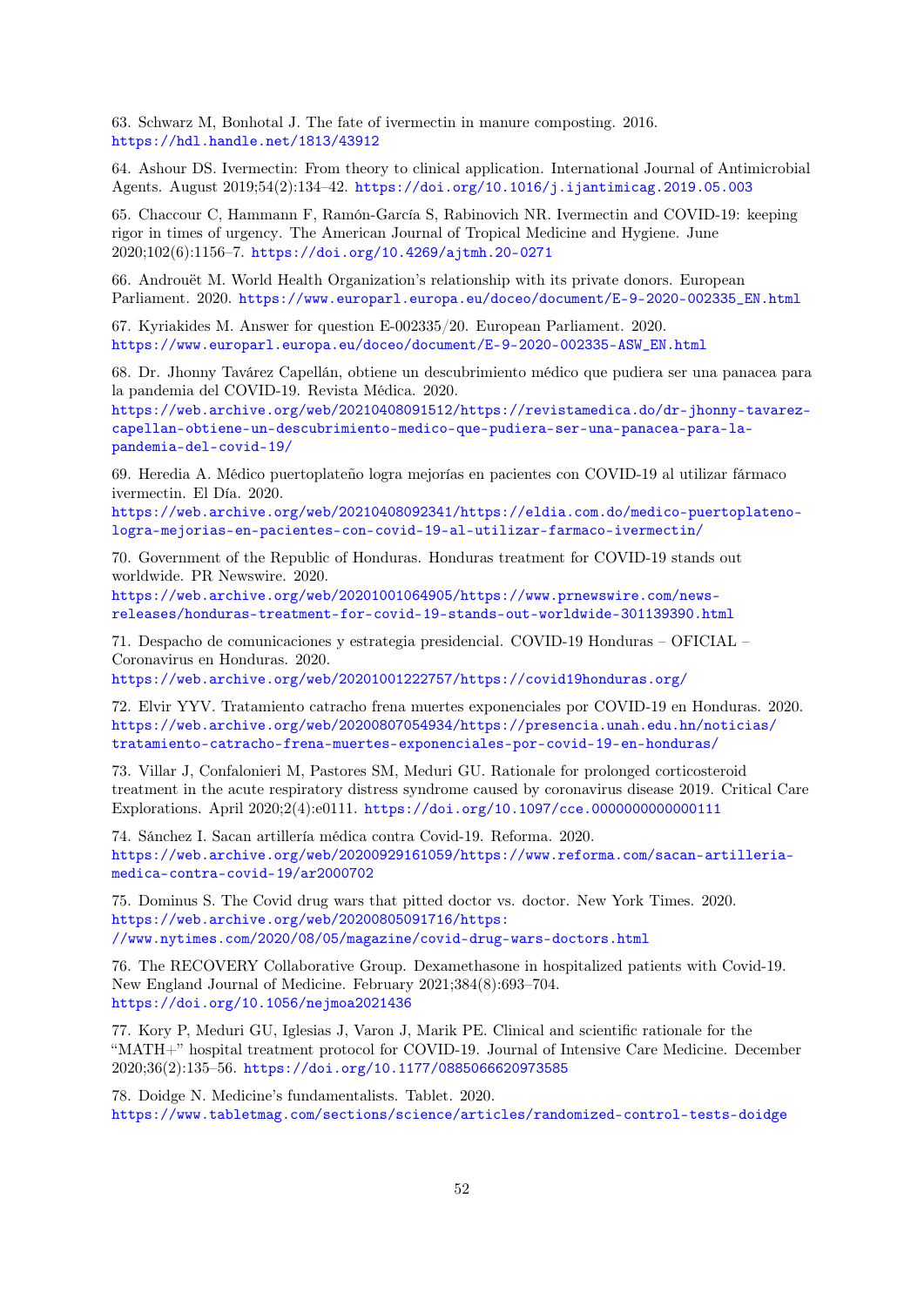63. Schwarz M, Bonhotal J. The fate of ivermectin in manure composting. 2016. https://hdl.handle.net/1813/43912

64. Ashour DS. Ivermectin: From theory to clinical application. International Journal of Antimicrobial Agents. August 2019;54(2):134–42. https://doi.org/10.1016/j.ijantimicag.2019.05.003

65. Chaccour C, Hammann F, Ramón-García S, Rabinovich NR. Ivermectin and COVID-19: keeping rigor in times of urgency. The American Journal of Tropical Medicine and Hygiene. June 2020;102(6):1156–7. https://doi.org/10.4269/ajtmh.20-0271

66. Androuët M. World Health Organization's relationship with its private donors. European Parliament. 2020. https://www.europarl.europa.eu/doceo/document/E-9-2020-002335_EN.html

67. Kyriakides M. Answer for question E-002335/20. European Parliament. 2020. https://www.europarl.europa.eu/doceo/document/E-9-2020-002335-ASW_EN.html

68. Dr. Jhonny Tavárez Capellán, obtiene un descubrimiento médico que pudiera ser una panacea para la pandemia del COVID-19. Revista Médica. 2020. https://web.archive.org/web/20210408091512/https://revistamedica.do/dr-jhonny-tavarez-capellan-obtiene-un-descubrimiento-medico-que-pudiera-ser-una-panacea-para-la-pandemia-del-covid-19/

69. Heredia A. Médico puertoplateño logra mejorías en pacientes con COVID-19 al utilizar fármaco ivermectin. El Día. 2020. https://web.archive.org/web/20210408092341/https://eldia.com.do/medico-puertoplateno-logra-mejorias-en-pacientes-con-covid-19-al-utilizar-farmaco-ivermectin/

70. Government of the Republic of Honduras. Honduras treatment for COVID-19 stands out worldwide. PR Newswire. 2020. https://web.archive.org/web/20201001064905/https://www.prnewswire.com/news-releases/honduras-treatment-for-covid-19-stands-out-worldwide-301139390.html

71. Despacho de comunicaciones y estrategia presidencial. COVID-19 Honduras – OFICIAL – Coronavirus en Honduras. 2020. https://web.archive.org/web/20201001222757/https://covid19honduras.org/

72. Elvir YYV. Tratamiento catracho frena muertes exponenciales por COVID-19 en Honduras. 2020. https://web.archive.org/web/20200807054934/https://presencia.unah.edu.hn/noticias/tratamiento-catracho-frena-muertes-exponenciales-por-covid-19-en-honduras/

73. Villar J, Confalonieri M, Pastores SM, Meduri GU. Rationale for prolonged corticosteroid treatment in the acute respiratory distress syndrome caused by coronavirus disease 2019. Critical Care Explorations. April 2020;2(4):e0111. https://doi.org/10.1097/cce.0000000000000111

74. Sánchez I. Sacan artillería médica contra Covid-19. Reforma. 2020. https://web.archive.org/web/20200929161059/https://www.reforma.com/sacan-artilleria-medica-contra-covid-19/ar2000702

75. Dominus S. The Covid drug wars that pitted doctor vs. doctor. New York Times. 2020. https://web.archive.org/web/20200805091716/https://www.nytimes.com/2020/08/05/magazine/covid-drug-wars-doctors.html

76. The RECOVERY Collaborative Group. Dexamethasone in hospitalized patients with Covid-19. New England Journal of Medicine. February 2021;384(8):693–704. https://doi.org/10.1056/nejmoa2021436

77. Kory P, Meduri GU, Iglesias J, Varon J, Marik PE. Clinical and scientific rationale for the "MATH+" hospital treatment protocol for COVID-19. Journal of Intensive Care Medicine. December 2020;36(2):135–56. https://doi.org/10.1177/0885066620973585

78. Doidge N. Medicine's fundamentalists. Tablet. 2020. https://www.tabletmag.com/sections/science/articles/randomized-control-tests-doidge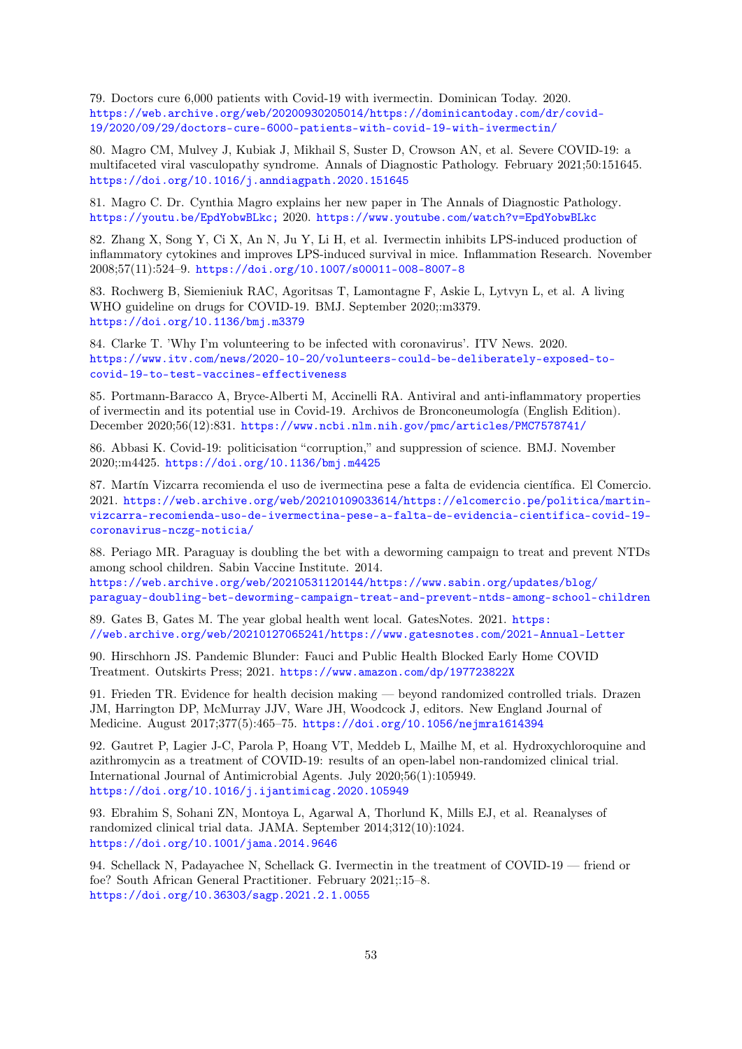79. Doctors cure 6,000 patients with Covid-19 with ivermectin. Dominican Today. 2020. https://web.archive.org/web/20200930205014/https://dominicantoday.com/dr/covid-19/2020/09/29/doctors-cure-6000-patients-with-covid-19-with-ivermectin/

80. Magro CM, Mulvey J, Kubiak J, Mikhail S, Suster D, Crowson AN, et al. Severe COVID-19: a multifaceted viral vasculopathy syndrome. Annals of Diagnostic Pathology. February 2021;50:151645. https://doi.org/10.1016/j.anndiagpath.2020.151645

81. Magro C. Dr. Cynthia Magro explains her new paper in The Annals of Diagnostic Pathology. https://youtu.be/EpdYobwBLkc; 2020. https://www.youtube.com/watch?v=EpdYobwBLkc

82. Zhang X, Song Y, Ci X, An N, Ju Y, Li H, et al. Ivermectin inhibits LPS-induced production of inflammatory cytokines and improves LPS-induced survival in mice. Inflammation Research. November 2008;57(11):524–9. https://doi.org/10.1007/s00011-008-8007-8

83. Rochwerg B, Siemieniuk RAC, Agoritsas T, Lamontagne F, Askie L, Lytvyn L, et al. A living WHO guideline on drugs for COVID-19. BMJ. September 2020;:m3379. https://doi.org/10.1136/bmj.m3379

84. Clarke T. 'Why I'm volunteering to be infected with coronavirus'. ITV News. 2020. https://www.itv.com/news/2020-10-20/volunteers-could-be-deliberately-exposed-to-covid-19-to-test-vaccines-effectiveness

85. Portmann-Baracco A, Bryce-Alberti M, Accinelli RA. Antiviral and anti-inflammatory properties of ivermectin and its potential use in Covid-19. Archivos de Bronconeumología (English Edition). December 2020;56(12):831. https://www.ncbi.nlm.nih.gov/pmc/articles/PMC7578741/

86. Abbasi K. Covid-19: politicisation "corruption," and suppression of science. BMJ. November 2020;:m4425. https://doi.org/10.1136/bmj.m4425

87. Martín Vizcarra recomienda el uso de ivermectina pese a falta de evidencia científica. El Comercio. 2021. https://web.archive.org/web/20210109033614/https://elcomercio.pe/politica/martin-vizcarra-recomienda-uso-de-ivermectina-pese-a-falta-de-evidencia-cientifica-covid-19-coronavirus-nczg-noticia/

88. Periago MR. Paraguay is doubling the bet with a deworming campaign to treat and prevent NTDs among school children. Sabin Vaccine Institute. 2014. https://web.archive.org/web/20210531120144/https://www.sabin.org/updates/blog/paraguay-doubling-bet-deworming-campaign-treat-and-prevent-ntds-among-school-children

89. Gates B, Gates M. The year global health went local. GatesNotes. 2021. https://web.archive.org/web/20210127065241/https://www.gatesnotes.com/2021-Annual-Letter

90. Hirschhorn JS. Pandemic Blunder: Fauci and Public Health Blocked Early Home COVID Treatment. Outskirts Press; 2021. https://www.amazon.com/dp/197723822X

91. Frieden TR. Evidence for health decision making — beyond randomized controlled trials. Drazen JM, Harrington DP, McMurray JJV, Ware JH, Woodcock J, editors. New England Journal of Medicine. August 2017;377(5):465–75. https://doi.org/10.1056/nejmra1614394

92. Gautret P, Lagier J-C, Parola P, Hoang VT, Meddeb L, Mailhe M, et al. Hydroxychloroquine and azithromycin as a treatment of COVID-19: results of an open-label non-randomized clinical trial. International Journal of Antimicrobial Agents. July 2020;56(1):105949. https://doi.org/10.1016/j.ijantimicag.2020.105949

93. Ebrahim S, Sohani ZN, Montoya L, Agarwal A, Thorlund K, Mills EJ, et al. Reanalyses of randomized clinical trial data. JAMA. September 2014;312(10):1024. https://doi.org/10.1001/jama.2014.9646

94. Schellack N, Padayachee N, Schellack G. Ivermectin in the treatment of COVID-19 — friend or foe? South African General Practitioner. February 2021;:15–8. https://doi.org/10.36303/sagp.2021.2.1.0055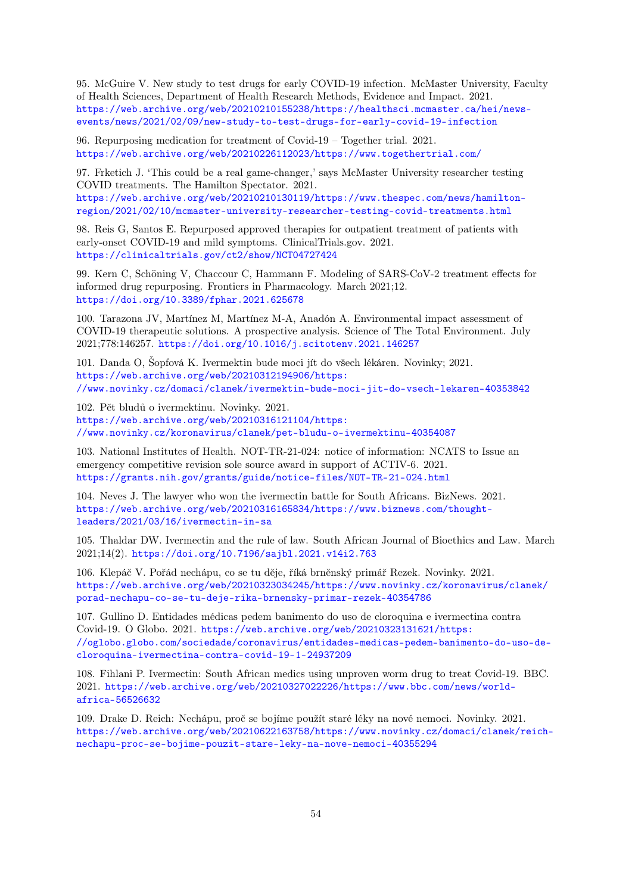95. McGuire V. New study to test drugs for early COVID-19 infection. McMaster University, Faculty of Health Sciences, Department of Health Research Methods, Evidence and Impact. 2021. https://web.archive.org/web/20210210155238/https://healthsci.mcmaster.ca/hei/news-events/news/2021/02/09/new-study-to-test-drugs-for-early-covid-19-infection

96. Repurposing medication for treatment of Covid-19 – Together trial. 2021. https://web.archive.org/web/20210226112023/https://www.togethertrial.com/

97. Frketich J. 'This could be a real game-changer,' says McMaster University researcher testing COVID treatments. The Hamilton Spectator. 2021. https://web.archive.org/web/20210210130119/https://www.thespec.com/news/hamilton-region/2021/02/10/mcmaster-university-researcher-testing-covid-treatments.html

98. Reis G, Santos E. Repurposed approved therapies for outpatient treatment of patients with early-onset COVID-19 and mild symptoms. ClinicalTrials.gov. 2021. https://clinicaltrials.gov/ct2/show/NCT04727424

99. Kern C, Schöning V, Chaccour C, Hammann F. Modeling of SARS-CoV-2 treatment effects for informed drug repurposing. Frontiers in Pharmacology. March 2021;12. https://doi.org/10.3389/fphar.2021.625678

100. Tarazona JV, Martínez M, Martínez M-A, Anadón A. Environmental impact assessment of COVID-19 therapeutic solutions. A prospective analysis. Science of The Total Environment. July 2021;778:146257. https://doi.org/10.1016/j.scitotenv.2021.146257

101. Danda O, Šopfová K. Ivermektin bude moci jít do všech lékáren. Novinky; 2021. https://web.archive.org/web/20210312194906/https://www.novinky.cz/domaci/clanek/ivermektin-bude-moci-jit-do-vsech-lekaren-40353842

102. Pět bludů o ivermektinu. Novinky. 2021. https://web.archive.org/web/20210316121104/https://www.novinky.cz/koronavirus/clanek/pet-bludu-o-ivermektinu-40354087

103. National Institutes of Health. NOT-TR-21-024: notice of information: NCATS to Issue an emergency competitive revision sole source award in support of ACTIV-6. 2021. https://grants.nih.gov/grants/guide/notice-files/NOT-TR-21-024.html

104. Neves J. The lawyer who won the ivermectin battle for South Africans. BizNews. 2021. https://web.archive.org/web/20210316165834/https://www.biznews.com/thought-leaders/2021/03/16/ivermectin-in-sa

105. Thaldar DW. Ivermectin and the rule of law. South African Journal of Bioethics and Law. March 2021;14(2). https://doi.org/10.7196/sajbl.2021.v14i2.763

106. Klepáč V. Pořád nechápu, co se tu děje, říká brněnský primář Rezek. Novinky. 2021. https://web.archive.org/web/20210323034245/https://www.novinky.cz/koronavirus/clanek/porad-nechapu-co-se-tu-deje-rika-brnensky-primar-rezek-40354786

107. Gullino D. Entidades médicas pedem banimento do uso de cloroquina e ivermectina contra Covid-19. O Globo. 2021. https://web.archive.org/web/20210323131621/https://oglobo.globo.com/sociedade/coronavirus/entidades-medicas-pedem-banimento-do-uso-de-cloroquina-ivermectina-contra-covid-19-1-24937209

108. Fihlani P. Ivermectin: South African medics using unproven worm drug to treat Covid-19. BBC. 2021. https://web.archive.org/web/20210327022226/https://www.bbc.com/news/world-africa-56526632

109. Drake D. Reich: Nechápu, proč se bojíme použít staré léky na nové nemoci. Novinky. 2021. https://web.archive.org/web/20210622163758/https://www.novinky.cz/domaci/clanek/reich-nechapu-proc-se-bojime-pouzit-stare-leky-na-nove-nemoci-40355294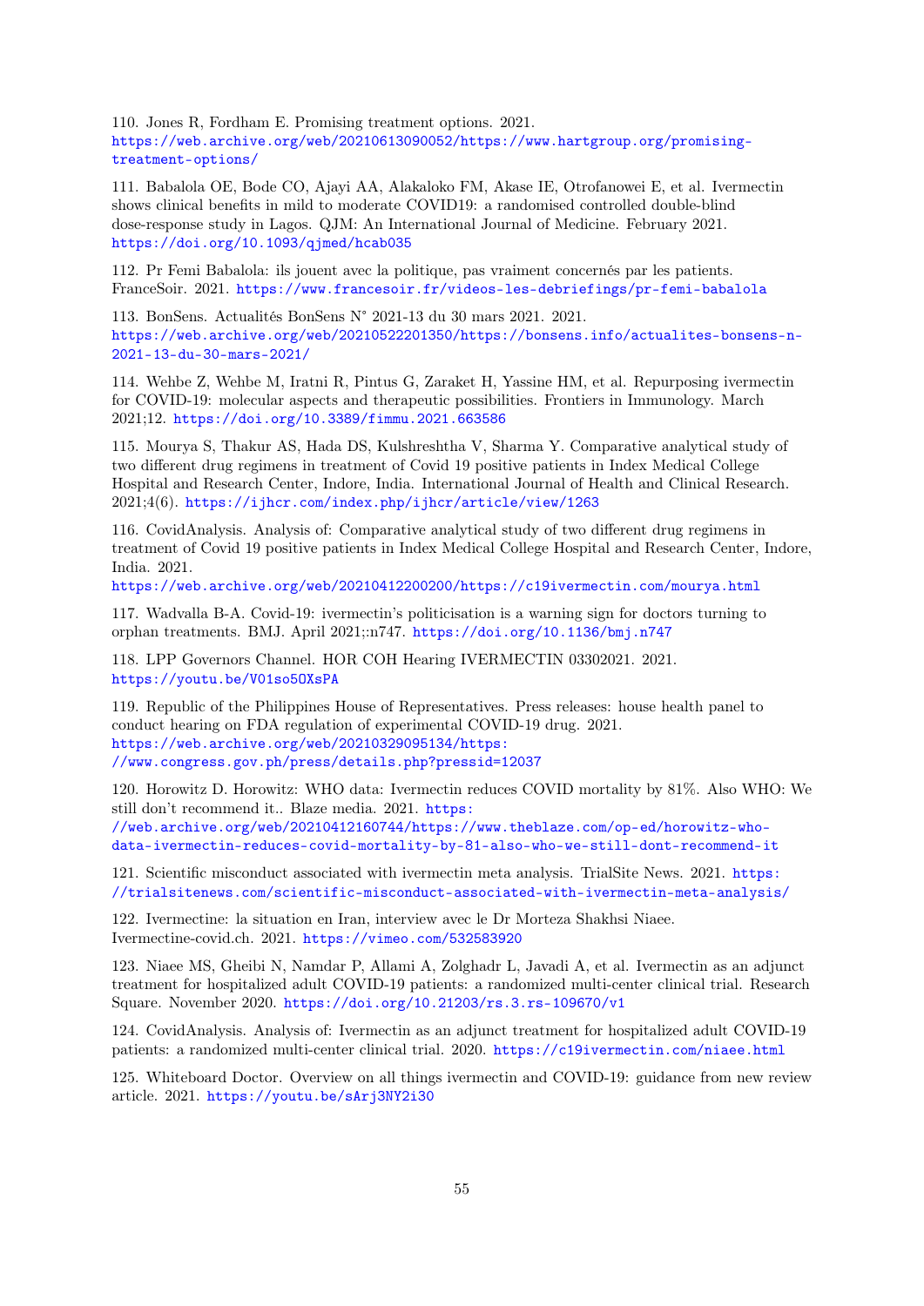110. Jones R, Fordham E. Promising treatment options. 2021. https://web.archive.org/web/20210613090052/https://www.hartgroup.org/promising-treatment-options/

111. Babalola OE, Bode CO, Ajayi AA, Alakaloko FM, Akase IE, Otrofanowei E, et al. Ivermectin shows clinical benefits in mild to moderate COVID19: a randomised controlled double-blind dose-response study in Lagos. QJM: An International Journal of Medicine. February 2021. https://doi.org/10.1093/qjmed/hcab035

112. Pr Femi Babalola: ils jouent avec la politique, pas vraiment concernés par les patients. FranceSoir. 2021. https://www.francesoir.fr/videos-les-debriefings/pr-femi-babalola

113. BonSens. Actualités BonSens N° 2021-13 du 30 mars 2021. 2021. https://web.archive.org/web/20210522201350/https://bonsens.info/actualites-bonsens-n-2021-13-du-30-mars-2021/

114. Wehbe Z, Wehbe M, Iratni R, Pintus G, Zaraket H, Yassine HM, et al. Repurposing ivermectin for COVID-19: molecular aspects and therapeutic possibilities. Frontiers in Immunology. March 2021;12. https://doi.org/10.3389/fimmu.2021.663586

115. Mourya S, Thakur AS, Hada DS, Kulshreshtha V, Sharma Y. Comparative analytical study of two different drug regimens in treatment of Covid 19 positive patients in Index Medical College Hospital and Research Center, Indore, India. International Journal of Health and Clinical Research. 2021;4(6). https://ijhcr.com/index.php/ijhcr/article/view/1263

116. CovidAnalysis. Analysis of: Comparative analytical study of two different drug regimens in treatment of Covid 19 positive patients in Index Medical College Hospital and Research Center, Indore, India. 2021. https://web.archive.org/web/20210412200200/https://c19ivermectin.com/mourya.html

117. Wadvalla B-A. Covid-19: ivermectin's politicisation is a warning sign for doctors turning to orphan treatments. BMJ. April 2021;:n747. https://doi.org/10.1136/bmj.n747

118. LPP Governors Channel. HOR COH Hearing IVERMECTIN 03302021. 2021. https://youtu.be/V01so5OXsPA

119. Republic of the Philippines House of Representatives. Press releases: house health panel to conduct hearing on FDA regulation of experimental COVID-19 drug. 2021. https://web.archive.org/web/20210329095134/https://www.congress.gov.ph/press/details.php?pressid=12037

120. Horowitz D. Horowitz: WHO data: Ivermectin reduces COVID mortality by 81%. Also WHO: We still don't recommend it.. Blaze media. 2021. https://web.archive.org/web/20210412160744/https://www.theblaze.com/op-ed/horowitz-who-data-ivermectin-reduces-covid-mortality-by-81-also-who-we-still-dont-recommend-it

121. Scientific misconduct associated with ivermectin meta analysis. TrialSite News. 2021. https://trialsitenews.com/scientific-misconduct-associated-with-ivermectin-meta-analysis/

122. Ivermectine: la situation en Iran, interview avec le Dr Morteza Shakhsi Niaee. Ivermectine-covid.ch. 2021. https://vimeo.com/532583920

123. Niaee MS, Gheibi N, Namdar P, Allami A, Zolghadr L, Javadi A, et al. Ivermectin as an adjunct treatment for hospitalized adult COVID-19 patients: a randomized multi-center clinical trial. Research Square. November 2020. https://doi.org/10.21203/rs.3.rs-109670/v1

124. CovidAnalysis. Analysis of: Ivermectin as an adjunct treatment for hospitalized adult COVID-19 patients: a randomized multi-center clinical trial. 2020. https://c19ivermectin.com/niaee.html

125. Whiteboard Doctor. Overview on all things ivermectin and COVID-19: guidance from new review article. 2021. https://youtu.be/sArj3NY2i30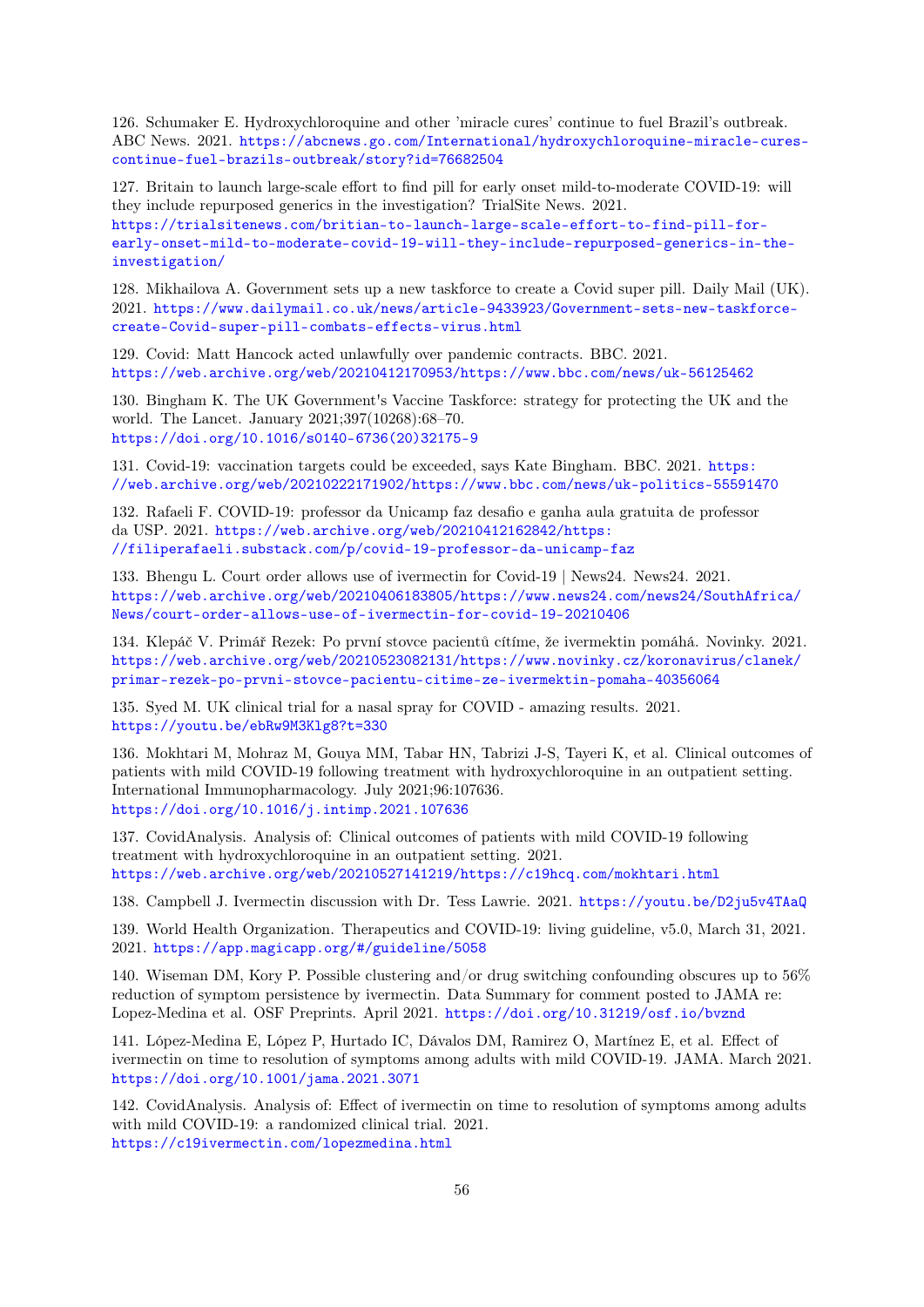126. Schumaker E. Hydroxychloroquine and other 'miracle cures' continue to fuel Brazil's outbreak. ABC News. 2021. https://abcnews.go.com/International/hydroxychloroquine-miracle-cures-continue-fuel-brazils-outbreak/story?id=76682504

127. Britain to launch large-scale effort to find pill for early onset mild-to-moderate COVID-19: will they include repurposed generics in the investigation? TrialSite News. 2021. https://trialsitenews.com/britian-to-launch-large-scale-effort-to-find-pill-for-early-onset-mild-to-moderate-covid-19-will-they-include-repurposed-generics-in-the-investigation/

128. Mikhailova A. Government sets up a new taskforce to create a Covid super pill. Daily Mail (UK). 2021. https://www.dailymail.co.uk/news/article-9433923/Government-sets-new-taskforce-create-Covid-super-pill-combats-effects-virus.html

129. Covid: Matt Hancock acted unlawfully over pandemic contracts. BBC. 2021. https://web.archive.org/web/20210412170953/https://www.bbc.com/news/uk-56125462

130. Bingham K. The UK Government's Vaccine Taskforce: strategy for protecting the UK and the world. The Lancet. January 2021;397(10268):68–70. https://doi.org/10.1016/s0140-6736(20)32175-9

131. Covid-19: vaccination targets could be exceeded, says Kate Bingham. BBC. 2021. https://web.archive.org/web/20210222171902/https://www.bbc.com/news/uk-politics-55591470

132. Rafaeli F. COVID-19: professor da Unicamp faz desafio e ganha aula gratuita de professor da USP. 2021. https://web.archive.org/web/20210412162842/https://filiperafaeli.substack.com/p/covid-19-professor-da-unicamp-faz

133. Bhengu L. Court order allows use of ivermectin for Covid-19 | News24. News24. 2021. https://web.archive.org/web/20210406183805/https://www.news24.com/news24/SouthAfrica/News/court-order-allows-use-of-ivermectin-for-covid-19-20210406

134. Klepáč V. Primář Rezek: Po první stovce pacientů cítíme, že ivermektin pomáhá. Novinky. 2021. https://web.archive.org/web/20210523082131/https://www.novinky.cz/koronavirus/clanek/primar-rezek-po-prvni-stovce-pacientu-citime-ze-ivermektin-pomaha-40356064

135. Syed M. UK clinical trial for a nasal spray for COVID - amazing results. 2021. https://youtu.be/ebRw9M3Klg8?t=330

136. Mokhtari M, Mohraz M, Gouya MM, Tabar HN, Tabrizi J-S, Tayeri K, et al. Clinical outcomes of patients with mild COVID-19 following treatment with hydroxychloroquine in an outpatient setting. International Immunopharmacology. July 2021;96:107636. https://doi.org/10.1016/j.intimp.2021.107636

137. CovidAnalysis. Analysis of: Clinical outcomes of patients with mild COVID-19 following treatment with hydroxychloroquine in an outpatient setting. 2021. https://web.archive.org/web/20210527141219/https://c19hcq.com/mokhtari.html

138. Campbell J. Ivermectin discussion with Dr. Tess Lawrie. 2021. https://youtu.be/D2ju5v4TAaQ

139. World Health Organization. Therapeutics and COVID-19: living guideline, v5.0, March 31, 2021. 2021. https://app.magicapp.org/#/guideline/5058

140. Wiseman DM, Kory P. Possible clustering and/or drug switching confounding obscures up to 56% reduction of symptom persistence by ivermectin. Data Summary for comment posted to JAMA re: Lopez-Medina et al. OSF Preprints. April 2021. https://doi.org/10.31219/osf.io/bvznd

141. López-Medina E, López P, Hurtado IC, Dávalos DM, Ramirez O, Martínez E, et al. Effect of ivermectin on time to resolution of symptoms among adults with mild COVID-19. JAMA. March 2021. https://doi.org/10.1001/jama.2021.3071

142. CovidAnalysis. Analysis of: Effect of ivermectin on time to resolution of symptoms among adults with mild COVID-19: a randomized clinical trial. 2021. https://c19ivermectin.com/lopezmedina.html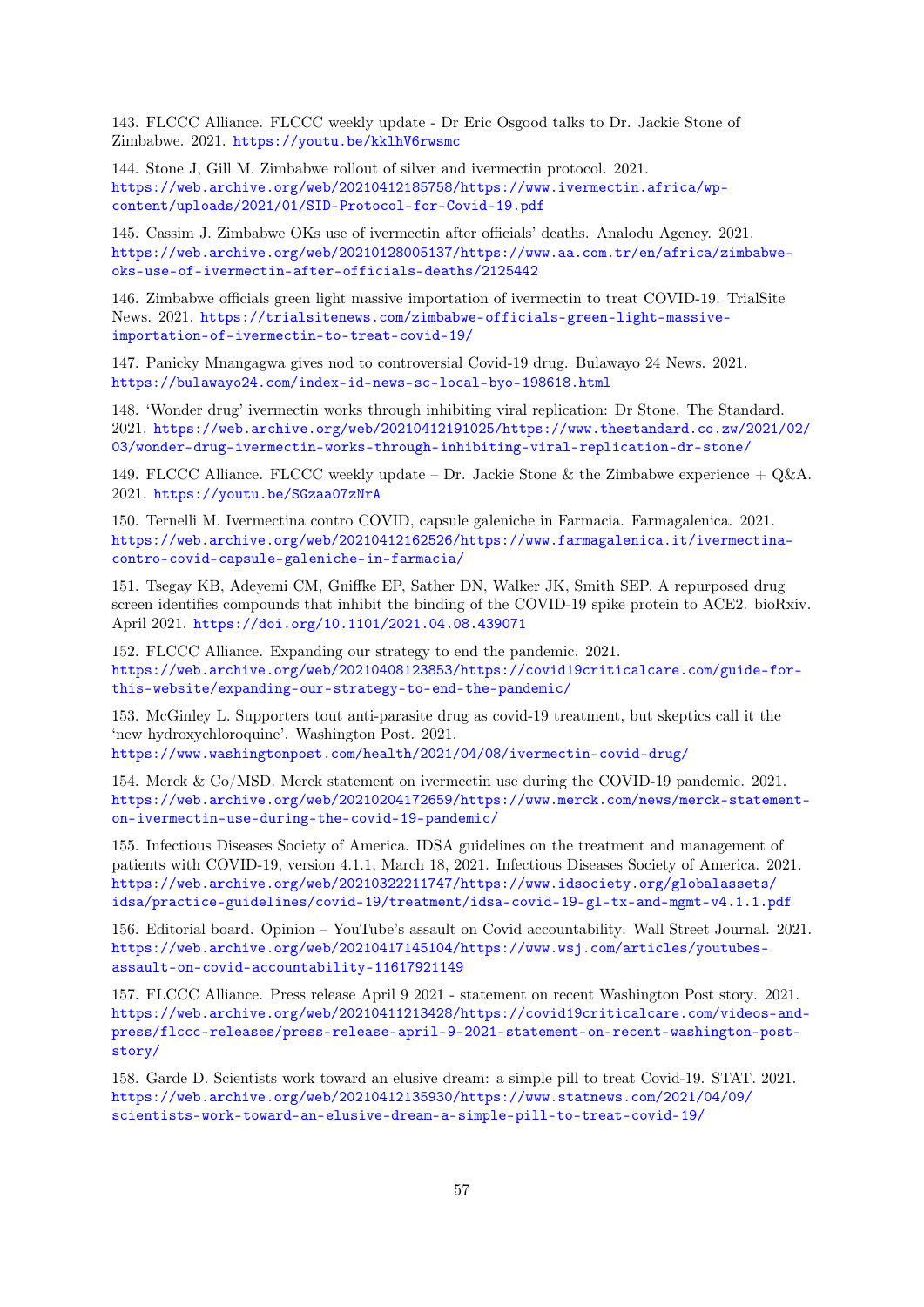143. FLCCC Alliance. FLCCC weekly update - Dr Eric Osgood talks to Dr. Jackie Stone of Zimbabwe. 2021. https://youtu.be/kklhV6rwsmc

144. Stone J, Gill M. Zimbabwe rollout of silver and ivermectin protocol. 2021. https://web.archive.org/web/20210412185758/https://www.ivermectin.africa/wp-content/uploads/2021/01/SID-Protocol-for-Covid-19.pdf

145. Cassim J. Zimbabwe OKs use of ivermectin after officials' deaths. Analodu Agency. 2021. https://web.archive.org/web/20210128005137/https://www.aa.com.tr/en/africa/zimbabwe-oks-use-of-ivermectin-after-officials-deaths/2125442

146. Zimbabwe officials green light massive importation of ivermectin to treat COVID-19. TrialSite News. 2021. https://trialsitenews.com/zimbabwe-officials-green-light-massive-importation-of-ivermectin-to-treat-covid-19/

147. Panicky Mnangagwa gives nod to controversial Covid-19 drug. Bulawayo 24 News. 2021. https://bulawayo24.com/index-id-news-sc-local-byo-198618.html

148. 'Wonder drug' ivermectin works through inhibiting viral replication: Dr Stone. The Standard. 2021. https://web.archive.org/web/20210412191025/https://www.thestandard.co.zw/2021/02/03/wonder-drug-ivermectin-works-through-inhibiting-viral-replication-dr-stone/

149. FLCCC Alliance. FLCCC weekly update – Dr. Jackie Stone & the Zimbabwe experience + Q&A. 2021. https://youtu.be/SGzaa07zNrA

150. Ternelli M. Ivermectina contro COVID, capsule galeniche in Farmacia. Farmagalenica. 2021. https://web.archive.org/web/20210412162526/https://www.farmagalenica.it/ivermectina-contro-covid-capsule-galeniche-in-farmacia/

151. Tsegay KB, Adeyemi CM, Gniffke EP, Sather DN, Walker JK, Smith SEP. A repurposed drug screen identifies compounds that inhibit the binding of the COVID-19 spike protein to ACE2. bioRxiv. April 2021. https://doi.org/10.1101/2021.04.08.439071

152. FLCCC Alliance. Expanding our strategy to end the pandemic. 2021. https://web.archive.org/web/20210408123853/https://covid19criticalcare.com/guide-for-this-website/expanding-our-strategy-to-end-the-pandemic/

153. McGinley L. Supporters tout anti-parasite drug as covid-19 treatment, but skeptics call it the 'new hydroxychloroquine'. Washington Post. 2021. https://www.washingtonpost.com/health/2021/04/08/ivermectin-covid-drug/

154. Merck & Co/MSD. Merck statement on ivermectin use during the COVID-19 pandemic. 2021. https://web.archive.org/web/20210204172659/https://www.merck.com/news/merck-statement-on-ivermectin-use-during-the-covid-19-pandemic/

155. Infectious Diseases Society of America. IDSA guidelines on the treatment and management of patients with COVID-19, version 4.1.1, March 18, 2021. Infectious Diseases Society of America. 2021. https://web.archive.org/web/20210322211747/https://www.idsociety.org/globalassets/idsa/practice-guidelines/covid-19/treatment/idsa-covid-19-gl-tx-and-mgmt-v4.1.1.pdf

156. Editorial board. Opinion – YouTube's assault on Covid accountability. Wall Street Journal. 2021. https://web.archive.org/web/20210417145104/https://www.wsj.com/articles/youtubes-assault-on-covid-accountability-11617921149

157. FLCCC Alliance. Press release April 9 2021 - statement on recent Washington Post story. 2021. https://web.archive.org/web/20210411213428/https://covid19criticalcare.com/videos-and-press/flccc-releases/press-release-april-9-2021-statement-on-recent-washington-post-story/

158. Garde D. Scientists work toward an elusive dream: a simple pill to treat Covid-19. STAT. 2021. https://web.archive.org/web/20210412135930/https://www.statnews.com/2021/04/09/scientists-work-toward-an-elusive-dream-a-simple-pill-to-treat-covid-19/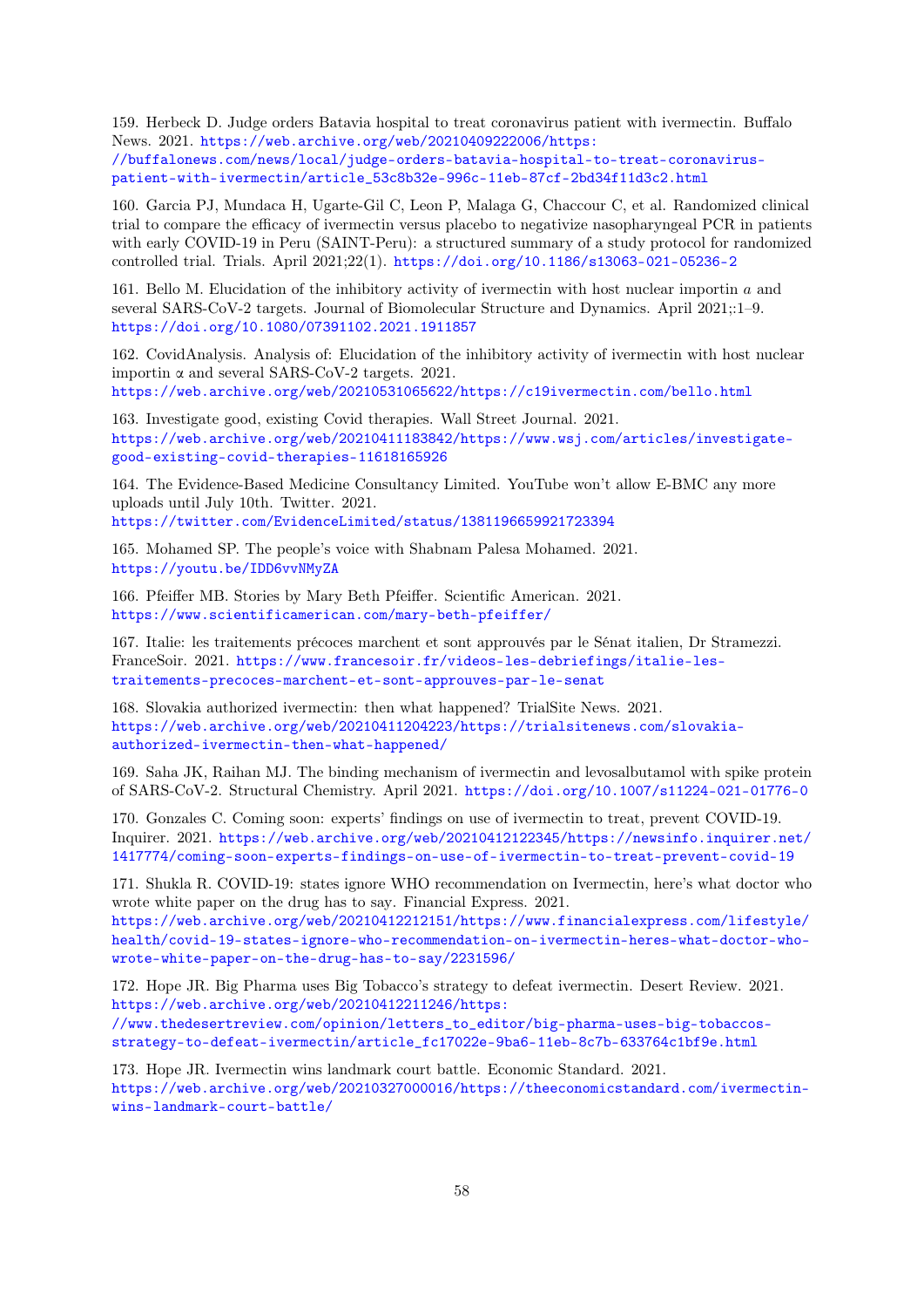159. Herbeck D. Judge orders Batavia hospital to treat coronavirus patient with ivermectin. Buffalo News. 2021. https://web.archive.org/web/20210409222006/https://buffalonews.com/news/local/judge-orders-batavia-hospital-to-treat-coronavirus-patient-with-ivermectin/article_53c8b32e-996c-11eb-87cf-2bd34f11d3c2.html

160. Garcia PJ, Mundaca H, Ugarte-Gil C, Leon P, Malaga G, Chaccour C, et al. Randomized clinical trial to compare the efficacy of ivermectin versus placebo to negativize nasopharyngeal PCR in patients with early COVID-19 in Peru (SAINT-Peru): a structured summary of a study protocol for randomized controlled trial. Trials. April 2021;22(1). https://doi.org/10.1186/s13063-021-05236-2

161. Bello M. Elucidation of the inhibitory activity of ivermectin with host nuclear importin $\alpha$ and several SARS-CoV-2 targets. Journal of Biomolecular Structure and Dynamics. April 2021;:1–9. https://doi.org/10.1080/07391102.2021.1911857

162. CovidAnalysis. Analysis of: Elucidation of the inhibitory activity of ivermectin with host nuclear importin α and several SARS-CoV-2 targets. 2021. https://web.archive.org/web/20210531065622/https://c19ivermectin.com/bello.html

163. Investigate good, existing Covid therapies. Wall Street Journal. 2021. https://web.archive.org/web/20210411183842/https://www.wsj.com/articles/investigate-good-existing-covid-therapies-11618165926

164. The Evidence-Based Medicine Consultancy Limited. YouTube won't allow E-BMC any more uploads until July 10th. Twitter. 2021. https://twitter.com/EvidenceLimited/status/1381196659921723394

165. Mohamed SP. The people's voice with Shabnam Palesa Mohamed. 2021. https://youtu.be/IDD6vvNMyZA

166. Pfeiffer MB. Stories by Mary Beth Pfeiffer. Scientific American. 2021. https://www.scientificamerican.com/mary-beth-pfeiffer/

167. Italie: les traitements précoces marchent et sont approuvés par le Sénat italien, Dr Stramezzi. FranceSoir. 2021. https://www.francesoir.fr/videos-les-debriefings/italie-les-traitements-precoces-marchent-et-sont-approuves-par-le-senat

168. Slovakia authorized ivermectin: then what happened? TrialSite News. 2021. https://web.archive.org/web/20210411204223/https://trialsitenews.com/slovakia-authorized-ivermectin-then-what-happened/

169. Saha JK, Raihan MJ. The binding mechanism of ivermectin and levosalbutamol with spike protein of SARS-CoV-2. Structural Chemistry. April 2021. https://doi.org/10.1007/s11224-021-01776-0

170. Gonzales C. Coming soon: experts' findings on use of ivermectin to treat, prevent COVID-19. Inquirer. 2021. https://web.archive.org/web/20210412122345/https://newsinfo.inquirer.net/1417774/coming-soon-experts-findings-on-use-of-ivermectin-to-treat-prevent-covid-19

171. Shukla R. COVID-19: states ignore WHO recommendation on Ivermectin, here's what doctor who wrote white paper on the drug has to say. Financial Express. 2021. https://web.archive.org/web/20210412212151/https://www.financialexpress.com/lifestyle/health/covid-19-states-ignore-who-recommendation-on-ivermectin-heres-what-doctor-who-wrote-white-paper-on-the-drug-has-to-say/2231596/

172. Hope JR. Big Pharma uses Big Tobacco's strategy to defeat ivermectin. Desert Review. 2021. https://web.archive.org/web/20210412211246/https://www.thedesertreview.com/opinion/letters_to_editor/big-pharma-uses-big-tobaccos-strategy-to-defeat-ivermectin/article_fc17022e-9ba6-11eb-8c7b-633764c1bf9e.html

173. Hope JR. Ivermectin wins landmark court battle. Economic Standard. 2021. https://web.archive.org/web/20210327000016/https://theeconomicstandard.com/ivermectin-wins-landmark-court-battle/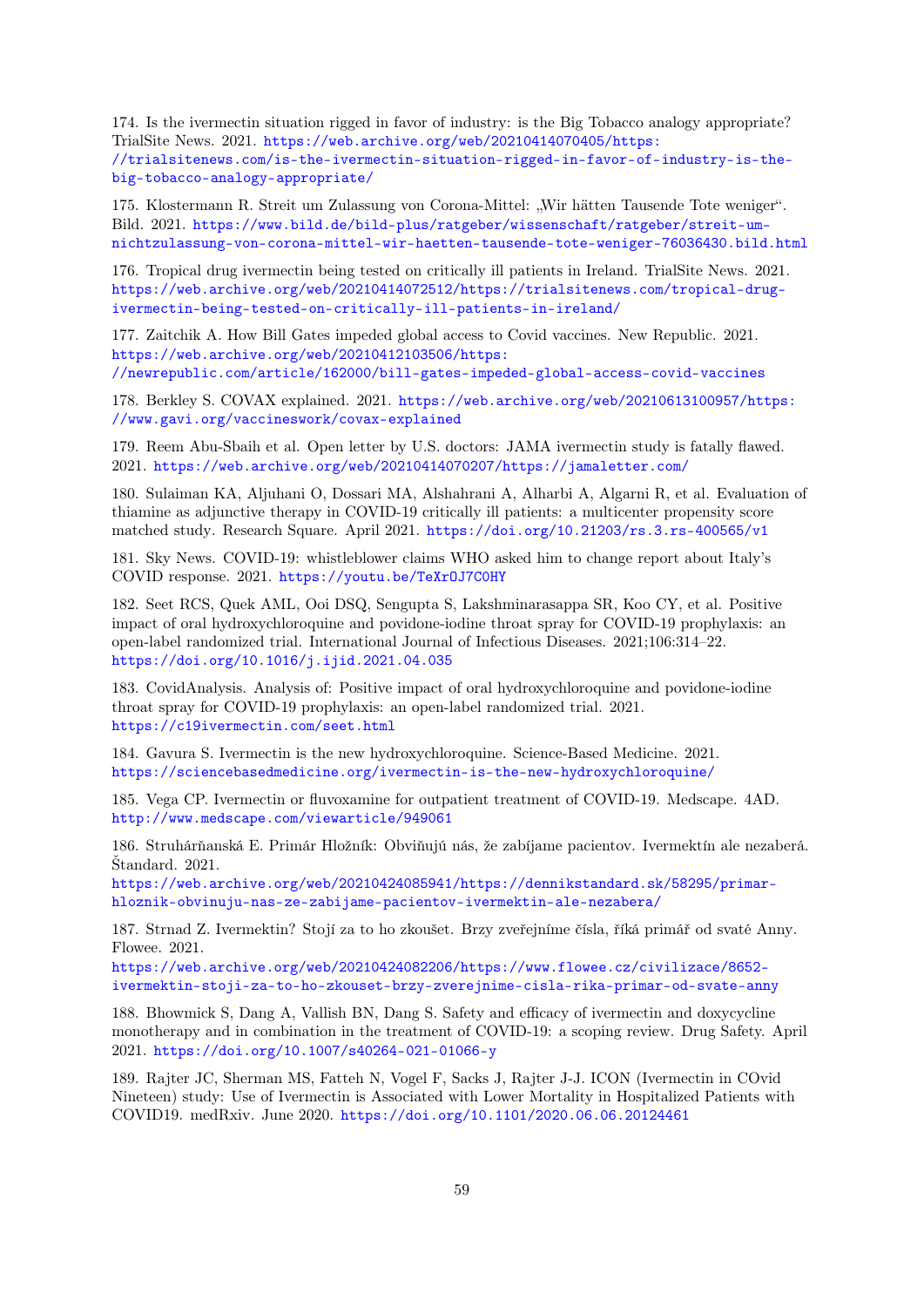174. Is the ivermectin situation rigged in favor of industry: is the Big Tobacco analogy appropriate? TrialSite News. 2021. https://web.archive.org/web/20210414070405/https://trialsitenews.com/is-the-ivermectin-situation-rigged-in-favor-of-industry-is-the-big-tobacco-analogy-appropriate/

175. Klostermann R. Streit um Zulassung von Corona-Mittel: „Wir hätten Tausende Tote weniger". Bild. 2021. https://www.bild.de/bild-plus/ratgeber/wissenschaft/ratgeber/streit-um-nichtzulassung-von-corona-mittel-wir-haetten-tausende-tote-weniger-76036430.bild.html

176. Tropical drug ivermectin being tested on critically ill patients in Ireland. TrialSite News. 2021. https://web.archive.org/web/20210414072512/https://trialsitenews.com/tropical-drug-ivermectin-being-tested-on-critically-ill-patients-in-ireland/

177. Zaitchik A. How Bill Gates impeded global access to Covid vaccines. New Republic. 2021. https://web.archive.org/web/20210412103506/https://newrepublic.com/article/162000/bill-gates-impeded-global-access-covid-vaccines

178. Berkley S. COVAX explained. 2021. https://web.archive.org/web/20210613100957/https://www.gavi.org/vaccineswork/covax-explained

179. Reem Abu-Sbaih et al. Open letter by U.S. doctors: JAMA ivermectin study is fatally flawed. 2021. https://web.archive.org/web/20210414070207/https://jamaletter.com/

180. Sulaiman KA, Aljuhani O, Dossari MA, Alshahrani A, Alharbi A, Algarni R, et al. Evaluation of thiamine as adjunctive therapy in COVID-19 critically ill patients: a multicenter propensity score matched study. Research Square. April 2021. https://doi.org/10.21203/rs.3.rs-400565/v1

181. Sky News. COVID-19: whistleblower claims WHO asked him to change report about Italy's COVID response. 2021. https://youtu.be/TeXrOJ7C0HY

182. Seet RCS, Quek AML, Ooi DSQ, Sengupta S, Lakshminarasappa SR, Koo CY, et al. Positive impact of oral hydroxychloroquine and povidone-iodine throat spray for COVID-19 prophylaxis: an open-label randomized trial. International Journal of Infectious Diseases. 2021;106:314–22. https://doi.org/10.1016/j.ijid.2021.04.035

183. CovidAnalysis. Analysis of: Positive impact of oral hydroxychloroquine and povidone-iodine throat spray for COVID-19 prophylaxis: an open-label randomized trial. 2021. https://c19ivermectin.com/seet.html

184. Gavura S. Ivermectin is the new hydroxychloroquine. Science-Based Medicine. 2021. https://sciencebasedmedicine.org/ivermectin-is-the-new-hydroxychloroquine/

185. Vega CP. Ivermectin or fluvoxamine for outpatient treatment of COVID-19. Medscape. 4AD. http://www.medscape.com/viewarticle/949061

186. Struhárňanská E. Primár Hložník: Obviňujú nás, že zabíjame pacientov. Ivermektín ale nezaberá. Štandard. 2021. https://web.archive.org/web/20210424085941/https://dennikstandard.sk/58295/primar-hloznik-obvinuju-nas-ze-zabijame-pacientov-ivermektin-ale-nezabera/

187. Strnad Z. Ivermektin? Stojí za to ho zkoušet. Brzy zveřejníme čísla, říká primář od svaté Anny. Flowee. 2021. https://web.archive.org/web/20210424082206/https://www.flowee.cz/civilizace/8652-ivermektin-stoji-za-to-ho-zkouset-brzy-zverejnime-cisla-rika-primar-od-svate-anny

188. Bhowmick S, Dang A, Vallish BN, Dang S. Safety and efficacy of ivermectin and doxycycline monotherapy and in combination in the treatment of COVID-19: a scoping review. Drug Safety. April 2021. https://doi.org/10.1007/s40264-021-01066-y

189. Rajter JC, Sherman MS, Fatteh N, Vogel F, Sacks J, Rajter J-J. ICON (Ivermectin in COvid Nineteen) study: Use of Ivermectin is Associated with Lower Mortality in Hospitalized Patients with COVID19. medRxiv. June 2020. https://doi.org/10.1101/2020.06.06.20124461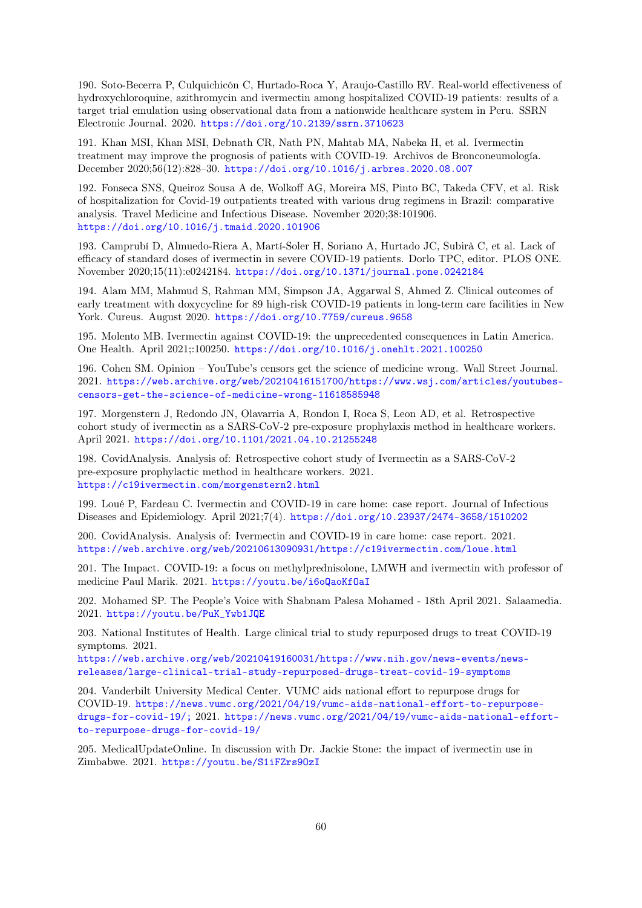190. Soto-Becerra P, Culquichicón C, Hurtado-Roca Y, Araujo-Castillo RV. Real-world effectiveness of hydroxychloroquine, azithromycin and ivermectin among hospitalized COVID-19 patients: results of a target trial emulation using observational data from a nationwide healthcare system in Peru. SSRN Electronic Journal. 2020. https://doi.org/10.2139/ssrn.3710623

191. Khan MSI, Khan MSI, Debnath CR, Nath PN, Mahtab MA, Nabeka H, et al. Ivermectin treatment may improve the prognosis of patients with COVID-19. Archivos de Bronconeumología. December 2020;56(12):828–30. https://doi.org/10.1016/j.arbres.2020.08.007

192. Fonseca SNS, Queiroz Sousa A de, Wolkoff AG, Moreira MS, Pinto BC, Takeda CFV, et al. Risk of hospitalization for Covid-19 outpatients treated with various drug regimens in Brazil: comparative analysis. Travel Medicine and Infectious Disease. November 2020;38:101906. https://doi.org/10.1016/j.tmaid.2020.101906

193. Camprubí D, Almuedo-Riera A, Martí-Soler H, Soriano A, Hurtado JC, Subirà C, et al. Lack of efficacy of standard doses of ivermectin in severe COVID-19 patients. Dorlo TPC, editor. PLOS ONE. November 2020;15(11):e0242184. https://doi.org/10.1371/journal.pone.0242184

194. Alam MM, Mahmud S, Rahman MM, Simpson JA, Aggarwal S, Ahmed Z. Clinical outcomes of early treatment with doxycycline for 89 high-risk COVID-19 patients in long-term care facilities in New York. Cureus. August 2020. https://doi.org/10.7759/cureus.9658

195. Molento MB. Ivermectin against COVID-19: the unprecedented consequences in Latin America. One Health. April 2021;:100250. https://doi.org/10.1016/j.onehlt.2021.100250

196. Cohen SM. Opinion – YouTube's censors get the science of medicine wrong. Wall Street Journal. 2021. https://web.archive.org/web/20210416151700/https://www.wsj.com/articles/youtubes-censors-get-the-science-of-medicine-wrong-11618585948

197. Morgenstern J, Redondo JN, Olavarria A, Rondon I, Roca S, Leon AD, et al. Retrospective cohort study of ivermectin as a SARS-CoV-2 pre-exposure prophylaxis method in healthcare workers. April 2021. https://doi.org/10.1101/2021.04.10.21255248

198. CovidAnalysis. Analysis of: Retrospective cohort study of Ivermectin as a SARS-CoV-2 pre-exposure prophylactic method in healthcare workers. 2021. https://c19ivermectin.com/morgenstern2.html

199. Loué P, Fardeau C. Ivermectin and COVID-19 in care home: case report. Journal of Infectious Diseases and Epidemiology. April 2021;7(4). https://doi.org/10.23937/2474-3658/1510202

200. CovidAnalysis. Analysis of: Ivermectin and COVID-19 in care home: case report. 2021. https://web.archive.org/web/20210613090931/https://c19ivermectin.com/loue.html

201. The Impact. COVID-19: a focus on methylprednisolone, LMWH and ivermectin with professor of medicine Paul Marik. 2021. https://youtu.be/i6oQaoKfOaI

202. Mohamed SP. The People's Voice with Shabnam Palesa Mohamed - 18th April 2021. Salaamedia. 2021. https://youtu.be/PuK_Ywb1JQE

203. National Institutes of Health. Large clinical trial to study repurposed drugs to treat COVID-19 symptoms. 2021. https://web.archive.org/web/20210419160031/https://www.nih.gov/news-events/news-releases/large-clinical-trial-study-repurposed-drugs-treat-covid-19-symptoms

204. Vanderbilt University Medical Center. VUMC aids national effort to repurpose drugs for COVID-19. https://news.vumc.org/2021/04/19/vumc-aids-national-effort-to-repurpose-drugs-for-covid-19/; 2021. https://news.vumc.org/2021/04/19/vumc-aids-national-effort-to-repurpose-drugs-for-covid-19/

205. MedicalUpdateOnline. In discussion with Dr. Jackie Stone: the impact of ivermectin use in Zimbabwe. 2021. https://youtu.be/S1iFZrs9OzI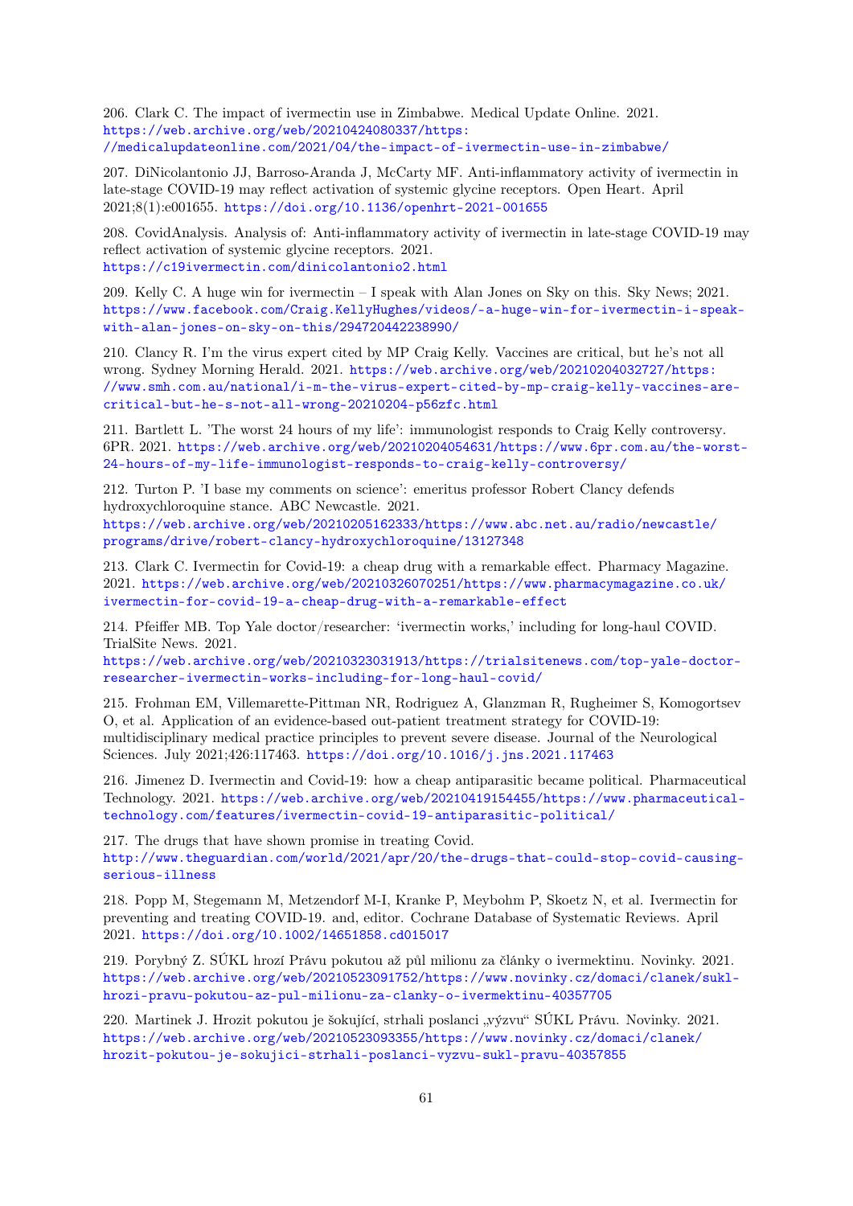206. Clark C. The impact of ivermectin use in Zimbabwe. Medical Update Online. 2021. https://web.archive.org/web/20210424080337/https://medicalupdateonline.com/2021/04/the-impact-of-ivermectin-use-in-zimbabwe/

207. DiNicolantonio JJ, Barroso-Aranda J, McCarty MF. Anti-inflammatory activity of ivermectin in late-stage COVID-19 may reflect activation of systemic glycine receptors. Open Heart. April 2021;8(1):e001655. https://doi.org/10.1136/openhrt-2021-001655

208. CovidAnalysis. Analysis of: Anti-inflammatory activity of ivermectin in late-stage COVID-19 may reflect activation of systemic glycine receptors. 2021. https://c19ivermectin.com/dinicolantonio2.html

209. Kelly C. A huge win for ivermectin – I speak with Alan Jones on Sky on this. Sky News; 2021. https://www.facebook.com/Craig.KellyHughes/videos/-a-huge-win-for-ivermectin-i-speak-with-alan-jones-on-sky-on-this/294720442238990/

210. Clancy R. I'm the virus expert cited by MP Craig Kelly. Vaccines are critical, but he's not all wrong. Sydney Morning Herald. 2021. https://web.archive.org/web/20210204032727/https://www.smh.com.au/national/i-m-the-virus-expert-cited-by-mp-craig-kelly-vaccines-are-critical-but-he-s-not-all-wrong-20210204-p56zfc.html

211. Bartlett L. 'The worst 24 hours of my life': immunologist responds to Craig Kelly controversy. 6PR. 2021. https://web.archive.org/web/20210204054631/https://www.6pr.com.au/the-worst-24-hours-of-my-life-immunologist-responds-to-craig-kelly-controversy/

212. Turton P. 'I base my comments on science': emeritus professor Robert Clancy defends hydroxychloroquine stance. ABC Newcastle. 2021. https://web.archive.org/web/20210205162333/https://www.abc.net.au/radio/newcastle/programs/drive/robert-clancy-hydroxychloroquine/13127348

213. Clark C. Ivermectin for Covid-19: a cheap drug with a remarkable effect. Pharmacy Magazine. 2021. https://web.archive.org/web/20210326070251/https://www.pharmacymagazine.co.uk/ivermectin-for-covid-19-a-cheap-drug-with-a-remarkable-effect

214. Pfeiffer MB. Top Yale doctor/researcher: 'ivermectin works,' including for long-haul COVID. TrialSite News. 2021. https://web.archive.org/web/20210323031913/https://trialsitenews.com/top-yale-doctor-researcher-ivermectin-works-including-for-long-haul-covid/

215. Frohman EM, Villemarette-Pittman NR, Rodriguez A, Glanzman R, Rugheimer S, Komogortsev O, et al. Application of an evidence-based out-patient treatment strategy for COVID-19: multidisciplinary medical practice principles to prevent severe disease. Journal of the Neurological Sciences. July 2021;426:117463. https://doi.org/10.1016/j.jns.2021.117463

216. Jimenez D. Ivermectin and Covid-19: how a cheap antiparasitic became political. Pharmaceutical Technology. 2021. https://web.archive.org/web/20210419154455/https://www.pharmaceutical-technology.com/features/ivermectin-covid-19-antiparasitic-political/

217. The drugs that have shown promise in treating Covid. http://www.theguardian.com/world/2021/apr/20/the-drugs-that-could-stop-covid-causing-serious-illness

218. Popp M, Stegemann M, Metzendorf M-I, Kranke P, Meybohm P, Skoetz N, et al. Ivermectin for preventing and treating COVID-19. and, editor. Cochrane Database of Systematic Reviews. April 2021. https://doi.org/10.1002/14651858.cd015017

219. Porybný Z. SÚKL hrozí Právu pokutou až půl milionu za články o ivermektinu. Novinky. 2021. https://web.archive.org/web/20210523091752/https://www.novinky.cz/domaci/clanek/sukl-hrozi-pravu-pokutou-az-pul-milionu-za-clanky-o-ivermektinu-40357705

220. Martinek J. Hrozit pokutou je šokující, strhali poslanci „výzvu" SÚKL Právu. Novinky. 2021. https://web.archive.org/web/20210523093355/https://www.novinky.cz/domaci/clanek/hrozit-pokutou-je-sokujici-strhali-poslanci-vyzvu-sukl-pravu-40357855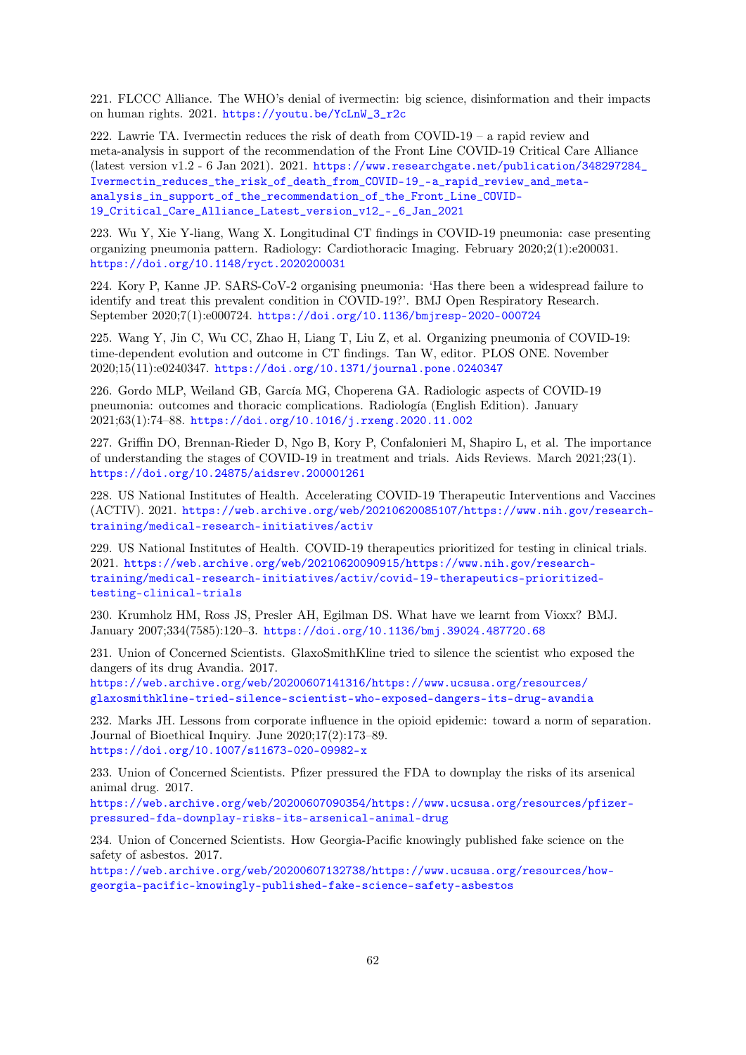221. FLCCC Alliance. The WHO's denial of ivermectin: big science, disinformation and their impacts on human rights. 2021. https://youtu.be/YcLnW_3_r2c

222. Lawrie TA. Ivermectin reduces the risk of death from COVID-19 – a rapid review and meta-analysis in support of the recommendation of the Front Line COVID-19 Critical Care Alliance (latest version v1.2 - 6 Jan 2021). 2021. https://www.researchgate.net/publication/348297284_Ivermectin_reduces_the_risk_of_death_from_COVID-19_-a_rapid_review_and_meta-analysis_in_support_of_the_recommendation_of_the_Front_Line_COVID-19_Critical_Care_Alliance_Latest_version_v12_-_6_Jan_2021

223. Wu Y, Xie Y-liang, Wang X. Longitudinal CT findings in COVID-19 pneumonia: case presenting organizing pneumonia pattern. Radiology: Cardiothoracic Imaging. February 2020;2(1):e200031. https://doi.org/10.1148/ryct.2020200031

224. Kory P, Kanne JP. SARS-CoV-2 organising pneumonia: 'Has there been a widespread failure to identify and treat this prevalent condition in COVID-19?'. BMJ Open Respiratory Research. September 2020;7(1):e000724. https://doi.org/10.1136/bmjresp-2020-000724

225. Wang Y, Jin C, Wu CC, Zhao H, Liang T, Liu Z, et al. Organizing pneumonia of COVID-19: time-dependent evolution and outcome in CT findings. Tan W, editor. PLOS ONE. November 2020;15(11):e0240347. https://doi.org/10.1371/journal.pone.0240347

226. Gordo MLP, Weiland GB, García MG, Choperena GA. Radiologic aspects of COVID-19 pneumonia: outcomes and thoracic complications. Radiología (English Edition). January 2021;63(1):74–88. https://doi.org/10.1016/j.rxeng.2020.11.002

227. Griffin DO, Brennan-Rieder D, Ngo B, Kory P, Confalonieri M, Shapiro L, et al. The importance of understanding the stages of COVID-19 in treatment and trials. Aids Reviews. March 2021;23(1). https://doi.org/10.24875/aidsrev.200001261

228. US National Institutes of Health. Accelerating COVID-19 Therapeutic Interventions and Vaccines (ACTIV). 2021. https://web.archive.org/web/20210620085107/https://www.nih.gov/research-training/medical-research-initiatives/activ

229. US National Institutes of Health. COVID-19 therapeutics prioritized for testing in clinical trials. 2021. https://web.archive.org/web/20210620090915/https://www.nih.gov/research-training/medical-research-initiatives/activ/covid-19-therapeutics-prioritized-testing-clinical-trials

230. Krumholz HM, Ross JS, Presler AH, Egilman DS. What have we learnt from Vioxx? BMJ. January 2007;334(7585):120–3. https://doi.org/10.1136/bmj.39024.487720.68

231. Union of Concerned Scientists. GlaxoSmithKline tried to silence the scientist who exposed the dangers of its drug Avandia. 2017. https://web.archive.org/web/20200607141316/https://www.ucsusa.org/resources/glaxosmithkline-tried-silence-scientist-who-exposed-dangers-its-drug-avandia

232. Marks JH. Lessons from corporate influence in the opioid epidemic: toward a norm of separation. Journal of Bioethical Inquiry. June 2020;17(2):173–89. https://doi.org/10.1007/s11673-020-09982-x

233. Union of Concerned Scientists. Pfizer pressured the FDA to downplay the risks of its arsenical animal drug. 2017. https://web.archive.org/web/20200607090354/https://www.ucsusa.org/resources/pfizer-pressured-fda-downplay-risks-its-arsenical-animal-drug

234. Union of Concerned Scientists. How Georgia-Pacific knowingly published fake science on the safety of asbestos. 2017. https://web.archive.org/web/20200607132738/https://www.ucsusa.org/resources/how-georgia-pacific-knowingly-published-fake-science-safety-asbestos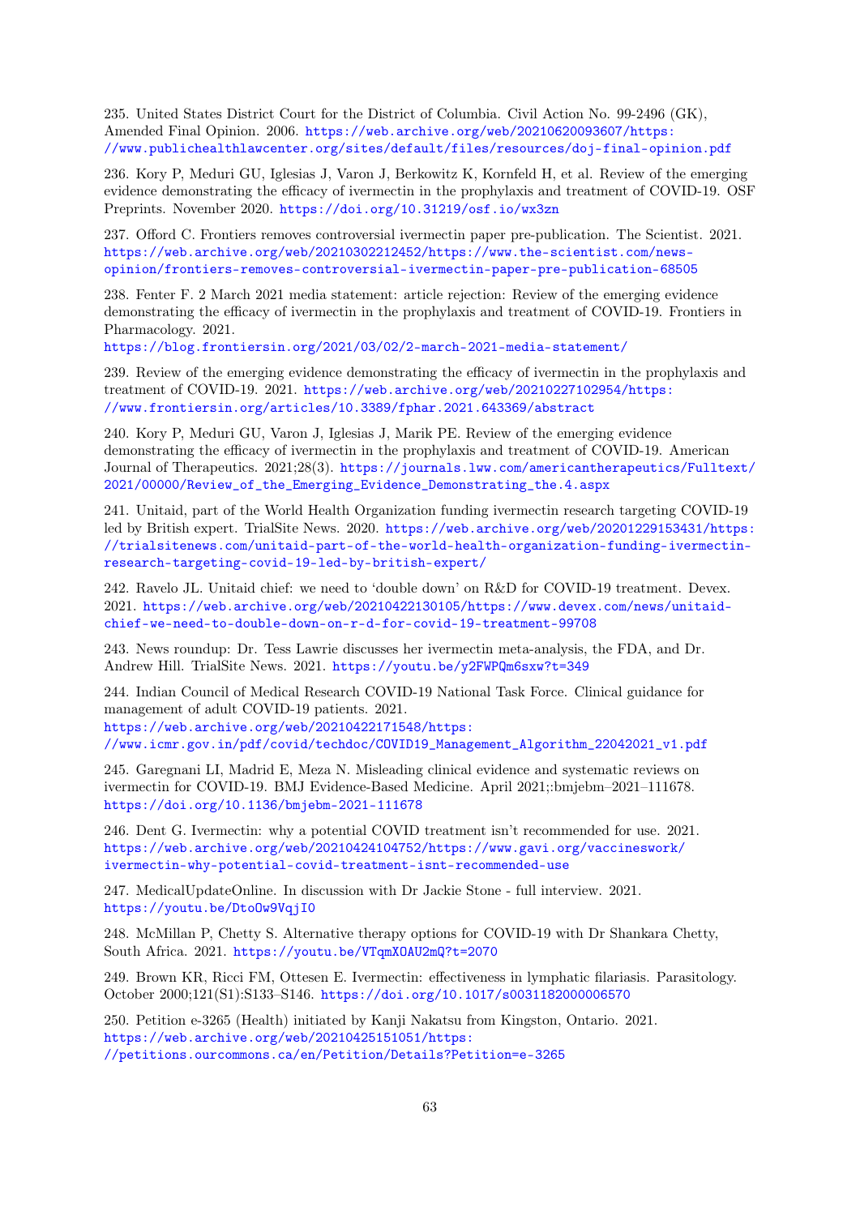235. United States District Court for the District of Columbia. Civil Action No. 99-2496 (GK), Amended Final Opinion. 2006. https://web.archive.org/web/20210620093607/https://www.publichealthlawcenter.org/sites/default/files/resources/doj-final-opinion.pdf

236. Kory P, Meduri GU, Iglesias J, Varon J, Berkowitz K, Kornfeld H, et al. Review of the emerging evidence demonstrating the efficacy of ivermectin in the prophylaxis and treatment of COVID-19. OSF Preprints. November 2020. https://doi.org/10.31219/osf.io/wx3zn

237. Offord C. Frontiers removes controversial ivermectin paper pre-publication. The Scientist. 2021. https://web.archive.org/web/20210302212452/https://www.the-scientist.com/news-opinion/frontiers-removes-controversial-ivermectin-paper-pre-publication-68505

238. Fenter F. 2 March 2021 media statement: article rejection: Review of the emerging evidence demonstrating the efficacy of ivermectin in the prophylaxis and treatment of COVID-19. Frontiers in Pharmacology. 2021. https://blog.frontiersin.org/2021/03/02/2-march-2021-media-statement/

239. Review of the emerging evidence demonstrating the efficacy of ivermectin in the prophylaxis and treatment of COVID-19. 2021. https://web.archive.org/web/20210227102954/https://www.frontiersin.org/articles/10.3389/fphar.2021.643369/abstract

240. Kory P, Meduri GU, Varon J, Iglesias J, Marik PE. Review of the emerging evidence demonstrating the efficacy of ivermectin in the prophylaxis and treatment of COVID-19. American Journal of Therapeutics. 2021;28(3). https://journals.lww.com/americantherapeutics/Fulltext/2021/00000/Review_of_the_Emerging_Evidence_Demonstrating_the.4.aspx

241. Unitaid, part of the World Health Organization funding ivermectin research targeting COVID-19 led by British expert. TrialSite News. 2020. https://web.archive.org/web/20201229153431/https://trialsitenews.com/unitaid-part-of-the-world-health-organization-funding-ivermectin-research-targeting-covid-19-led-by-british-expert/

242. Ravelo JL. Unitaid chief: we need to 'double down' on R&D for COVID-19 treatment. Devex. 2021. https://web.archive.org/web/20210422130105/https://www.devex.com/news/unitaid-chief-we-need-to-double-down-on-r-d-for-covid-19-treatment-99708

243. News roundup: Dr. Tess Lawrie discusses her ivermectin meta-analysis, the FDA, and Dr. Andrew Hill. TrialSite News. 2021. https://youtu.be/y2FWPQm6sxw?t=349

244. Indian Council of Medical Research COVID-19 National Task Force. Clinical guidance for management of adult COVID-19 patients. 2021. https://web.archive.org/web/20210422171548/https://www.icmr.gov.in/pdf/covid/techdoc/COVID19_Management_Algorithm_22042021_v1.pdf

245. Garegnani LI, Madrid E, Meza N. Misleading clinical evidence and systematic reviews on ivermectin for COVID-19. BMJ Evidence-Based Medicine. April 2021;:bmjebm–2021–111678. https://doi.org/10.1136/bmjebm-2021-111678

246. Dent G. Ivermectin: why a potential COVID treatment isn't recommended for use. 2021. https://web.archive.org/web/20210424104752/https://www.gavi.org/vaccineswork/ivermectin-why-potential-covid-treatment-isnt-recommended-use

247. MedicalUpdateOnline. In discussion with Dr Jackie Stone - full interview. 2021. https://youtu.be/DtoOw9VqjI0

248. McMillan P, Chetty S. Alternative therapy options for COVID-19 with Dr Shankara Chetty, South Africa. 2021. https://youtu.be/VTqmXOAU2mQ?t=2070

249. Brown KR, Ricci FM, Ottesen E. Ivermectin: effectiveness in lymphatic filariasis. Parasitology. October 2000;121(S1):S133–S146. https://doi.org/10.1017/s0031182000006570

250. Petition e-3265 (Health) initiated by Kanji Nakatsu from Kingston, Ontario. 2021. https://web.archive.org/web/20210425151051/https://petitions.ourcommons.ca/en/Petition/Details?Petition=e-3265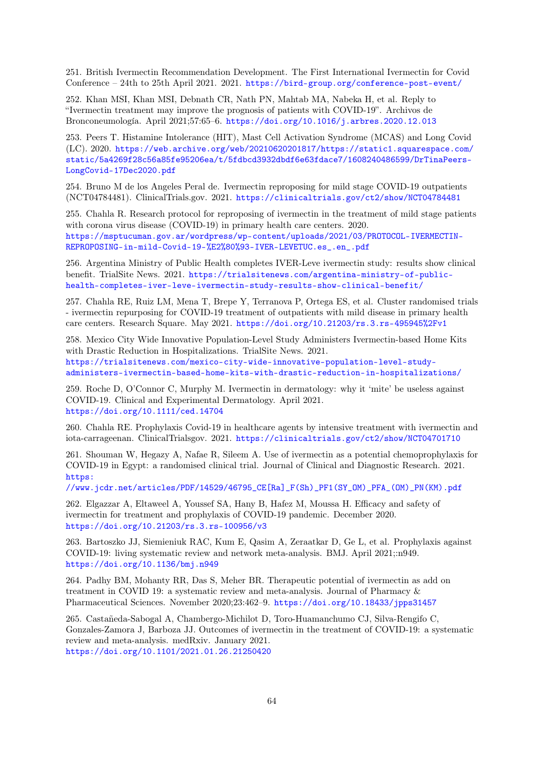251. British Ivermectin Recommendation Development. The First International Ivermectin for Covid Conference – 24th to 25th April 2021. 2021. https://bird-group.org/conference-post-event/

252. Khan MSI, Khan MSI, Debnath CR, Nath PN, Mahtab MA, Nabeka H, et al. Reply to "Ivermectin treatment may improve the prognosis of patients with COVID-19". Archivos de Bronconeumología. April 2021;57:65–6. https://doi.org/10.1016/j.arbres.2020.12.013

253. Peers T. Histamine Intolerance (HIT), Mast Cell Activation Syndrome (MCAS) and Long Covid (LC). 2020. https://web.archive.org/web/20210620201817/https://static1.squarespace.com/static/5a4269f28c56a85fe95206ea/t/5fdbcd3932dbdf6e63fdace7/1608240486599/DrTinaPeers-LongCovid-17Dec2020.pdf

254. Bruno M de los Angeles Peral de. Ivermectin reproposing for mild stage COVID-19 outpatients (NCT04784481). ClinicalTrials.gov. 2021. https://clinicaltrials.gov/ct2/show/NCT04784481

255. Chahla R. Research protocol for reproposing of ivermectin in the treatment of mild stage patients with corona virus disease (COVID-19) in primary health care centers. 2020. https://msptucuman.gov.ar/wordpress/wp-content/uploads/2021/03/PROTOCOL-IVERMECTIN-REPROPOSING-in-mild-Covid-19-%E2%80%93-IVER-LEVETUC.es_.en_.pdf

256. Argentina Ministry of Public Health completes IVER-Leve ivermectin study: results show clinical benefit. TrialSite News. 2021. https://trialsitenews.com/argentina-ministry-of-public-health-completes-iver-leve-ivermectin-study-results-show-clinical-benefit/

257. Chahla RE, Ruiz LM, Mena T, Brepe Y, Terranova P, Ortega ES, et al. Cluster randomised trials - ivermectin repurposing for COVID-19 treatment of outpatients with mild disease in primary health care centers. Research Square. May 2021. https://doi.org/10.21203/rs.3.rs-495945%2Fv1

258. Mexico City Wide Innovative Population-Level Study Administers Ivermectin-based Home Kits with Drastic Reduction in Hospitalizations. TrialSite News. 2021. https://trialsitenews.com/mexico-city-wide-innovative-population-level-study-administers-ivermectin-based-home-kits-with-drastic-reduction-in-hospitalizations/

259. Roche D, O'Connor C, Murphy M. Ivermectin in dermatology: why it 'mite' be useless against COVID-19. Clinical and Experimental Dermatology. April 2021. https://doi.org/10.1111/ced.14704

260. Chahla RE. Prophylaxis Covid-19 in healthcare agents by intensive treatment with ivermectin and iota-carrageenan. ClinicalTrialsgov. 2021. https://clinicaltrials.gov/ct2/show/NCT04701710

261. Shouman W, Hegazy A, Nafae R, Sileem A. Use of ivermectin as a potential chemoprophylaxis for COVID-19 in Egypt: a randomised clinical trial. Journal of Clinical and Diagnostic Research. 2021. https://www.jcdr.net/articles/PDF/14529/46795_CE[Ra]_F(Sh)_PF1(SY_OM)_PFA_(OM)_PN(KM).pdf

262. Elgazzar A, Eltaweel A, Youssef SA, Hany B, Hafez M, Moussa H. Efficacy and safety of ivermectin for treatment and prophylaxis of COVID-19 pandemic. December 2020. https://doi.org/10.21203/rs.3.rs-100956/v3

263. Bartoszko JJ, Siemieniuk RAC, Kum E, Qasim A, Zeraatkar D, Ge L, et al. Prophylaxis against COVID-19: living systematic review and network meta-analysis. BMJ. April 2021;:n949. https://doi.org/10.1136/bmj.n949

264. Padhy BM, Mohanty RR, Das S, Meher BR. Therapeutic potential of ivermectin as add on treatment in COVID 19: a systematic review and meta-analysis. Journal of Pharmacy & Pharmaceutical Sciences. November 2020;23:462–9. https://doi.org/10.18433/jpps31457

265. Castañeda-Sabogal A, Chambergo-Michilot D, Toro-Huamanchumo CJ, Silva-Rengifo C, Gonzales-Zamora J, Barboza JJ. Outcomes of ivermectin in the treatment of COVID-19: a systematic review and meta-analysis. medRxiv. January 2021. https://doi.org/10.1101/2021.01.26.21250420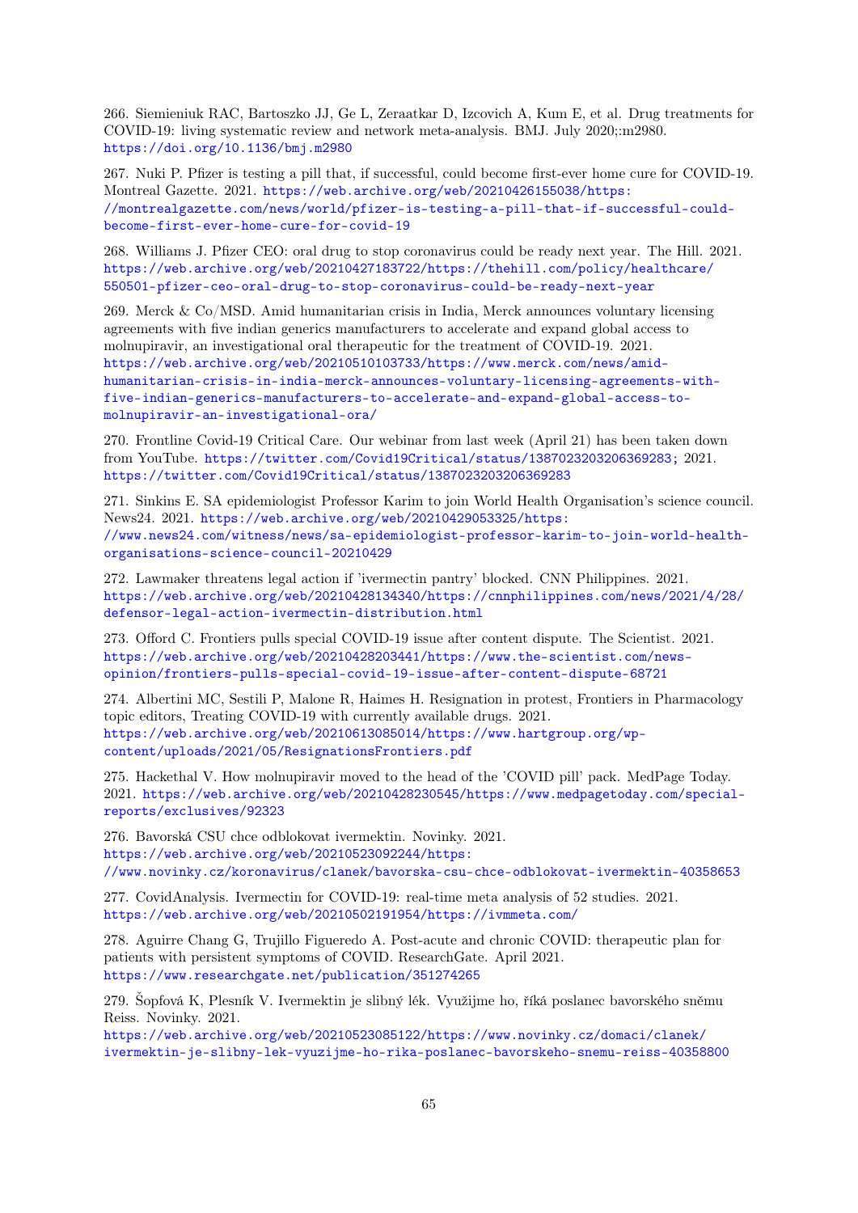266. Siemieniuk RAC, Bartoszko JJ, Ge L, Zeraatkar D, Izcovich A, Kum E, et al. Drug treatments for COVID-19: living systematic review and network meta-analysis. BMJ. July 2020;:m2980. https://doi.org/10.1136/bmj.m2980

267. Nuki P. Pfizer is testing a pill that, if successful, could become first-ever home cure for COVID-19. Montreal Gazette. 2021. https://web.archive.org/web/20210426155038/https://montrealgazette.com/news/world/pfizer-is-testing-a-pill-that-if-successful-could-become-first-ever-home-cure-for-covid-19

268. Williams J. Pfizer CEO: oral drug to stop coronavirus could be ready next year. The Hill. 2021. https://web.archive.org/web/20210427183722/https://thehill.com/policy/healthcare/550501-pfizer-ceo-oral-drug-to-stop-coronavirus-could-be-ready-next-year

269. Merck & Co/MSD. Amid humanitarian crisis in India, Merck announces voluntary licensing agreements with five indian generics manufacturers to accelerate and expand global access to molnupiravir, an investigational oral therapeutic for the treatment of COVID-19. 2021. https://web.archive.org/web/20210510103733/https://www.merck.com/news/amid-humanitarian-crisis-in-india-merck-announces-voluntary-licensing-agreements-with-five-indian-generics-manufacturers-to-accelerate-and-expand-global-access-to-molnupiravir-an-investigational-ora/

270. Frontline Covid-19 Critical Care. Our webinar from last week (April 21) has been taken down from YouTube. https://twitter.com/Covid19Critical/status/1387023203206369283; 2021. https://twitter.com/Covid19Critical/status/1387023203206369283

271. Sinkins E. SA epidemiologist Professor Karim to join World Health Organisation's science council. News24. 2021. https://web.archive.org/web/20210429053325/https://www.news24.com/witness/news/sa-epidemiologist-professor-karim-to-join-world-health-organisations-science-council-20210429

272. Lawmaker threatens legal action if 'ivermectin pantry' blocked. CNN Philippines. 2021. https://web.archive.org/web/20210428134340/https://cnnphilippines.com/news/2021/4/28/defensor-legal-action-ivermectin-distribution.html

273. Offord C. Frontiers pulls special COVID-19 issue after content dispute. The Scientist. 2021. https://web.archive.org/web/20210428203441/https://www.the-scientist.com/news-opinion/frontiers-pulls-special-covid-19-issue-after-content-dispute-68721

274. Albertini MC, Sestili P, Malone R, Haimes H. Resignation in protest, Frontiers in Pharmacology topic editors, Treating COVID-19 with currently available drugs. 2021. https://web.archive.org/web/20210613085014/https://www.hartgroup.org/wp-content/uploads/2021/05/ResignationsFrontiers.pdf

275. Hackethal V. How molnupiravir moved to the head of the 'COVID pill' pack. MedPage Today. 2021. https://web.archive.org/web/20210428230545/https://www.medpagetoday.com/special-reports/exclusives/92323

276. Bavorská CSU chce odblokovat ivermektin. Novinky. 2021. https://web.archive.org/web/20210523092244/https://www.novinky.cz/koronavirus/clanek/bavorska-csu-chce-odblokovat-ivermektin-40358653

277. CovidAnalysis. Ivermectin for COVID-19: real-time meta analysis of 52 studies. 2021. https://web.archive.org/web/20210502191954/https://ivmmeta.com/

278. Aguirre Chang G, Trujillo Figueredo A. Post-acute and chronic COVID: therapeutic plan for patients with persistent symptoms of COVID. ResearchGate. April 2021. https://www.researchgate.net/publication/351274265

279. Šopfová K, Plesník V. Ivermektin je slibný lék. Využijme ho, říká poslanec bavorského sněmu Reiss. Novinky. 2021. https://web.archive.org/web/20210523085122/https://www.novinky.cz/domaci/clanek/ivermektin-je-slibny-lek-vyuzijme-ho-rika-poslanec-bavorskeho-snemu-reiss-40358800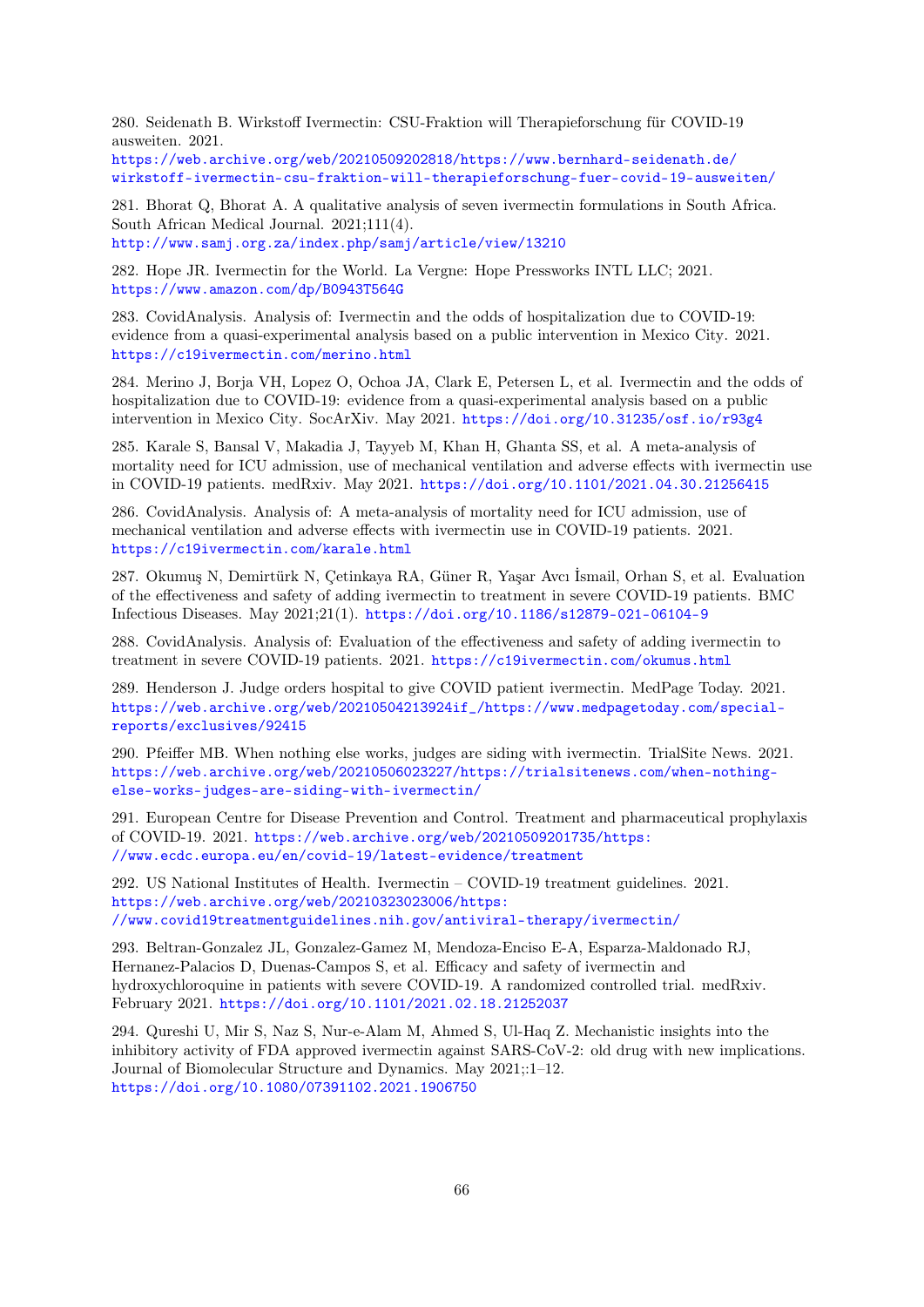280. Seidenath B. Wirkstoff Ivermectin: CSU-Fraktion will Therapieforschung für COVID-19 ausweiten. 2021.
https://web.archive.org/web/20210509202818/https://www.bernhard-seidenath.de/wirkstoff-ivermectin-csu-fraktion-will-therapieforschung-fuer-covid-19-ausweiten/

281. Bhorat Q, Bhorat A. A qualitative analysis of seven ivermectin formulations in South Africa. South African Medical Journal. 2021;111(4).
http://www.samj.org.za/index.php/samj/article/view/13210

282. Hope JR. Ivermectin for the World. La Vergne: Hope Pressworks INTL LLC; 2021.
https://www.amazon.com/dp/B0943T564G

283. CovidAnalysis. Analysis of: Ivermectin and the odds of hospitalization due to COVID-19: evidence from a quasi-experimental analysis based on a public intervention in Mexico City. 2021.
https://c19ivermectin.com/merino.html

284. Merino J, Borja VH, Lopez O, Ochoa JA, Clark E, Petersen L, et al. Ivermectin and the odds of hospitalization due to COVID-19: evidence from a quasi-experimental analysis based on a public intervention in Mexico City. SocArXiv. May 2021. https://doi.org/10.31235/osf.io/r93g4

285. Karale S, Bansal V, Makadia J, Tayyeb M, Khan H, Ghanta SS, et al. A meta-analysis of mortality need for ICU admission, use of mechanical ventilation and adverse effects with ivermectin use in COVID-19 patients. medRxiv. May 2021. https://doi.org/10.1101/2021.04.30.21256415

286. CovidAnalysis. Analysis of: A meta-analysis of mortality need for ICU admission, use of mechanical ventilation and adverse effects with ivermectin use in COVID-19 patients. 2021.
https://c19ivermectin.com/karale.html

287. Okumuş N, Demirtürk N, Çetinkaya RA, Güner R, Yaşar Avcı İsmail, Orhan S, et al. Evaluation of the effectiveness and safety of adding ivermectin to treatment in severe COVID-19 patients. BMC Infectious Diseases. May 2021;21(1). https://doi.org/10.1186/s12879-021-06104-9

288. CovidAnalysis. Analysis of: Evaluation of the effectiveness and safety of adding ivermectin to treatment in severe COVID-19 patients. 2021. https://c19ivermectin.com/okumus.html

289. Henderson J. Judge orders hospital to give COVID patient ivermectin. MedPage Today. 2021.
https://web.archive.org/web/20210504213924if_/https://www.medpagetoday.com/special-reports/exclusives/92415

290. Pfeiffer MB. When nothing else works, judges are siding with ivermectin. TrialSite News. 2021.
https://web.archive.org/web/20210506023227/https://trialsitenews.com/when-nothing-else-works-judges-are-siding-with-ivermectin/

291. European Centre for Disease Prevention and Control. Treatment and pharmaceutical prophylaxis of COVID-19. 2021. https://web.archive.org/web/20210509201735/https://www.ecdc.europa.eu/en/covid-19/latest-evidence/treatment

292. US National Institutes of Health. Ivermectin – COVID-19 treatment guidelines. 2021.
https://web.archive.org/web/20210323023006/https://www.covid19treatmentguidelines.nih.gov/antiviral-therapy/ivermectin/

293. Beltran-Gonzalez JL, Gonzalez-Gamez M, Mendoza-Enciso E-A, Esparza-Maldonado RJ, Hernanez-Palacios D, Duenas-Campos S, et al. Efficacy and safety of ivermectin and hydroxychloroquine in patients with severe COVID-19. A randomized controlled trial. medRxiv. February 2021. https://doi.org/10.1101/2021.02.18.21252037

294. Qureshi U, Mir S, Naz S, Nur-e-Alam M, Ahmed S, Ul-Haq Z. Mechanistic insights into the inhibitory activity of FDA approved ivermectin against SARS-CoV-2: old drug with new implications. Journal of Biomolecular Structure and Dynamics. May 2021;:1–12.
https://doi.org/10.1080/07391102.2021.1906750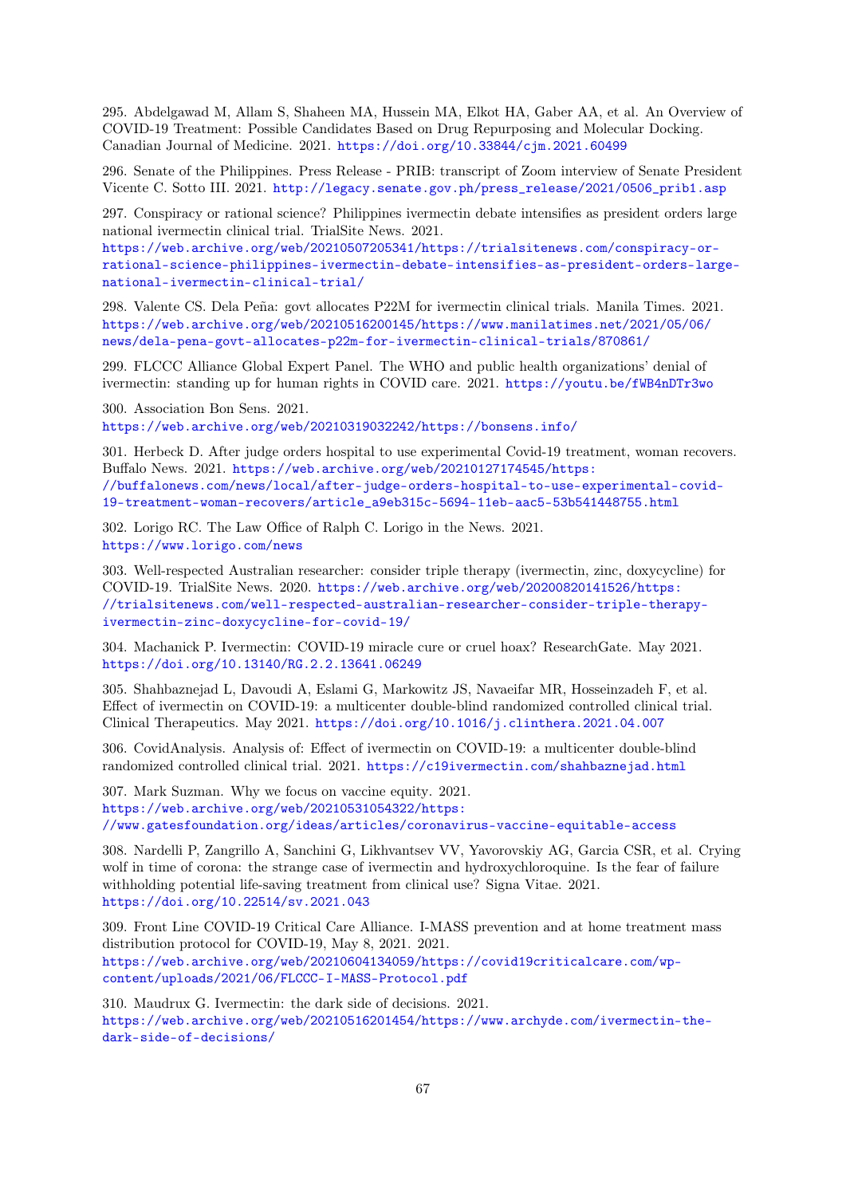295. Abdelgawad M, Allam S, Shaheen MA, Hussein MA, Elkot HA, Gaber AA, et al. An Overview of COVID-19 Treatment: Possible Candidates Based on Drug Repurposing and Molecular Docking. Canadian Journal of Medicine. 2021. https://doi.org/10.33844/cjm.2021.60499

296. Senate of the Philippines. Press Release - PRIB: transcript of Zoom interview of Senate President Vicente C. Sotto III. 2021. http://legacy.senate.gov.ph/press_release/2021/0506_prib1.asp

297. Conspiracy or rational science? Philippines ivermectin debate intensifies as president orders large national ivermectin clinical trial. TrialSite News. 2021. https://web.archive.org/web/20210507205341/https://trialsitenews.com/conspiracy-or-rational-science-philippines-ivermectin-debate-intensifies-as-president-orders-large-national-ivermectin-clinical-trial/

298. Valente CS. Dela Peña: govt allocates P22M for ivermectin clinical trials. Manila Times. 2021. https://web.archive.org/web/20210516200145/https://www.manilatimes.net/2021/05/06/news/dela-pena-govt-allocates-p22m-for-ivermectin-clinical-trials/870861/

299. FLCCC Alliance Global Expert Panel. The WHO and public health organizations' denial of ivermectin: standing up for human rights in COVID care. 2021. https://youtu.be/fWB4nDTr3wo

300. Association Bon Sens. 2021. https://web.archive.org/web/20210319032242/https://bonsens.info/

301. Herbeck D. After judge orders hospital to use experimental Covid-19 treatment, woman recovers. Buffalo News. 2021. https://web.archive.org/web/20210127174545/https://buffalonews.com/news/local/after-judge-orders-hospital-to-use-experimental-covid-19-treatment-woman-recovers/article_a9eb315c-5694-11eb-aac5-53b541448755.html

302. Lorigo RC. The Law Office of Ralph C. Lorigo in the News. 2021. https://www.lorigo.com/news

303. Well-respected Australian researcher: consider triple therapy (ivermectin, zinc, doxycycline) for COVID-19. TrialSite News. 2020. https://web.archive.org/web/20200820141526/https://trialsitenews.com/well-respected-australian-researcher-consider-triple-therapy-ivermectin-zinc-doxycycline-for-covid-19/

304. Machanick P. Ivermectin: COVID-19 miracle cure or cruel hoax? ResearchGate. May 2021. https://doi.org/10.13140/RG.2.2.13641.06249

305. Shahbaznejad L, Davoudi A, Eslami G, Markowitz JS, Navaeifar MR, Hosseinzadeh F, et al. Effect of ivermectin on COVID-19: a multicenter double-blind randomized controlled clinical trial. Clinical Therapeutics. May 2021. https://doi.org/10.1016/j.clinthera.2021.04.007

306. CovidAnalysis. Analysis of: Effect of ivermectin on COVID-19: a multicenter double-blind randomized controlled clinical trial. 2021. https://c19ivermectin.com/shahbaznejad.html

307. Mark Suzman. Why we focus on vaccine equity. 2021. https://web.archive.org/web/20210531054322/https://www.gatesfoundation.org/ideas/articles/coronavirus-vaccine-equitable-access

308. Nardelli P, Zangrillo A, Sanchini G, Likhvantsev VV, Yavorovskiy AG, Garcia CSR, et al. Crying wolf in time of corona: the strange case of ivermectin and hydroxychloroquine. Is the fear of failure withholding potential life-saving treatment from clinical use? Signa Vitae. 2021. https://doi.org/10.22514/sv.2021.043

309. Front Line COVID-19 Critical Care Alliance. I-MASS prevention and at home treatment mass distribution protocol for COVID-19, May 8, 2021. 2021. https://web.archive.org/web/20210604134059/https://covid19criticalcare.com/wp-content/uploads/2021/06/FLCCC-I-MASS-Protocol.pdf

310. Maudrux G. Ivermectin: the dark side of decisions. 2021. https://web.archive.org/web/20210516201454/https://www.archyde.com/ivermectin-the-dark-side-of-decisions/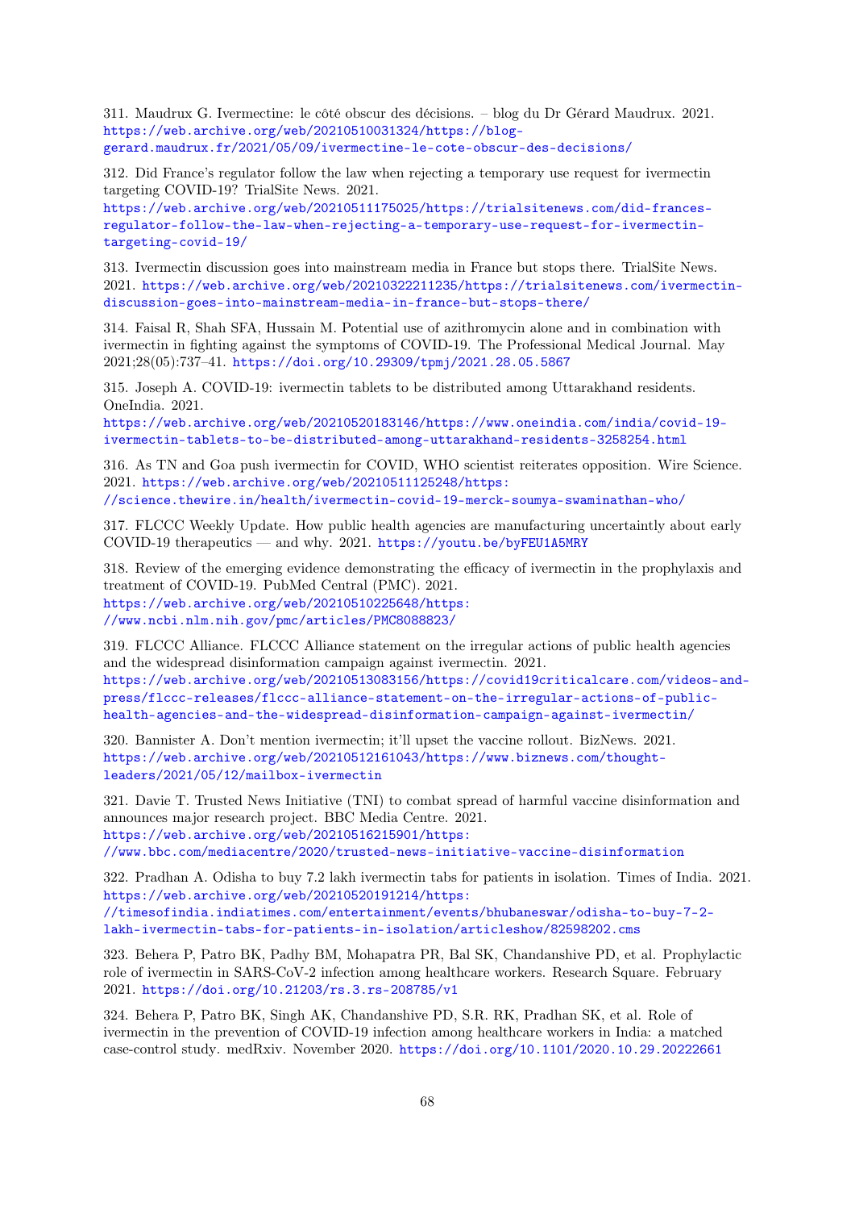311. Maudrux G. Ivermectine: le côté obscur des décisions. – blog du Dr Gérard Maudrux. 2021. https://web.archive.org/web/20210510031324/https://blog-gerard.maudrux.fr/2021/05/09/ivermectine-le-cote-obscur-des-decisions/

312. Did France's regulator follow the law when rejecting a temporary use request for ivermectin targeting COVID-19? TrialSite News. 2021. https://web.archive.org/web/20210511175025/https://trialsitenews.com/did-frances-regulator-follow-the-law-when-rejecting-a-temporary-use-request-for-ivermectin-targeting-covid-19/

313. Ivermectin discussion goes into mainstream media in France but stops there. TrialSite News. 2021. https://web.archive.org/web/20210322211235/https://trialsitenews.com/ivermectin-discussion-goes-into-mainstream-media-in-france-but-stops-there/

314. Faisal R, Shah SFA, Hussain M. Potential use of azithromycin alone and in combination with ivermectin in fighting against the symptoms of COVID-19. The Professional Medical Journal. May 2021;28(05):737–41. https://doi.org/10.29309/tpmj/2021.28.05.5867

315. Joseph A. COVID-19: ivermectin tablets to be distributed among Uttarakhand residents. OneIndia. 2021. https://web.archive.org/web/20210520183146/https://www.oneindia.com/india/covid-19-ivermectin-tablets-to-be-distributed-among-uttarakhand-residents-3258254.html

316. As TN and Goa push ivermectin for COVID, WHO scientist reiterates opposition. Wire Science. 2021. https://web.archive.org/web/20210511125248/https://science.thewire.in/health/ivermectin-covid-19-merck-soumya-swaminathan-who/

317. FLCCC Weekly Update. How public health agencies are manufacturing uncertaintly about early COVID-19 therapeutics — and why. 2021. https://youtu.be/byFEU1A5MRY

318. Review of the emerging evidence demonstrating the efficacy of ivermectin in the prophylaxis and treatment of COVID-19. PubMed Central (PMC). 2021. https://web.archive.org/web/20210510225648/https://www.ncbi.nlm.nih.gov/pmc/articles/PMC8088823/

319. FLCCC Alliance. FLCCC Alliance statement on the irregular actions of public health agencies and the widespread disinformation campaign against ivermectin. 2021. https://web.archive.org/web/20210513083156/https://covid19criticalcare.com/videos-and-press/flccc-releases/flccc-alliance-statement-on-the-irregular-actions-of-public-health-agencies-and-the-widespread-disinformation-campaign-against-ivermectin/

320. Bannister A. Don't mention ivermectin; it'll upset the vaccine rollout. BizNews. 2021. https://web.archive.org/web/20210512161043/https://www.biznews.com/thought-leaders/2021/05/12/mailbox-ivermectin

321. Davie T. Trusted News Initiative (TNI) to combat spread of harmful vaccine disinformation and announces major research project. BBC Media Centre. 2021. https://web.archive.org/web/20210516215901/https://www.bbc.com/mediacentre/2020/trusted-news-initiative-vaccine-disinformation

322. Pradhan A. Odisha to buy 7.2 lakh ivermectin tabs for patients in isolation. Times of India. 2021. https://web.archive.org/web/20210520191214/https://timesofindia.indiatimes.com/entertainment/events/bhubaneswar/odisha-to-buy-7-2-lakh-ivermectin-tabs-for-patients-in-isolation/articleshow/82598202.cms

323. Behera P, Patro BK, Padhy BM, Mohapatra PR, Bal SK, Chandanshive PD, et al. Prophylactic role of ivermectin in SARS-CoV-2 infection among healthcare workers. Research Square. February 2021. https://doi.org/10.21203/rs.3.rs-208785/v1

324. Behera P, Patro BK, Singh AK, Chandanshive PD, S.R. RK, Pradhan SK, et al. Role of ivermectin in the prevention of COVID-19 infection among healthcare workers in India: a matched case-control study. medRxiv. November 2020. https://doi.org/10.1101/2020.10.29.20222661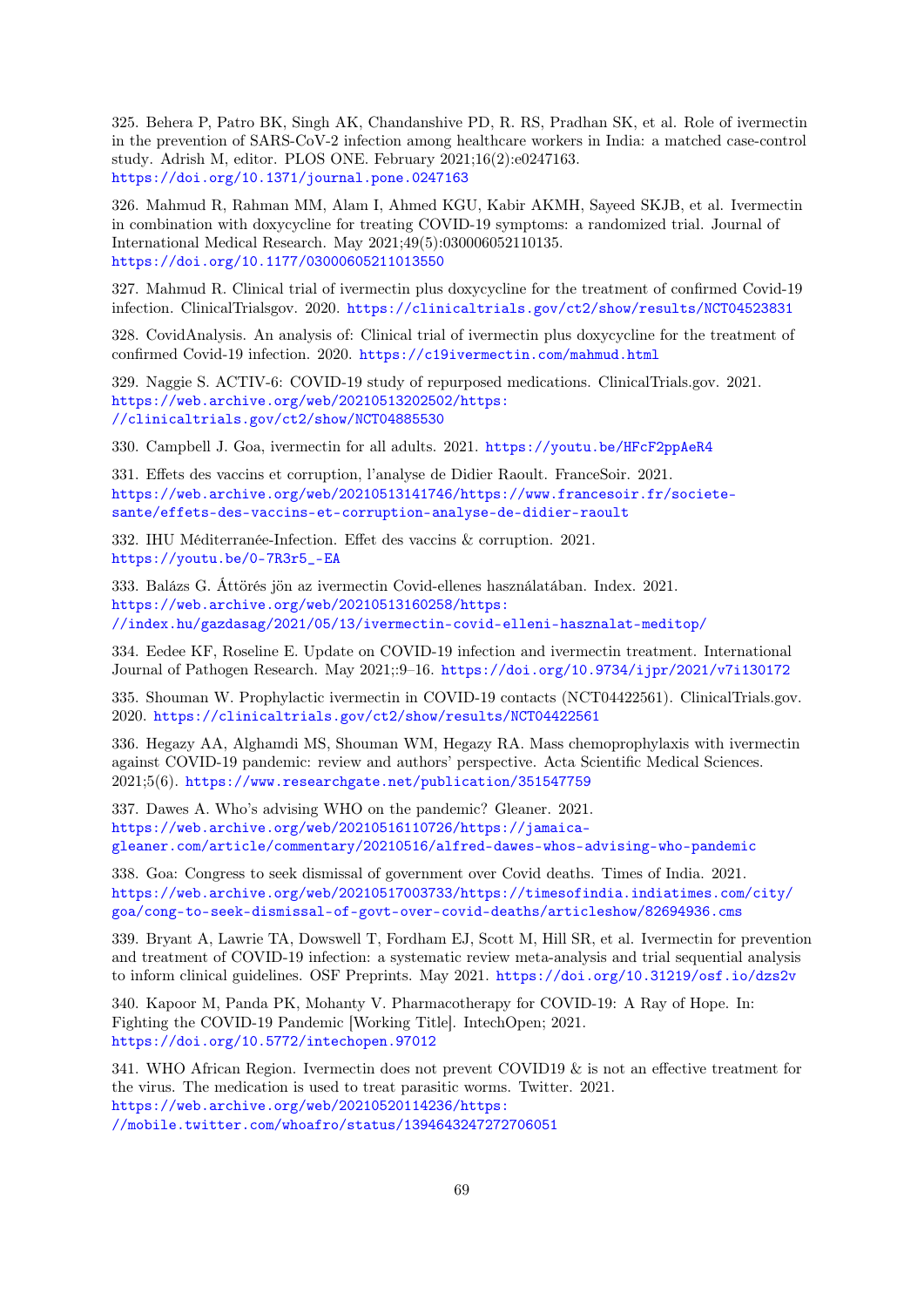325. Behera P, Patro BK, Singh AK, Chandanshive PD, R. RS, Pradhan SK, et al. Role of ivermectin in the prevention of SARS-CoV-2 infection among healthcare workers in India: a matched case-control study. Adrish M, editor. PLOS ONE. February 2021;16(2):e0247163. https://doi.org/10.1371/journal.pone.0247163

326. Mahmud R, Rahman MM, Alam I, Ahmed KGU, Kabir AKMH, Sayeed SKJB, et al. Ivermectin in combination with doxycycline for treating COVID-19 symptoms: a randomized trial. Journal of International Medical Research. May 2021;49(5):030006052110135. https://doi.org/10.1177/03000605211013550

327. Mahmud R. Clinical trial of ivermectin plus doxycycline for the treatment of confirmed Covid-19 infection. ClinicalTrialsgov. 2020. https://clinicaltrials.gov/ct2/show/results/NCT04523831

328. CovidAnalysis. An analysis of: Clinical trial of ivermectin plus doxycycline for the treatment of confirmed Covid-19 infection. 2020. https://c19ivermectin.com/mahmud.html

329. Naggie S. ACTIV-6: COVID-19 study of repurposed medications. ClinicalTrials.gov. 2021. https://web.archive.org/web/20210513202502/https://clinicaltrials.gov/ct2/show/NCT04885530

330. Campbell J. Goa, ivermectin for all adults. 2021. https://youtu.be/HFcF2ppAeR4

331. Effets des vaccins et corruption, l'analyse de Didier Raoult. FranceSoir. 2021. https://web.archive.org/web/20210513141746/https://www.francesoir.fr/societe-sante/effets-des-vaccins-et-corruption-analyse-de-didier-raoult

332. IHU Méditerranée-Infection. Effet des vaccins & corruption. 2021. https://youtu.be/0-7R3r5_-EA

333. Balázs G. Áttörés jön az ivermectin Covid-ellenes használatában. Index. 2021. https://web.archive.org/web/20210513160258/https://index.hu/gazdasag/2021/05/13/ivermectin-covid-elleni-hasznalat-meditop/

334. Eedee KF, Roseline E. Update on COVID-19 infection and ivermectin treatment. International Journal of Pathogen Research. May 2021;:9–16. https://doi.org/10.9734/ijpr/2021/v7i130172

335. Shouman W. Prophylactic ivermectin in COVID-19 contacts (NCT04422561). ClinicalTrials.gov. 2020. https://clinicaltrials.gov/ct2/show/results/NCT04422561

336. Hegazy AA, Alghamdi MS, Shouman WM, Hegazy RA. Mass chemoprophylaxis with ivermectin against COVID-19 pandemic: review and authors' perspective. Acta Scientific Medical Sciences. 2021;5(6). https://www.researchgate.net/publication/351547759

337. Dawes A. Who's advising WHO on the pandemic? Gleaner. 2021. https://web.archive.org/web/20210516110726/https://jamaica-gleaner.com/article/commentary/20210516/alfred-dawes-whos-advising-who-pandemic

338. Goa: Congress to seek dismissal of government over Covid deaths. Times of India. 2021. https://web.archive.org/web/20210517003733/https://timesofindia.indiatimes.com/city/goa/cong-to-seek-dismissal-of-govt-over-covid-deaths/articleshow/82694936.cms

339. Bryant A, Lawrie TA, Dowswell T, Fordham EJ, Scott M, Hill SR, et al. Ivermectin for prevention and treatment of COVID-19 infection: a systematic review meta-analysis and trial sequential analysis to inform clinical guidelines. OSF Preprints. May 2021. https://doi.org/10.31219/osf.io/dzs2v

340. Kapoor M, Panda PK, Mohanty V. Pharmacotherapy for COVID-19: A Ray of Hope. In: Fighting the COVID-19 Pandemic [Working Title]. IntechOpen; 2021. https://doi.org/10.5772/intechopen.97012

341. WHO African Region. Ivermectin does not prevent COVID19 & is not an effective treatment for the virus. The medication is used to treat parasitic worms. Twitter. 2021. https://web.archive.org/web/20210520114236/https://mobile.twitter.com/whoafro/status/1394643247272706051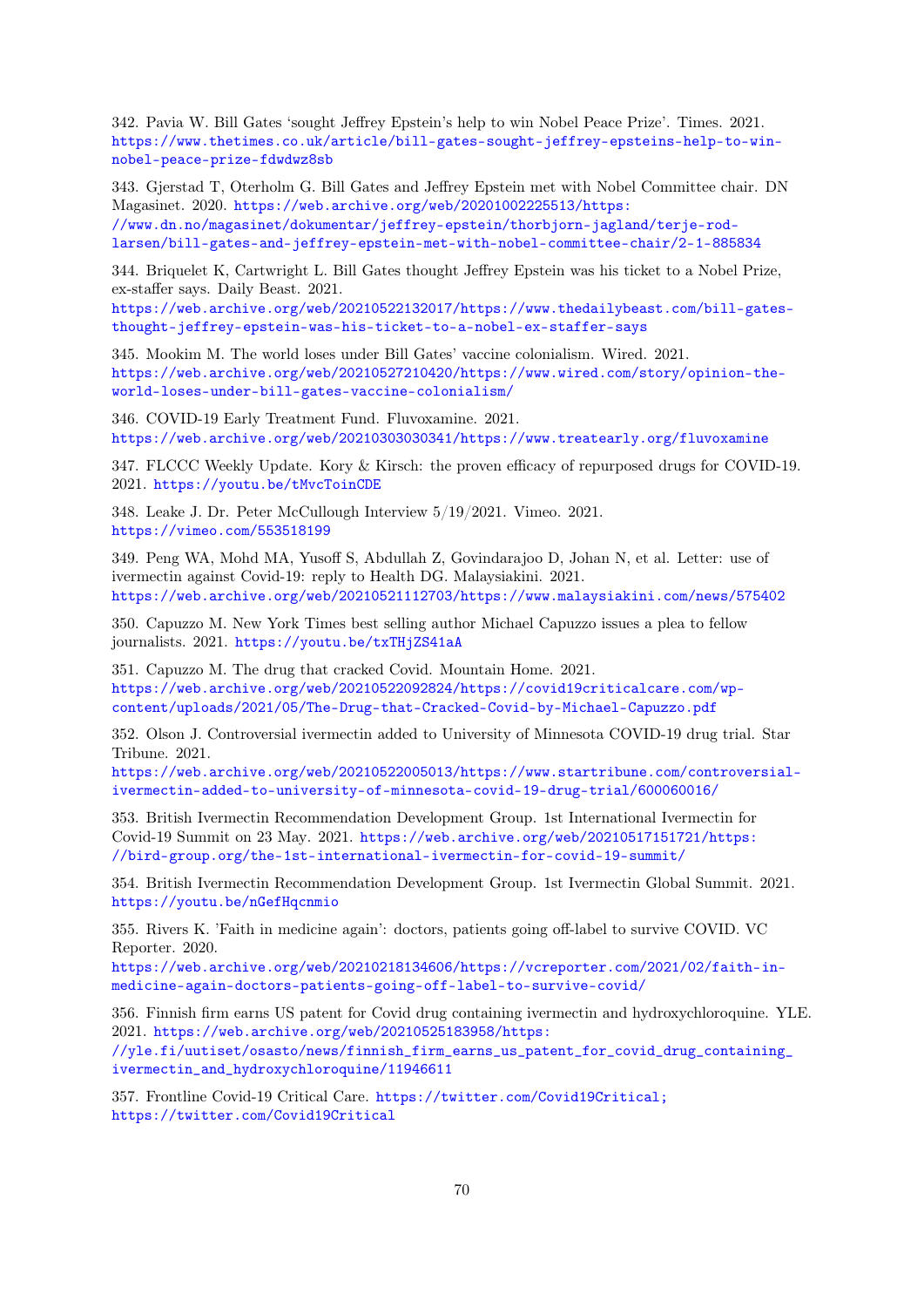342. Pavia W. Bill Gates 'sought Jeffrey Epstein's help to win Nobel Peace Prize'. Times. 2021. https://www.thetimes.co.uk/article/bill-gates-sought-jeffrey-epsteins-help-to-win-nobel-peace-prize-fdwdwz8sb

343. Gjerstad T, Oterholm G. Bill Gates and Jeffrey Epstein met with Nobel Committee chair. DN Magasinet. 2020. https://web.archive.org/web/20201002225513/https://www.dn.no/magasinet/dokumentar/jeffrey-epstein/thorbjorn-jagland/terje-rod-larsen/bill-gates-and-jeffrey-epstein-met-with-nobel-committee-chair/2-1-885834

344. Briquelet K, Cartwright L. Bill Gates thought Jeffrey Epstein was his ticket to a Nobel Prize, ex-staffer says. Daily Beast. 2021. https://web.archive.org/web/20210522132017/https://www.thedailybeast.com/bill-gates-thought-jeffrey-epstein-was-his-ticket-to-a-nobel-ex-staffer-says

345. Mookim M. The world loses under Bill Gates' vaccine colonialism. Wired. 2021. https://web.archive.org/web/20210527210420/https://www.wired.com/story/opinion-the-world-loses-under-bill-gates-vaccine-colonialism/

346. COVID-19 Early Treatment Fund. Fluvoxamine. 2021. https://web.archive.org/web/20210303030341/https://www.treatearly.org/fluvoxamine

347. FLCCC Weekly Update. Kory & Kirsch: the proven efficacy of repurposed drugs for COVID-19. 2021. https://youtu.be/tMvcToinCDE

348. Leake J. Dr. Peter McCullough Interview 5/19/2021. Vimeo. 2021. https://vimeo.com/553518199

349. Peng WA, Mohd MA, Yusoff S, Abdullah Z, Govindarajoo D, Johan N, et al. Letter: use of ivermectin against Covid-19: reply to Health DG. Malaysiakini. 2021. https://web.archive.org/web/20210521112703/https://www.malaysiakini.com/news/575402

350. Capuzzo M. New York Times best selling author Michael Capuzzo issues a plea to fellow journalists. 2021. https://youtu.be/txTHjZS41aA

351. Capuzzo M. The drug that cracked Covid. Mountain Home. 2021. https://web.archive.org/web/20210522092824/https://covid19criticalcare.com/wp-content/uploads/2021/05/The-Drug-that-Cracked-Covid-by-Michael-Capuzzo.pdf

352. Olson J. Controversial ivermectin added to University of Minnesota COVID-19 drug trial. Star Tribune. 2021. https://web.archive.org/web/20210522005013/https://www.startribune.com/controversial-ivermectin-added-to-university-of-minnesota-covid-19-drug-trial/600060016/

353. British Ivermectin Recommendation Development Group. 1st International Ivermectin for Covid-19 Summit on 23 May. 2021. https://web.archive.org/web/20210517151721/https://bird-group.org/the-1st-international-ivermectin-for-covid-19-summit/

354. British Ivermectin Recommendation Development Group. 1st Ivermectin Global Summit. 2021. https://youtu.be/nGefHqcnmio

355. Rivers K. 'Faith in medicine again': doctors, patients going off-label to survive COVID. VC Reporter. 2020. https://web.archive.org/web/20210218134606/https://vcreporter.com/2021/02/faith-in-medicine-again-doctors-patients-going-off-label-to-survive-covid/

356. Finnish firm earns US patent for Covid drug containing ivermectin and hydroxychloroquine. YLE. 2021. https://web.archive.org/web/20210525183958/https://yle.fi/uutiset/osasto/news/finnish_firm_earns_us_patent_for_covid_drug_containing_ivermectin_and_hydroxychloroquine/11946611

357. Frontline Covid-19 Critical Care. https://twitter.com/Covid19Critical; https://twitter.com/Covid19Critical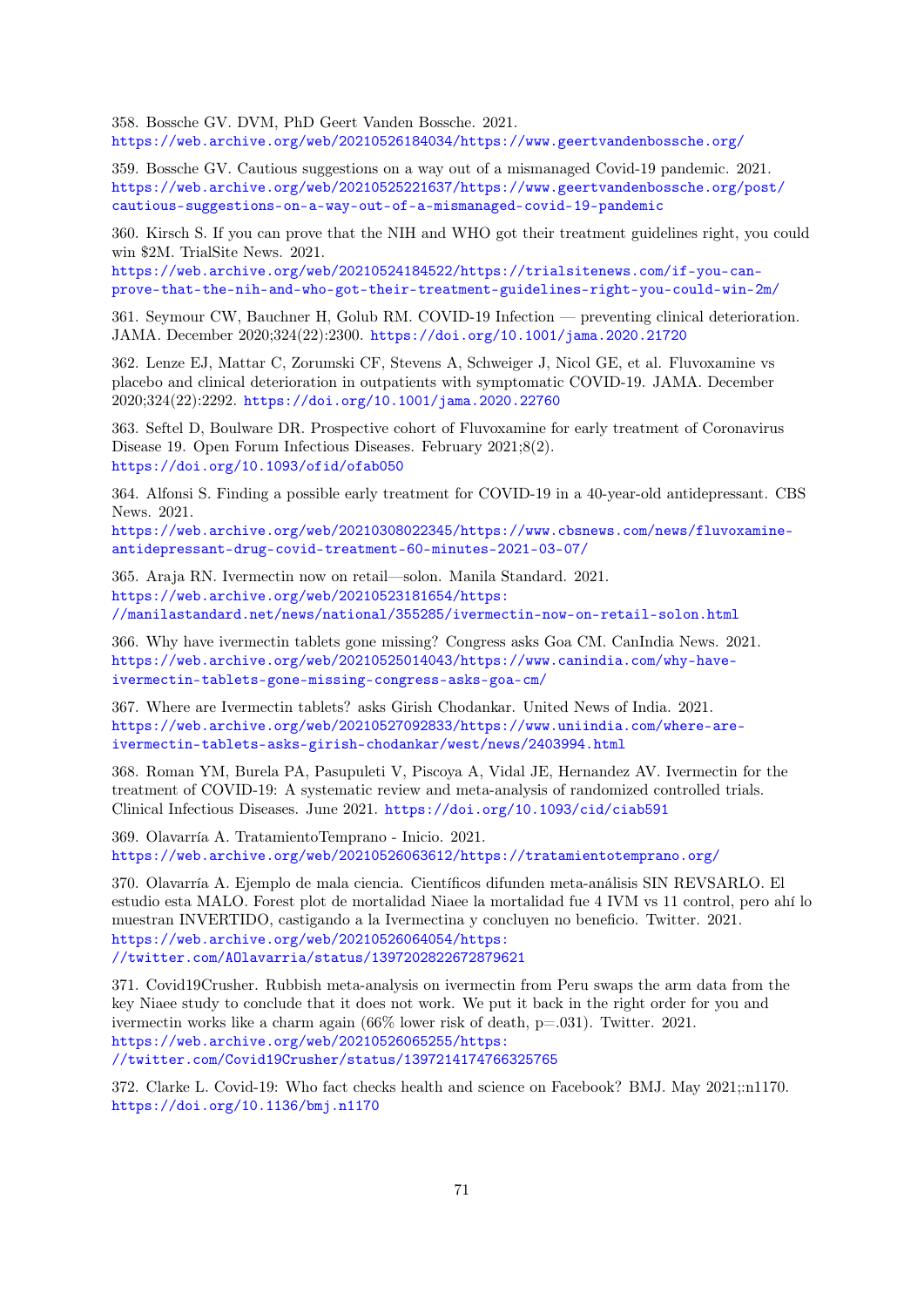358. Bossche GV. DVM, PhD Geert Vanden Bossche. 2021.
https://web.archive.org/web/20210526184034/https://www.geertvandenbossche.org/

359. Bossche GV. Cautious suggestions on a way out of a mismanaged Covid-19 pandemic. 2021.
https://web.archive.org/web/20210525221637/https://www.geertvandenbossche.org/post/cautious-suggestions-on-a-way-out-of-a-mismanaged-covid-19-pandemic

360. Kirsch S. If you can prove that the NIH and WHO got their treatment guidelines right, you could win $2M. TrialSite News. 2021.
https://web.archive.org/web/20210524184522/https://trialsitenews.com/if-you-can-prove-that-the-nih-and-who-got-their-treatment-guidelines-right-you-could-win-2m/

361. Seymour CW, Bauchner H, Golub RM. COVID-19 Infection — preventing clinical deterioration. JAMA. December 2020;324(22):2300. https://doi.org/10.1001/jama.2020.21720

362. Lenze EJ, Mattar C, Zorumski CF, Stevens A, Schweiger J, Nicol GE, et al. Fluvoxamine vs placebo and clinical deterioration in outpatients with symptomatic COVID-19. JAMA. December 2020;324(22):2292. https://doi.org/10.1001/jama.2020.22760

363. Seftel D, Boulware DR. Prospective cohort of Fluvoxamine for early treatment of Coronavirus Disease 19. Open Forum Infectious Diseases. February 2021;8(2).
https://doi.org/10.1093/ofid/ofab050

364. Alfonsi S. Finding a possible early treatment for COVID-19 in a 40-year-old antidepressant. CBS News. 2021.
https://web.archive.org/web/20210308022345/https://www.cbsnews.com/news/fluvoxamine-antidepressant-drug-covid-treatment-60-minutes-2021-03-07/

365. Araja RN. Ivermectin now on retail—solon. Manila Standard. 2021.
https://web.archive.org/web/20210523181654/https://manilastandard.net/news/national/355285/ivermectin-now-on-retail-solon.html

366. Why have ivermectin tablets gone missing? Congress asks Goa CM. CanIndia News. 2021.
https://web.archive.org/web/20210525014043/https://www.canindia.com/why-have-ivermectin-tablets-gone-missing-congress-asks-goa-cm/

367. Where are Ivermectin tablets? asks Girish Chodankar. United News of India. 2021.
https://web.archive.org/web/20210527092833/https://www.uniindia.com/where-are-ivermectin-tablets-asks-girish-chodankar/west/news/2403994.html

368. Roman YM, Burela PA, Pasupuleti V, Piscoya A, Vidal JE, Hernandez AV. Ivermectin for the treatment of COVID-19: A systematic review and meta-analysis of randomized controlled trials. Clinical Infectious Diseases. June 2021. https://doi.org/10.1093/cid/ciab591

369. Olavarría A. TratamientoTemprano - Inicio. 2021.
https://web.archive.org/web/20210526063612/https://tratamientotemprano.org/

370. Olavarría A. Ejemplo de mala ciencia. Científicos difunden meta-análisis SIN REVSARLO. El estudio esta MALO. Forest plot de mortalidad Niaee la mortalidad fue 4 IVM vs 11 control, pero ahí lo muestran INVERTIDO, castigando a la Ivermectina y concluyen no beneficio. Twitter. 2021.
https://web.archive.org/web/20210526064054/https://twitter.com/AOlavarria/status/1397202822672879621

371. Covid19Crusher. Rubbish meta-analysis on ivermectin from Peru swaps the arm data from the key Niaee study to conclude that it does not work. We put it back in the right order for you and ivermectin works like a charm again (66% lower risk of death, p=.031). Twitter. 2021.
https://web.archive.org/web/20210526065255/https://twitter.com/Covid19Crusher/status/1397214174766325765

372. Clarke L. Covid-19: Who fact checks health and science on Facebook? BMJ. May 2021;:n1170.
https://doi.org/10.1136/bmj.n1170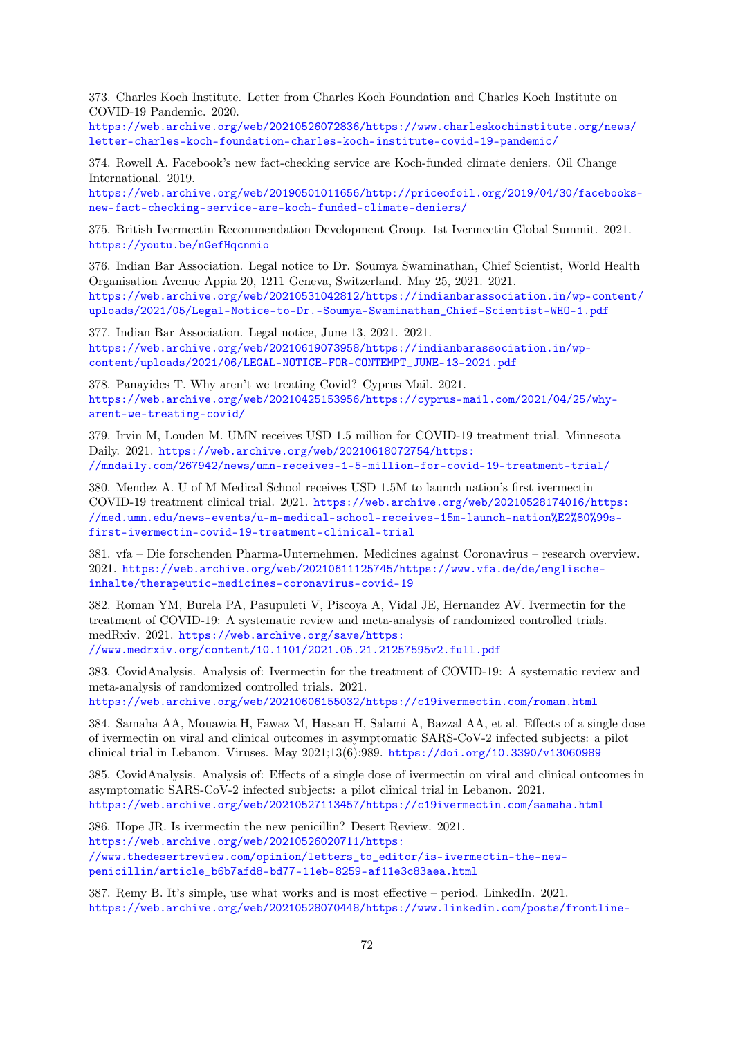373. Charles Koch Institute. Letter from Charles Koch Foundation and Charles Koch Institute on COVID-19 Pandemic. 2020. https://web.archive.org/web/20210526072836/https://www.charleskochinstitute.org/news/letter-charles-koch-foundation-charles-koch-institute-covid-19-pandemic/

374. Rowell A. Facebook's new fact-checking service are Koch-funded climate deniers. Oil Change International. 2019. https://web.archive.org/web/20190501011656/http://priceofoil.org/2019/04/30/facebooks-new-fact-checking-service-are-koch-funded-climate-deniers/

375. British Ivermectin Recommendation Development Group. 1st Ivermectin Global Summit. 2021. https://youtu.be/nGefHqcnmio

376. Indian Bar Association. Legal notice to Dr. Soumya Swaminathan, Chief Scientist, World Health Organisation Avenue Appia 20, 1211 Geneva, Switzerland. May 25, 2021. 2021. https://web.archive.org/web/20210531042812/https://indianbarassociation.in/wp-content/uploads/2021/05/Legal-Notice-to-Dr.-Soumya-Swaminathan_Chief-Scientist-WHO-1.pdf

377. Indian Bar Association. Legal notice, June 13, 2021. 2021. https://web.archive.org/web/20210619073958/https://indianbarassociation.in/wp-content/uploads/2021/06/LEGAL-NOTICE-FOR-CONTEMPT_JUNE-13-2021.pdf

378. Panayides T. Why aren't we treating Covid? Cyprus Mail. 2021. https://web.archive.org/web/20210425153956/https://cyprus-mail.com/2021/04/25/why-arent-we-treating-covid/

379. Irvin M, Louden M. UMN receives USD 1.5 million for COVID-19 treatment trial. Minnesota Daily. 2021. https://web.archive.org/web/20210618072754/https://mndaily.com/267942/news/umn-receives-1-5-million-for-covid-19-treatment-trial/

380. Mendez A. U of M Medical School receives USD 1.5M to launch nation's first ivermectin COVID-19 treatment clinical trial. 2021. https://web.archive.org/web/20210528174016/https://med.umn.edu/news-events/u-m-medical-school-receives-15m-launch-nation%E2%80%99s-first-ivermectin-covid-19-treatment-clinical-trial

381. vfa – Die forschenden Pharma-Unternehmen. Medicines against Coronavirus – research overview. 2021. https://web.archive.org/web/20210611125745/https://www.vfa.de/de/englische-inhalte/therapeutic-medicines-coronavirus-covid-19

382. Roman YM, Burela PA, Pasupuleti V, Piscoya A, Vidal JE, Hernandez AV. Ivermectin for the treatment of COVID-19: A systematic review and meta-analysis of randomized controlled trials. medRxiv. 2021. https://web.archive.org/save/https://www.medrxiv.org/content/10.1101/2021.05.21.21257595v2.full.pdf

383. CovidAnalysis. Analysis of: Ivermectin for the treatment of COVID-19: A systematic review and meta-analysis of randomized controlled trials. 2021. https://web.archive.org/web/20210606155032/https://c19ivermectin.com/roman.html

384. Samaha AA, Mouawia H, Fawaz M, Hassan H, Salami A, Bazzal AA, et al. Effects of a single dose of ivermectin on viral and clinical outcomes in asymptomatic SARS-CoV-2 infected subjects: a pilot clinical trial in Lebanon. Viruses. May 2021;13(6):989. https://doi.org/10.3390/v13060989

385. CovidAnalysis. Analysis of: Effects of a single dose of ivermectin on viral and clinical outcomes in asymptomatic SARS-CoV-2 infected subjects: a pilot clinical trial in Lebanon. 2021. https://web.archive.org/web/20210527113457/https://c19ivermectin.com/samaha.html

386. Hope JR. Is ivermectin the new penicillin? Desert Review. 2021. https://web.archive.org/web/20210526020711/https://www.thedesertreview.com/opinion/letters_to_editor/is-ivermectin-the-new-penicillin/article_b6b7afd8-bd77-11eb-8259-af11e3c83aea.html

387. Remy B. It's simple, use what works and is most effective – period. LinkedIn. 2021. https://web.archive.org/web/20210528070448/https://www.linkedin.com/posts/frontline-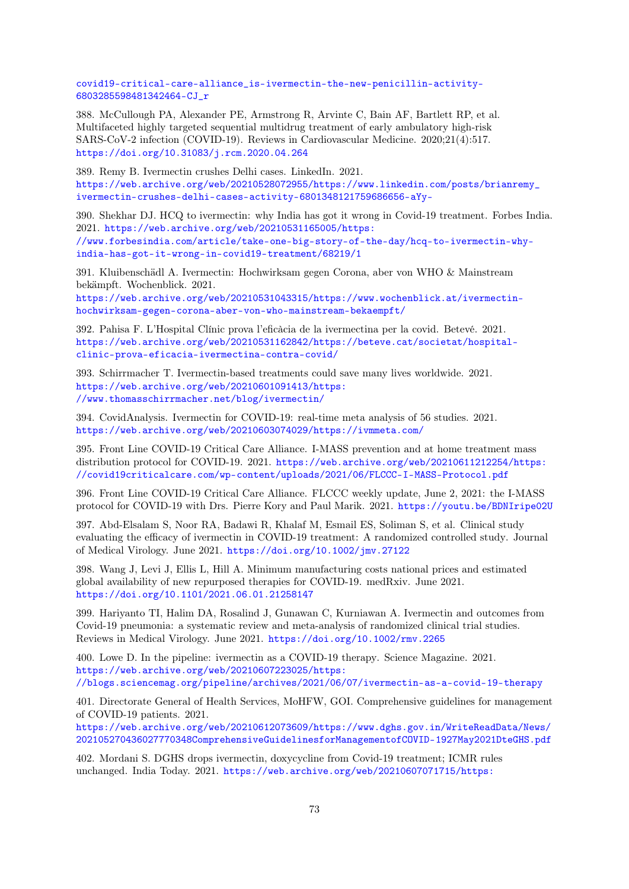covid19-critical-care-alliance_is-ivermectin-the-new-penicillin-activity-6803285598481342464-CJ_r

388. McCullough PA, Alexander PE, Armstrong R, Arvinte C, Bain AF, Bartlett RP, et al. Multifaceted highly targeted sequential multidrug treatment of early ambulatory high-risk SARS-CoV-2 infection (COVID-19). Reviews in Cardiovascular Medicine. 2020;21(4):517. https://doi.org/10.31083/j.rcm.2020.04.264

389. Remy B. Ivermectin crushes Delhi cases. LinkedIn. 2021. https://web.archive.org/web/20210528072955/https://www.linkedin.com/posts/brianremy_ivermectin-crushes-delhi-cases-activity-6801348121759686656-aYy-

390. Shekhar DJ. HCQ to ivermectin: why India has got it wrong in Covid-19 treatment. Forbes India. 2021. https://web.archive.org/web/20210531165005/https://www.forbesindia.com/article/take-one-big-story-of-the-day/hcq-to-ivermectin-why-india-has-got-it-wrong-in-covid19-treatment/68219/1

391. Kluibenschädl A. Ivermectin: Hochwirksam gegen Corona, aber von WHO & Mainstream bekämpft. Wochenblick. 2021. https://web.archive.org/web/20210531043315/https://www.wochenblick.at/ivermectin-hochwirksam-gegen-corona-aber-von-who-mainstream-bekaempft/

392. Pahisa F. L'Hospital Clínic prova l'eficàcia de la ivermectina per la covid. Betevé. 2021. https://web.archive.org/web/20210531162842/https://beteve.cat/societat/hospital-clinic-prova-eficacia-ivermectina-contra-covid/

393. Schirrmacher T. Ivermectin-based treatments could save many lives worldwide. 2021. https://web.archive.org/web/20210601091413/https://www.thomasschirrmacher.net/blog/ivermectin/

394. CovidAnalysis. Ivermectin for COVID-19: real-time meta analysis of 56 studies. 2021. https://web.archive.org/web/20210603074029/https://ivmmeta.com/

395. Front Line COVID-19 Critical Care Alliance. I-MASS prevention and at home treatment mass distribution protocol for COVID-19. 2021. https://web.archive.org/web/20210611212254/https://covid19criticalcare.com/wp-content/uploads/2021/06/FLCCC-I-MASS-Protocol.pdf

396. Front Line COVID-19 Critical Care Alliance. FLCCC weekly update, June 2, 2021: the I-MASS protocol for COVID-19 with Drs. Pierre Kory and Paul Marik. 2021. https://youtu.be/BDNIripe02U

397. Abd-Elsalam S, Noor RA, Badawi R, Khalaf M, Esmail ES, Soliman S, et al. Clinical study evaluating the efficacy of ivermectin in COVID-19 treatment: A randomized controlled study. Journal of Medical Virology. June 2021. https://doi.org/10.1002/jmv.27122

398. Wang J, Levi J, Ellis L, Hill A. Minimum manufacturing costs national prices and estimated global availability of new repurposed therapies for COVID-19. medRxiv. June 2021. https://doi.org/10.1101/2021.06.01.21258147

399. Hariyanto TI, Halim DA, Rosalind J, Gunawan C, Kurniawan A. Ivermectin and outcomes from Covid-19 pneumonia: a systematic review and meta-analysis of randomized clinical trial studies. Reviews in Medical Virology. June 2021. https://doi.org/10.1002/rmv.2265

400. Lowe D. In the pipeline: ivermectin as a COVID-19 therapy. Science Magazine. 2021. https://web.archive.org/web/20210607223025/https://blogs.sciencemag.org/pipeline/archives/2021/06/07/ivermectin-as-a-covid-19-therapy

401. Directorate General of Health Services, MoHFW, GOI. Comprehensive guidelines for management of COVID-19 patients. 2021. https://web.archive.org/web/20210612073609/https://www.dghs.gov.in/WriteReadData/News/202105270436027770348ComprehensiveGuidelinesforManagementofCOVID-1927May2021DteGHS.pdf

402. Mordani S. DGHS drops ivermectin, doxycycline from Covid-19 treatment; ICMR rules unchanged. India Today. 2021. https://web.archive.org/web/20210607071715/https: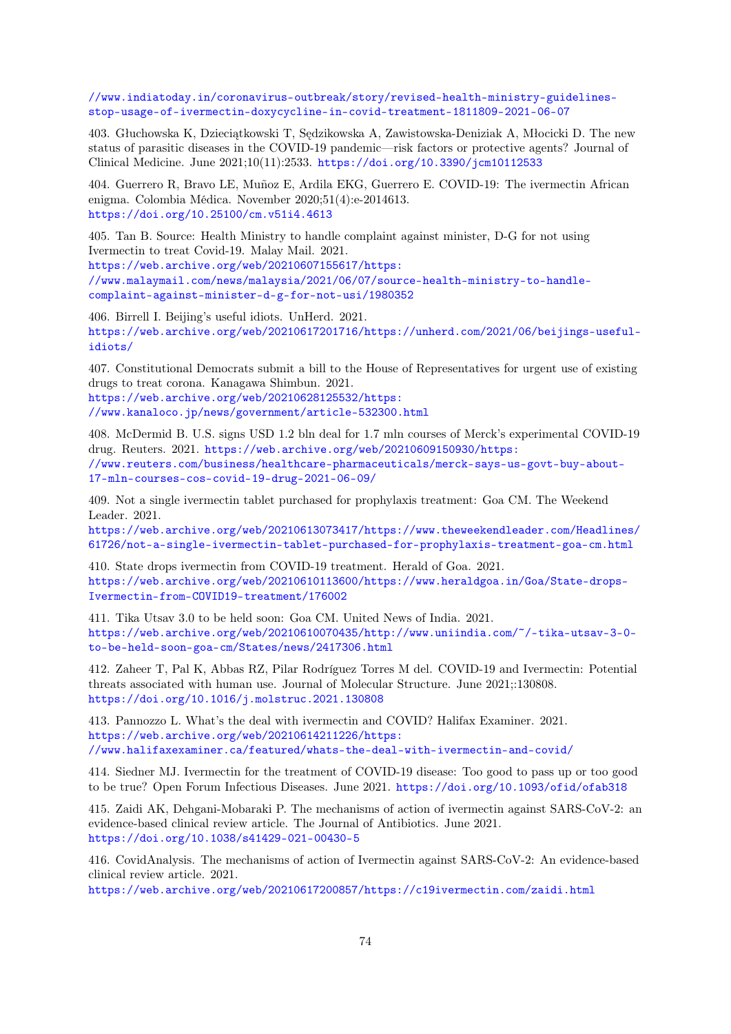//www.indiatoday.in/coronavirus-outbreak/story/revised-health-ministry-guidelines-stop-usage-of-ivermectin-doxycycline-in-covid-treatment-1811809-2021-06-07

403. Głuchowska K, Dzieciątkowski T, Sędzikowska A, Zawistowska-Deniziak A, Młocicki D. The new status of parasitic diseases in the COVID-19 pandemic—risk factors or protective agents? Journal of Clinical Medicine. June 2021;10(11):2533. https://doi.org/10.3390/jcm10112533

404. Guerrero R, Bravo LE, Muñoz E, Ardila EKG, Guerrero E. COVID-19: The ivermectin African enigma. Colombia Médica. November 2020;51(4):e-2014613. https://doi.org/10.25100/cm.v51i4.4613

405. Tan B. Source: Health Ministry to handle complaint against minister, D-G for not using Ivermectin to treat Covid-19. Malay Mail. 2021. https://web.archive.org/web/20210607155617/https://www.malaymail.com/news/malaysia/2021/06/07/source-health-ministry-to-handle-complaint-against-minister-d-g-for-not-usi/1980352

406. Birrell I. Beijing's useful idiots. UnHerd. 2021. https://web.archive.org/web/20210617201716/https://unherd.com/2021/06/beijings-useful-idiots/

407. Constitutional Democrats submit a bill to the House of Representatives for urgent use of existing drugs to treat corona. Kanagawa Shimbun. 2021. https://web.archive.org/web/20210628125532/https://www.kanaloco.jp/news/government/article-532300.html

408. McDermid B. U.S. signs USD 1.2 bln deal for 1.7 mln courses of Merck's experimental COVID-19 drug. Reuters. 2021. https://web.archive.org/web/20210609150930/https://www.reuters.com/business/healthcare-pharmaceuticals/merck-says-us-govt-buy-about-17-mln-courses-cos-covid-19-drug-2021-06-09/

409. Not a single ivermectin tablet purchased for prophylaxis treatment: Goa CM. The Weekend Leader. 2021. https://web.archive.org/web/20210613073417/https://www.theweekendleader.com/Headlines/61726/not-a-single-ivermectin-tablet-purchased-for-prophylaxis-treatment-goa-cm.html

410. State drops ivermectin from COVID-19 treatment. Herald of Goa. 2021. https://web.archive.org/web/20210610113600/https://www.heraldgoa.in/Goa/State-drops-Ivermectin-from-COVID19-treatment/176002

411. Tika Utsav 3.0 to be held soon: Goa CM. United News of India. 2021. https://web.archive.org/web/20210610070435/http://www.uniindia.com/~/-tika-utsav-3-0-to-be-held-soon-goa-cm/States/news/2417306.html

412. Zaheer T, Pal K, Abbas RZ, Pilar Rodríguez Torres M del. COVID-19 and Ivermectin: Potential threats associated with human use. Journal of Molecular Structure. June 2021;:130808. https://doi.org/10.1016/j.molstruc.2021.130808

413. Pannozzo L. What's the deal with ivermectin and COVID? Halifax Examiner. 2021. https://web.archive.org/web/20210614211226/https://www.halifaxexaminer.ca/featured/whats-the-deal-with-ivermectin-and-covid/

414. Siedner MJ. Ivermectin for the treatment of COVID-19 disease: Too good to pass up or too good to be true? Open Forum Infectious Diseases. June 2021. https://doi.org/10.1093/ofid/ofab318

415. Zaidi AK, Dehgani-Mobaraki P. The mechanisms of action of ivermectin against SARS-CoV-2: an evidence-based clinical review article. The Journal of Antibiotics. June 2021. https://doi.org/10.1038/s41429-021-00430-5

416. CovidAnalysis. The mechanisms of action of Ivermectin against SARS-CoV-2: An evidence-based clinical review article. 2021. https://web.archive.org/web/20210617200857/https://c19ivermectin.com/zaidi.html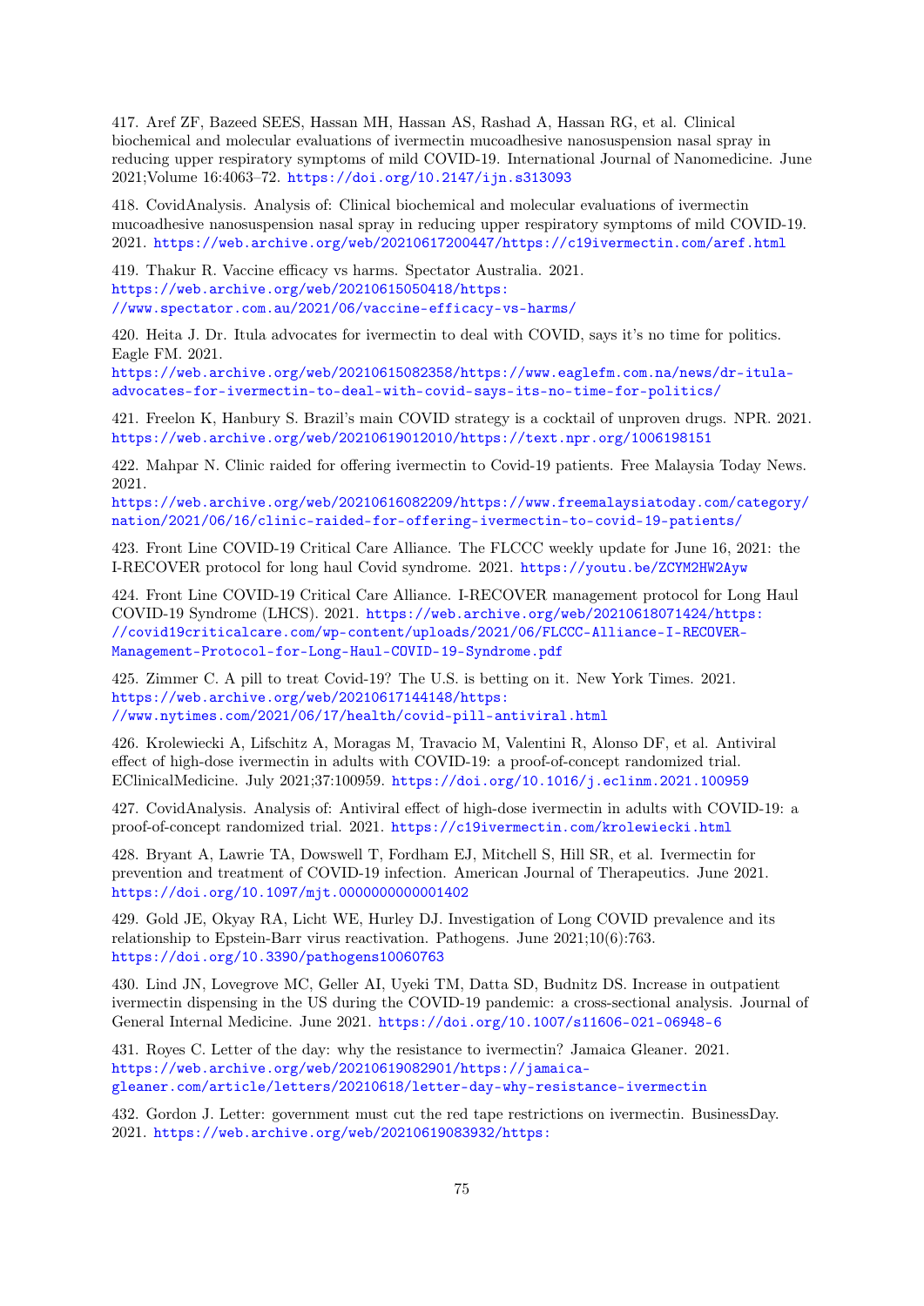417. Aref ZF, Bazeed SEES, Hassan MH, Hassan AS, Rashad A, Hassan RG, et al. Clinical biochemical and molecular evaluations of ivermectin mucoadhesive nanosuspension nasal spray in reducing upper respiratory symptoms of mild COVID-19. International Journal of Nanomedicine. June 2021;Volume 16:4063–72. https://doi.org/10.2147/ijn.s313093

418. CovidAnalysis. Analysis of: Clinical biochemical and molecular evaluations of ivermectin mucoadhesive nanosuspension nasal spray in reducing upper respiratory symptoms of mild COVID-19. 2021. https://web.archive.org/web/20210617200447/https://c19ivermectin.com/aref.html

419. Thakur R. Vaccine efficacy vs harms. Spectator Australia. 2021. https://web.archive.org/web/20210615050418/https://www.spectator.com.au/2021/06/vaccine-efficacy-vs-harms/

420. Heita J. Dr. Itula advocates for ivermectin to deal with COVID, says it's no time for politics. Eagle FM. 2021. https://web.archive.org/web/20210615082358/https://www.eaglefm.com.na/news/dr-itula-advocates-for-ivermectin-to-deal-with-covid-says-its-no-time-for-politics/

421. Freelon K, Hanbury S. Brazil's main COVID strategy is a cocktail of unproven drugs. NPR. 2021. https://web.archive.org/web/20210619012010/https://text.npr.org/1006198151

422. Mahpar N. Clinic raided for offering ivermectin to Covid-19 patients. Free Malaysia Today News. 2021. https://web.archive.org/web/20210616082209/https://www.freemalaysiatoday.com/category/nation/2021/06/16/clinic-raided-for-offering-ivermectin-to-covid-19-patients/

423. Front Line COVID-19 Critical Care Alliance. The FLCCC weekly update for June 16, 2021: the I-RECOVER protocol for long haul Covid syndrome. 2021. https://youtu.be/ZCYM2HW2Ayw

424. Front Line COVID-19 Critical Care Alliance. I-RECOVER management protocol for Long Haul COVID-19 Syndrome (LHCS). 2021. https://web.archive.org/web/20210618071424/https://covid19criticalcare.com/wp-content/uploads/2021/06/FLCCC-Alliance-I-RECOVER-Management-Protocol-for-Long-Haul-COVID-19-Syndrome.pdf

425. Zimmer C. A pill to treat Covid-19? The U.S. is betting on it. New York Times. 2021. https://web.archive.org/web/20210617144148/https://www.nytimes.com/2021/06/17/health/covid-pill-antiviral.html

426. Krolewiecki A, Lifschitz A, Moragas M, Travacio M, Valentini R, Alonso DF, et al. Antiviral effect of high-dose ivermectin in adults with COVID-19: a proof-of-concept randomized trial. EClinicalMedicine. July 2021;37:100959. https://doi.org/10.1016/j.eclinm.2021.100959

427. CovidAnalysis. Analysis of: Antiviral effect of high-dose ivermectin in adults with COVID-19: a proof-of-concept randomized trial. 2021. https://c19ivermectin.com/krolewiecki.html

428. Bryant A, Lawrie TA, Dowswell T, Fordham EJ, Mitchell S, Hill SR, et al. Ivermectin for prevention and treatment of COVID-19 infection. American Journal of Therapeutics. June 2021. https://doi.org/10.1097/mjt.0000000000001402

429. Gold JE, Okyay RA, Licht WE, Hurley DJ. Investigation of Long COVID prevalence and its relationship to Epstein-Barr virus reactivation. Pathogens. June 2021;10(6):763. https://doi.org/10.3390/pathogens10060763

430. Lind JN, Lovegrove MC, Geller AI, Uyeki TM, Datta SD, Budnitz DS. Increase in outpatient ivermectin dispensing in the US during the COVID-19 pandemic: a cross-sectional analysis. Journal of General Internal Medicine. June 2021. https://doi.org/10.1007/s11606-021-06948-6

431. Royes C. Letter of the day: why the resistance to ivermectin? Jamaica Gleaner. 2021. https://web.archive.org/web/20210619082901/https://jamaica-gleaner.com/article/letters/20210618/letter-day-why-resistance-ivermectin

432. Gordon J. Letter: government must cut the red tape restrictions on ivermectin. BusinessDay. 2021. https://web.archive.org/web/20210619083932/https: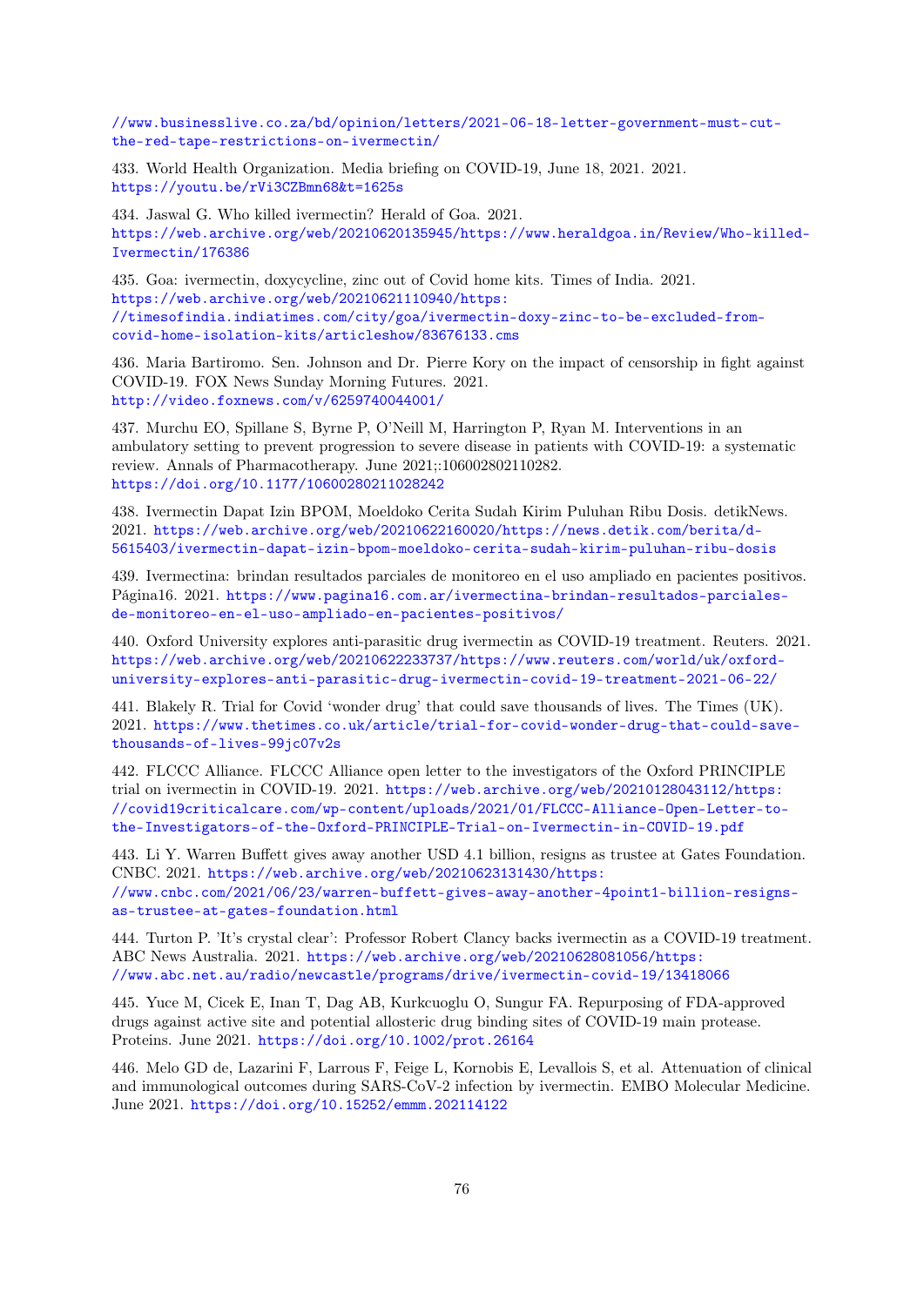//www.businesslive.co.za/bd/opinion/letters/2021-06-18-letter-government-must-cut-the-red-tape-restrictions-on-ivermectin/

433. World Health Organization. Media briefing on COVID-19, June 18, 2021. 2021. https://youtu.be/rVi3CZBmn68&t=1625s

434. Jaswal G. Who killed ivermectin? Herald of Goa. 2021. https://web.archive.org/web/20210620135945/https://www.heraldgoa.in/Review/Who-killed-Ivermectin/176386

435. Goa: ivermectin, doxycycline, zinc out of Covid home kits. Times of India. 2021. https://web.archive.org/web/20210621110940/https://timesofindia.indiatimes.com/city/goa/ivermectin-doxy-zinc-to-be-excluded-from-covid-home-isolation-kits/articleshow/83676133.cms

436. Maria Bartiromo. Sen. Johnson and Dr. Pierre Kory on the impact of censorship in fight against COVID-19. FOX News Sunday Morning Futures. 2021. http://video.foxnews.com/v/6259740044001/

437. Murchu EO, Spillane S, Byrne P, O'Neill M, Harrington P, Ryan M. Interventions in an ambulatory setting to prevent progression to severe disease in patients with COVID-19: a systematic review. Annals of Pharmacotherapy. June 2021;:106002802110282. https://doi.org/10.1177/10600280211028242

438. Ivermectin Dapat Izin BPOM, Moeldoko Cerita Sudah Kirim Puluhan Ribu Dosis. detikNews. 2021. https://web.archive.org/web/20210622160020/https://news.detik.com/berita/d-5615403/ivermectin-dapat-izin-bpom-moeldoko-cerita-sudah-kirim-puluhan-ribu-dosis

439. Ivermectina: brindan resultados parciales de monitoreo en el uso ampliado en pacientes positivos. Página16. 2021. https://www.pagina16.com.ar/ivermectina-brindan-resultados-parciales-de-monitoreo-en-el-uso-ampliado-en-pacientes-positivos/

440. Oxford University explores anti-parasitic drug ivermectin as COVID-19 treatment. Reuters. 2021. https://web.archive.org/web/20210622233737/https://www.reuters.com/world/uk/oxford-university-explores-anti-parasitic-drug-ivermectin-covid-19-treatment-2021-06-22/

441. Blakely R. Trial for Covid 'wonder drug' that could save thousands of lives. The Times (UK). 2021. https://www.thetimes.co.uk/article/trial-for-covid-wonder-drug-that-could-save-thousands-of-lives-99jc07v2s

442. FLCCC Alliance. FLCCC Alliance open letter to the investigators of the Oxford PRINCIPLE trial on ivermectin in COVID-19. 2021. https://web.archive.org/web/20210128043112/https://covid19criticalcare.com/wp-content/uploads/2021/01/FLCCC-Alliance-Open-Letter-to-the-Investigators-of-the-Oxford-PRINCIPLE-Trial-on-Ivermectin-in-COVID-19.pdf

443. Li Y. Warren Buffett gives away another USD 4.1 billion, resigns as trustee at Gates Foundation. CNBC. 2021. https://web.archive.org/web/20210623131430/https://www.cnbc.com/2021/06/23/warren-buffett-gives-away-another-4point1-billion-resigns-as-trustee-at-gates-foundation.html

444. Turton P. 'It's crystal clear': Professor Robert Clancy backs ivermectin as a COVID-19 treatment. ABC News Australia. 2021. https://web.archive.org/web/20210628081056/https://www.abc.net.au/radio/newcastle/programs/drive/ivermectin-covid-19/13418066

445. Yuce M, Cicek E, Inan T, Dag AB, Kurkcuoglu O, Sungur FA. Repurposing of FDA-approved drugs against active site and potential allosteric drug binding sites of COVID-19 main protease. Proteins. June 2021. https://doi.org/10.1002/prot.26164

446. Melo GD de, Lazarini F, Larrous F, Feige L, Kornobis E, Levallois S, et al. Attenuation of clinical and immunological outcomes during SARS-CoV-2 infection by ivermectin. EMBO Molecular Medicine. June 2021. https://doi.org/10.15252/emmm.202114122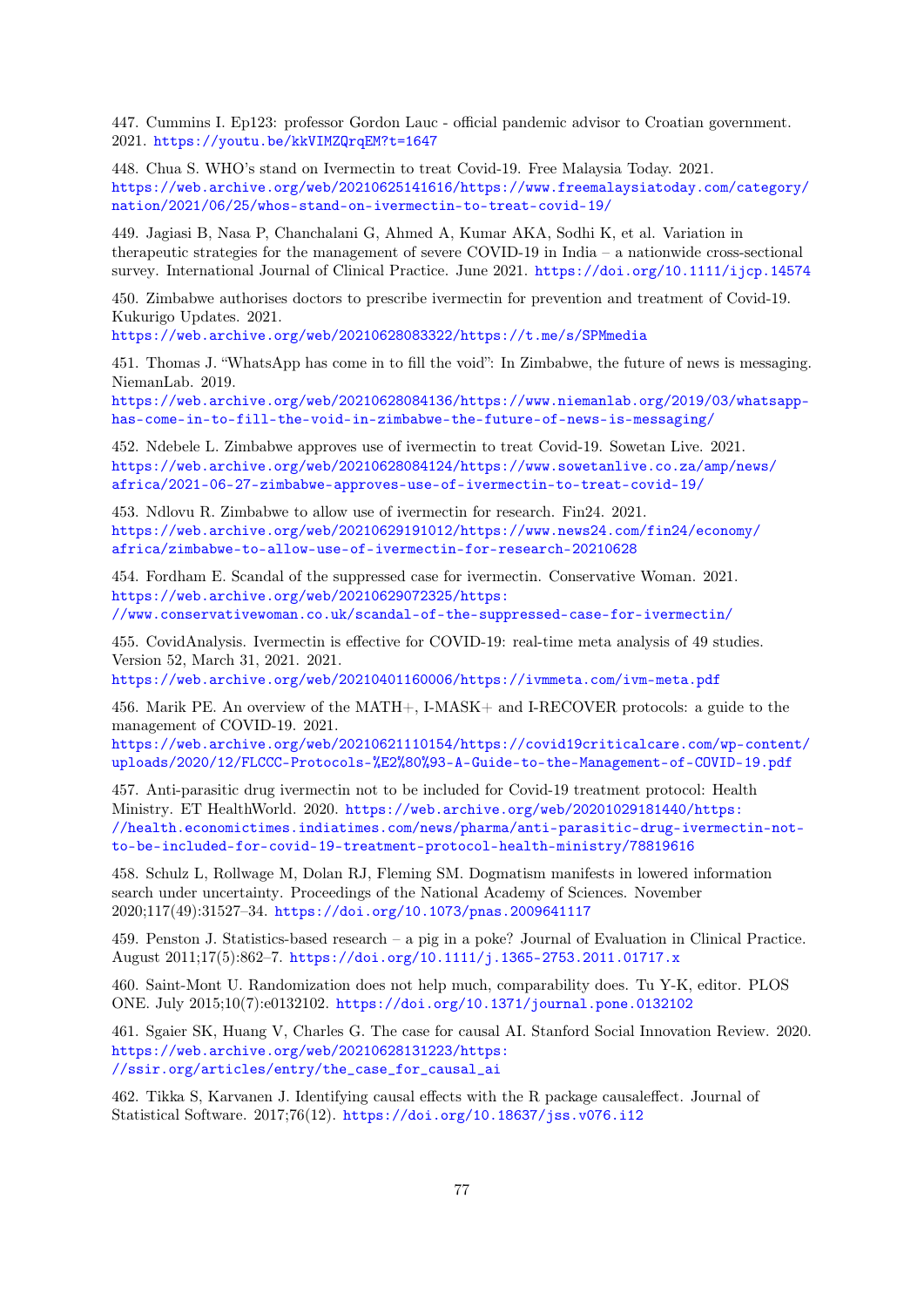447. Cummins I. Ep123: professor Gordon Lauc - official pandemic advisor to Croatian government. 2021. https://youtu.be/kkVIMZQrqEM?t=1647

448. Chua S. WHO's stand on Ivermectin to treat Covid-19. Free Malaysia Today. 2021. https://web.archive.org/web/20210625141616/https://www.freemalaysiatoday.com/category/nation/2021/06/25/whos-stand-on-ivermectin-to-treat-covid-19/

449. Jagiasi B, Nasa P, Chanchalani G, Ahmed A, Kumar AKA, Sodhi K, et al. Variation in therapeutic strategies for the management of severe COVID-19 in India – a nationwide cross-sectional survey. International Journal of Clinical Practice. June 2021. https://doi.org/10.1111/ijcp.14574

450. Zimbabwe authorises doctors to prescribe ivermectin for prevention and treatment of Covid-19. Kukurigo Updates. 2021. https://web.archive.org/web/20210628083322/https://t.me/s/SPMmedia

451. Thomas J. "WhatsApp has come in to fill the void": In Zimbabwe, the future of news is messaging. NiemanLab. 2019. https://web.archive.org/web/20210628084136/https://www.niemanlab.org/2019/03/whatsapp-has-come-in-to-fill-the-void-in-zimbabwe-the-future-of-news-is-messaging/

452. Ndebele L. Zimbabwe approves use of ivermectin to treat Covid-19. Sowetan Live. 2021. https://web.archive.org/web/20210628084124/https://www.sowetanlive.co.za/amp/news/africa/2021-06-27-zimbabwe-approves-use-of-ivermectin-to-treat-covid-19/

453. Ndlovu R. Zimbabwe to allow use of ivermectin for research. Fin24. 2021. https://web.archive.org/web/20210629191012/https://www.news24.com/fin24/economy/africa/zimbabwe-to-allow-use-of-ivermectin-for-research-20210628

454. Fordham E. Scandal of the suppressed case for ivermectin. Conservative Woman. 2021. https://web.archive.org/web/20210629072325/https://www.conservativewoman.co.uk/scandal-of-the-suppressed-case-for-ivermectin/

455. CovidAnalysis. Ivermectin is effective for COVID-19: real-time meta analysis of 49 studies. Version 52, March 31, 2021. 2021. https://web.archive.org/web/20210401160006/https://ivmmeta.com/ivm-meta.pdf

456. Marik PE. An overview of the MATH+, I-MASK+ and I-RECOVER protocols: a guide to the management of COVID-19. 2021. https://web.archive.org/web/20210621110154/https://covid19criticalcare.com/wp-content/uploads/2020/12/FLCCC-Protocols-%E2%80%93-A-Guide-to-the-Management-of-COVID-19.pdf

457. Anti-parasitic drug ivermectin not to be included for Covid-19 treatment protocol: Health Ministry. ET HealthWorld. 2020. https://web.archive.org/web/20201029181440/https://health.economictimes.indiatimes.com/news/pharma/anti-parasitic-drug-ivermectin-not-to-be-included-for-covid-19-treatment-protocol-health-ministry/78819616

458. Schulz L, Rollwage M, Dolan RJ, Fleming SM. Dogmatism manifests in lowered information search under uncertainty. Proceedings of the National Academy of Sciences. November 2020;117(49):31527–34. https://doi.org/10.1073/pnas.2009641117

459. Penston J. Statistics-based research – a pig in a poke? Journal of Evaluation in Clinical Practice. August 2011;17(5):862–7. https://doi.org/10.1111/j.1365-2753.2011.01717.x

460. Saint-Mont U. Randomization does not help much, comparability does. Tu Y-K, editor. PLOS ONE. July 2015;10(7):e0132102. https://doi.org/10.1371/journal.pone.0132102

461. Sgaier SK, Huang V, Charles G. The case for causal AI. Stanford Social Innovation Review. 2020. https://web.archive.org/web/20210628131223/https://ssir.org/articles/entry/the_case_for_causal_ai

462. Tikka S, Karvanen J. Identifying causal effects with the R package causaleffect. Journal of Statistical Software. 2017;76(12). https://doi.org/10.18637/jss.v076.i12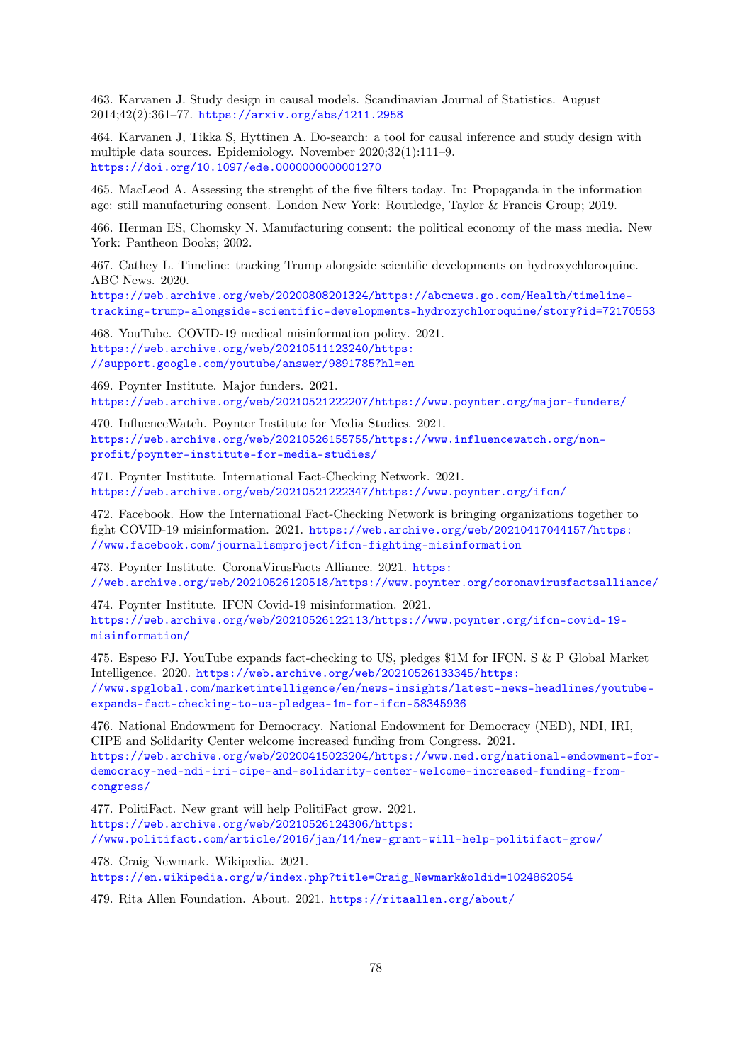463. Karvanen J. Study design in causal models. Scandinavian Journal of Statistics. August 2014;42(2):361–77. https://arxiv.org/abs/1211.2958

464. Karvanen J, Tikka S, Hyttinen A. Do-search: a tool for causal inference and study design with multiple data sources. Epidemiology. November 2020;32(1):111–9. https://doi.org/10.1097/ede.0000000000001270

465. MacLeod A. Assessing the strenght of the five filters today. In: Propaganda in the information age: still manufacturing consent. London New York: Routledge, Taylor & Francis Group; 2019.

466. Herman ES, Chomsky N. Manufacturing consent: the political economy of the mass media. New York: Pantheon Books; 2002.

467. Cathey L. Timeline: tracking Trump alongside scientific developments on hydroxychloroquine. ABC News. 2020. https://web.archive.org/web/20200808201324/https://abcnews.go.com/Health/timeline-tracking-trump-alongside-scientific-developments-hydroxychloroquine/story?id=72170553

468. YouTube. COVID-19 medical misinformation policy. 2021. https://web.archive.org/web/20210511123240/https://support.google.com/youtube/answer/9891785?hl=en

469. Poynter Institute. Major funders. 2021. https://web.archive.org/web/20210521222207/https://www.poynter.org/major-funders/

470. InfluenceWatch. Poynter Institute for Media Studies. 2021. https://web.archive.org/web/20210526155755/https://www.influencewatch.org/non-profit/poynter-institute-for-media-studies/

471. Poynter Institute. International Fact-Checking Network. 2021. https://web.archive.org/web/20210521222347/https://www.poynter.org/ifcn/

472. Facebook. How the International Fact-Checking Network is bringing organizations together to fight COVID-19 misinformation. 2021. https://web.archive.org/web/20210417044157/https://www.facebook.com/journalismproject/ifcn-fighting-misinformation

473. Poynter Institute. CoronaVirusFacts Alliance. 2021. https://web.archive.org/web/20210526120518/https://www.poynter.org/coronavirusfactsalliance/

474. Poynter Institute. IFCN Covid-19 misinformation. 2021. https://web.archive.org/web/20210526122113/https://www.poynter.org/ifcn-covid-19-misinformation/

475. Espeso FJ. YouTube expands fact-checking to US, pledges $1M for IFCN. S & P Global Market Intelligence. 2020. https://web.archive.org/web/20210526133345/https://www.spglobal.com/marketintelligence/en/news-insights/latest-news-headlines/youtube-expands-fact-checking-to-us-pledges-1m-for-ifcn-58345936

476. National Endowment for Democracy. National Endowment for Democracy (NED), NDI, IRI, CIPE and Solidarity Center welcome increased funding from Congress. 2021. https://web.archive.org/web/20200415023204/https://www.ned.org/national-endowment-for-democracy-ned-ndi-iri-cipe-and-solidarity-center-welcome-increased-funding-from-congress/

477. PolitiFact. New grant will help PolitiFact grow. 2021. https://web.archive.org/web/20210526124306/https://www.politifact.com/article/2016/jan/14/new-grant-will-help-politifact-grow/

478. Craig Newmark. Wikipedia. 2021. https://en.wikipedia.org/w/index.php?title=Craig_Newmark&oldid=1024862054

479. Rita Allen Foundation. About. 2021. https://ritaallen.org/about/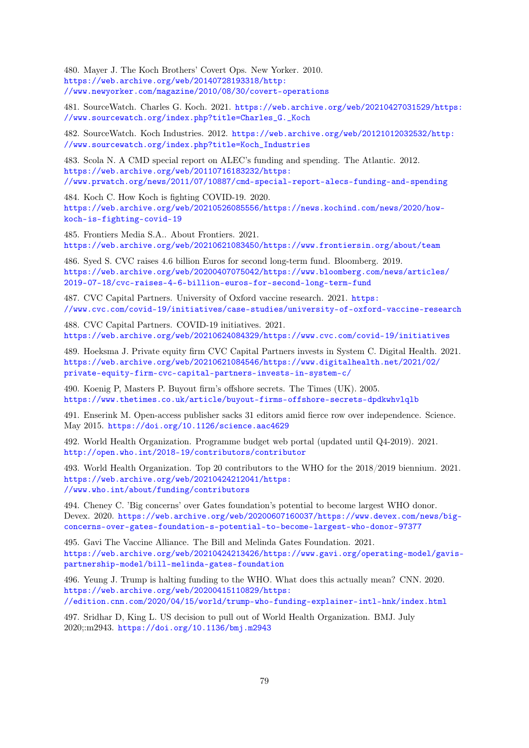480. Mayer J. The Koch Brothers' Covert Ops. New Yorker. 2010. https://web.archive.org/web/20140728193318/http://www.newyorker.com/magazine/2010/08/30/covert-operations

481. SourceWatch. Charles G. Koch. 2021. https://web.archive.org/web/20210427031529/https://www.sourcewatch.org/index.php?title=Charles_G._Koch

482. SourceWatch. Koch Industries. 2012. https://web.archive.org/web/20121012032532/http://www.sourcewatch.org/index.php?title=Koch_Industries

483. Scola N. A CMD special report on ALEC's funding and spending. The Atlantic. 2012. https://web.archive.org/web/20110716183232/https://www.prwatch.org/news/2011/07/10887/cmd-special-report-alecs-funding-and-spending

484. Koch C. How Koch is fighting COVID-19. 2020. https://web.archive.org/web/20210526085556/https://news.kochind.com/news/2020/how-koch-is-fighting-covid-19

485. Frontiers Media S.A.. About Frontiers. 2021. https://web.archive.org/web/20210621083450/https://www.frontiersin.org/about/team

486. Syed S. CVC raises 4.6 billion Euros for second long-term fund. Bloomberg. 2019. https://web.archive.org/web/20200407075042/https://www.bloomberg.com/news/articles/2019-07-18/cvc-raises-4-6-billion-euros-for-second-long-term-fund

487. CVC Capital Partners. University of Oxford vaccine research. 2021. https://www.cvc.com/covid-19/initiatives/case-studies/university-of-oxford-vaccine-research

488. CVC Capital Partners. COVID-19 initiatives. 2021. https://web.archive.org/web/20210624084329/https://www.cvc.com/covid-19/initiatives

489. Hoeksma J. Private equity firm CVC Capital Partners invests in System C. Digital Health. 2021. https://web.archive.org/web/20210621084546/https://www.digitalhealth.net/2021/02/private-equity-firm-cvc-capital-partners-invests-in-system-c/

490. Koenig P, Masters P. Buyout firm's offshore secrets. The Times (UK). 2005. https://www.thetimes.co.uk/article/buyout-firms-offshore-secrets-dpdkwhvlqlb

491. Enserink M. Open-access publisher sacks 31 editors amid fierce row over independence. Science. May 2015. https://doi.org/10.1126/science.aac4629

492. World Health Organization. Programme budget web portal (updated until Q4-2019). 2021. http://open.who.int/2018-19/contributors/contributor

493. World Health Organization. Top 20 contributors to the WHO for the 2018/2019 biennium. 2021. https://web.archive.org/web/20210424212041/https://www.who.int/about/funding/contributors

494. Cheney C. 'Big concerns' over Gates foundation's potential to become largest WHO donor. Devex. 2020. https://web.archive.org/web/20200607160037/https://www.devex.com/news/big-concerns-over-gates-foundation-s-potential-to-become-largest-who-donor-97377

495. Gavi The Vaccine Alliance. The Bill and Melinda Gates Foundation. 2021. https://web.archive.org/web/20210424213426/https://www.gavi.org/operating-model/gavis-partnership-model/bill-melinda-gates-foundation

496. Yeung J. Trump is halting funding to the WHO. What does this actually mean? CNN. 2020. https://web.archive.org/web/20200415110829/https://edition.cnn.com/2020/04/15/world/trump-who-funding-explainer-intl-hnk/index.html

497. Sridhar D, King L. US decision to pull out of World Health Organization. BMJ. July 2020;:m2943. https://doi.org/10.1136/bmj.m2943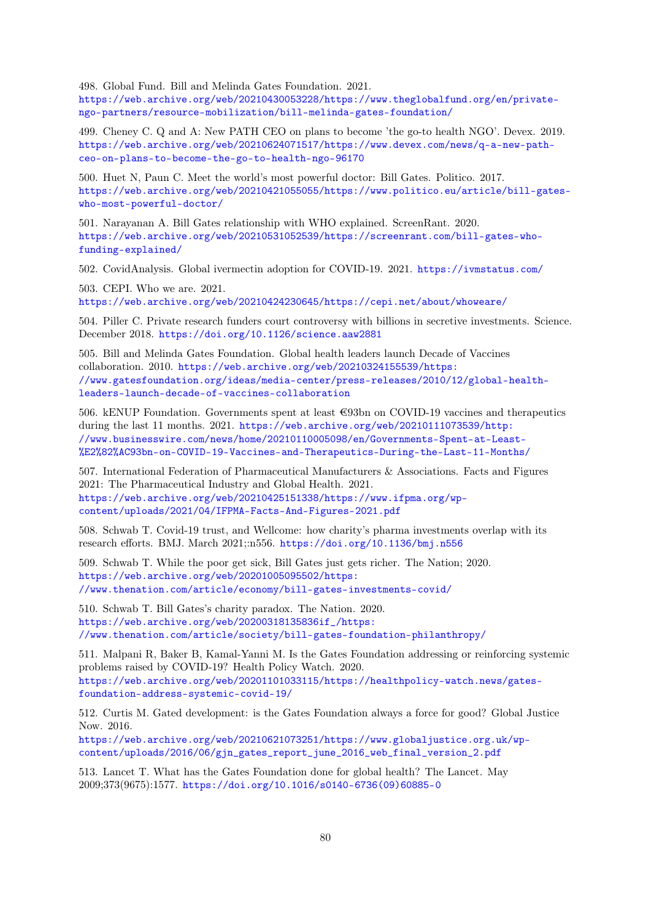498. Global Fund. Bill and Melinda Gates Foundation. 2021. https://web.archive.org/web/20210430053228/https://www.theglobalfund.org/en/private-ngo-partners/resource-mobilization/bill-melinda-gates-foundation/

499. Cheney C. Q and A: New PATH CEO on plans to become 'the go-to health NGO'. Devex. 2019. https://web.archive.org/web/20210624071517/https://www.devex.com/news/q-a-new-path-ceo-on-plans-to-become-the-go-to-health-ngo-96170

500. Huet N, Paun C. Meet the world's most powerful doctor: Bill Gates. Politico. 2017. https://web.archive.org/web/20210421055055/https://www.politico.eu/article/bill-gates-who-most-powerful-doctor/

501. Narayanan A. Bill Gates relationship with WHO explained. ScreenRant. 2020. https://web.archive.org/web/20210531052539/https://screenrant.com/bill-gates-who-funding-explained/

502. CovidAnalysis. Global ivermectin adoption for COVID-19. 2021. https://ivmstatus.com/

503. CEPI. Who we are. 2021. https://web.archive.org/web/20210424230645/https://cepi.net/about/whoweare/

504. Piller C. Private research funders court controversy with billions in secretive investments. Science. December 2018. https://doi.org/10.1126/science.aaw2881

505. Bill and Melinda Gates Foundation. Global health leaders launch Decade of Vaccines collaboration. 2010. https://web.archive.org/web/20210324155539/https://www.gatesfoundation.org/ideas/media-center/press-releases/2010/12/global-health-leaders-launch-decade-of-vaccines-collaboration

506. kENUP Foundation. Governments spent at least €93bn on COVID-19 vaccines and therapeutics during the last 11 months. 2021. https://web.archive.org/web/20210111073539/http://www.businesswire.com/news/home/20210110005098/en/Governments-Spent-at-Least-%E2%82%AC93bn-on-COVID-19-Vaccines-and-Therapeutics-During-the-Last-11-Months/

507. International Federation of Pharmaceutical Manufacturers & Associations. Facts and Figures 2021: The Pharmaceutical Industry and Global Health. 2021. https://web.archive.org/web/20210425151338/https://www.ifpma.org/wp-content/uploads/2021/04/IFPMA-Facts-And-Figures-2021.pdf

508. Schwab T. Covid-19 trust, and Wellcome: how charity's pharma investments overlap with its research efforts. BMJ. March 2021;:n556. https://doi.org/10.1136/bmj.n556

509. Schwab T. While the poor get sick, Bill Gates just gets richer. The Nation; 2020. https://web.archive.org/web/20201005095502/https://www.thenation.com/article/economy/bill-gates-investments-covid/

510. Schwab T. Bill Gates's charity paradox. The Nation. 2020. https://web.archive.org/web/20200318135836if_/https://www.thenation.com/article/society/bill-gates-foundation-philanthropy/

511. Malpani R, Baker B, Kamal-Yanni M. Is the Gates Foundation addressing or reinforcing systemic problems raised by COVID-19? Health Policy Watch. 2020. https://web.archive.org/web/20201101033115/https://healthpolicy-watch.news/gates-foundation-address-systemic-covid-19/

512. Curtis M. Gated development: is the Gates Foundation always a force for good? Global Justice Now. 2016. https://web.archive.org/web/20210621073251/https://www.globaljustice.org.uk/wp-content/uploads/2016/06/gjn_gates_report_june_2016_web_final_version_2.pdf

513. Lancet T. What has the Gates Foundation done for global health? The Lancet. May 2009;373(9675):1577. https://doi.org/10.1016/s0140-6736(09)60885-0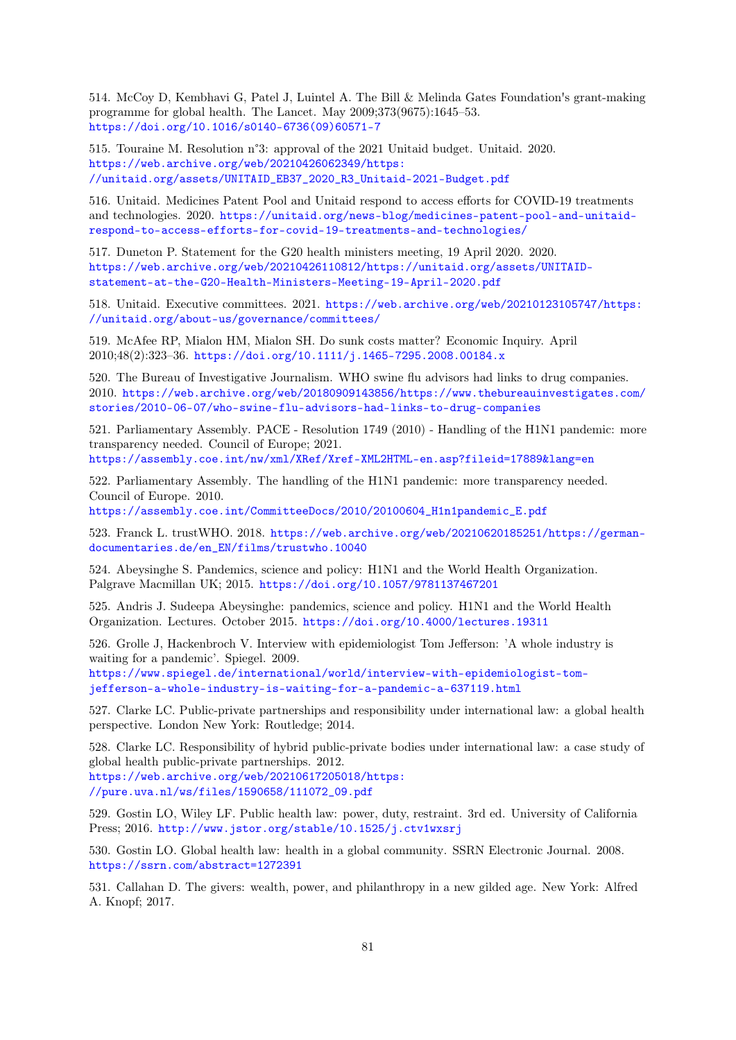514. McCoy D, Kembhavi G, Patel J, Luintel A. The Bill & Melinda Gates Foundation's grant-making programme for global health. The Lancet. May 2009;373(9675):1645–53. https://doi.org/10.1016/s0140-6736(09)60571-7

515. Touraine M. Resolution n°3: approval of the 2021 Unitaid budget. Unitaid. 2020. https://web.archive.org/web/20210426062349/https://unitaid.org/assets/UNITAID_EB37_2020_R3_Unitaid-2021-Budget.pdf

516. Unitaid. Medicines Patent Pool and Unitaid respond to access efforts for COVID-19 treatments and technologies. 2020. https://unitaid.org/news-blog/medicines-patent-pool-and-unitaid-respond-to-access-efforts-for-covid-19-treatments-and-technologies/

517. Duneton P. Statement for the G20 health ministers meeting, 19 April 2020. 2020. https://web.archive.org/web/20210426110812/https://unitaid.org/assets/UNITAID-statement-at-the-G20-Health-Ministers-Meeting-19-April-2020.pdf

518. Unitaid. Executive committees. 2021. https://web.archive.org/web/20210123105747/https://unitaid.org/about-us/governance/committees/

519. McAfee RP, Mialon HM, Mialon SH. Do sunk costs matter? Economic Inquiry. April 2010;48(2):323–36. https://doi.org/10.1111/j.1465-7295.2008.00184.x

520. The Bureau of Investigative Journalism. WHO swine flu advisors had links to drug companies. 2010. https://web.archive.org/web/20180909143856/https://www.thebureauinvestigates.com/stories/2010-06-07/who-swine-flu-advisors-had-links-to-drug-companies

521. Parliamentary Assembly. PACE - Resolution 1749 (2010) - Handling of the H1N1 pandemic: more transparency needed. Council of Europe; 2021. https://assembly.coe.int/nw/xml/XRef/Xref-XML2HTML-en.asp?fileid=17889&lang=en

522. Parliamentary Assembly. The handling of the H1N1 pandemic: more transparency needed. Council of Europe. 2010. https://assembly.coe.int/CommitteeDocs/2010/20100604_H1n1pandemic_E.pdf

523. Franck L. trustWHO. 2018. https://web.archive.org/web/20210620185251/https://german-documentaries.de/en_EN/films/trustwho.10040

524. Abeysinghe S. Pandemics, science and policy: H1N1 and the World Health Organization. Palgrave Macmillan UK; 2015. https://doi.org/10.1057/9781137467201

525. Andris J. Sudeepa Abeysinghe: pandemics, science and policy. H1N1 and the World Health Organization. Lectures. October 2015. https://doi.org/10.4000/lectures.19311

526. Grolle J, Hackenbroch V. Interview with epidemiologist Tom Jefferson: 'A whole industry is waiting for a pandemic'. Spiegel. 2009. https://www.spiegel.de/international/world/interview-with-epidemiologist-tom-jefferson-a-whole-industry-is-waiting-for-a-pandemic-a-637119.html

527. Clarke LC. Public-private partnerships and responsibility under international law: a global health perspective. London New York: Routledge; 2014.

528. Clarke LC. Responsibility of hybrid public-private bodies under international law: a case study of global health public-private partnerships. 2012. https://web.archive.org/web/20210617205018/https://pure.uva.nl/ws/files/1590658/111072_09.pdf

529. Gostin LO, Wiley LF. Public health law: power, duty, restraint. 3rd ed. University of California Press; 2016. http://www.jstor.org/stable/10.1525/j.ctv1wxsrj

530. Gostin LO. Global health law: health in a global community. SSRN Electronic Journal. 2008. https://ssrn.com/abstract=1272391

531. Callahan D. The givers: wealth, power, and philanthropy in a new gilded age. New York: Alfred A. Knopf; 2017.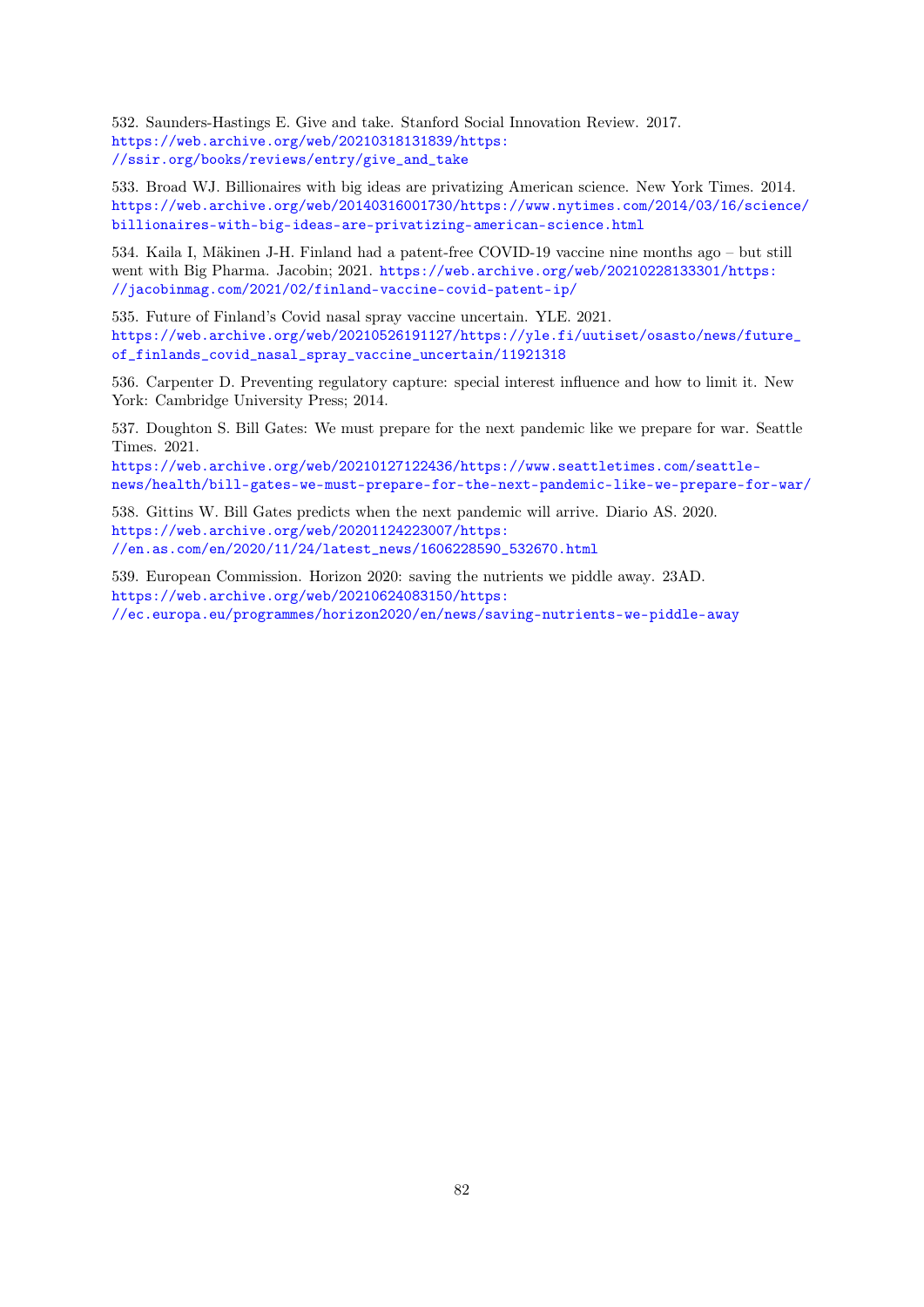532. Saunders-Hastings E. Give and take. Stanford Social Innovation Review. 2017. https://web.archive.org/web/20210318131839/https://ssir.org/books/reviews/entry/give_and_take

533. Broad WJ. Billionaires with big ideas are privatizing American science. New York Times. 2014. https://web.archive.org/web/20140316001730/https://www.nytimes.com/2014/03/16/science/billionaires-with-big-ideas-are-privatizing-american-science.html

534. Kaila I, Mäkinen J-H. Finland had a patent-free COVID-19 vaccine nine months ago – but still went with Big Pharma. Jacobin; 2021. https://web.archive.org/web/20210228133301/https://jacobinmag.com/2021/02/finland-vaccine-covid-patent-ip/

535. Future of Finland's Covid nasal spray vaccine uncertain. YLE. 2021. https://web.archive.org/web/20210526191127/https://yle.fi/uutiset/osasto/news/future_of_finlands_covid_nasal_spray_vaccine_uncertain/11921318

536. Carpenter D. Preventing regulatory capture: special interest influence and how to limit it. New York: Cambridge University Press; 2014.

537. Doughton S. Bill Gates: We must prepare for the next pandemic like we prepare for war. Seattle Times. 2021. https://web.archive.org/web/20210127122436/https://www.seattletimes.com/seattle-news/health/bill-gates-we-must-prepare-for-the-next-pandemic-like-we-prepare-for-war/

538. Gittins W. Bill Gates predicts when the next pandemic will arrive. Diario AS. 2020. https://web.archive.org/web/20201124223007/https://en.as.com/en/2020/11/24/latest_news/1606228590_532670.html

539. European Commission. Horizon 2020: saving the nutrients we piddle away. 23AD. https://web.archive.org/web/20210624083150/https://ec.europa.eu/programmes/horizon2020/en/news/saving-nutrients-we-piddle-away